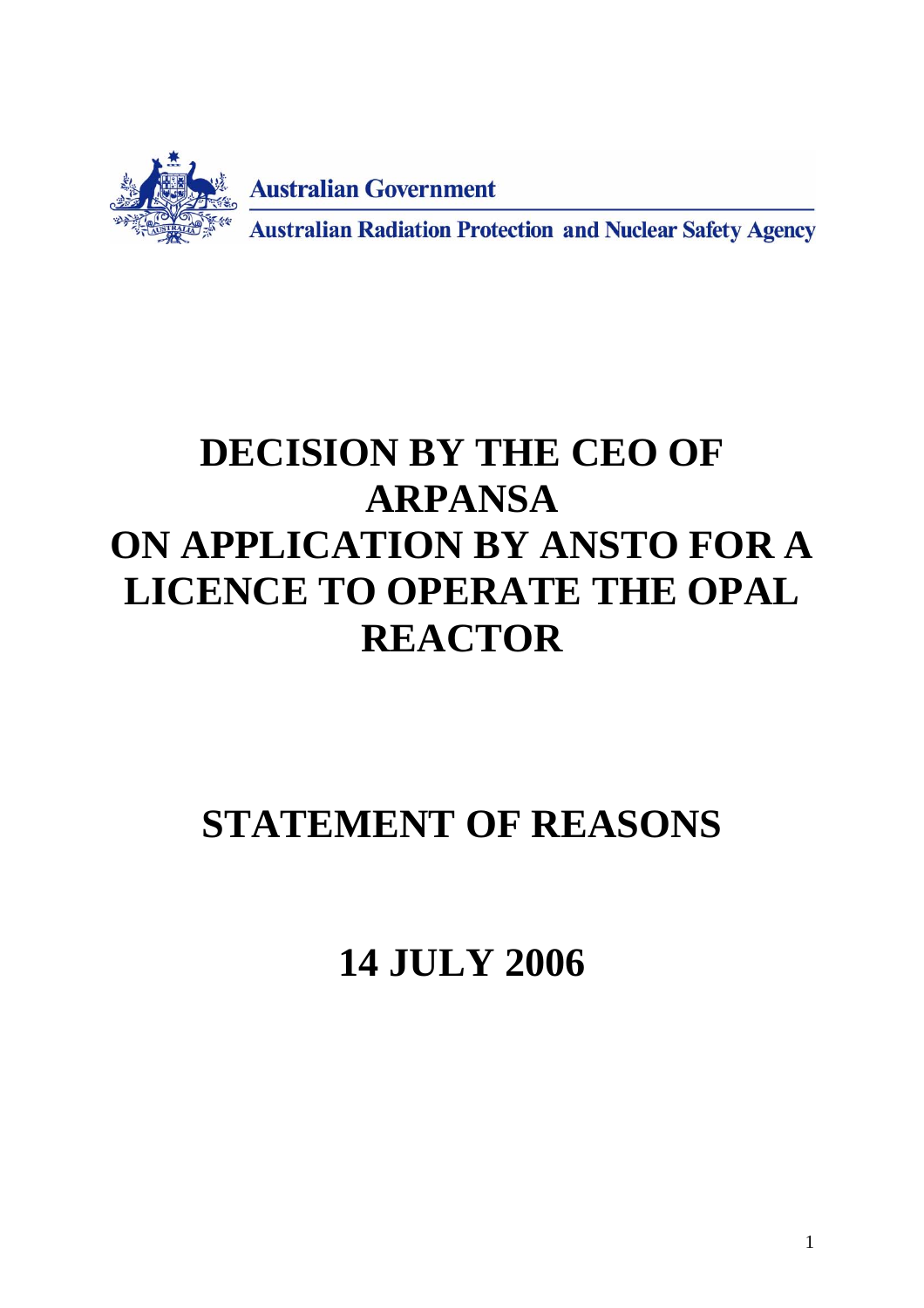Australian Government

Australian Radiation Protection and Nuclear Safety Agency

# DECISION BY THE CEO OF ARPANSA ON APPLICATION BY ANSTO FOR A LICENCE TO OPERATE THE OPAL REACTOR

# STATEMENT OF REASONS

# 14 JULY 2006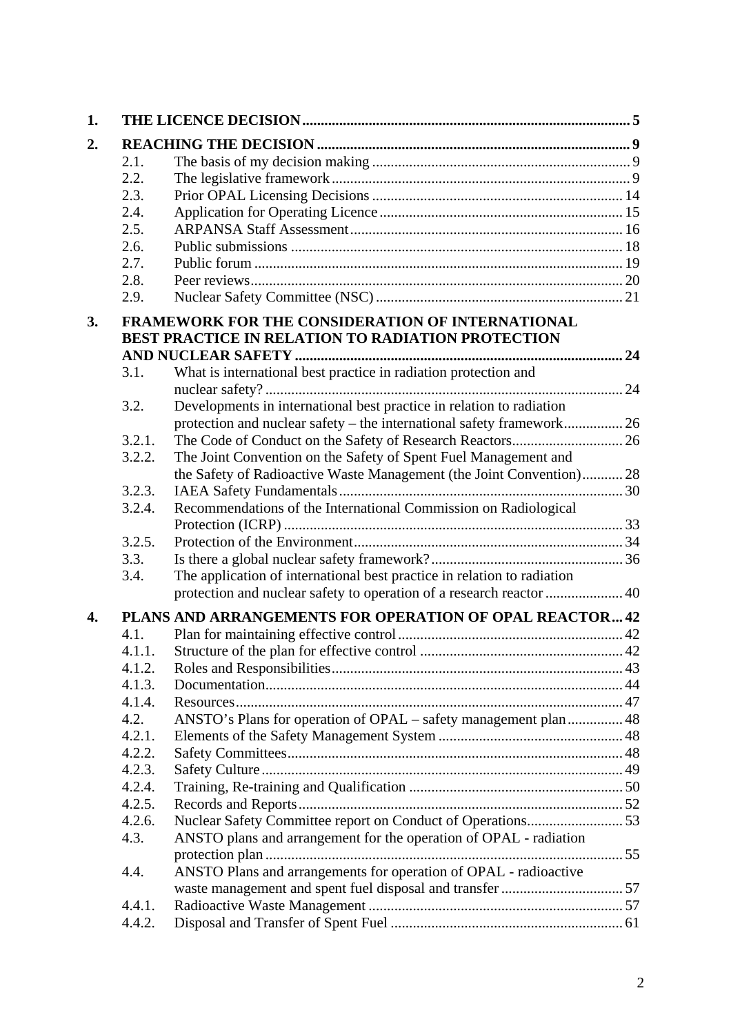| | | |
|---|---|---|
| **1.** | **THE LICENCE DECISION** | **5** |
| **2.** | **REACHING THE DECISION** | **9** |
| 2.1. | The basis of my decision making | 9 |
| 2.2. | The legislative framework | 9 |
| 2.3. | Prior OPAL Licensing Decisions | 14 |
| 2.4. | Application for Operating Licence | 15 |
| 2.5. | ARPANSA Staff Assessment | 16 |
| 2.6. | Public submissions | 18 |
| 2.7. | Public forum | 19 |
| 2.8. | Peer reviews | 20 |
| 2.9. | Nuclear Safety Committee (NSC) | 21 |
| **3.** | **FRAMEWORK FOR THE CONSIDERATION OF INTERNATIONAL BEST PRACTICE IN RELATION TO RADIATION PROTECTION AND NUCLEAR SAFETY** | **24** |
| 3.1. | What is international best practice in radiation protection and nuclear safety? | 24 |
| 3.2. | Developments in international best practice in relation to radiation protection and nuclear safety – the international safety framework | 26 |
| 3.2.1. | The Code of Conduct on the Safety of Research Reactors | 26 |
| 3.2.2. | The Joint Convention on the Safety of Spent Fuel Management and the Safety of Radioactive Waste Management (the Joint Convention) | 28 |
| 3.2.3. | IAEA Safety Fundamentals | 30 |
| 3.2.4. | Recommendations of the International Commission on Radiological Protection (ICRP) | 33 |
| 3.2.5. | Protection of the Environment | 34 |
| 3.3. | Is there a global nuclear safety framework? | 36 |
| 3.4. | The application of international best practice in relation to radiation protection and nuclear safety to operation of a research reactor | 40 |
| **4.** | **PLANS AND ARRANGEMENTS FOR OPERATION OF OPAL REACTOR** | **42** |
| 4.1. | Plan for maintaining effective control | 42 |
| 4.1.1. | Structure of the plan for effective control | 42 |
| 4.1.2. | Roles and Responsibilities | 43 |
| 4.1.3. | Documentation | 44 |
| 4.1.4. | Resources | 47 |
| 4.2. | ANSTO's Plans for operation of OPAL – safety management plan | 48 |
| 4.2.1. | Elements of the Safety Management System | 48 |
| 4.2.2. | Safety Committees | 48 |
| 4.2.3. | Safety Culture | 49 |
| 4.2.4. | Training, Re-training and Qualification | 50 |
| 4.2.5. | Records and Reports | 52 |
| 4.2.6. | Nuclear Safety Committee report on Conduct of Operations | 53 |
| 4.3. | ANSTO plans and arrangement for the operation of OPAL - radiation protection plan | 55 |
| 4.4. | ANSTO Plans and arrangements for operation of OPAL - radioactive waste management and spent fuel disposal and transfer | 57 |
| 4.4.1. | Radioactive Waste Management | 57 |
| 4.4.2. | Disposal and Transfer of Spent Fuel | 61 |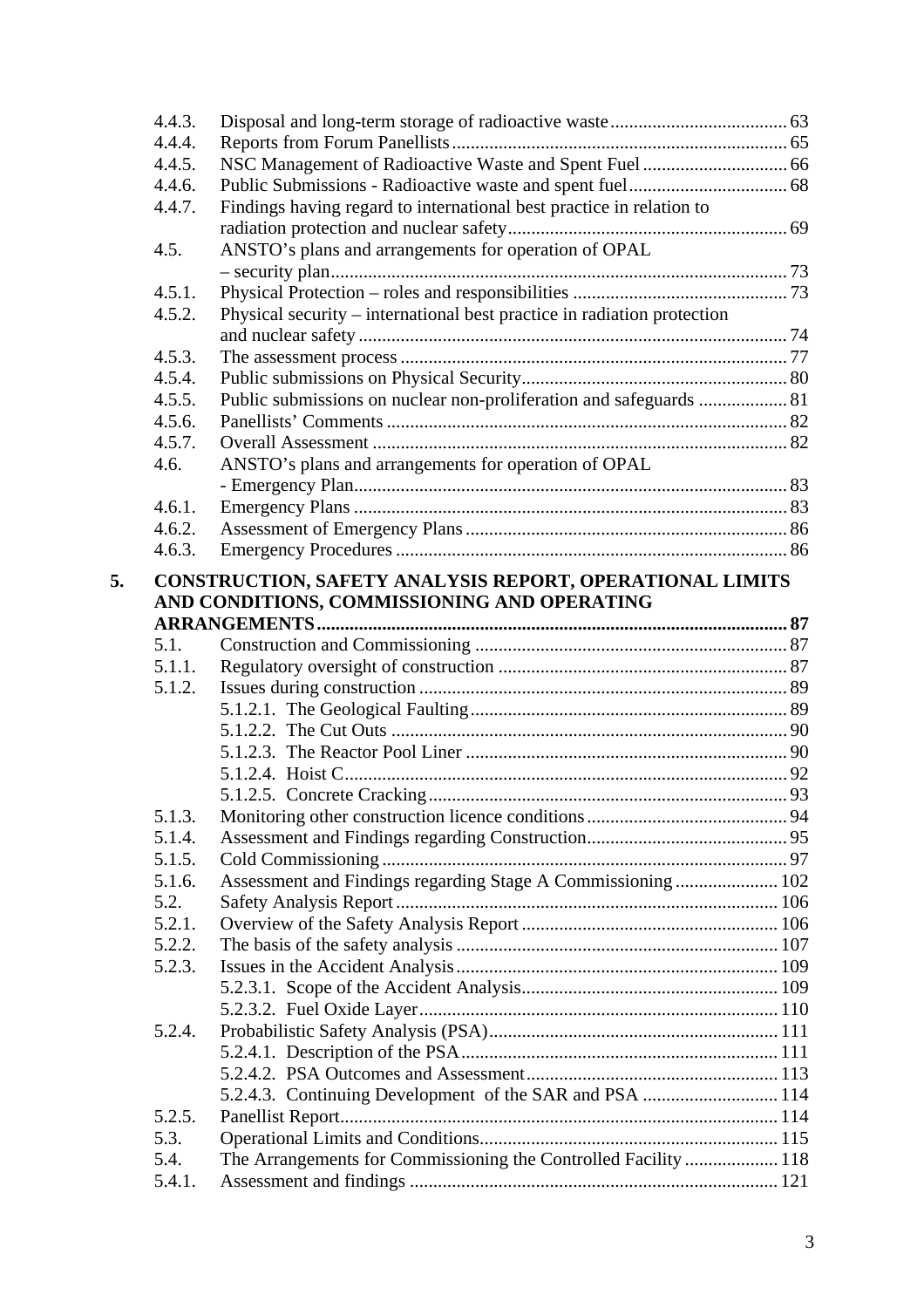| | | |
|---|---|---|
| 4.4.3. | Disposal and long-term storage of radioactive waste | 63 |
| 4.4.4. | Reports from Forum Panellists | 65 |
| 4.4.5. | NSC Management of Radioactive Waste and Spent Fuel | 66 |
| 4.4.6. | Public Submissions - Radioactive waste and spent fuel | 68 |
| 4.4.7. | Findings having regard to international best practice in relation to radiation protection and nuclear safety | 69 |
| 4.5. | ANSTO's plans and arrangements for operation of OPAL – security plan | 73 |
| 4.5.1. | Physical Protection – roles and responsibilities | 73 |
| 4.5.2. | Physical security – international best practice in radiation protection and nuclear safety | 74 |
| 4.5.3. | The assessment process | 77 |
| 4.5.4. | Public submissions on Physical Security | 80 |
| 4.5.5. | Public submissions on nuclear non-proliferation and safeguards | 81 |
| 4.5.6. | Panellists' Comments | 82 |
| 4.5.7. | Overall Assessment | 82 |
| 4.6. | ANSTO's plans and arrangements for operation of OPAL - Emergency Plan | 83 |
| 4.6.1. | Emergency Plans | 83 |
| 4.6.2. | Assessment of Emergency Plans | 86 |
| 4.6.3. | Emergency Procedures | 86 |
| **5.** | **CONSTRUCTION, SAFETY ANALYSIS REPORT, OPERATIONAL LIMITS AND CONDITIONS, COMMISSIONING AND OPERATING ARRANGEMENTS** | **87** |
| 5.1. | Construction and Commissioning | 87 |
| 5.1.1. | Regulatory oversight of construction | 87 |
| 5.1.2. | Issues during construction | 89 |
| | 5.1.2.1. The Geological Faulting | 89 |
| | 5.1.2.2. The Cut Outs | 90 |
| | 5.1.2.3. The Reactor Pool Liner | 90 |
| | 5.1.2.4. Hoist C | 92 |
| | 5.1.2.5. Concrete Cracking | 93 |
| 5.1.3. | Monitoring other construction licence conditions | 94 |
| 5.1.4. | Assessment and Findings regarding Construction | 95 |
| 5.1.5. | Cold Commissioning | 97 |
| 5.1.6. | Assessment and Findings regarding Stage A Commissioning | 102 |
| 5.2. | Safety Analysis Report | 106 |
| 5.2.1. | Overview of the Safety Analysis Report | 106 |
| 5.2.2. | The basis of the safety analysis | 107 |
| 5.2.3. | Issues in the Accident Analysis | 109 |
| | 5.2.3.1. Scope of the Accident Analysis | 109 |
| | 5.2.3.2. Fuel Oxide Layer | 110 |
| 5.2.4. | Probabilistic Safety Analysis (PSA) | 111 |
| | 5.2.4.1. Description of the PSA | 111 |
| | 5.2.4.2. PSA Outcomes and Assessment | 113 |
| | 5.2.4.3. Continuing Development of the SAR and PSA | 114 |
| 5.2.5. | Panellist Report | 114 |
| 5.3. | Operational Limits and Conditions | 115 |
| 5.4. | The Arrangements for Commissioning the Controlled Facility | 118 |
| 5.4.1. | Assessment and findings | 121 |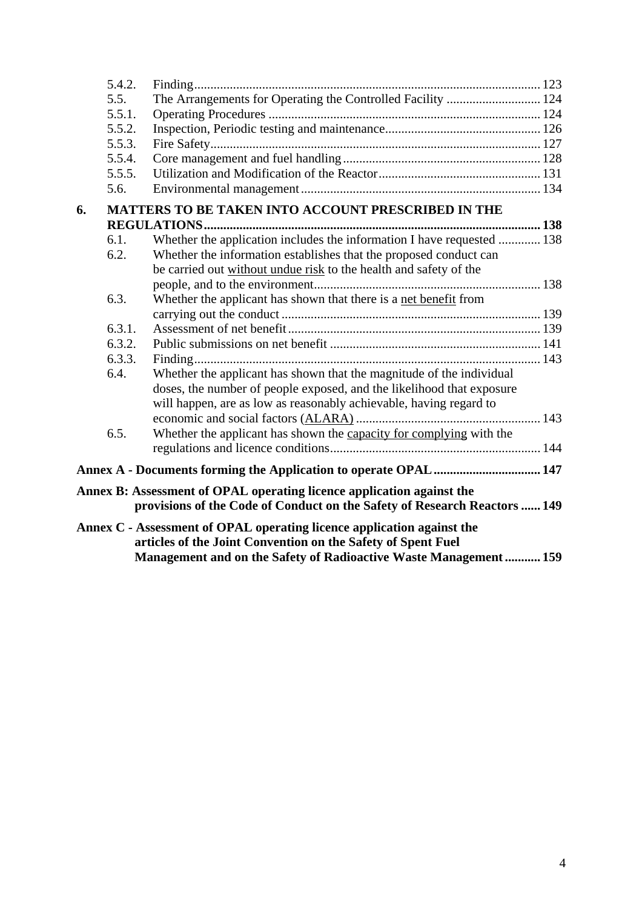5.4.2. Finding ........................................................................................................ 123
5.5. The Arrangements for Operating the Controlled Facility ............................ 124
5.5.1. Operating Procedures ................................................................................... 124
5.5.2. Inspection, Periodic testing and maintenance............................................... 126
5.5.3. Fire Safety..................................................................................................... 127
5.5.4. Core management and fuel handling............................................................ 128
5.5.5. Utilization and Modification of the Reactor................................................. 131
5.6. Environmental management ......................................................................... 134

**6. MATTERS TO BE TAKEN INTO ACCOUNT PRESCRIBED IN THE REGULATIONS...................................................................................................... 138**

6.1. Whether the application includes the information I have requested ............ 138
6.2. Whether the information establishes that the proposed conduct can be carried out without undue risk to the health and safety of the people, and to the environment..................................................................... 138
6.3. Whether the applicant has shown that there is a net benefit from carrying out the conduct ............................................................................... 139
6.3.1. Assessment of net benefit ............................................................................. 139
6.3.2. Public submissions on net benefit ................................................................ 141
6.3.3. Finding.......................................................................................................... 143
6.4. Whether the applicant has shown that the magnitude of the individual doses, the number of people exposed, and the likelihood that exposure will happen, are as low as reasonably achievable, having regard to economic and social factors (ALARA) ........................................................ 143
6.5. Whether the applicant has shown the capacity for complying with the regulations and licence conditions................................................................ 144

**Annex A - Documents forming the Application to operate OPAL ................................ 147**

**Annex B: Assessment of OPAL operating licence application against the provisions of the Code of Conduct on the Safety of Research Reactors ...... 149**

**Annex C - Assessment of OPAL operating licence application against the articles of the Joint Convention on the Safety of Spent Fuel Management and on the Safety of Radioactive Waste Management ........... 159**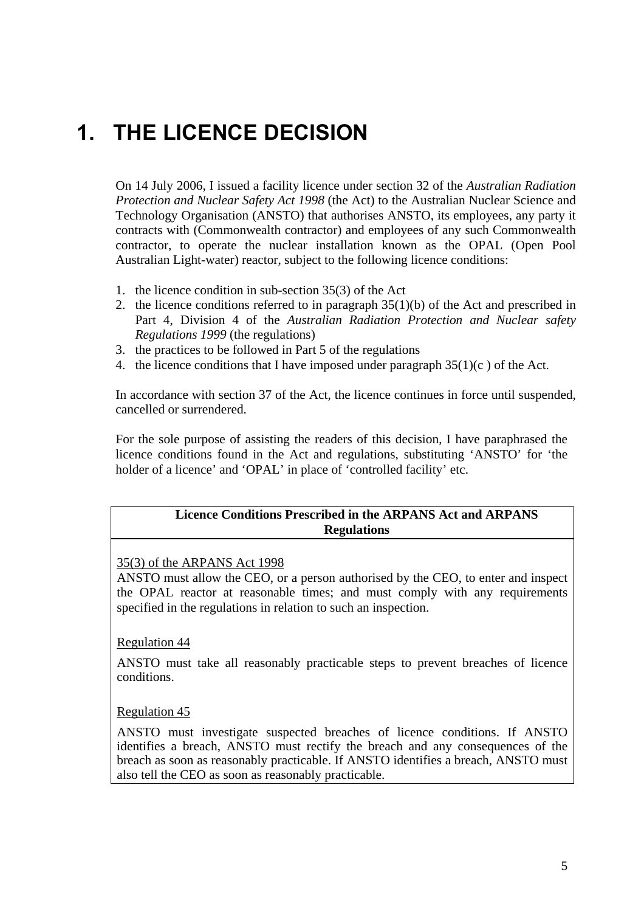# 1. THE LICENCE DECISION

On 14 July 2006, I issued a facility licence under section 32 of the *Australian Radiation Protection and Nuclear Safety Act 1998* (the Act) to the Australian Nuclear Science and Technology Organisation (ANSTO) that authorises ANSTO, its employees, any party it contracts with (Commonwealth contractor) and employees of any such Commonwealth contractor, to operate the nuclear installation known as the OPAL (Open Pool Australian Light-water) reactor, subject to the following licence conditions:

1. the licence condition in sub-section 35(3) of the Act
2. the licence conditions referred to in paragraph 35(1)(b) of the Act and prescribed in Part 4, Division 4 of the *Australian Radiation Protection and Nuclear safety Regulations 1999* (the regulations)
3. the practices to be followed in Part 5 of the regulations
4. the licence conditions that I have imposed under paragraph 35(1)(c ) of the Act.

In accordance with section 37 of the Act, the licence continues in force until suspended, cancelled or surrendered.

For the sole purpose of assisting the readers of this decision, I have paraphrased the licence conditions found in the Act and regulations, substituting 'ANSTO' for 'the holder of a licence' and 'OPAL' in place of 'controlled facility' etc.

| **Licence Conditions Prescribed in the ARPANS Act and ARPANS Regulations** |
|---|
| <u>35(3) of the ARPANS Act 1998</u><br>ANSTO must allow the CEO, or a person authorised by the CEO, to enter and inspect the OPAL reactor at reasonable times; and must comply with any requirements specified in the regulations in relation to such an inspection.<br><br><u>Regulation 44</u><br>ANSTO must take all reasonably practicable steps to prevent breaches of licence conditions.<br><br><u>Regulation 45</u><br>ANSTO must investigate suspected breaches of licence conditions. If ANSTO identifies a breach, ANSTO must rectify the breach and any consequences of the breach as soon as reasonably practicable. If ANSTO identifies a breach, ANSTO must also tell the CEO as soon as reasonably practicable. |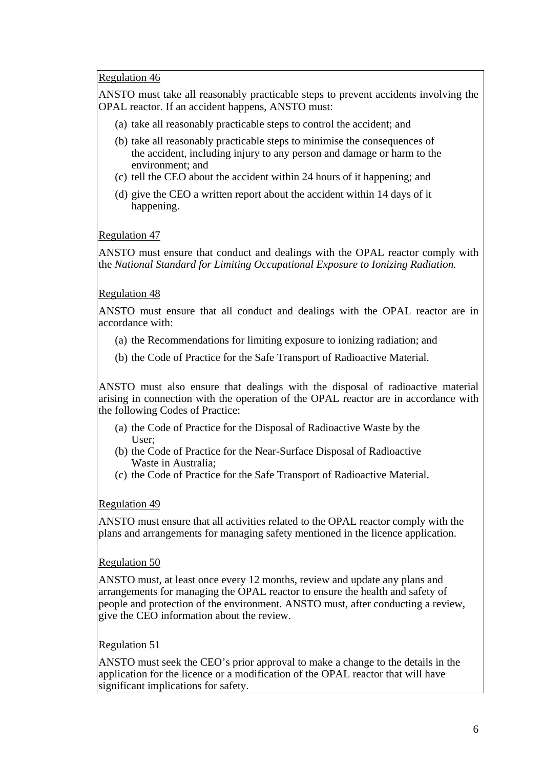Regulation 46

ANSTO must take all reasonably practicable steps to prevent accidents involving the OPAL reactor. If an accident happens, ANSTO must:

(a) take all reasonably practicable steps to control the accident; and

(b) take all reasonably practicable steps to minimise the consequences of the accident, including injury to any person and damage or harm to the environment; and

(c) tell the CEO about the accident within 24 hours of it happening; and

(d) give the CEO a written report about the accident within 14 days of it happening.

Regulation 47

ANSTO must ensure that conduct and dealings with the OPAL reactor comply with the *National Standard for Limiting Occupational Exposure to Ionizing Radiation.*

Regulation 48

ANSTO must ensure that all conduct and dealings with the OPAL reactor are in accordance with:

(a) the Recommendations for limiting exposure to ionizing radiation; and

(b) the Code of Practice for the Safe Transport of Radioactive Material.

ANSTO must also ensure that dealings with the disposal of radioactive material arising in connection with the operation of the OPAL reactor are in accordance with the following Codes of Practice:

(a) the Code of Practice for the Disposal of Radioactive Waste by the User;

(b) the Code of Practice for the Near-Surface Disposal of Radioactive Waste in Australia;

(c) the Code of Practice for the Safe Transport of Radioactive Material.

Regulation 49

ANSTO must ensure that all activities related to the OPAL reactor comply with the plans and arrangements for managing safety mentioned in the licence application.

Regulation 50

ANSTO must, at least once every 12 months, review and update any plans and arrangements for managing the OPAL reactor to ensure the health and safety of people and protection of the environment. ANSTO must, after conducting a review, give the CEO information about the review.

Regulation 51

ANSTO must seek the CEO's prior approval to make a change to the details in the application for the licence or a modification of the OPAL reactor that will have significant implications for safety.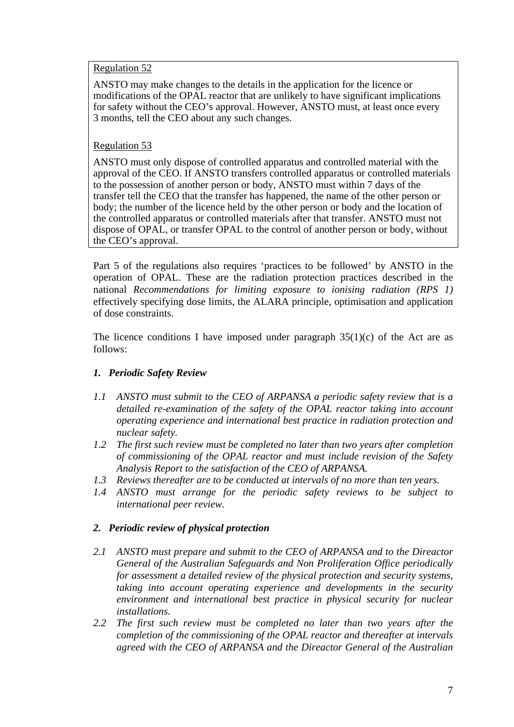Regulation 52

ANSTO may make changes to the details in the application for the licence or modifications of the OPAL reactor that are unlikely to have significant implications for safety without the CEO's approval. However, ANSTO must, at least once every 3 months, tell the CEO about any such changes.

Regulation 53

ANSTO must only dispose of controlled apparatus and controlled material with the approval of the CEO. If ANSTO transfers controlled apparatus or controlled materials to the possession of another person or body, ANSTO must within 7 days of the transfer tell the CEO that the transfer has happened, the name of the other person or body; the number of the licence held by the other person or body and the location of the controlled apparatus or controlled materials after that transfer. ANSTO must not dispose of OPAL, or transfer OPAL to the control of another person or body, without the CEO's approval.

Part 5 of the regulations also requires 'practices to be followed' by ANSTO in the operation of OPAL. These are the radiation protection practices described in the national *Recommendations for limiting exposure to ionising radiation (RPS 1)* effectively specifying dose limits, the ALARA principle, optimisation and application of dose constraints.

The licence conditions I have imposed under paragraph 35(1)(c) of the Act are as follows:

## *1. Periodic Safety Review*

*1.1 ANSTO must submit to the CEO of ARPANSA a periodic safety review that is a detailed re-examination of the safety of the OPAL reactor taking into account operating experience and international best practice in radiation protection and nuclear safety.*

*1.2 The first such review must be completed no later than two years after completion of commissioning of the OPAL reactor and must include revision of the Safety Analysis Report to the satisfaction of the CEO of ARPANSA.*

*1.3 Reviews thereafter are to be conducted at intervals of no more than ten years.*

*1.4 ANSTO must arrange for the periodic safety reviews to be subject to international peer review.*

## *2. Periodic review of physical protection*

*2.1 ANSTO must prepare and submit to the CEO of ARPANSA and to the Direactor General of the Australian Safeguards and Non Proliferation Office periodically for assessment a detailed review of the physical protection and security systems, taking into account operating experience and developments in the security environment and international best practice in physical security for nuclear installations.*

*2.2 The first such review must be completed no later than two years after the completion of the commissioning of the OPAL reactor and thereafter at intervals agreed with the CEO of ARPANSA and the Direactor General of the Australian*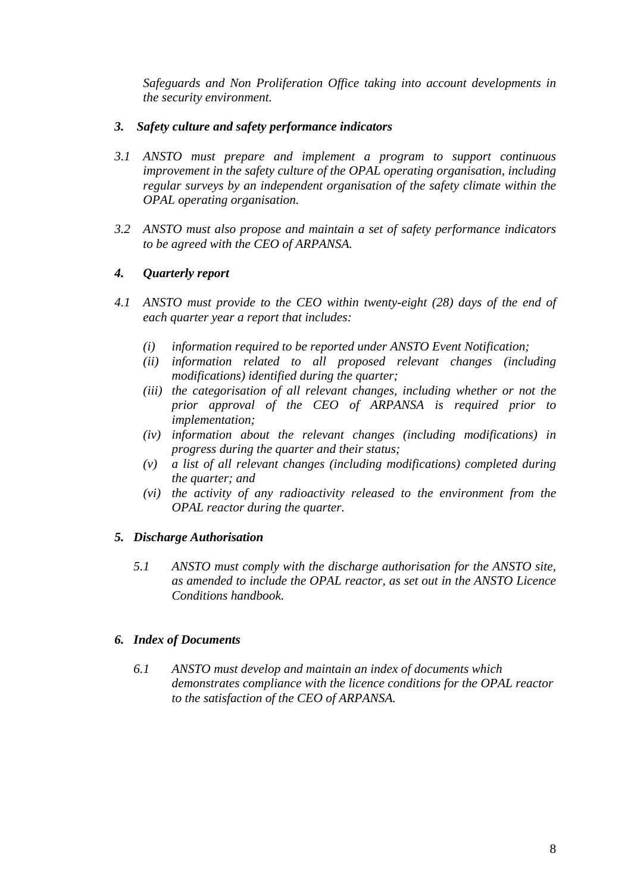*Safeguards and Non Proliferation Office taking into account developments in the security environment.*

***3. Safety culture and safety performance indicators***

*3.1 ANSTO must prepare and implement a program to support continuous improvement in the safety culture of the OPAL operating organisation, including regular surveys by an independent organisation of the safety climate within the OPAL operating organisation.*

*3.2 ANSTO must also propose and maintain a set of safety performance indicators to be agreed with the CEO of ARPANSA.*

***4. Quarterly report***

*4.1 ANSTO must provide to the CEO within twenty-eight (28) days of the end of each quarter year a report that includes:*

- *(i) information required to be reported under ANSTO Event Notification;*
- *(ii) information related to all proposed relevant changes (including modifications) identified during the quarter;*
- *(iii) the categorisation of all relevant changes, including whether or not the prior approval of the CEO of ARPANSA is required prior to implementation;*
- *(iv) information about the relevant changes (including modifications) in progress during the quarter and their status;*
- *(v) a list of all relevant changes (including modifications) completed during the quarter; and*
- *(vi) the activity of any radioactivity released to the environment from the OPAL reactor during the quarter.*

***5. Discharge Authorisation***

*5.1 ANSTO must comply with the discharge authorisation for the ANSTO site, as amended to include the OPAL reactor, as set out in the ANSTO Licence Conditions handbook.*

***6. Index of Documents***

*6.1 ANSTO must develop and maintain an index of documents which demonstrates compliance with the licence conditions for the OPAL reactor to the satisfaction of the CEO of ARPANSA.*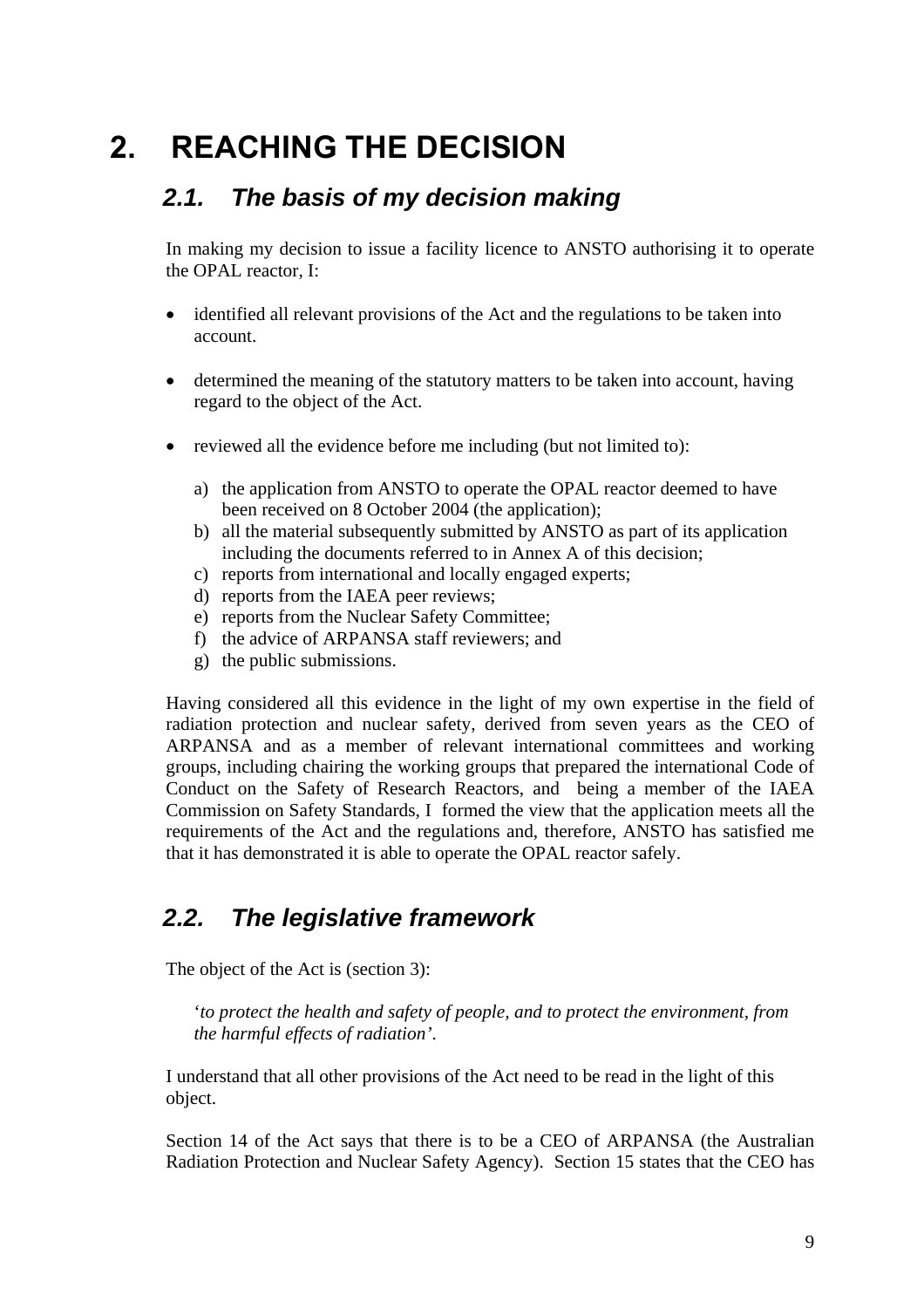# 2. REACHING THE DECISION

## *2.1. The basis of my decision making*

In making my decision to issue a facility licence to ANSTO authorising it to operate the OPAL reactor, I:

- identified all relevant provisions of the Act and the regulations to be taken into account.
- determined the meaning of the statutory matters to be taken into account, having regard to the object of the Act.
- reviewed all the evidence before me including (but not limited to):

  a) the application from ANSTO to operate the OPAL reactor deemed to have been received on 8 October 2004 (the application);
  b) all the material subsequently submitted by ANSTO as part of its application including the documents referred to in Annex A of this decision;
  c) reports from international and locally engaged experts;
  d) reports from the IAEA peer reviews;
  e) reports from the Nuclear Safety Committee;
  f) the advice of ARPANSA staff reviewers; and
  g) the public submissions.

Having considered all this evidence in the light of my own expertise in the field of radiation protection and nuclear safety, derived from seven years as the CEO of ARPANSA and as a member of relevant international committees and working groups, including chairing the working groups that prepared the international Code of Conduct on the Safety of Research Reactors, and being a member of the IAEA Commission on Safety Standards, I formed the view that the application meets all the requirements of the Act and the regulations and, therefore, ANSTO has satisfied me that it has demonstrated it is able to operate the OPAL reactor safely.

## *2.2. The legislative framework*

The object of the Act is (section 3):

> '*to protect the health and safety of people, and to protect the environment, from the harmful effects of radiation*'.

I understand that all other provisions of the Act need to be read in the light of this object.

Section 14 of the Act says that there is to be a CEO of ARPANSA (the Australian Radiation Protection and Nuclear Safety Agency). Section 15 states that the CEO has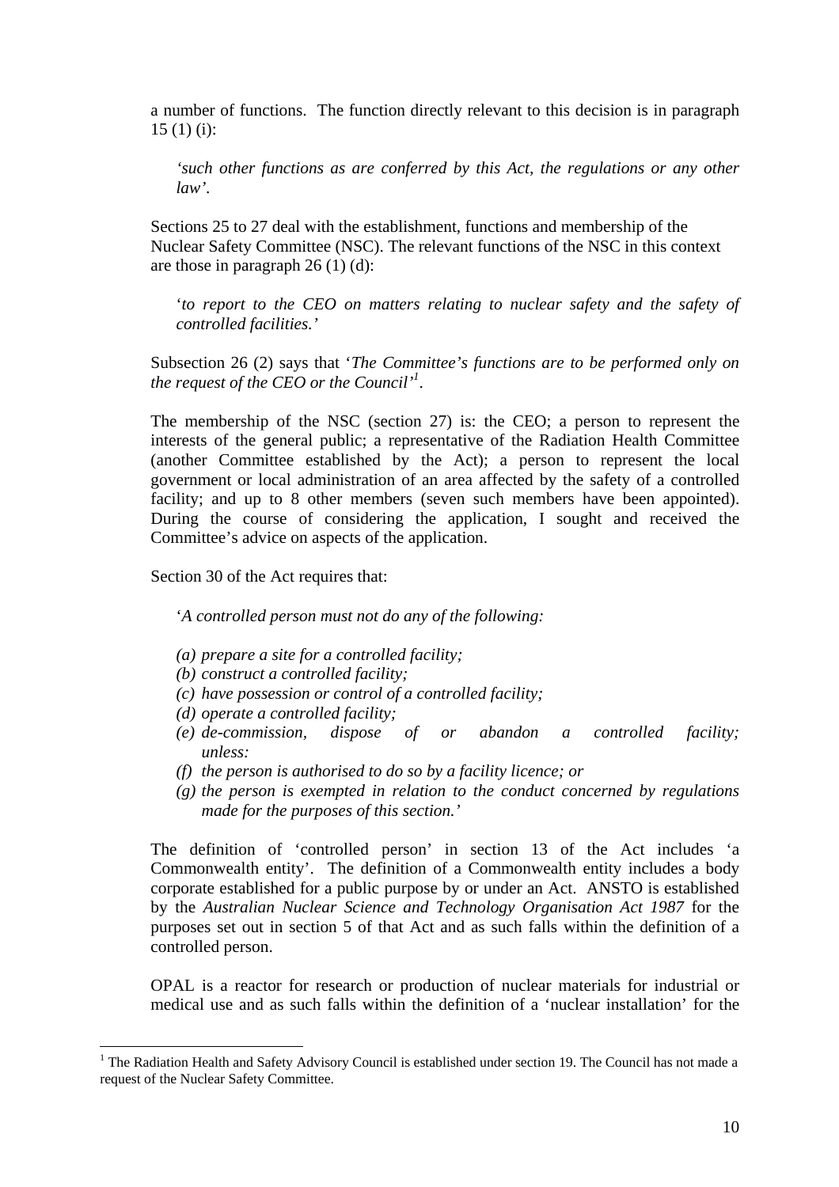a number of functions. The function directly relevant to this decision is in paragraph 15 (1) (i):

> *'such other functions as are conferred by this Act, the regulations or any other law'.*

Sections 25 to 27 deal with the establishment, functions and membership of the Nuclear Safety Committee (NSC). The relevant functions of the NSC in this context are those in paragraph 26 (1) (d):

> '*to report to the CEO on matters relating to nuclear safety and the safety of controlled facilities.'*

Subsection 26 (2) says that '*The Committee's functions are to be performed only on the request of the CEO or the Council'*[1].

The membership of the NSC (section 27) is: the CEO; a person to represent the interests of the general public; a representative of the Radiation Health Committee (another Committee established by the Act); a person to represent the local government or local administration of an area affected by the safety of a controlled facility; and up to 8 other members (seven such members have been appointed). During the course of considering the application, I sought and received the Committee's advice on aspects of the application.

Section 30 of the Act requires that:

> '*A controlled person must not do any of the following:*
>
> *(a) prepare a site for a controlled facility;*
> *(b) construct a controlled facility;*
> *(c) have possession or control of a controlled facility;*
> *(d) operate a controlled facility;*
> *(e) de-commission, dispose of or abandon a controlled facility; unless:*
> *(f) the person is authorised to do so by a facility licence; or*
> *(g) the person is exempted in relation to the conduct concerned by regulations made for the purposes of this section.'*

The definition of 'controlled person' in section 13 of the Act includes 'a Commonwealth entity'. The definition of a Commonwealth entity includes a body corporate established for a public purpose by or under an Act. ANSTO is established by the *Australian Nuclear Science and Technology Organisation Act 1987* for the purposes set out in section 5 of that Act and as such falls within the definition of a controlled person.

OPAL is a reactor for research or production of nuclear materials for industrial or medical use and as such falls within the definition of a 'nuclear installation' for the

---

[1] The Radiation Health and Safety Advisory Council is established under section 19. The Council has not made a request of the Nuclear Safety Committee.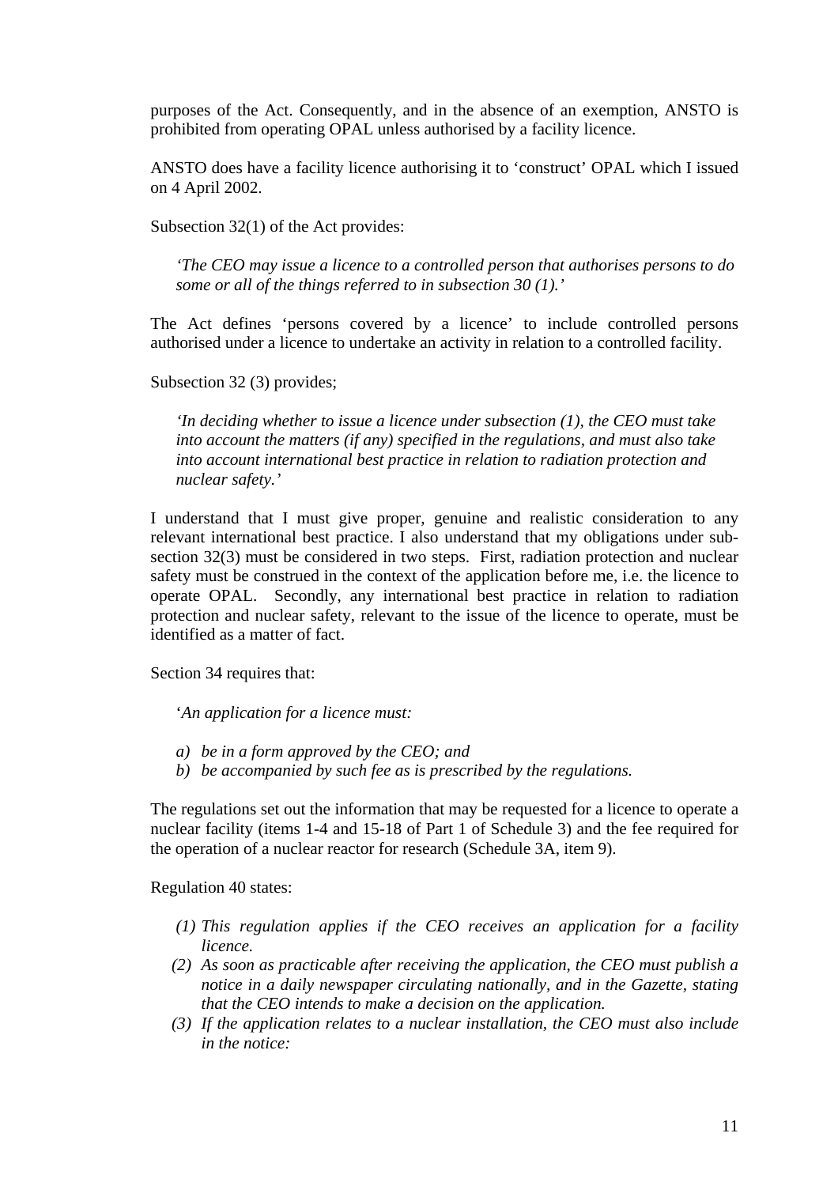purposes of the Act. Consequently, and in the absence of an exemption, ANSTO is prohibited from operating OPAL unless authorised by a facility licence.

ANSTO does have a facility licence authorising it to 'construct' OPAL which I issued on 4 April 2002.

Subsection 32(1) of the Act provides:

> *'The CEO may issue a licence to a controlled person that authorises persons to do some or all of the things referred to in subsection 30 (1).'*

The Act defines 'persons covered by a licence' to include controlled persons authorised under a licence to undertake an activity in relation to a controlled facility.

Subsection 32 (3) provides;

> *'In deciding whether to issue a licence under subsection (1), the CEO must take into account the matters (if any) specified in the regulations, and must also take into account international best practice in relation to radiation protection and nuclear safety.'*

I understand that I must give proper, genuine and realistic consideration to any relevant international best practice. I also understand that my obligations under sub-section 32(3) must be considered in two steps. First, radiation protection and nuclear safety must be construed in the context of the application before me, i.e. the licence to operate OPAL. Secondly, any international best practice in relation to radiation protection and nuclear safety, relevant to the issue of the licence to operate, must be identified as a matter of fact.

Section 34 requires that:

> '*An application for a licence must:*
>
> *a) be in a form approved by the CEO; and*
> *b) be accompanied by such fee as is prescribed by the regulations.*

The regulations set out the information that may be requested for a licence to operate a nuclear facility (items 1-4 and 15-18 of Part 1 of Schedule 3) and the fee required for the operation of a nuclear reactor for research (Schedule 3A, item 9).

Regulation 40 states:

> *(1) This regulation applies if the CEO receives an application for a facility licence.*
> *(2) As soon as practicable after receiving the application, the CEO must publish a notice in a daily newspaper circulating nationally, and in the Gazette, stating that the CEO intends to make a decision on the application.*
> *(3) If the application relates to a nuclear installation, the CEO must also include in the notice:*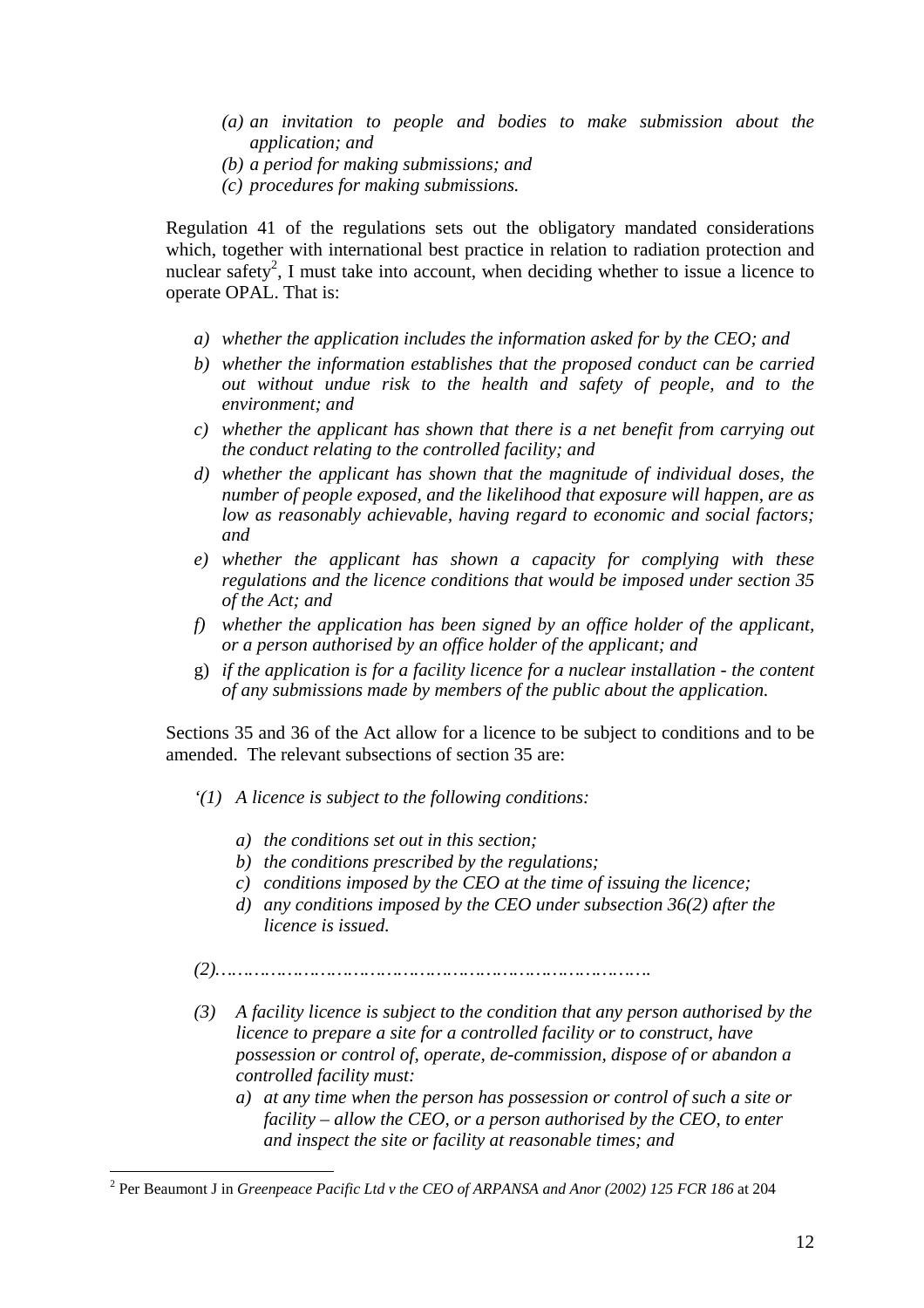*(a) an invitation to people and bodies to make submission about the application; and*
*(b) a period for making submissions; and*
*(c) procedures for making submissions.*

Regulation 41 of the regulations sets out the obligatory mandated considerations which, together with international best practice in relation to radiation protection and nuclear safety[2], I must take into account, when deciding whether to issue a licence to operate OPAL. That is:

a) *whether the application includes the information asked for by the CEO; and*
b) *whether the information establishes that the proposed conduct can be carried out without undue risk to the health and safety of people, and to the environment; and*
c) *whether the applicant has shown that there is a net benefit from carrying out the conduct relating to the controlled facility; and*
d) *whether the applicant has shown that the magnitude of individual doses, the number of people exposed, and the likelihood that exposure will happen, are as low as reasonably achievable, having regard to economic and social factors; and*
e) *whether the applicant has shown a capacity for complying with these regulations and the licence conditions that would be imposed under section 35 of the Act; and*
f) *whether the application has been signed by an office holder of the applicant, or a person authorised by an office holder of the applicant; and*
g) *if the application is for a facility licence for a nuclear installation - the content of any submissions made by members of the public about the application.*

Sections 35 and 36 of the Act allow for a licence to be subject to conditions and to be amended. The relevant subsections of section 35 are:

*'(1) A licence is subject to the following conditions:*

*a) the conditions set out in this section;*
*b) the conditions prescribed by the regulations;*
*c) conditions imposed by the CEO at the time of issuing the licence;*
*d) any conditions imposed by the CEO under subsection 36(2) after the licence is issued.*

*(2)………………………………………………………………………*

*(3) A facility licence is subject to the condition that any person authorised by the licence to prepare a site for a controlled facility or to construct, have possession or control of, operate, de-commission, dispose of or abandon a controlled facility must:*

*a) at any time when the person has possession or control of such a site or facility – allow the CEO, or a person authorised by the CEO, to enter and inspect the site or facility at reasonable times; and*

---

[2] Per Beaumont J in *Greenpeace Pacific Ltd v the CEO of ARPANSA and Anor (2002) 125 FCR 186* at 204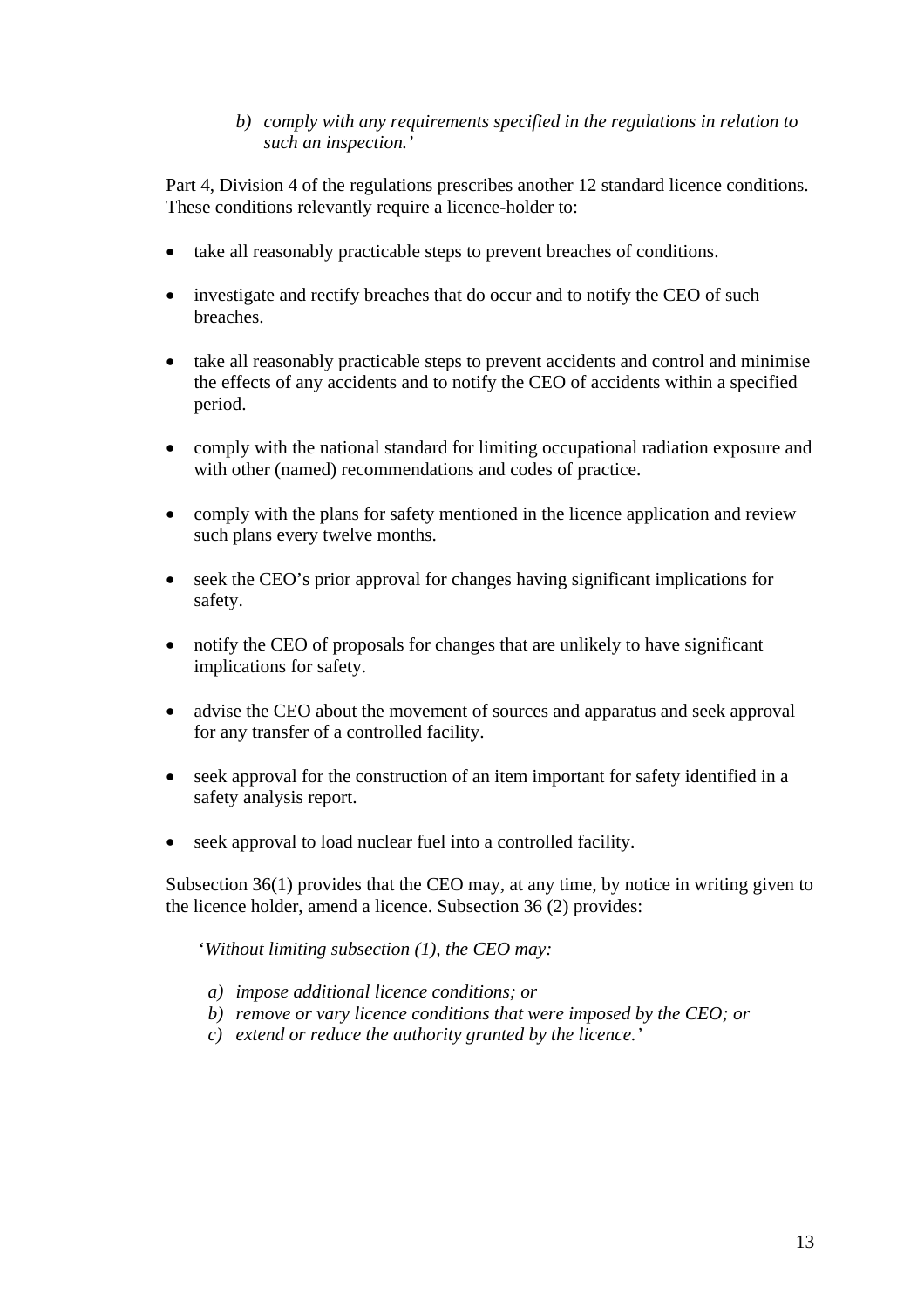> b) *comply with any requirements specified in the regulations in relation to such an inspection.'*

Part 4, Division 4 of the regulations prescribes another 12 standard licence conditions. These conditions relevantly require a licence-holder to:

- take all reasonably practicable steps to prevent breaches of conditions.
- investigate and rectify breaches that do occur and to notify the CEO of such breaches.
- take all reasonably practicable steps to prevent accidents and control and minimise the effects of any accidents and to notify the CEO of accidents within a specified period.
- comply with the national standard for limiting occupational radiation exposure and with other (named) recommendations and codes of practice.
- comply with the plans for safety mentioned in the licence application and review such plans every twelve months.
- seek the CEO's prior approval for changes having significant implications for safety.
- notify the CEO of proposals for changes that are unlikely to have significant implications for safety.
- advise the CEO about the movement of sources and apparatus and seek approval for any transfer of a controlled facility.
- seek approval for the construction of an item important for safety identified in a safety analysis report.
- seek approval to load nuclear fuel into a controlled facility.

Subsection 36(1) provides that the CEO may, at any time, by notice in writing given to the licence holder, amend a licence. Subsection 36 (2) provides:

> '*Without limiting subsection (1), the CEO may:*
>
> a) *impose additional licence conditions; or*
> b) *remove or vary licence conditions that were imposed by the CEO; or*
> c) *extend or reduce the authority granted by the licence.'*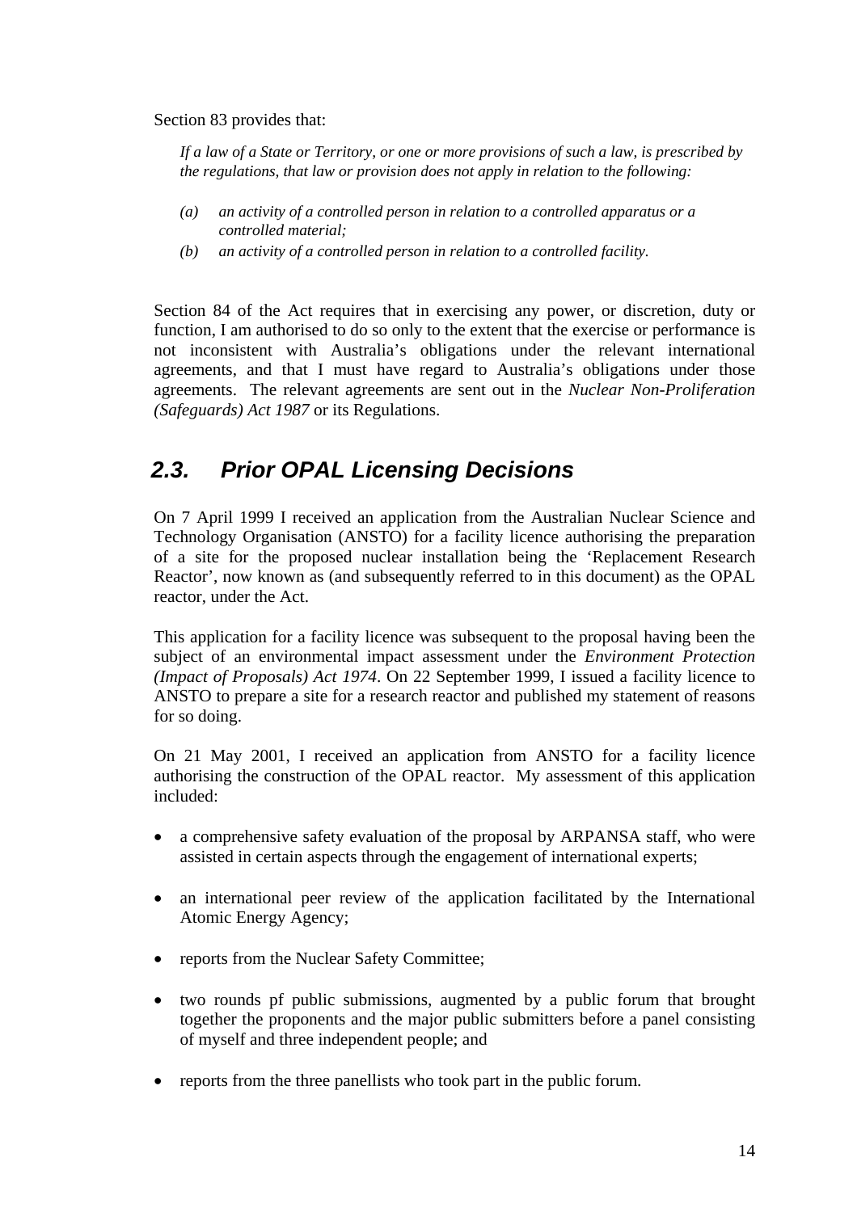Section 83 provides that:

> *If a law of a State or Territory, or one or more provisions of such a law, is prescribed by the regulations, that law or provision does not apply in relation to the following:*
>
> *(a) an activity of a controlled person in relation to a controlled apparatus or a controlled material;*
>
> *(b) an activity of a controlled person in relation to a controlled facility.*

Section 84 of the Act requires that in exercising any power, or discretion, duty or function, I am authorised to do so only to the extent that the exercise or performance is not inconsistent with Australia's obligations under the relevant international agreements, and that I must have regard to Australia's obligations under those agreements. The relevant agreements are sent out in the *Nuclear Non-Proliferation (Safeguards) Act 1987* or its Regulations.

## 2.3. Prior OPAL Licensing Decisions

On 7 April 1999 I received an application from the Australian Nuclear Science and Technology Organisation (ANSTO) for a facility licence authorising the preparation of a site for the proposed nuclear installation being the 'Replacement Research Reactor', now known as (and subsequently referred to in this document) as the OPAL reactor, under the Act.

This application for a facility licence was subsequent to the proposal having been the subject of an environmental impact assessment under the *Environment Protection (Impact of Proposals) Act 1974*. On 22 September 1999, I issued a facility licence to ANSTO to prepare a site for a research reactor and published my statement of reasons for so doing.

On 21 May 2001, I received an application from ANSTO for a facility licence authorising the construction of the OPAL reactor. My assessment of this application included:

- a comprehensive safety evaluation of the proposal by ARPANSA staff, who were assisted in certain aspects through the engagement of international experts;
- an international peer review of the application facilitated by the International Atomic Energy Agency;
- reports from the Nuclear Safety Committee;
- two rounds pf public submissions, augmented by a public forum that brought together the proponents and the major public submitters before a panel consisting of myself and three independent people; and
- reports from the three panellists who took part in the public forum.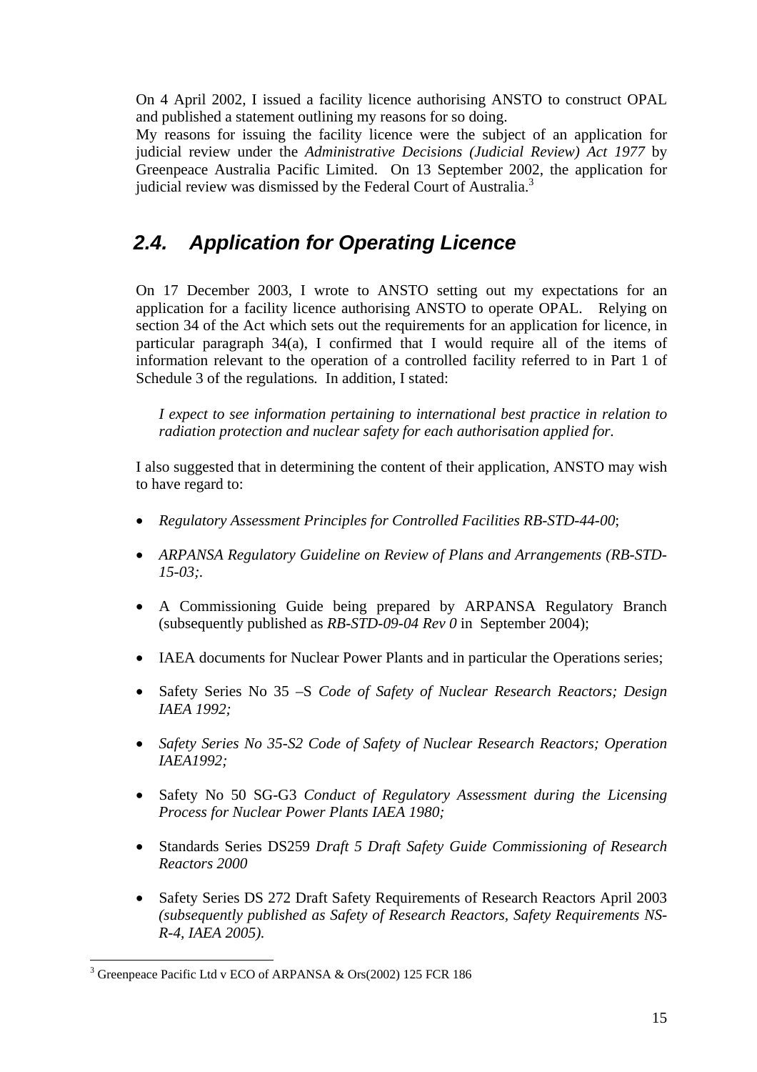On 4 April 2002, I issued a facility licence authorising ANSTO to construct OPAL and published a statement outlining my reasons for so doing.

My reasons for issuing the facility licence were the subject of an application for judicial review under the *Administrative Decisions (Judicial Review) Act 1977* by Greenpeace Australia Pacific Limited. On 13 September 2002, the application for judicial review was dismissed by the Federal Court of Australia.[3]

## *2.4. Application for Operating Licence*

On 17 December 2003, I wrote to ANSTO setting out my expectations for an application for a facility licence authorising ANSTO to operate OPAL. Relying on section 34 of the Act which sets out the requirements for an application for licence, in particular paragraph 34(a), I confirmed that I would require all of the items of information relevant to the operation of a controlled facility referred to in Part 1 of Schedule 3 of the regulations. In addition, I stated:

> *I expect to see information pertaining to international best practice in relation to radiation protection and nuclear safety for each authorisation applied for.*

I also suggested that in determining the content of their application, ANSTO may wish to have regard to:

- *Regulatory Assessment Principles for Controlled Facilities RB-STD-44-00*;
- *ARPANSA Regulatory Guideline on Review of Plans and Arrangements (RB-STD-15-03;.*
- A Commissioning Guide being prepared by ARPANSA Regulatory Branch (subsequently published as *RB-STD-09-04 Rev 0* in September 2004);
- IAEA documents for Nuclear Power Plants and in particular the Operations series;
- Safety Series No 35 –S *Code of Safety of Nuclear Research Reactors; Design IAEA 1992;*
- *Safety Series No 35-S2 Code of Safety of Nuclear Research Reactors; Operation IAEA1992;*
- Safety No 50 SG-G3 *Conduct of Regulatory Assessment during the Licensing Process for Nuclear Power Plants IAEA 1980;*
- Standards Series DS259 *Draft 5 Draft Safety Guide Commissioning of Research Reactors 2000*
- Safety Series DS 272 Draft Safety Requirements of Research Reactors April 2003 *(subsequently published as Safety of Research Reactors, Safety Requirements NS-R-4, IAEA 2005).*

---

[3] Greenpeace Pacific Ltd v ECO of ARPANSA & Ors(2002) 125 FCR 186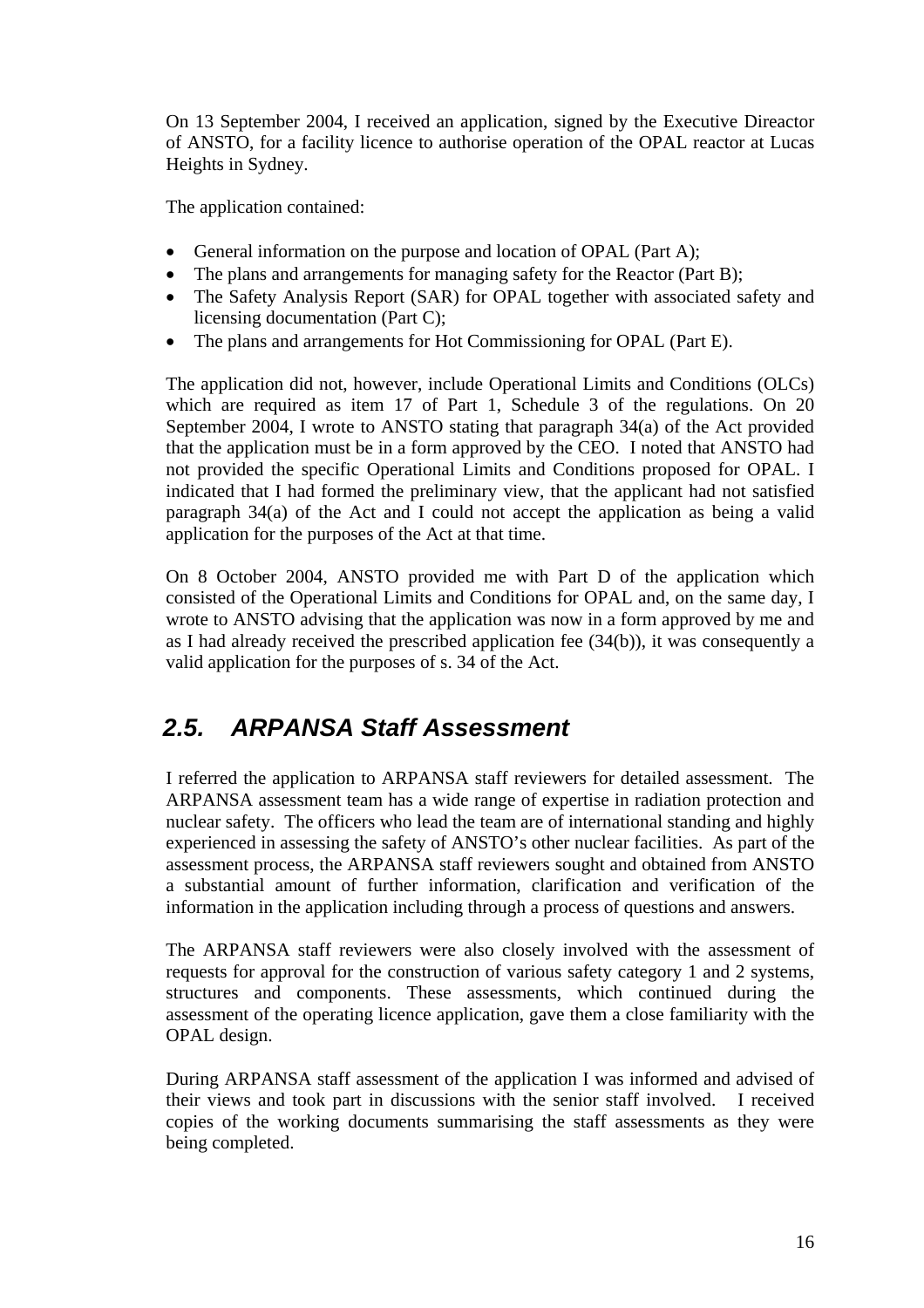On 13 September 2004, I received an application, signed by the Executive Direactor of ANSTO, for a facility licence to authorise operation of the OPAL reactor at Lucas Heights in Sydney.

The application contained:

- General information on the purpose and location of OPAL (Part A);
- The plans and arrangements for managing safety for the Reactor (Part B);
- The Safety Analysis Report (SAR) for OPAL together with associated safety and licensing documentation (Part C);
- The plans and arrangements for Hot Commissioning for OPAL (Part E).

The application did not, however, include Operational Limits and Conditions (OLCs) which are required as item 17 of Part 1, Schedule 3 of the regulations. On 20 September 2004, I wrote to ANSTO stating that paragraph 34(a) of the Act provided that the application must be in a form approved by the CEO. I noted that ANSTO had not provided the specific Operational Limits and Conditions proposed for OPAL. I indicated that I had formed the preliminary view, that the applicant had not satisfied paragraph 34(a) of the Act and I could not accept the application as being a valid application for the purposes of the Act at that time.

On 8 October 2004, ANSTO provided me with Part D of the application which consisted of the Operational Limits and Conditions for OPAL and, on the same day, I wrote to ANSTO advising that the application was now in a form approved by me and as I had already received the prescribed application fee (34(b)), it was consequently a valid application for the purposes of s. 34 of the Act.

## *2.5. ARPANSA Staff Assessment*

I referred the application to ARPANSA staff reviewers for detailed assessment. The ARPANSA assessment team has a wide range of expertise in radiation protection and nuclear safety. The officers who lead the team are of international standing and highly experienced in assessing the safety of ANSTO's other nuclear facilities. As part of the assessment process, the ARPANSA staff reviewers sought and obtained from ANSTO a substantial amount of further information, clarification and verification of the information in the application including through a process of questions and answers.

The ARPANSA staff reviewers were also closely involved with the assessment of requests for approval for the construction of various safety category 1 and 2 systems, structures and components. These assessments, which continued during the assessment of the operating licence application, gave them a close familiarity with the OPAL design.

During ARPANSA staff assessment of the application I was informed and advised of their views and took part in discussions with the senior staff involved. I received copies of the working documents summarising the staff assessments as they were being completed.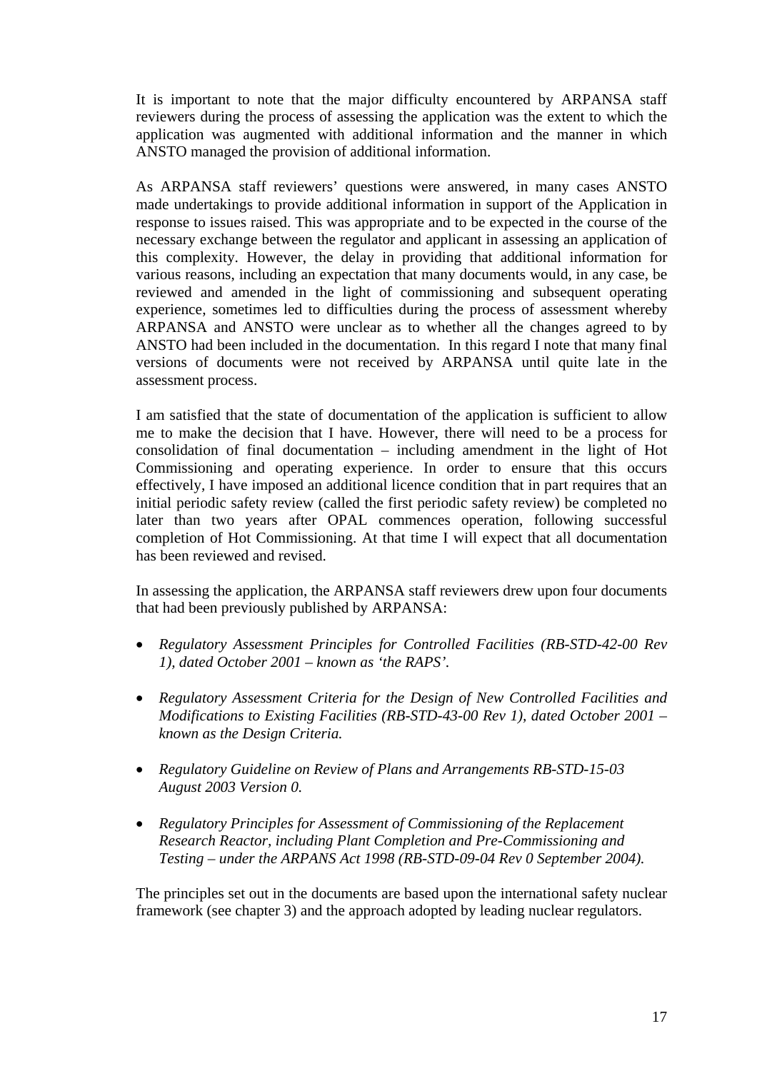It is important to note that the major difficulty encountered by ARPANSA staff reviewers during the process of assessing the application was the extent to which the application was augmented with additional information and the manner in which ANSTO managed the provision of additional information.

As ARPANSA staff reviewers' questions were answered, in many cases ANSTO made undertakings to provide additional information in support of the Application in response to issues raised. This was appropriate and to be expected in the course of the necessary exchange between the regulator and applicant in assessing an application of this complexity. However, the delay in providing that additional information for various reasons, including an expectation that many documents would, in any case, be reviewed and amended in the light of commissioning and subsequent operating experience, sometimes led to difficulties during the process of assessment whereby ARPANSA and ANSTO were unclear as to whether all the changes agreed to by ANSTO had been included in the documentation. In this regard I note that many final versions of documents were not received by ARPANSA until quite late in the assessment process.

I am satisfied that the state of documentation of the application is sufficient to allow me to make the decision that I have. However, there will need to be a process for consolidation of final documentation – including amendment in the light of Hot Commissioning and operating experience. In order to ensure that this occurs effectively, I have imposed an additional licence condition that in part requires that an initial periodic safety review (called the first periodic safety review) be completed no later than two years after OPAL commences operation, following successful completion of Hot Commissioning. At that time I will expect that all documentation has been reviewed and revised.

In assessing the application, the ARPANSA staff reviewers drew upon four documents that had been previously published by ARPANSA:

- *Regulatory Assessment Principles for Controlled Facilities (RB-STD-42-00 Rev 1), dated October 2001 – known as 'the RAPS'.*
- *Regulatory Assessment Criteria for the Design of New Controlled Facilities and Modifications to Existing Facilities (RB-STD-43-00 Rev 1), dated October 2001 – known as the Design Criteria.*
- *Regulatory Guideline on Review of Plans and Arrangements RB-STD-15-03 August 2003 Version 0.*
- *Regulatory Principles for Assessment of Commissioning of the Replacement Research Reactor, including Plant Completion and Pre-Commissioning and Testing – under the ARPANS Act 1998 (RB-STD-09-04 Rev 0 September 2004).*

The principles set out in the documents are based upon the international safety nuclear framework (see chapter 3) and the approach adopted by leading nuclear regulators.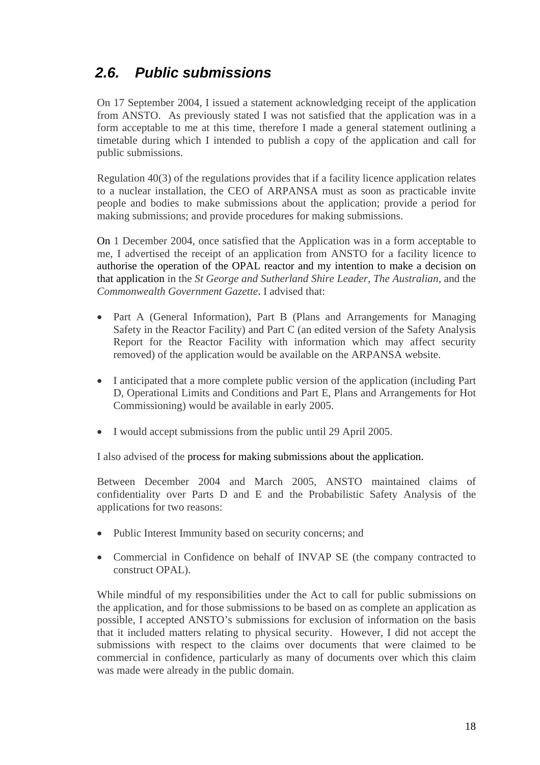## *2.6. Public submissions*

On 17 September 2004, I issued a statement acknowledging receipt of the application from ANSTO. As previously stated I was not satisfied that the application was in a form acceptable to me at this time, therefore I made a general statement outlining a timetable during which I intended to publish a copy of the application and call for public submissions.

Regulation 40(3) of the regulations provides that if a facility licence application relates to a nuclear installation, the CEO of ARPANSA must as soon as practicable invite people and bodies to make submissions about the application; provide a period for making submissions; and provide procedures for making submissions.

On 1 December 2004, once satisfied that the Application was in a form acceptable to me, I advertised the receipt of an application from ANSTO for a facility licence to authorise the operation of the OPAL reactor and my intention to make a decision on that application in the *St George and Sutherland Shire Leader*, *The Australian*, and the *Commonwealth Government Gazette*. I advised that:

- Part A (General Information), Part B (Plans and Arrangements for Managing Safety in the Reactor Facility) and Part C (an edited version of the Safety Analysis Report for the Reactor Facility with information which may affect security removed) of the application would be available on the ARPANSA website.
- I anticipated that a more complete public version of the application (including Part D, Operational Limits and Conditions and Part E, Plans and Arrangements for Hot Commissioning) would be available in early 2005.
- I would accept submissions from the public until 29 April 2005.

I also advised of the process for making submissions about the application.

Between December 2004 and March 2005, ANSTO maintained claims of confidentiality over Parts D and E and the Probabilistic Safety Analysis of the applications for two reasons:

- Public Interest Immunity based on security concerns; and
- Commercial in Confidence on behalf of INVAP SE (the company contracted to construct OPAL).

While mindful of my responsibilities under the Act to call for public submissions on the application, and for those submissions to be based on as complete an application as possible, I accepted ANSTO's submissions for exclusion of information on the basis that it included matters relating to physical security. However, I did not accept the submissions with respect to the claims over documents that were claimed to be commercial in confidence, particularly as many of documents over which this claim was made were already in the public domain.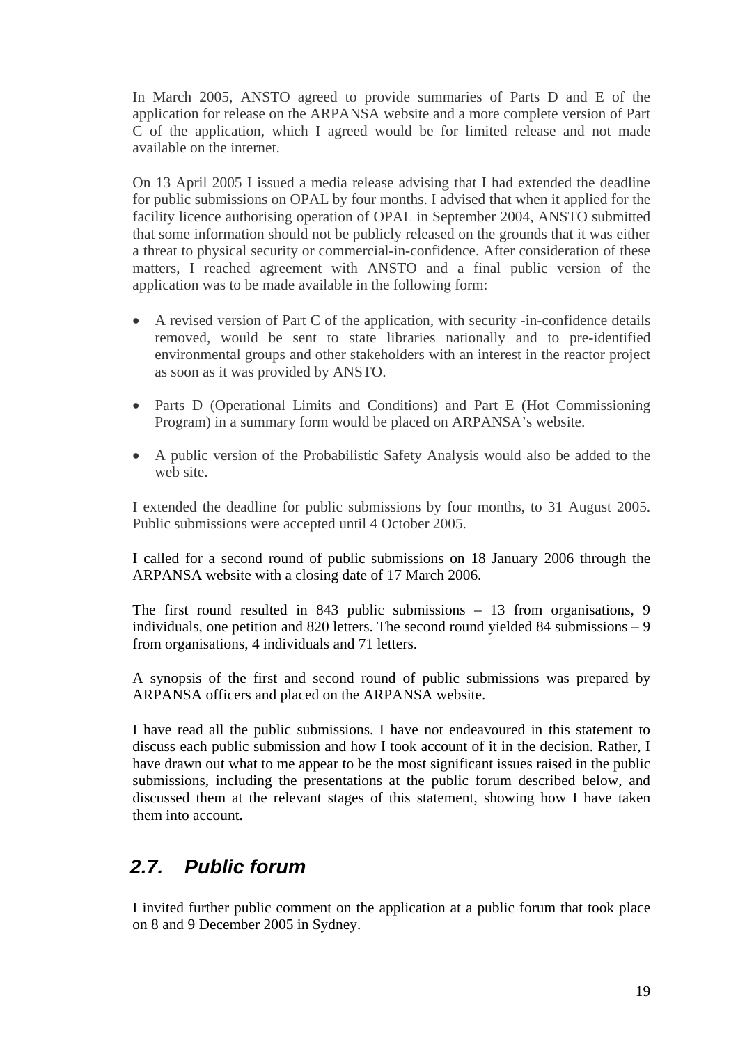In March 2005, ANSTO agreed to provide summaries of Parts D and E of the application for release on the ARPANSA website and a more complete version of Part C of the application, which I agreed would be for limited release and not made available on the internet.

On 13 April 2005 I issued a media release advising that I had extended the deadline for public submissions on OPAL by four months. I advised that when it applied for the facility licence authorising operation of OPAL in September 2004, ANSTO submitted that some information should not be publicly released on the grounds that it was either a threat to physical security or commercial-in-confidence. After consideration of these matters, I reached agreement with ANSTO and a final public version of the application was to be made available in the following form:

- A revised version of Part C of the application, with security -in-confidence details removed, would be sent to state libraries nationally and to pre-identified environmental groups and other stakeholders with an interest in the reactor project as soon as it was provided by ANSTO.
- Parts D (Operational Limits and Conditions) and Part E (Hot Commissioning Program) in a summary form would be placed on ARPANSA's website.
- A public version of the Probabilistic Safety Analysis would also be added to the web site.

I extended the deadline for public submissions by four months, to 31 August 2005. Public submissions were accepted until 4 October 2005.

I called for a second round of public submissions on 18 January 2006 through the ARPANSA website with a closing date of 17 March 2006.

The first round resulted in 843 public submissions – 13 from organisations, 9 individuals, one petition and 820 letters. The second round yielded 84 submissions – 9 from organisations, 4 individuals and 71 letters.

A synopsis of the first and second round of public submissions was prepared by ARPANSA officers and placed on the ARPANSA website.

I have read all the public submissions. I have not endeavoured in this statement to discuss each public submission and how I took account of it in the decision. Rather, I have drawn out what to me appear to be the most significant issues raised in the public submissions, including the presentations at the public forum described below, and discussed them at the relevant stages of this statement, showing how I have taken them into account.

## *2.7. Public forum*

I invited further public comment on the application at a public forum that took place on 8 and 9 December 2005 in Sydney.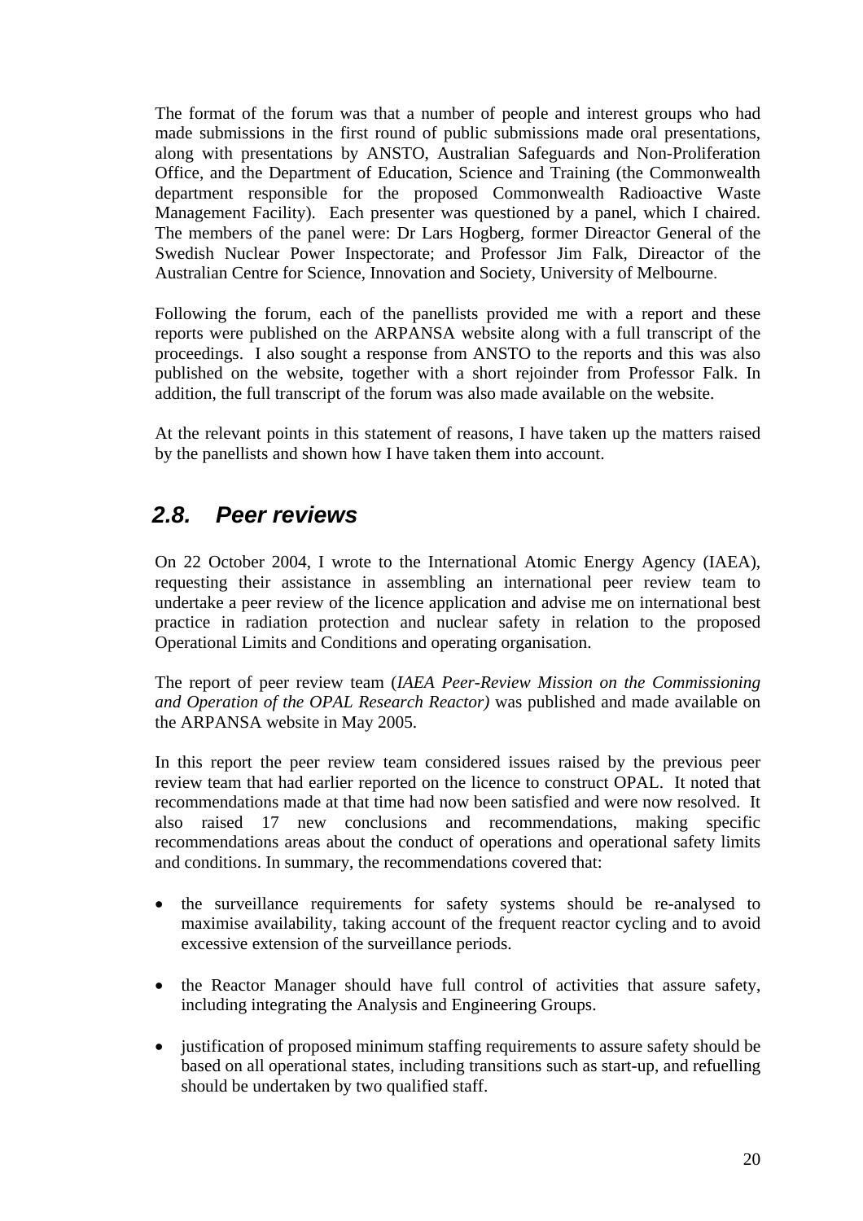The format of the forum was that a number of people and interest groups who had made submissions in the first round of public submissions made oral presentations, along with presentations by ANSTO, Australian Safeguards and Non-Proliferation Office, and the Department of Education, Science and Training (the Commonwealth department responsible for the proposed Commonwealth Radioactive Waste Management Facility). Each presenter was questioned by a panel, which I chaired. The members of the panel were: Dr Lars Hogberg, former Direactor General of the Swedish Nuclear Power Inspectorate; and Professor Jim Falk, Direactor of the Australian Centre for Science, Innovation and Society, University of Melbourne.

Following the forum, each of the panellists provided me with a report and these reports were published on the ARPANSA website along with a full transcript of the proceedings. I also sought a response from ANSTO to the reports and this was also published on the website, together with a short rejoinder from Professor Falk. In addition, the full transcript of the forum was also made available on the website.

At the relevant points in this statement of reasons, I have taken up the matters raised by the panellists and shown how I have taken them into account.

## 2.8. Peer reviews

On 22 October 2004, I wrote to the International Atomic Energy Agency (IAEA), requesting their assistance in assembling an international peer review team to undertake a peer review of the licence application and advise me on international best practice in radiation protection and nuclear safety in relation to the proposed Operational Limits and Conditions and operating organisation.

The report of peer review team (*IAEA Peer-Review Mission on the Commissioning and Operation of the OPAL Research Reactor)* was published and made available on the ARPANSA website in May 2005.

In this report the peer review team considered issues raised by the previous peer review team that had earlier reported on the licence to construct OPAL. It noted that recommendations made at that time had now been satisfied and were now resolved. It also raised 17 new conclusions and recommendations, making specific recommendations areas about the conduct of operations and operational safety limits and conditions. In summary, the recommendations covered that:

- the surveillance requirements for safety systems should be re-analysed to maximise availability, taking account of the frequent reactor cycling and to avoid excessive extension of the surveillance periods.
- the Reactor Manager should have full control of activities that assure safety, including integrating the Analysis and Engineering Groups.
- justification of proposed minimum staffing requirements to assure safety should be based on all operational states, including transitions such as start-up, and refuelling should be undertaken by two qualified staff.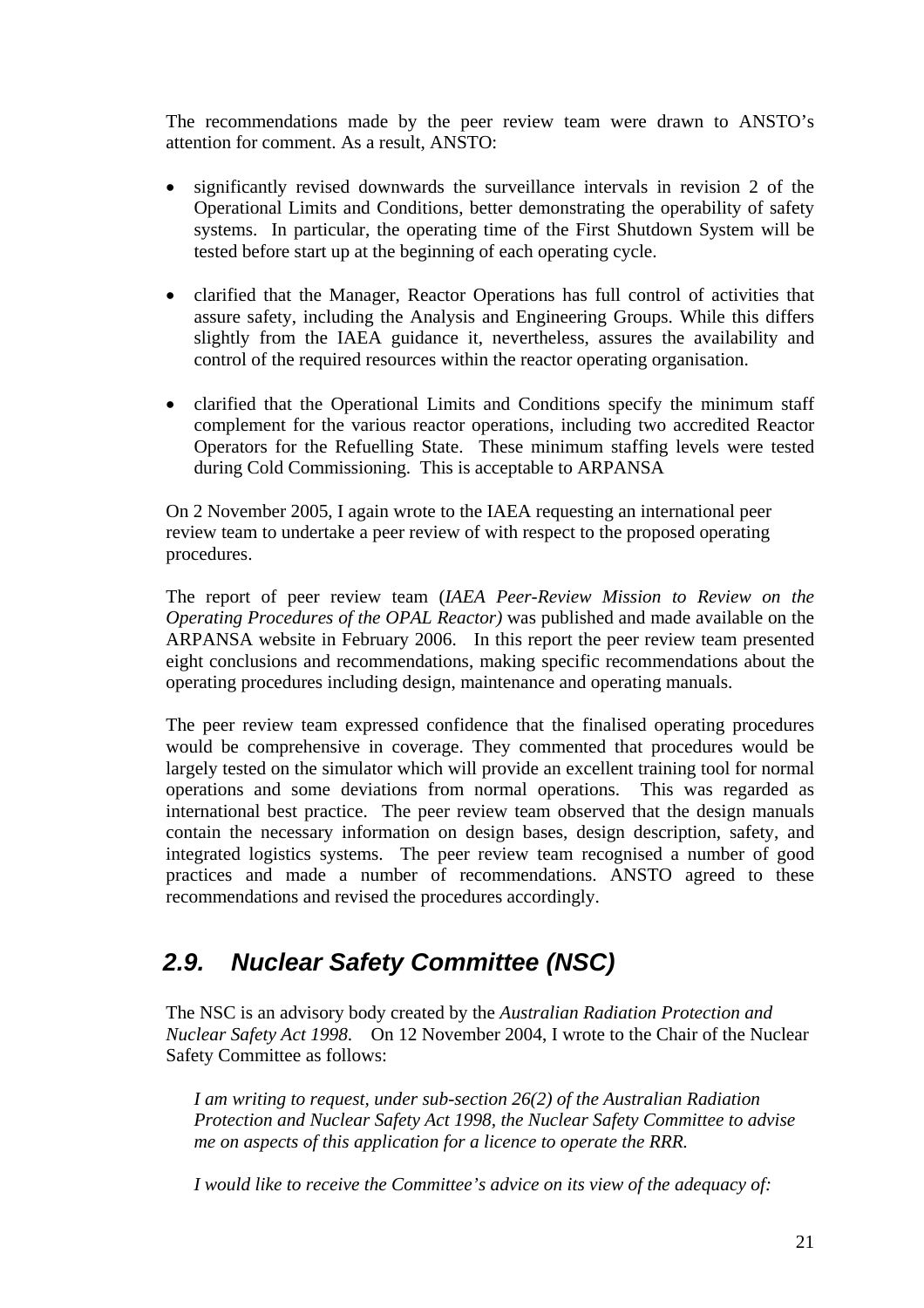The recommendations made by the peer review team were drawn to ANSTO's attention for comment. As a result, ANSTO:

- significantly revised downwards the surveillance intervals in revision 2 of the Operational Limits and Conditions, better demonstrating the operability of safety systems. In particular, the operating time of the First Shutdown System will be tested before start up at the beginning of each operating cycle.

- clarified that the Manager, Reactor Operations has full control of activities that assure safety, including the Analysis and Engineering Groups. While this differs slightly from the IAEA guidance it, nevertheless, assures the availability and control of the required resources within the reactor operating organisation.

- clarified that the Operational Limits and Conditions specify the minimum staff complement for the various reactor operations, including two accredited Reactor Operators for the Refuelling State. These minimum staffing levels were tested during Cold Commissioning. This is acceptable to ARPANSA

On 2 November 2005, I again wrote to the IAEA requesting an international peer review team to undertake a peer review of with respect to the proposed operating procedures.

The report of peer review team (*IAEA Peer-Review Mission to Review on the Operating Procedures of the OPAL Reactor)* was published and made available on the ARPANSA website in February 2006. In this report the peer review team presented eight conclusions and recommendations, making specific recommendations about the operating procedures including design, maintenance and operating manuals.

The peer review team expressed confidence that the finalised operating procedures would be comprehensive in coverage. They commented that procedures would be largely tested on the simulator which will provide an excellent training tool for normal operations and some deviations from normal operations. This was regarded as international best practice. The peer review team observed that the design manuals contain the necessary information on design bases, design description, safety, and integrated logistics systems. The peer review team recognised a number of good practices and made a number of recommendations. ANSTO agreed to these recommendations and revised the procedures accordingly.

## *2.9. Nuclear Safety Committee (NSC)*

The NSC is an advisory body created by the *Australian Radiation Protection and Nuclear Safety Act 1998*. On 12 November 2004, I wrote to the Chair of the Nuclear Safety Committee as follows:

> *I am writing to request, under sub-section 26(2) of the Australian Radiation Protection and Nuclear Safety Act 1998, the Nuclear Safety Committee to advise me on aspects of this application for a licence to operate the RRR.*
>
> *I would like to receive the Committee's advice on its view of the adequacy of:*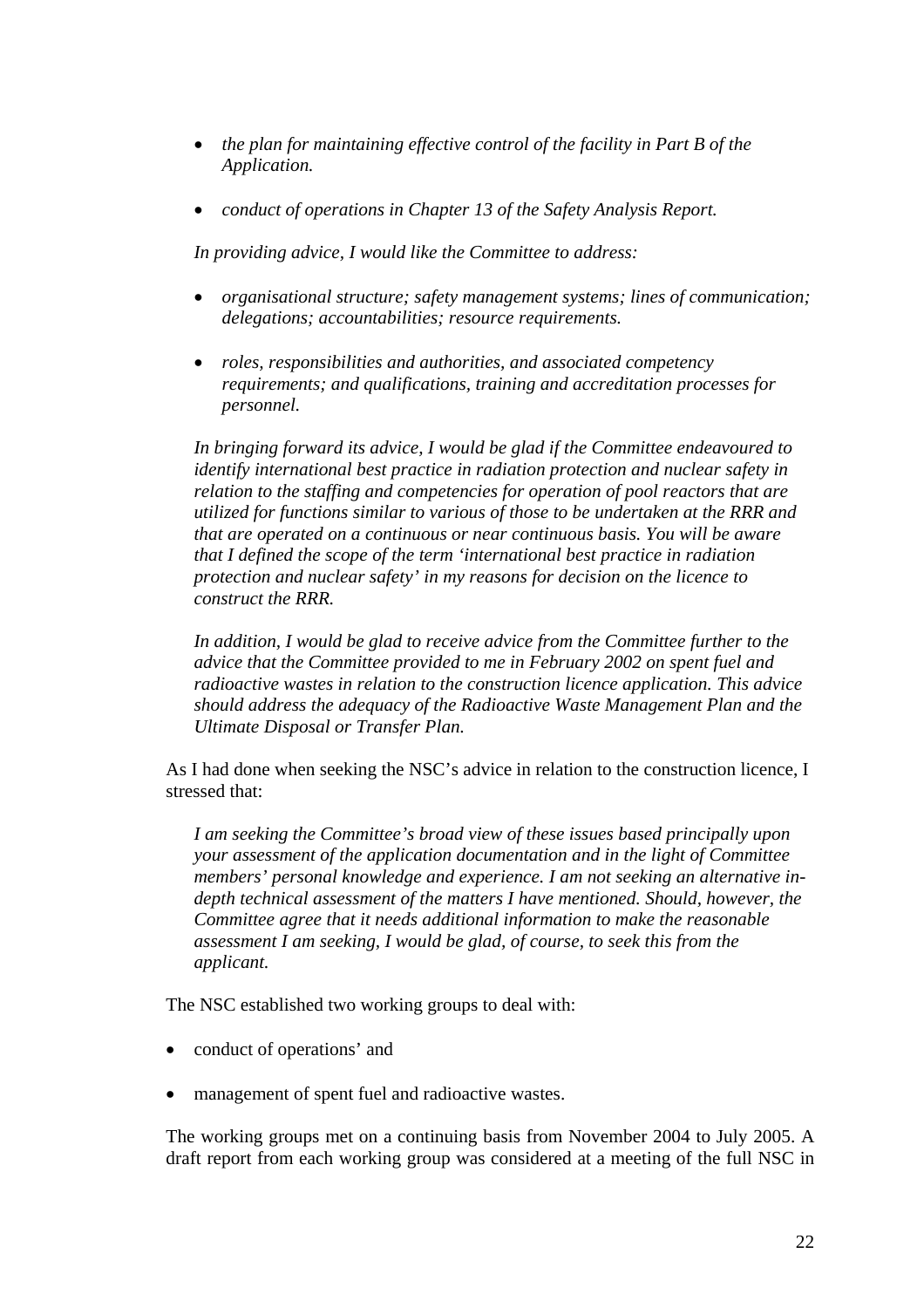> - *the plan for maintaining effective control of the facility in Part B of the Application.*
>
> - *conduct of operations in Chapter 13 of the Safety Analysis Report.*
>
> *In providing advice, I would like the Committee to address:*
>
> - *organisational structure; safety management systems; lines of communication; delegations; accountabilities; resource requirements.*
>
> - *roles, responsibilities and authorities, and associated competency requirements; and qualifications, training and accreditation processes for personnel.*
>
> *In bringing forward its advice, I would be glad if the Committee endeavoured to identify international best practice in radiation protection and nuclear safety in relation to the staffing and competencies for operation of pool reactors that are utilized for functions similar to various of those to be undertaken at the RRR and that are operated on a continuous or near continuous basis. You will be aware that I defined the scope of the term 'international best practice in radiation protection and nuclear safety' in my reasons for decision on the licence to construct the RRR.*
>
> *In addition, I would be glad to receive advice from the Committee further to the advice that the Committee provided to me in February 2002 on spent fuel and radioactive wastes in relation to the construction licence application. This advice should address the adequacy of the Radioactive Waste Management Plan and the Ultimate Disposal or Transfer Plan.*

As I had done when seeking the NSC's advice in relation to the construction licence, I stressed that:

> *I am seeking the Committee's broad view of these issues based principally upon your assessment of the application documentation and in the light of Committee members' personal knowledge and experience. I am not seeking an alternative in-depth technical assessment of the matters I have mentioned. Should, however, the Committee agree that it needs additional information to make the reasonable assessment I am seeking, I would be glad, of course, to seek this from the applicant.*

The NSC established two working groups to deal with:

- conduct of operations' and
- management of spent fuel and radioactive wastes.

The working groups met on a continuing basis from November 2004 to July 2005. A draft report from each working group was considered at a meeting of the full NSC in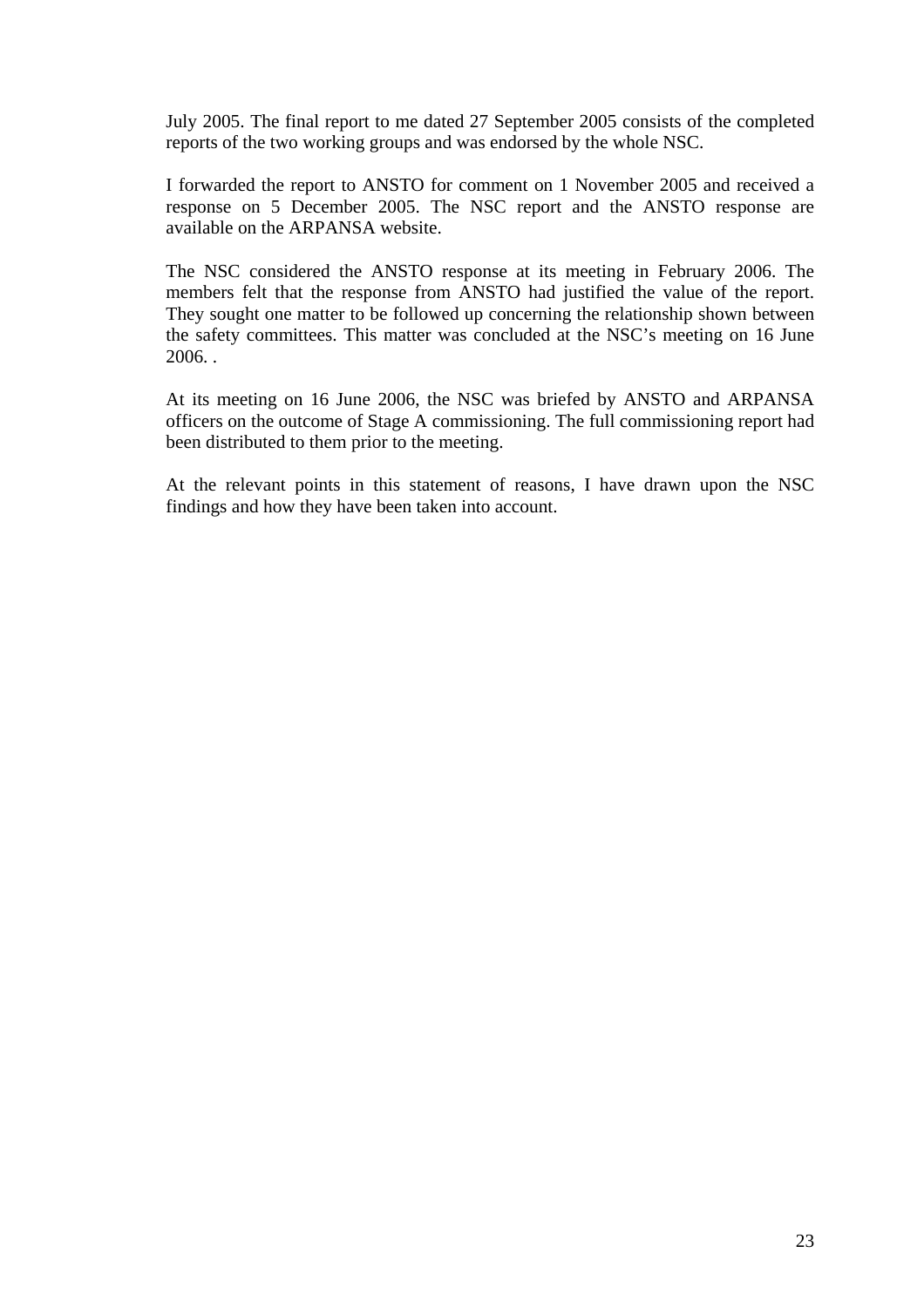July 2005. The final report to me dated 27 September 2005 consists of the completed reports of the two working groups and was endorsed by the whole NSC.

I forwarded the report to ANSTO for comment on 1 November 2005 and received a response on 5 December 2005. The NSC report and the ANSTO response are available on the ARPANSA website.

The NSC considered the ANSTO response at its meeting in February 2006. The members felt that the response from ANSTO had justified the value of the report. They sought one matter to be followed up concerning the relationship shown between the safety committees. This matter was concluded at the NSC's meeting on 16 June 2006. .

At its meeting on 16 June 2006, the NSC was briefed by ANSTO and ARPANSA officers on the outcome of Stage A commissioning. The full commissioning report had been distributed to them prior to the meeting.

At the relevant points in this statement of reasons, I have drawn upon the NSC findings and how they have been taken into account.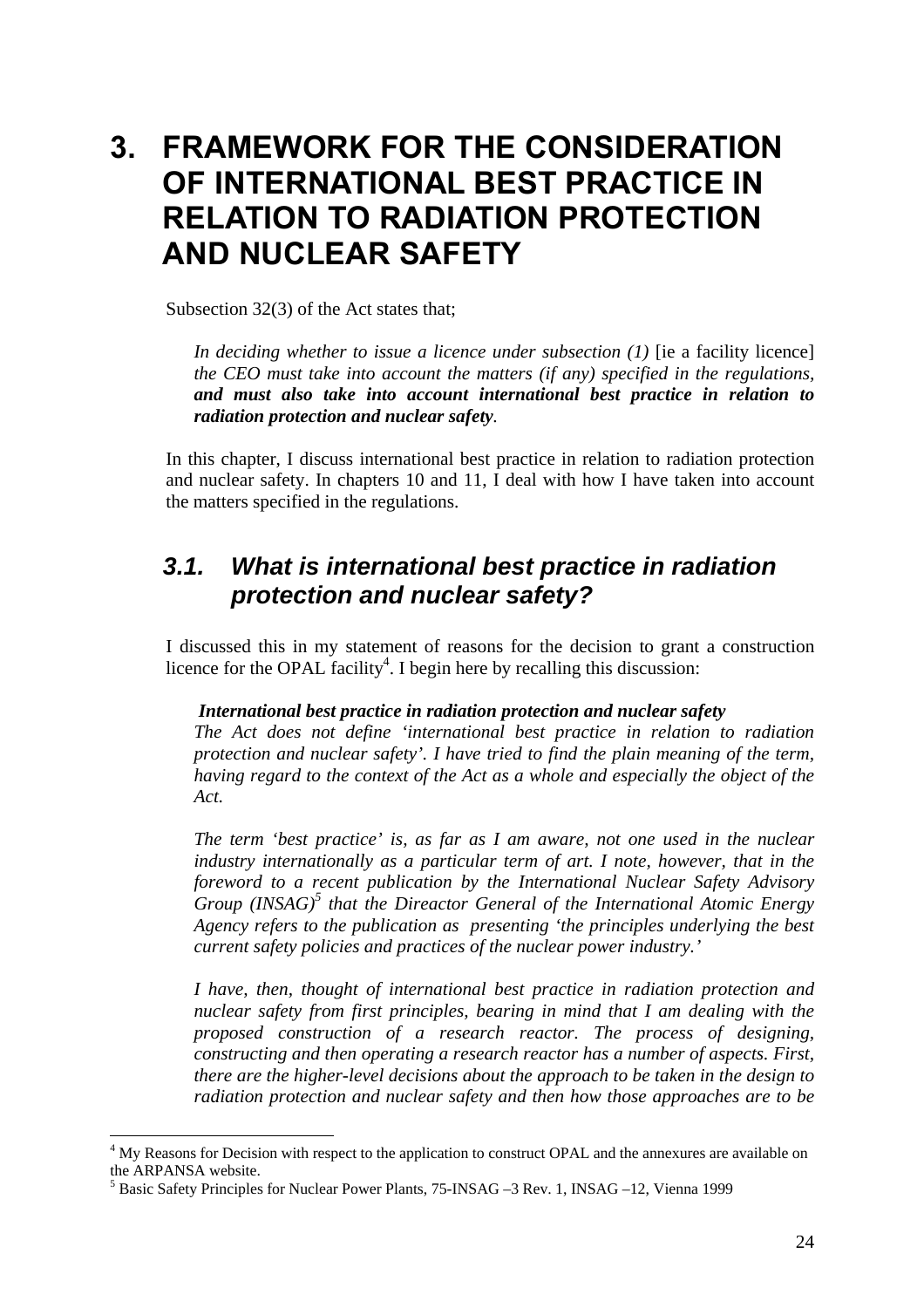# 3. FRAMEWORK FOR THE CONSIDERATION OF INTERNATIONAL BEST PRACTICE IN RELATION TO RADIATION PROTECTION AND NUCLEAR SAFETY

Subsection 32(3) of the Act states that;

> *In deciding whether to issue a licence under subsection (1)* [ie a facility licence] *the CEO must take into account the matters (if any) specified in the regulations, **and must also take into account international best practice in relation to radiation protection and nuclear safety**.*

In this chapter, I discuss international best practice in relation to radiation protection and nuclear safety. In chapters 10 and 11, I deal with how I have taken into account the matters specified in the regulations.

## 3.1. What is international best practice in radiation protection and nuclear safety?

I discussed this in my statement of reasons for the decision to grant a construction licence for the OPAL facility[4]. I begin here by recalling this discussion:

> ***International best practice in radiation protection and nuclear safety***
> *The Act does not define 'international best practice in relation to radiation protection and nuclear safety'. I have tried to find the plain meaning of the term, having regard to the context of the Act as a whole and especially the object of the Act.*
>
> *The term 'best practice' is, as far as I am aware, not one used in the nuclear industry internationally as a particular term of art. I note, however, that in the foreword to a recent publication by the International Nuclear Safety Advisory Group (INSAG)[5] that the Direactor General of the International Atomic Energy Agency refers to the publication as presenting 'the principles underlying the best current safety policies and practices of the nuclear power industry.'*
>
> *I have, then, thought of international best practice in radiation protection and nuclear safety from first principles, bearing in mind that I am dealing with the proposed construction of a research reactor. The process of designing, constructing and then operating a research reactor has a number of aspects. First, there are the higher-level decisions about the approach to be taken in the design to radiation protection and nuclear safety and then how those approaches are to be*

[4] My Reasons for Decision with respect to the application to construct OPAL and the annexures are available on the ARPANSA website.

[5] Basic Safety Principles for Nuclear Power Plants, 75-INSAG –3 Rev. 1, INSAG –12, Vienna 1999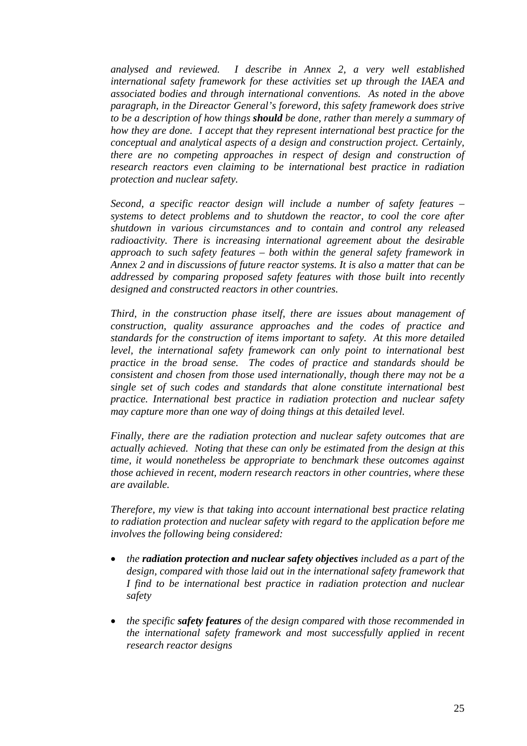*analysed and reviewed. I describe in Annex 2, a very well established international safety framework for these activities set up through the IAEA and associated bodies and through international conventions. As noted in the above paragraph, in the Direactor General's foreword, this safety framework does strive to be a description of how things **should** be done, rather than merely a summary of how they are done. I accept that they represent international best practice for the conceptual and analytical aspects of a design and construction project. Certainly, there are no competing approaches in respect of design and construction of research reactors even claiming to be international best practice in radiation protection and nuclear safety.*

*Second, a specific reactor design will include a number of safety features – systems to detect problems and to shutdown the reactor, to cool the core after shutdown in various circumstances and to contain and control any released radioactivity. There is increasing international agreement about the desirable approach to such safety features – both within the general safety framework in Annex 2 and in discussions of future reactor systems. It is also a matter that can be addressed by comparing proposed safety features with those built into recently designed and constructed reactors in other countries.*

*Third, in the construction phase itself, there are issues about management of construction, quality assurance approaches and the codes of practice and standards for the construction of items important to safety. At this more detailed level, the international safety framework can only point to international best practice in the broad sense. The codes of practice and standards should be consistent and chosen from those used internationally, though there may not be a single set of such codes and standards that alone constitute international best practice. International best practice in radiation protection and nuclear safety may capture more than one way of doing things at this detailed level.*

*Finally, there are the radiation protection and nuclear safety outcomes that are actually achieved. Noting that these can only be estimated from the design at this time, it would nonetheless be appropriate to benchmark these outcomes against those achieved in recent, modern research reactors in other countries, where these are available.*

*Therefore, my view is that taking into account international best practice relating to radiation protection and nuclear safety with regard to the application before me involves the following being considered:*

- *the **radiation protection and nuclear safety objectives** included as a part of the design, compared with those laid out in the international safety framework that I find to be international best practice in radiation protection and nuclear safety*

- *the specific **safety features** of the design compared with those recommended in the international safety framework and most successfully applied in recent research reactor designs*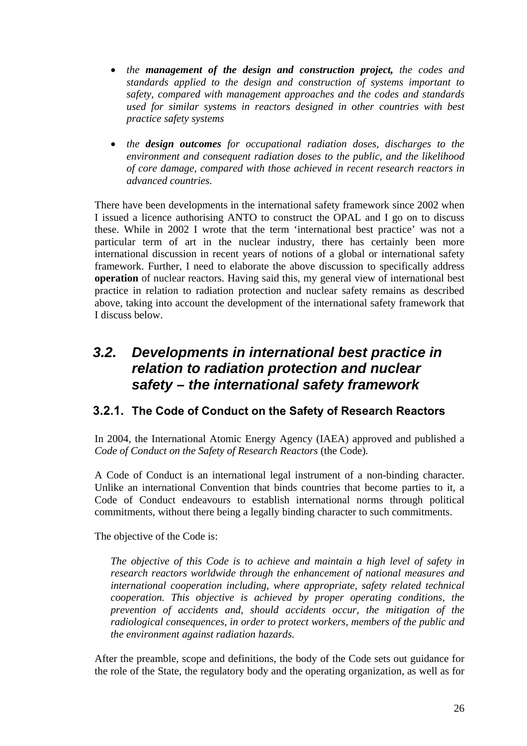- *the **management of the design and construction project,** the codes and standards applied to the design and construction of systems important to safety, compared with management approaches and the codes and standards used for similar systems in reactors designed in other countries with best practice safety systems*

- *the **design outcomes** for occupational radiation doses, discharges to the environment and consequent radiation doses to the public, and the likelihood of core damage, compared with those achieved in recent research reactors in advanced countries.*

There have been developments in the international safety framework since 2002 when I issued a licence authorising ANTO to construct the OPAL and I go on to discuss these. While in 2002 I wrote that the term 'international best practice' was not a particular term of art in the nuclear industry, there has certainly been more international discussion in recent years of notions of a global or international safety framework. Further, I need to elaborate the above discussion to specifically address **operation** of nuclear reactors. Having said this, my general view of international best practice in relation to radiation protection and nuclear safety remains as described above, taking into account the development of the international safety framework that I discuss below.

## *3.2. Developments in international best practice in relation to radiation protection and nuclear safety – the international safety framework*

### 3.2.1. The Code of Conduct on the Safety of Research Reactors

In 2004, the International Atomic Energy Agency (IAEA) approved and published a *Code of Conduct on the Safety of Research Reactors* (the Code).

A Code of Conduct is an international legal instrument of a non-binding character. Unlike an international Convention that binds countries that become parties to it, a Code of Conduct endeavours to establish international norms through political commitments, without there being a legally binding character to such commitments.

The objective of the Code is:

> *The objective of this Code is to achieve and maintain a high level of safety in research reactors worldwide through the enhancement of national measures and international cooperation including, where appropriate, safety related technical cooperation. This objective is achieved by proper operating conditions, the prevention of accidents and, should accidents occur, the mitigation of the radiological consequences, in order to protect workers, members of the public and the environment against radiation hazards.*

After the preamble, scope and definitions, the body of the Code sets out guidance for the role of the State, the regulatory body and the operating organization, as well as for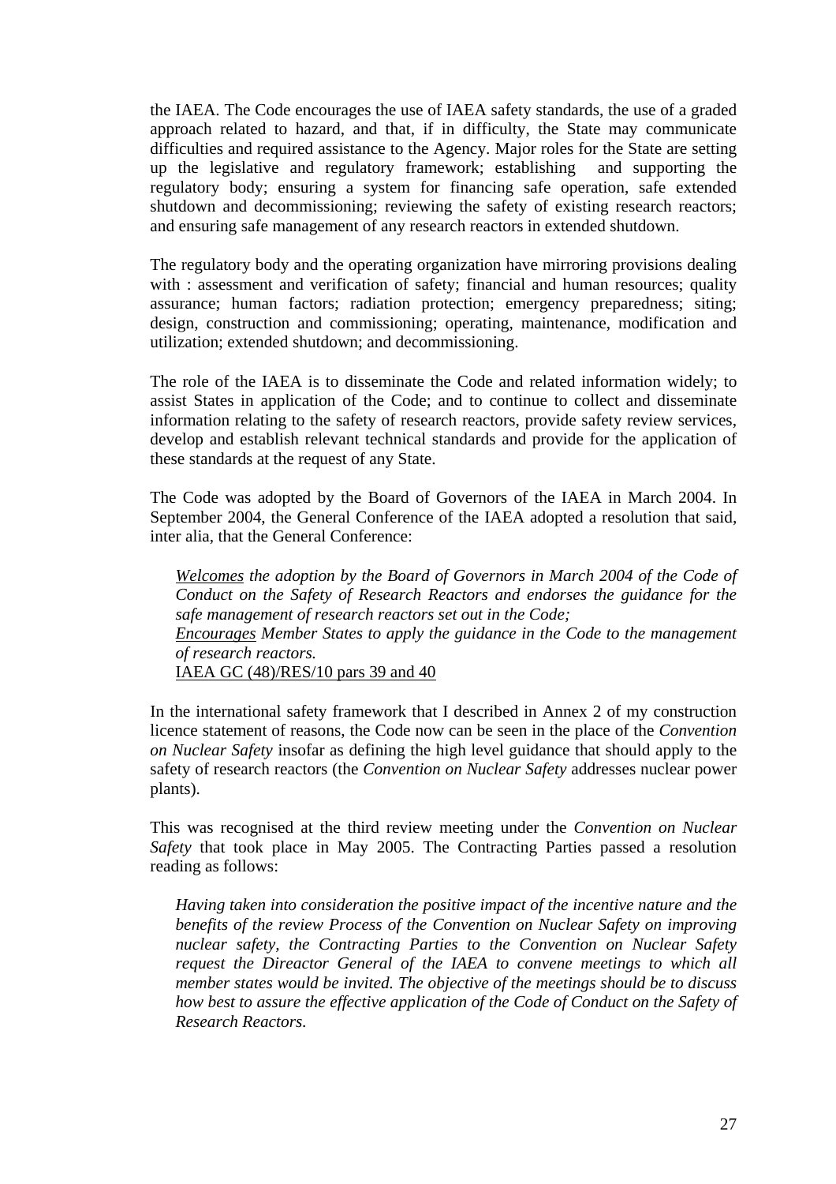the IAEA. The Code encourages the use of IAEA safety standards, the use of a graded approach related to hazard, and that, if in difficulty, the State may communicate difficulties and required assistance to the Agency. Major roles for the State are setting up the legislative and regulatory framework; establishing and supporting the regulatory body; ensuring a system for financing safe operation, safe extended shutdown and decommissioning; reviewing the safety of existing research reactors; and ensuring safe management of any research reactors in extended shutdown.

The regulatory body and the operating organization have mirroring provisions dealing with : assessment and verification of safety; financial and human resources; quality assurance; human factors; radiation protection; emergency preparedness; siting; design, construction and commissioning; operating, maintenance, modification and utilization; extended shutdown; and decommissioning.

The role of the IAEA is to disseminate the Code and related information widely; to assist States in application of the Code; and to continue to collect and disseminate information relating to the safety of research reactors, provide safety review services, develop and establish relevant technical standards and provide for the application of these standards at the request of any State.

The Code was adopted by the Board of Governors of the IAEA in March 2004. In September 2004, the General Conference of the IAEA adopted a resolution that said, inter alia, that the General Conference:

> *Welcomes the adoption by the Board of Governors in March 2004 of the Code of Conduct on the Safety of Research Reactors and endorses the guidance for the safe management of research reactors set out in the Code;*
> *Encourages Member States to apply the guidance in the Code to the management of research reactors.*
> IAEA GC (48)/RES/10 pars 39 and 40

In the international safety framework that I described in Annex 2 of my construction licence statement of reasons, the Code now can be seen in the place of the *Convention on Nuclear Safety* insofar as defining the high level guidance that should apply to the safety of research reactors (the *Convention on Nuclear Safety* addresses nuclear power plants).

This was recognised at the third review meeting under the *Convention on Nuclear Safety* that took place in May 2005. The Contracting Parties passed a resolution reading as follows:

> *Having taken into consideration the positive impact of the incentive nature and the benefits of the review Process of the Convention on Nuclear Safety on improving nuclear safety, the Contracting Parties to the Convention on Nuclear Safety request the Direactor General of the IAEA to convene meetings to which all member states would be invited. The objective of the meetings should be to discuss how best to assure the effective application of the Code of Conduct on the Safety of Research Reactors.*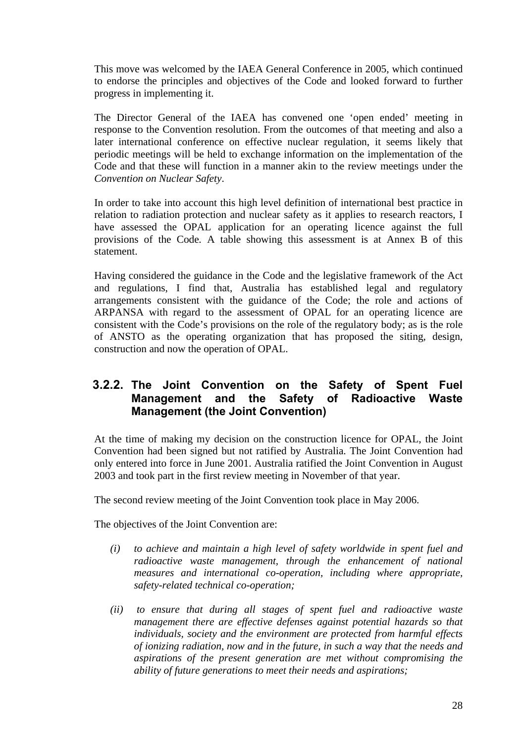This move was welcomed by the IAEA General Conference in 2005, which continued to endorse the principles and objectives of the Code and looked forward to further progress in implementing it.

The Director General of the IAEA has convened one 'open ended' meeting in response to the Convention resolution. From the outcomes of that meeting and also a later international conference on effective nuclear regulation, it seems likely that periodic meetings will be held to exchange information on the implementation of the Code and that these will function in a manner akin to the review meetings under the *Convention on Nuclear Safety*.

In order to take into account this high level definition of international best practice in relation to radiation protection and nuclear safety as it applies to research reactors, I have assessed the OPAL application for an operating licence against the full provisions of the Code. A table showing this assessment is at Annex B of this statement.

Having considered the guidance in the Code and the legislative framework of the Act and regulations, I find that, Australia has established legal and regulatory arrangements consistent with the guidance of the Code; the role and actions of ARPANSA with regard to the assessment of OPAL for an operating licence are consistent with the Code's provisions on the role of the regulatory body; as is the role of ANSTO as the operating organization that has proposed the siting, design, construction and now the operation of OPAL.

### 3.2.2. The Joint Convention on the Safety of Spent Fuel Management and the Safety of Radioactive Waste Management (the Joint Convention)

At the time of making my decision on the construction licence for OPAL, the Joint Convention had been signed but not ratified by Australia. The Joint Convention had only entered into force in June 2001. Australia ratified the Joint Convention in August 2003 and took part in the first review meeting in November of that year.

The second review meeting of the Joint Convention took place in May 2006.

The objectives of the Joint Convention are:

*(i) to achieve and maintain a high level of safety worldwide in spent fuel and radioactive waste management, through the enhancement of national measures and international co-operation, including where appropriate, safety-related technical co-operation;*

*(ii) to ensure that during all stages of spent fuel and radioactive waste management there are effective defenses against potential hazards so that individuals, society and the environment are protected from harmful effects of ionizing radiation, now and in the future, in such a way that the needs and aspirations of the present generation are met without compromising the ability of future generations to meet their needs and aspirations;*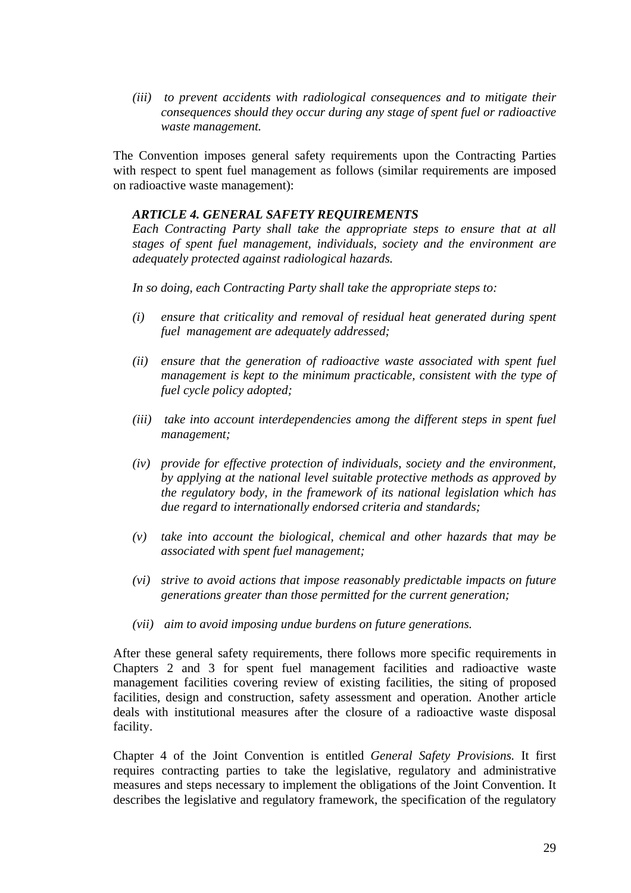*(iii) to prevent accidents with radiological consequences and to mitigate their consequences should they occur during any stage of spent fuel or radioactive waste management.*

The Convention imposes general safety requirements upon the Contracting Parties with respect to spent fuel management as follows (similar requirements are imposed on radioactive waste management):

> ***ARTICLE 4. GENERAL SAFETY REQUIREMENTS***
>
> *Each Contracting Party shall take the appropriate steps to ensure that at all stages of spent fuel management, individuals, society and the environment are adequately protected against radiological hazards.*
>
> *In so doing, each Contracting Party shall take the appropriate steps to:*
>
> *(i) ensure that criticality and removal of residual heat generated during spent fuel management are adequately addressed;*
>
> *(ii) ensure that the generation of radioactive waste associated with spent fuel management is kept to the minimum practicable, consistent with the type of fuel cycle policy adopted;*
>
> *(iii) take into account interdependencies among the different steps in spent fuel management;*
>
> *(iv) provide for effective protection of individuals, society and the environment, by applying at the national level suitable protective methods as approved by the regulatory body, in the framework of its national legislation which has due regard to internationally endorsed criteria and standards;*
>
> *(v) take into account the biological, chemical and other hazards that may be associated with spent fuel management;*
>
> *(vi) strive to avoid actions that impose reasonably predictable impacts on future generations greater than those permitted for the current generation;*
>
> *(vii) aim to avoid imposing undue burdens on future generations.*

After these general safety requirements, there follows more specific requirements in Chapters 2 and 3 for spent fuel management facilities and radioactive waste management facilities covering review of existing facilities, the siting of proposed facilities, design and construction, safety assessment and operation. Another article deals with institutional measures after the closure of a radioactive waste disposal facility.

Chapter 4 of the Joint Convention is entitled *General Safety Provisions.* It first requires contracting parties to take the legislative, regulatory and administrative measures and steps necessary to implement the obligations of the Joint Convention. It describes the legislative and regulatory framework, the specification of the regulatory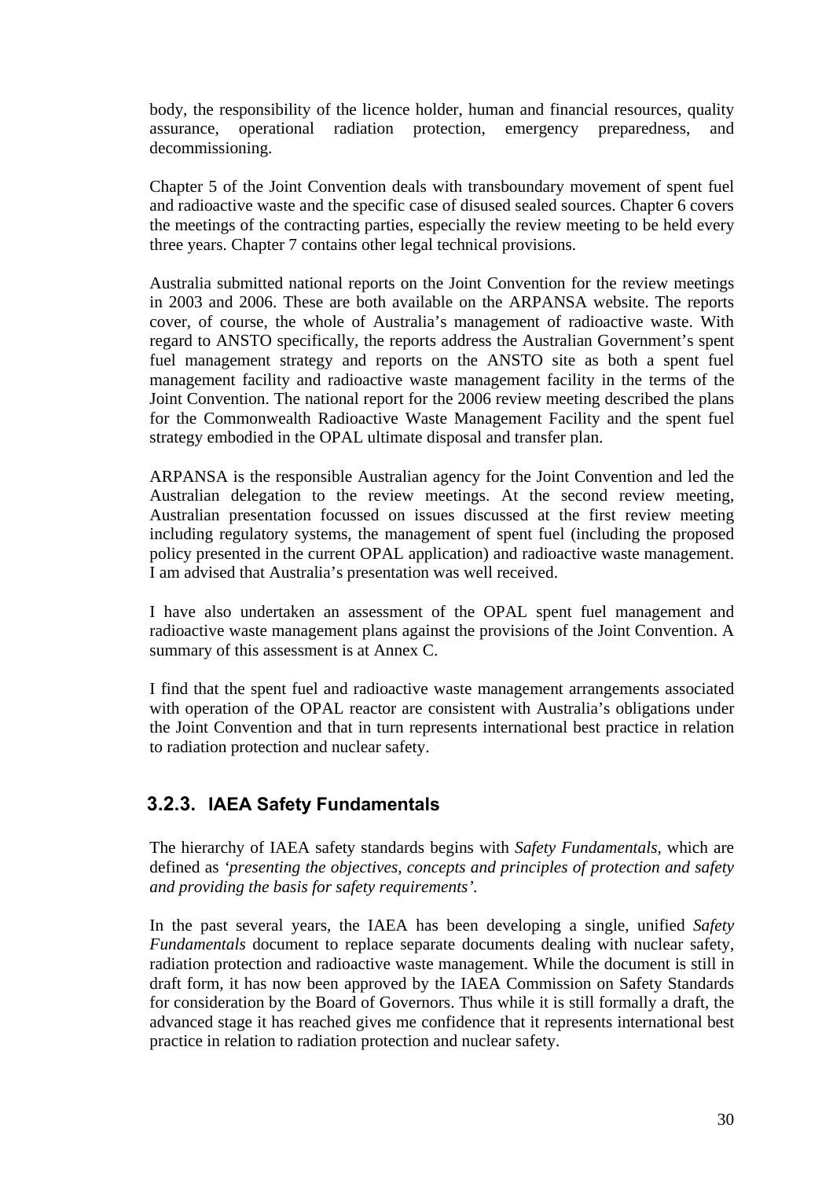body, the responsibility of the licence holder, human and financial resources, quality assurance, operational radiation protection, emergency preparedness, and decommissioning.

Chapter 5 of the Joint Convention deals with transboundary movement of spent fuel and radioactive waste and the specific case of disused sealed sources. Chapter 6 covers the meetings of the contracting parties, especially the review meeting to be held every three years. Chapter 7 contains other legal technical provisions.

Australia submitted national reports on the Joint Convention for the review meetings in 2003 and 2006. These are both available on the ARPANSA website. The reports cover, of course, the whole of Australia's management of radioactive waste. With regard to ANSTO specifically, the reports address the Australian Government's spent fuel management strategy and reports on the ANSTO site as both a spent fuel management facility and radioactive waste management facility in the terms of the Joint Convention. The national report for the 2006 review meeting described the plans for the Commonwealth Radioactive Waste Management Facility and the spent fuel strategy embodied in the OPAL ultimate disposal and transfer plan.

ARPANSA is the responsible Australian agency for the Joint Convention and led the Australian delegation to the review meetings. At the second review meeting, Australian presentation focussed on issues discussed at the first review meeting including regulatory systems, the management of spent fuel (including the proposed policy presented in the current OPAL application) and radioactive waste management. I am advised that Australia's presentation was well received.

I have also undertaken an assessment of the OPAL spent fuel management and radioactive waste management plans against the provisions of the Joint Convention. A summary of this assessment is at Annex C.

I find that the spent fuel and radioactive waste management arrangements associated with operation of the OPAL reactor are consistent with Australia's obligations under the Joint Convention and that in turn represents international best practice in relation to radiation protection and nuclear safety.

### 3.2.3. IAEA Safety Fundamentals

The hierarchy of IAEA safety standards begins with *Safety Fundamentals,* which are defined as *'presenting the objectives, concepts and principles of protection and safety and providing the basis for safety requirements'.*

In the past several years, the IAEA has been developing a single, unified *Safety Fundamentals* document to replace separate documents dealing with nuclear safety, radiation protection and radioactive waste management. While the document is still in draft form, it has now been approved by the IAEA Commission on Safety Standards for consideration by the Board of Governors. Thus while it is still formally a draft, the advanced stage it has reached gives me confidence that it represents international best practice in relation to radiation protection and nuclear safety.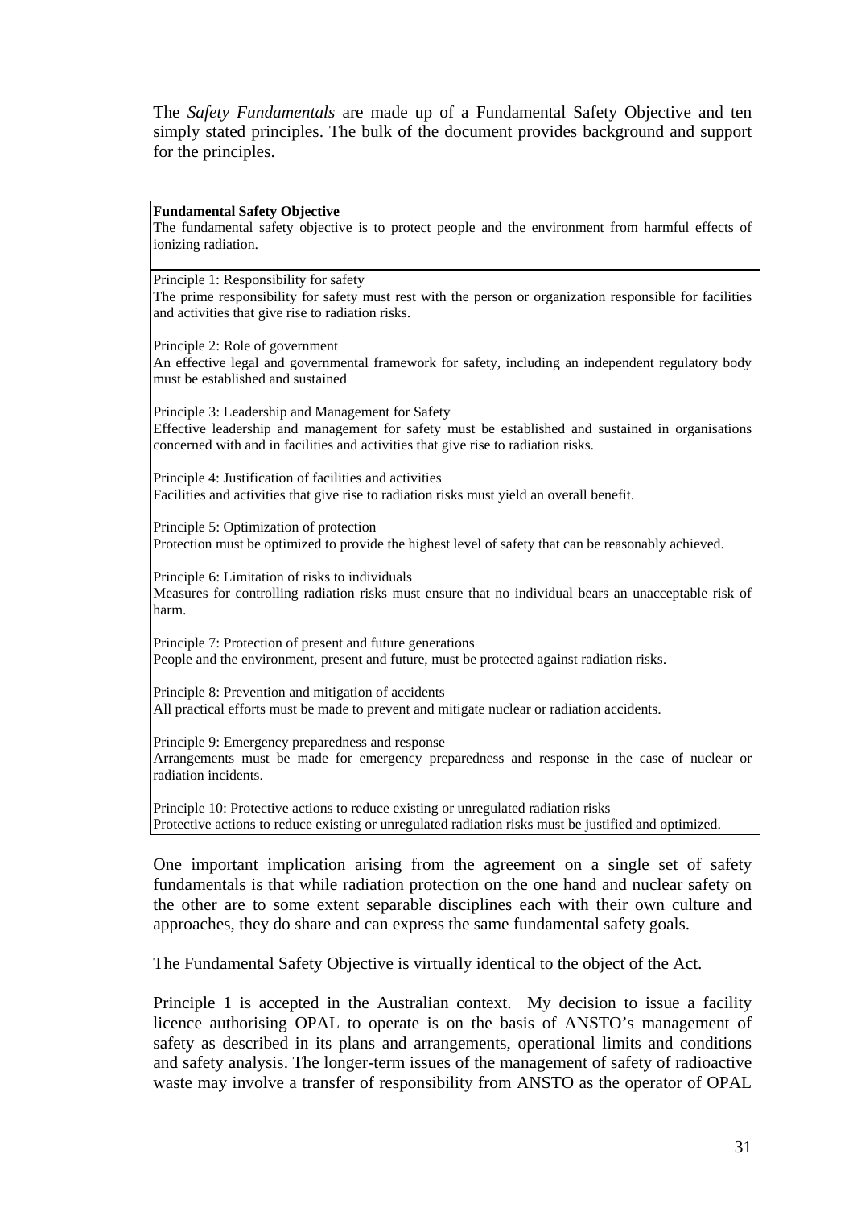The *Safety Fundamentals* are made up of a Fundamental Safety Objective and ten simply stated principles. The bulk of the document provides background and support for the principles.

> **Fundamental Safety Objective**
> The fundamental safety objective is to protect people and the environment from harmful effects of ionizing radiation.
>
> Principle 1: Responsibility for safety
> The prime responsibility for safety must rest with the person or organization responsible for facilities and activities that give rise to radiation risks.
>
> Principle 2: Role of government
> An effective legal and governmental framework for safety, including an independent regulatory body must be established and sustained
>
> Principle 3: Leadership and Management for Safety
> Effective leadership and management for safety must be established and sustained in organisations concerned with and in facilities and activities that give rise to radiation risks.
>
> Principle 4: Justification of facilities and activities
> Facilities and activities that give rise to radiation risks must yield an overall benefit.
>
> Principle 5: Optimization of protection
> Protection must be optimized to provide the highest level of safety that can be reasonably achieved.
>
> Principle 6: Limitation of risks to individuals
> Measures for controlling radiation risks must ensure that no individual bears an unacceptable risk of harm.
>
> Principle 7: Protection of present and future generations
> People and the environment, present and future, must be protected against radiation risks.
>
> Principle 8: Prevention and mitigation of accidents
> All practical efforts must be made to prevent and mitigate nuclear or radiation accidents.
>
> Principle 9: Emergency preparedness and response
> Arrangements must be made for emergency preparedness and response in the case of nuclear or radiation incidents.
>
> Principle 10: Protective actions to reduce existing or unregulated radiation risks
> Protective actions to reduce existing or unregulated radiation risks must be justified and optimized.

One important implication arising from the agreement on a single set of safety fundamentals is that while radiation protection on the one hand and nuclear safety on the other are to some extent separable disciplines each with their own culture and approaches, they do share and can express the same fundamental safety goals.

The Fundamental Safety Objective is virtually identical to the object of the Act.

Principle 1 is accepted in the Australian context. My decision to issue a facility licence authorising OPAL to operate is on the basis of ANSTO's management of safety as described in its plans and arrangements, operational limits and conditions and safety analysis. The longer-term issues of the management of safety of radioactive waste may involve a transfer of responsibility from ANSTO as the operator of OPAL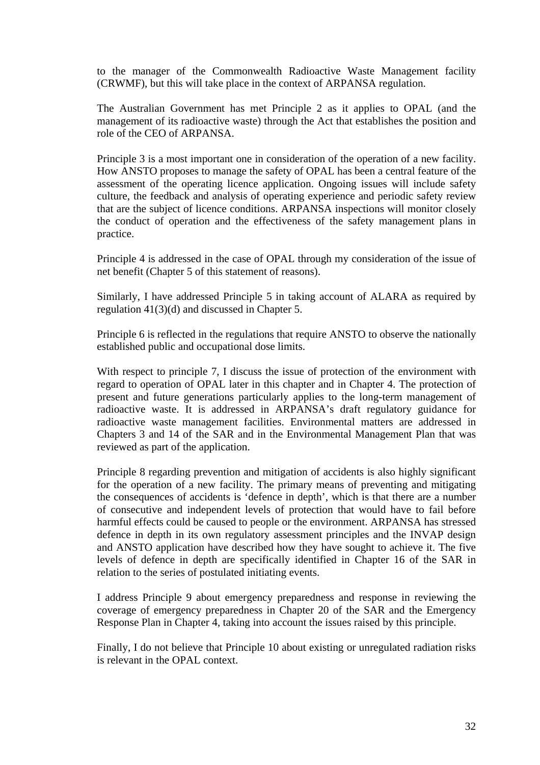to the manager of the Commonwealth Radioactive Waste Management facility (CRWMF), but this will take place in the context of ARPANSA regulation.

The Australian Government has met Principle 2 as it applies to OPAL (and the management of its radioactive waste) through the Act that establishes the position and role of the CEO of ARPANSA.

Principle 3 is a most important one in consideration of the operation of a new facility. How ANSTO proposes to manage the safety of OPAL has been a central feature of the assessment of the operating licence application. Ongoing issues will include safety culture, the feedback and analysis of operating experience and periodic safety review that are the subject of licence conditions. ARPANSA inspections will monitor closely the conduct of operation and the effectiveness of the safety management plans in practice.

Principle 4 is addressed in the case of OPAL through my consideration of the issue of net benefit (Chapter 5 of this statement of reasons).

Similarly, I have addressed Principle 5 in taking account of ALARA as required by regulation 41(3)(d) and discussed in Chapter 5.

Principle 6 is reflected in the regulations that require ANSTO to observe the nationally established public and occupational dose limits.

With respect to principle 7, I discuss the issue of protection of the environment with regard to operation of OPAL later in this chapter and in Chapter 4. The protection of present and future generations particularly applies to the long-term management of radioactive waste. It is addressed in ARPANSA's draft regulatory guidance for radioactive waste management facilities. Environmental matters are addressed in Chapters 3 and 14 of the SAR and in the Environmental Management Plan that was reviewed as part of the application.

Principle 8 regarding prevention and mitigation of accidents is also highly significant for the operation of a new facility. The primary means of preventing and mitigating the consequences of accidents is 'defence in depth', which is that there are a number of consecutive and independent levels of protection that would have to fail before harmful effects could be caused to people or the environment. ARPANSA has stressed defence in depth in its own regulatory assessment principles and the INVAP design and ANSTO application have described how they have sought to achieve it. The five levels of defence in depth are specifically identified in Chapter 16 of the SAR in relation to the series of postulated initiating events.

I address Principle 9 about emergency preparedness and response in reviewing the coverage of emergency preparedness in Chapter 20 of the SAR and the Emergency Response Plan in Chapter 4, taking into account the issues raised by this principle.

Finally, I do not believe that Principle 10 about existing or unregulated radiation risks is relevant in the OPAL context.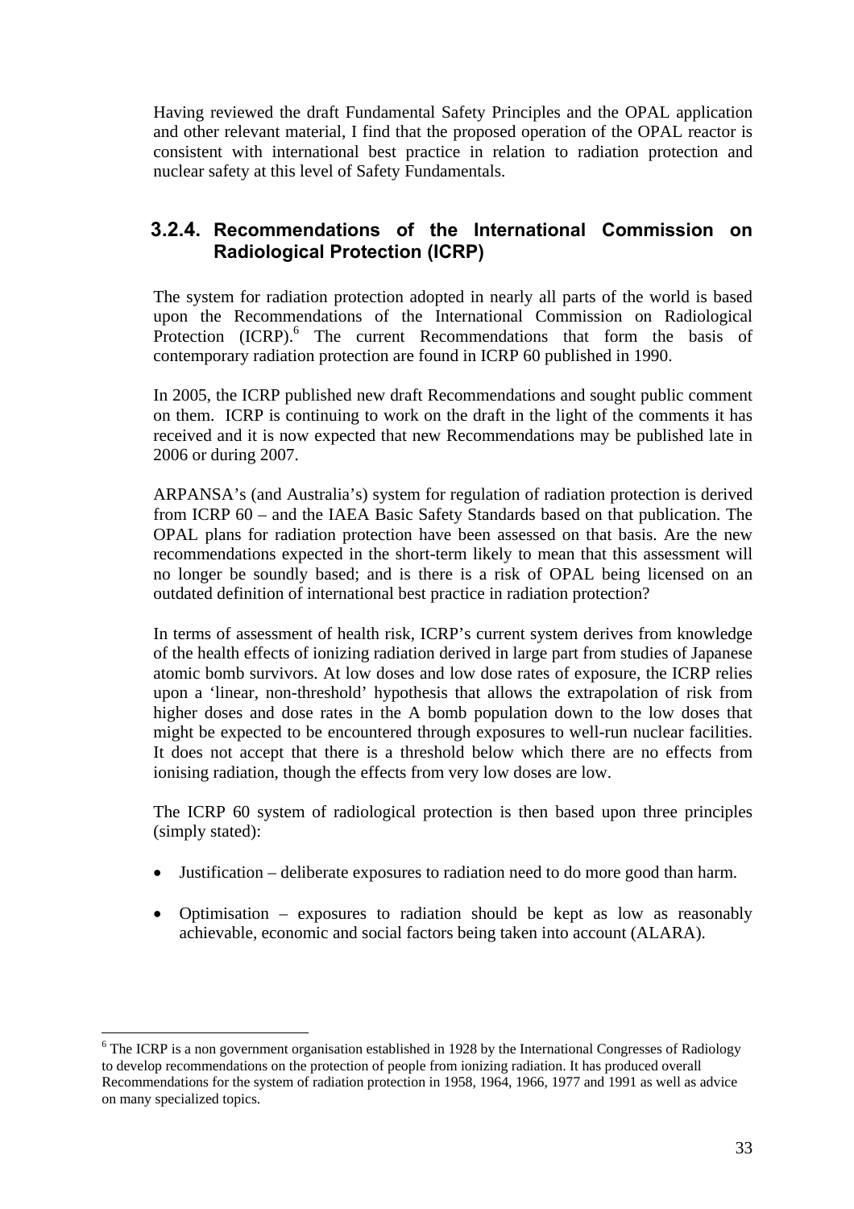Having reviewed the draft Fundamental Safety Principles and the OPAL application and other relevant material, I find that the proposed operation of the OPAL reactor is consistent with international best practice in relation to radiation protection and nuclear safety at this level of Safety Fundamentals.

### 3.2.4. Recommendations of the International Commission on Radiological Protection (ICRP)

The system for radiation protection adopted in nearly all parts of the world is based upon the Recommendations of the International Commission on Radiological Protection (ICRP).[6] The current Recommendations that form the basis of contemporary radiation protection are found in ICRP 60 published in 1990.

In 2005, the ICRP published new draft Recommendations and sought public comment on them. ICRP is continuing to work on the draft in the light of the comments it has received and it is now expected that new Recommendations may be published late in 2006 or during 2007.

ARPANSA's (and Australia's) system for regulation of radiation protection is derived from ICRP 60 – and the IAEA Basic Safety Standards based on that publication. The OPAL plans for radiation protection have been assessed on that basis. Are the new recommendations expected in the short-term likely to mean that this assessment will no longer be soundly based; and is there is a risk of OPAL being licensed on an outdated definition of international best practice in radiation protection?

In terms of assessment of health risk, ICRP's current system derives from knowledge of the health effects of ionizing radiation derived in large part from studies of Japanese atomic bomb survivors. At low doses and low dose rates of exposure, the ICRP relies upon a 'linear, non-threshold' hypothesis that allows the extrapolation of risk from higher doses and dose rates in the A bomb population down to the low doses that might be expected to be encountered through exposures to well-run nuclear facilities. It does not accept that there is a threshold below which there are no effects from ionising radiation, though the effects from very low doses are low.

The ICRP 60 system of radiological protection is then based upon three principles (simply stated):

- Justification – deliberate exposures to radiation need to do more good than harm.
- Optimisation – exposures to radiation should be kept as low as reasonably achievable, economic and social factors being taken into account (ALARA).

[6] The ICRP is a non government organisation established in 1928 by the International Congresses of Radiology to develop recommendations on the protection of people from ionizing radiation. It has produced overall Recommendations for the system of radiation protection in 1958, 1964, 1966, 1977 and 1991 as well as advice on many specialized topics.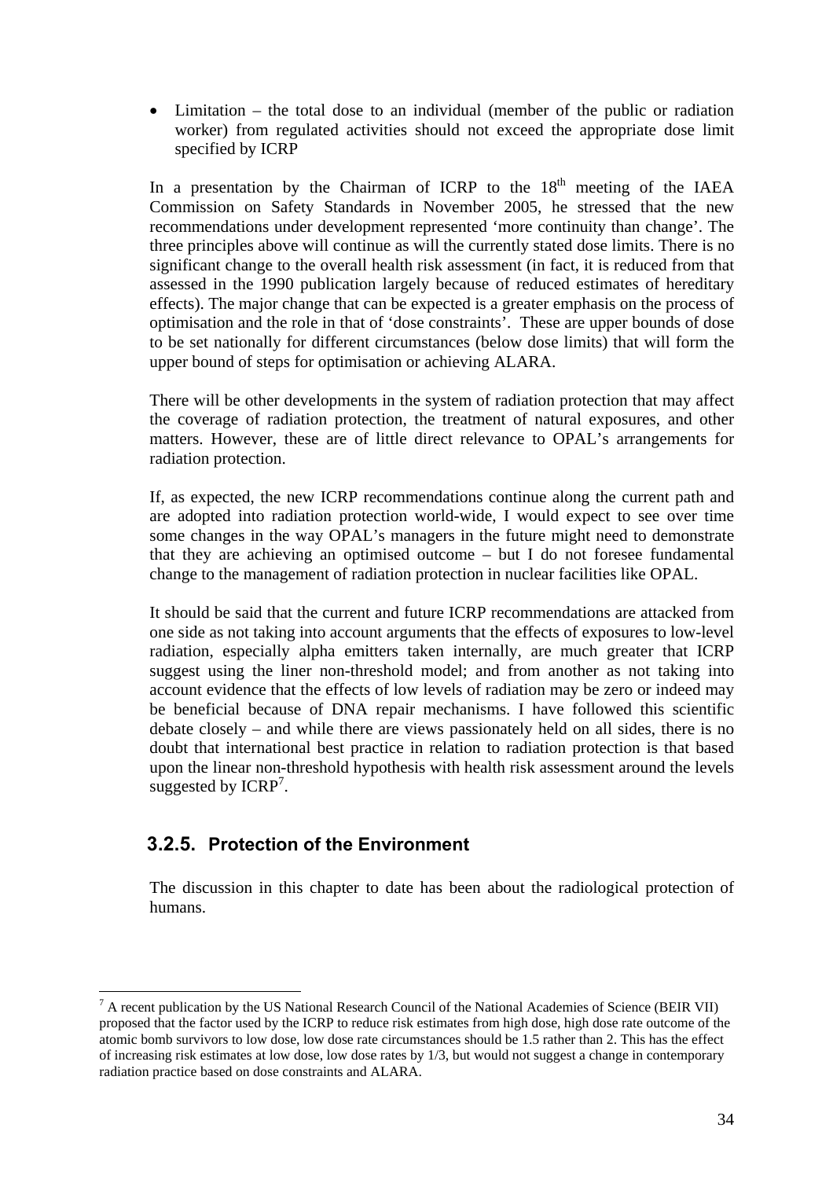- Limitation – the total dose to an individual (member of the public or radiation worker) from regulated activities should not exceed the appropriate dose limit specified by ICRP

In a presentation by the Chairman of ICRP to the 18th meeting of the IAEA Commission on Safety Standards in November 2005, he stressed that the new recommendations under development represented 'more continuity than change'. The three principles above will continue as will the currently stated dose limits. There is no significant change to the overall health risk assessment (in fact, it is reduced from that assessed in the 1990 publication largely because of reduced estimates of hereditary effects). The major change that can be expected is a greater emphasis on the process of optimisation and the role in that of 'dose constraints'. These are upper bounds of dose to be set nationally for different circumstances (below dose limits) that will form the upper bound of steps for optimisation or achieving ALARA.

There will be other developments in the system of radiation protection that may affect the coverage of radiation protection, the treatment of natural exposures, and other matters. However, these are of little direct relevance to OPAL's arrangements for radiation protection.

If, as expected, the new ICRP recommendations continue along the current path and are adopted into radiation protection world-wide, I would expect to see over time some changes in the way OPAL's managers in the future might need to demonstrate that they are achieving an optimised outcome – but I do not foresee fundamental change to the management of radiation protection in nuclear facilities like OPAL.

It should be said that the current and future ICRP recommendations are attacked from one side as not taking into account arguments that the effects of exposures to low-level radiation, especially alpha emitters taken internally, are much greater that ICRP suggest using the liner non-threshold model; and from another as not taking into account evidence that the effects of low levels of radiation may be zero or indeed may be beneficial because of DNA repair mechanisms. I have followed this scientific debate closely – and while there are views passionately held on all sides, there is no doubt that international best practice in relation to radiation protection is that based upon the linear non-threshold hypothesis with health risk assessment around the levels suggested by ICRP[7].

### 3.2.5. Protection of the Environment

The discussion in this chapter to date has been about the radiological protection of humans.

---

[7] A recent publication by the US National Research Council of the National Academies of Science (BEIR VII) proposed that the factor used by the ICRP to reduce risk estimates from high dose, high dose rate outcome of the atomic bomb survivors to low dose, low dose rate circumstances should be 1.5 rather than 2. This has the effect of increasing risk estimates at low dose, low dose rates by 1/3, but would not suggest a change in contemporary radiation practice based on dose constraints and ALARA.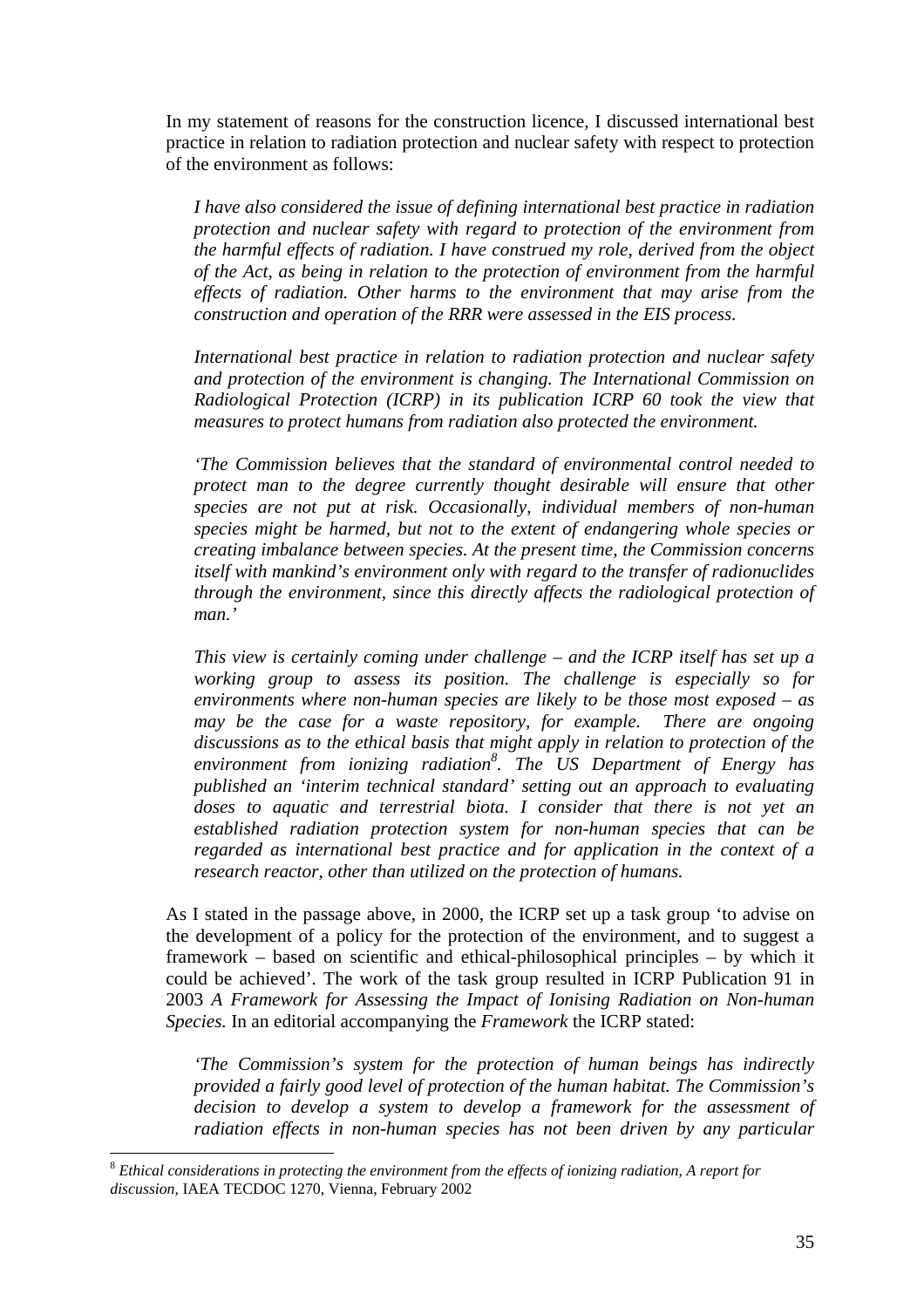In my statement of reasons for the construction licence, I discussed international best practice in relation to radiation protection and nuclear safety with respect to protection of the environment as follows:

> *I have also considered the issue of defining international best practice in radiation protection and nuclear safety with regard to protection of the environment from the harmful effects of radiation. I have construed my role, derived from the object of the Act, as being in relation to the protection of environment from the harmful effects of radiation. Other harms to the environment that may arise from the construction and operation of the RRR were assessed in the EIS process.*
>
> *International best practice in relation to radiation protection and nuclear safety and protection of the environment is changing. The International Commission on Radiological Protection (ICRP) in its publication ICRP 60 took the view that measures to protect humans from radiation also protected the environment.*
>
> *'The Commission believes that the standard of environmental control needed to protect man to the degree currently thought desirable will ensure that other species are not put at risk. Occasionally, individual members of non-human species might be harmed, but not to the extent of endangering whole species or creating imbalance between species. At the present time, the Commission concerns itself with mankind's environment only with regard to the transfer of radionuclides through the environment, since this directly affects the radiological protection of man.'*
>
> *This view is certainly coming under challenge – and the ICRP itself has set up a working group to assess its position. The challenge is especially so for environments where non-human species are likely to be those most exposed – as may be the case for a waste repository, for example. There are ongoing discussions as to the ethical basis that might apply in relation to protection of the environment from ionizing radiation[8]. The US Department of Energy has published an 'interim technical standard' setting out an approach to evaluating doses to aquatic and terrestrial biota. I consider that there is not yet an established radiation protection system for non-human species that can be regarded as international best practice and for application in the context of a research reactor, other than utilized on the protection of humans.*

As I stated in the passage above, in 2000, the ICRP set up a task group 'to advise on the development of a policy for the protection of the environment, and to suggest a framework – based on scientific and ethical-philosophical principles – by which it could be achieved'. The work of the task group resulted in ICRP Publication 91 in 2003 *A Framework for Assessing the Impact of Ionising Radiation on Non-human Species.* In an editorial accompanying the *Framework* the ICRP stated:

> *'The Commission's system for the protection of human beings has indirectly provided a fairly good level of protection of the human habitat. The Commission's decision to develop a system to develop a framework for the assessment of radiation effects in non-human species has not been driven by any particular*

---

[8] *Ethical considerations in protecting the environment from the effects of ionizing radiation, A report for discussion,* IAEA TECDOC 1270, Vienna, February 2002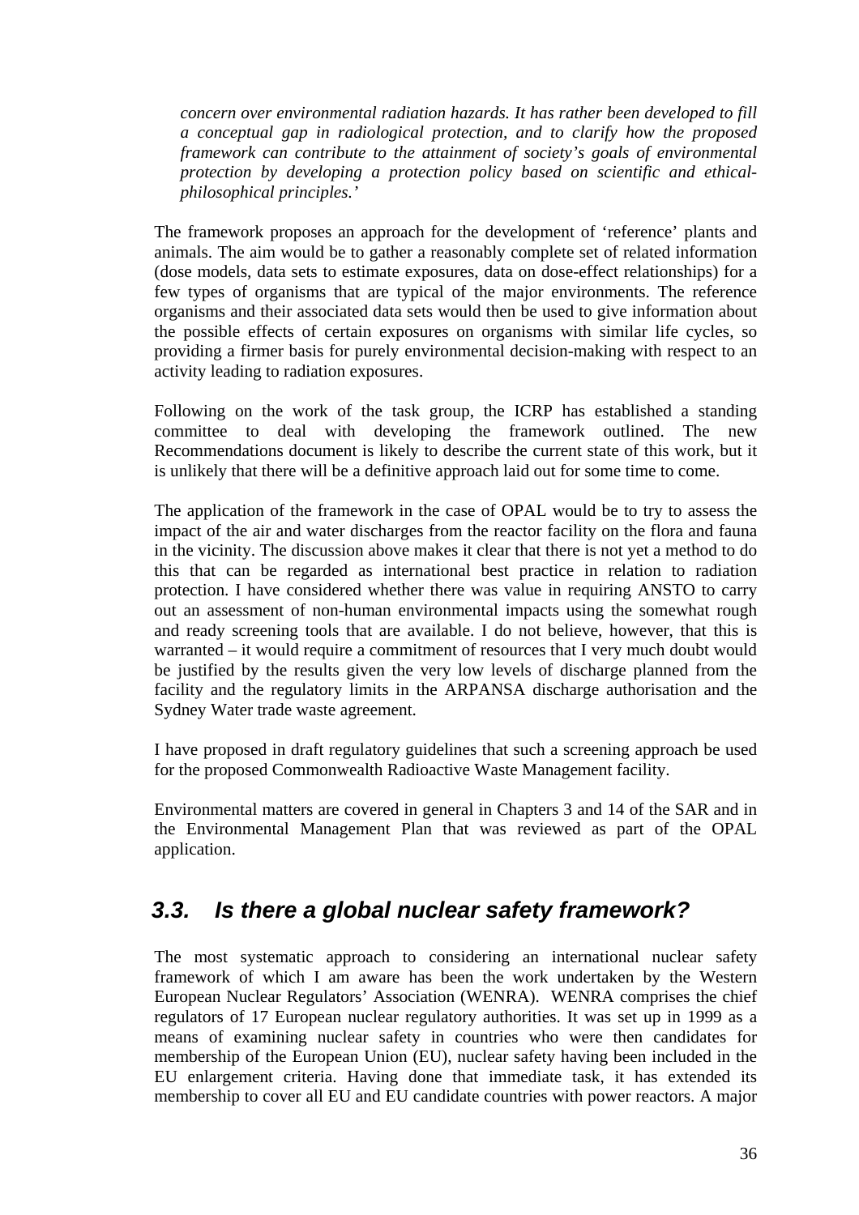*concern over environmental radiation hazards. It has rather been developed to fill a conceptual gap in radiological protection, and to clarify how the proposed framework can contribute to the attainment of society's goals of environmental protection by developing a protection policy based on scientific and ethical-philosophical principles.'*

The framework proposes an approach for the development of 'reference' plants and animals. The aim would be to gather a reasonably complete set of related information (dose models, data sets to estimate exposures, data on dose-effect relationships) for a few types of organisms that are typical of the major environments. The reference organisms and their associated data sets would then be used to give information about the possible effects of certain exposures on organisms with similar life cycles, so providing a firmer basis for purely environmental decision-making with respect to an activity leading to radiation exposures.

Following on the work of the task group, the ICRP has established a standing committee to deal with developing the framework outlined. The new Recommendations document is likely to describe the current state of this work, but it is unlikely that there will be a definitive approach laid out for some time to come.

The application of the framework in the case of OPAL would be to try to assess the impact of the air and water discharges from the reactor facility on the flora and fauna in the vicinity. The discussion above makes it clear that there is not yet a method to do this that can be regarded as international best practice in relation to radiation protection. I have considered whether there was value in requiring ANSTO to carry out an assessment of non-human environmental impacts using the somewhat rough and ready screening tools that are available. I do not believe, however, that this is warranted – it would require a commitment of resources that I very much doubt would be justified by the results given the very low levels of discharge planned from the facility and the regulatory limits in the ARPANSA discharge authorisation and the Sydney Water trade waste agreement.

I have proposed in draft regulatory guidelines that such a screening approach be used for the proposed Commonwealth Radioactive Waste Management facility.

Environmental matters are covered in general in Chapters 3 and 14 of the SAR and in the Environmental Management Plan that was reviewed as part of the OPAL application.

## 3.3. Is there a global nuclear safety framework?

The most systematic approach to considering an international nuclear safety framework of which I am aware has been the work undertaken by the Western European Nuclear Regulators' Association (WENRA). WENRA comprises the chief regulators of 17 European nuclear regulatory authorities. It was set up in 1999 as a means of examining nuclear safety in countries who were then candidates for membership of the European Union (EU), nuclear safety having been included in the EU enlargement criteria. Having done that immediate task, it has extended its membership to cover all EU and EU candidate countries with power reactors. A major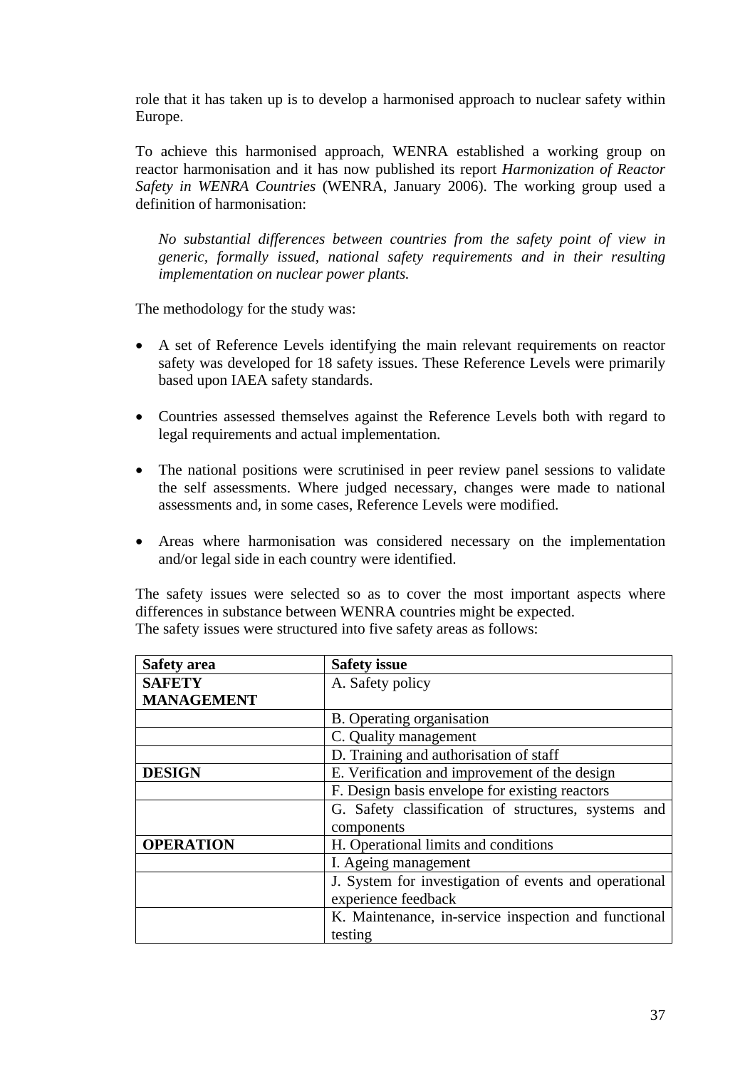role that it has taken up is to develop a harmonised approach to nuclear safety within Europe.

To achieve this harmonised approach, WENRA established a working group on reactor harmonisation and it has now published its report *Harmonization of Reactor Safety in WENRA Countries* (WENRA, January 2006). The working group used a definition of harmonisation:

> *No substantial differences between countries from the safety point of view in generic, formally issued, national safety requirements and in their resulting implementation on nuclear power plants.*

The methodology for the study was:

- A set of Reference Levels identifying the main relevant requirements on reactor safety was developed for 18 safety issues. These Reference Levels were primarily based upon IAEA safety standards.
- Countries assessed themselves against the Reference Levels both with regard to legal requirements and actual implementation.
- The national positions were scrutinised in peer review panel sessions to validate the self assessments. Where judged necessary, changes were made to national assessments and, in some cases, Reference Levels were modified.
- Areas where harmonisation was considered necessary on the implementation and/or legal side in each country were identified.

The safety issues were selected so as to cover the most important aspects where differences in substance between WENRA countries might be expected.
The safety issues were structured into five safety areas as follows:

| **Safety area** | **Safety issue** |
|---|---|
| **SAFETY MANAGEMENT** | A. Safety policy |
| | B. Operating organisation |
| | C. Quality management |
| | D. Training and authorisation of staff |
| **DESIGN** | E. Verification and improvement of the design |
| | F. Design basis envelope for existing reactors |
| | G. Safety classification of structures, systems and components |
| **OPERATION** | H. Operational limits and conditions |
| | I. Ageing management |
| | J. System for investigation of events and operational experience feedback |
| | K. Maintenance, in-service inspection and functional testing |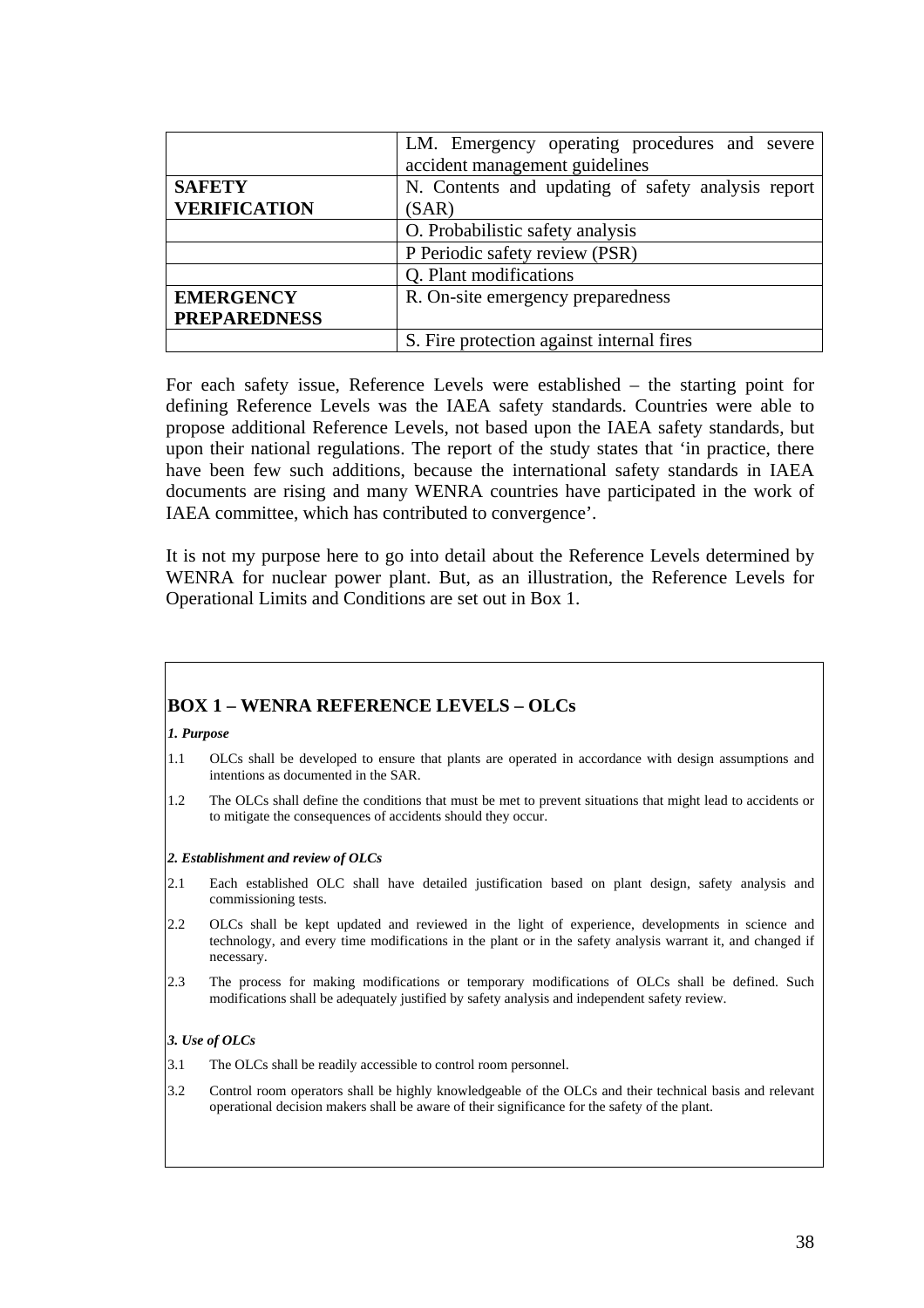| | |
|---|---|
| | LM. Emergency operating procedures and severe accident management guidelines |
| **SAFETY VERIFICATION** | N. Contents and updating of safety analysis report (SAR) |
| | O. Probabilistic safety analysis |
| | P Periodic safety review (PSR) |
| | Q. Plant modifications |
| **EMERGENCY PREPAREDNESS** | R. On-site emergency preparedness |
| | S. Fire protection against internal fires |

For each safety issue, Reference Levels were established – the starting point for defining Reference Levels was the IAEA safety standards. Countries were able to propose additional Reference Levels, not based upon the IAEA safety standards, but upon their national regulations. The report of the study states that 'in practice, there have been few such additions, because the international safety standards in IAEA documents are rising and many WENRA countries have participated in the work of IAEA committee, which has contributed to convergence'.

It is not my purpose here to go into detail about the Reference Levels determined by WENRA for nuclear power plant. But, as an illustration, the Reference Levels for Operational Limits and Conditions are set out in Box 1.

## BOX 1 – WENRA REFERENCE LEVELS – OLCs

***1. Purpose***

1.1 OLCs shall be developed to ensure that plants are operated in accordance with design assumptions and intentions as documented in the SAR.

1.2 The OLCs shall define the conditions that must be met to prevent situations that might lead to accidents or to mitigate the consequences of accidents should they occur.

***2. Establishment and review of OLCs***

2.1 Each established OLC shall have detailed justification based on plant design, safety analysis and commissioning tests.

2.2 OLCs shall be kept updated and reviewed in the light of experience, developments in science and technology, and every time modifications in the plant or in the safety analysis warrant it, and changed if necessary.

2.3 The process for making modifications or temporary modifications of OLCs shall be defined. Such modifications shall be adequately justified by safety analysis and independent safety review.

***3. Use of OLCs***

3.1 The OLCs shall be readily accessible to control room personnel.

3.2 Control room operators shall be highly knowledgeable of the OLCs and their technical basis and relevant operational decision makers shall be aware of their significance for the safety of the plant.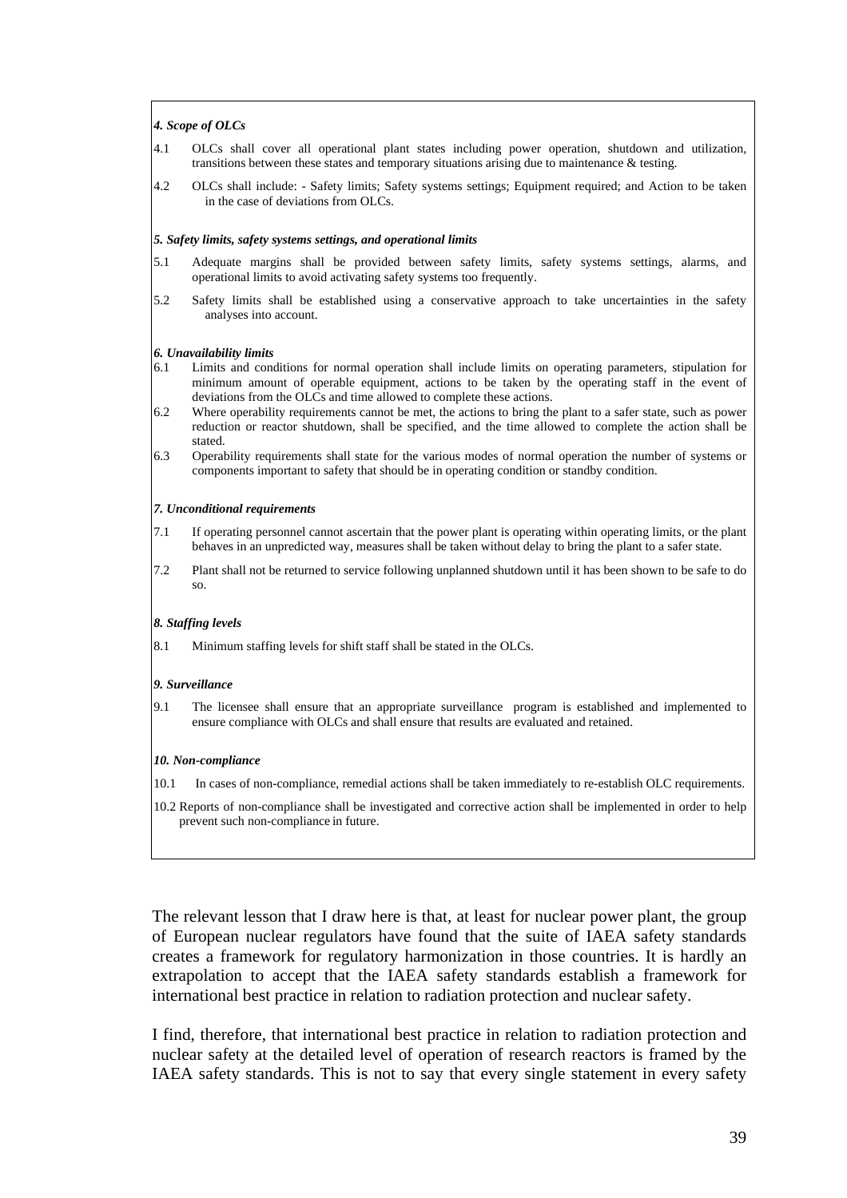*4. Scope of OLCs*

4.1 OLCs shall cover all operational plant states including power operation, shutdown and utilization, transitions between these states and temporary situations arising due to maintenance & testing.

4.2 OLCs shall include: - Safety limits; Safety systems settings; Equipment required; and Action to be taken in the case of deviations from OLCs.

*5. Safety limits, safety systems settings, and operational limits*

5.1 Adequate margins shall be provided between safety limits, safety systems settings, alarms, and operational limits to avoid activating safety systems too frequently.

5.2 Safety limits shall be established using a conservative approach to take uncertainties in the safety analyses into account.

*6. Unavailability limits*

6.1 Limits and conditions for normal operation shall include limits on operating parameters, stipulation for minimum amount of operable equipment, actions to be taken by the operating staff in the event of deviations from the OLCs and time allowed to complete these actions.

6.2 Where operability requirements cannot be met, the actions to bring the plant to a safer state, such as power reduction or reactor shutdown, shall be specified, and the time allowed to complete the action shall be stated.

6.3 Operability requirements shall state for the various modes of normal operation the number of systems or components important to safety that should be in operating condition or standby condition.

*7. Unconditional requirements*

7.1 If operating personnel cannot ascertain that the power plant is operating within operating limits, or the plant behaves in an unpredicted way, measures shall be taken without delay to bring the plant to a safer state.

7.2 Plant shall not be returned to service following unplanned shutdown until it has been shown to be safe to do so.

*8. Staffing levels*

8.1 Minimum staffing levels for shift staff shall be stated in the OLCs.

*9. Surveillance*

9.1 The licensee shall ensure that an appropriate surveillance program is established and implemented to ensure compliance with OLCs and shall ensure that results are evaluated and retained.

*10. Non-compliance*

10.1 In cases of non-compliance, remedial actions shall be taken immediately to re-establish OLC requirements.

10.2 Reports of non-compliance shall be investigated and corrective action shall be implemented in order to help prevent such non-compliance in future.

The relevant lesson that I draw here is that, at least for nuclear power plant, the group of European nuclear regulators have found that the suite of IAEA safety standards creates a framework for regulatory harmonization in those countries. It is hardly an extrapolation to accept that the IAEA safety standards establish a framework for international best practice in relation to radiation protection and nuclear safety.

I find, therefore, that international best practice in relation to radiation protection and nuclear safety at the detailed level of operation of research reactors is framed by the IAEA safety standards. This is not to say that every single statement in every safety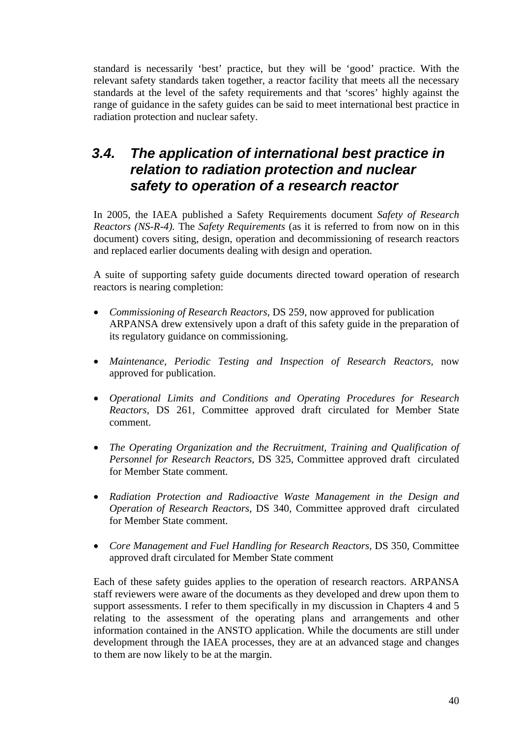standard is necessarily 'best' practice, but they will be 'good' practice. With the relevant safety standards taken together, a reactor facility that meets all the necessary standards at the level of the safety requirements and that 'scores' highly against the range of guidance in the safety guides can be said to meet international best practice in radiation protection and nuclear safety.

## 3.4. The application of international best practice in relation to radiation protection and nuclear safety to operation of a research reactor

In 2005, the IAEA published a Safety Requirements document *Safety of Research Reactors (NS-R-4).* The *Safety Requirements* (as it is referred to from now on in this document) covers siting, design, operation and decommissioning of research reactors and replaced earlier documents dealing with design and operation.

A suite of supporting safety guide documents directed toward operation of research reactors is nearing completion:

- *Commissioning of Research Reactors,* DS 259, now approved for publication ARPANSA drew extensively upon a draft of this safety guide in the preparation of its regulatory guidance on commissioning.
- *Maintenance, Periodic Testing and Inspection of Research Reactors,* now approved for publication.
- *Operational Limits and Conditions and Operating Procedures for Research Reactors,* DS 261, Committee approved draft circulated for Member State comment.
- *The Operating Organization and the Recruitment, Training and Qualification of Personnel for Research Reactors,* DS 325, Committee approved draft circulated for Member State comment.
- *Radiation Protection and Radioactive Waste Management in the Design and Operation of Research Reactors,* DS 340, Committee approved draft circulated for Member State comment.
- *Core Management and Fuel Handling for Research Reactors,* DS 350, Committee approved draft circulated for Member State comment

Each of these safety guides applies to the operation of research reactors. ARPANSA staff reviewers were aware of the documents as they developed and drew upon them to support assessments. I refer to them specifically in my discussion in Chapters 4 and 5 relating to the assessment of the operating plans and arrangements and other information contained in the ANSTO application. While the documents are still under development through the IAEA processes, they are at an advanced stage and changes to them are now likely to be at the margin.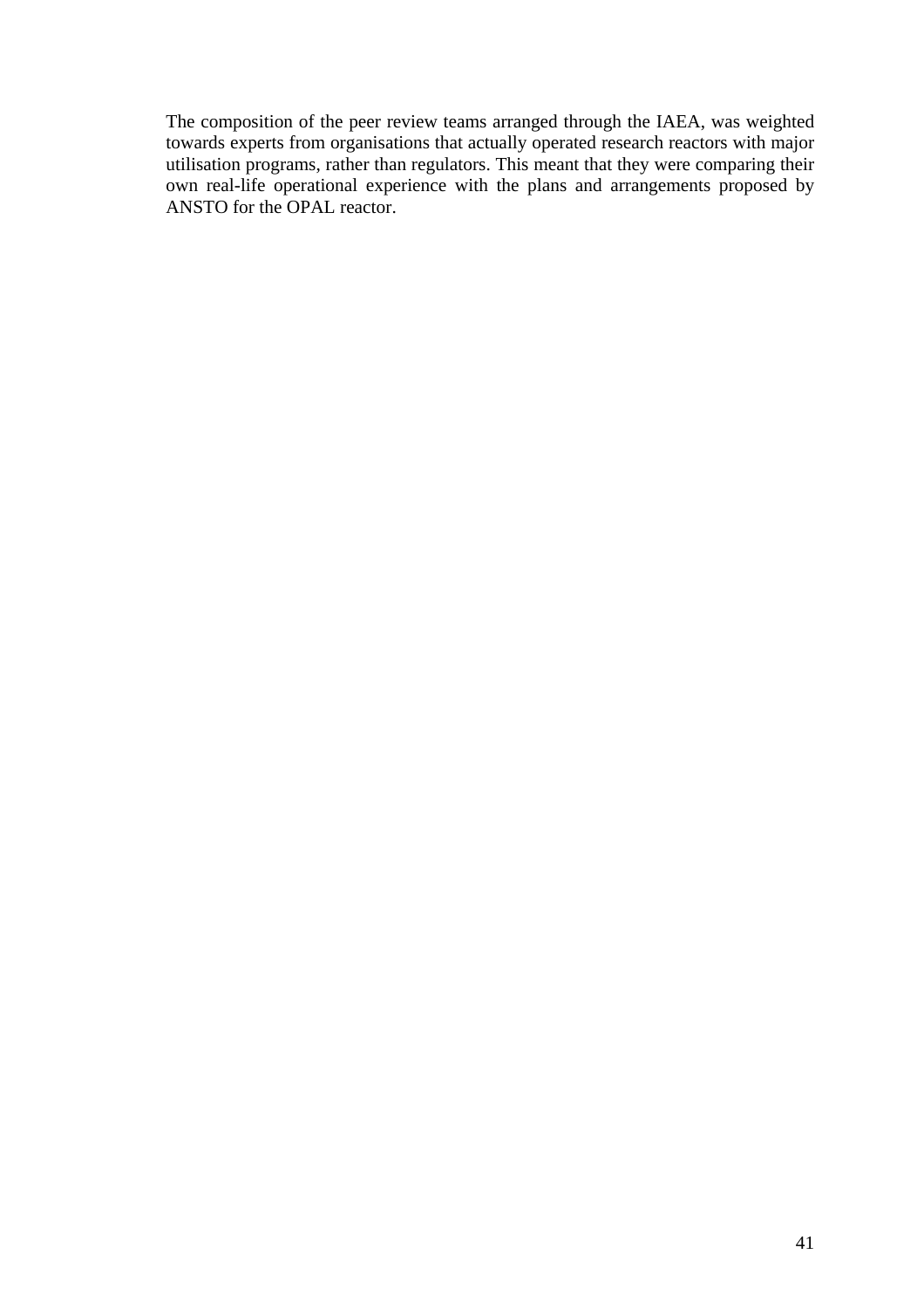The composition of the peer review teams arranged through the IAEA, was weighted towards experts from organisations that actually operated research reactors with major utilisation programs, rather than regulators. This meant that they were comparing their own real-life operational experience with the plans and arrangements proposed by ANSTO for the OPAL reactor.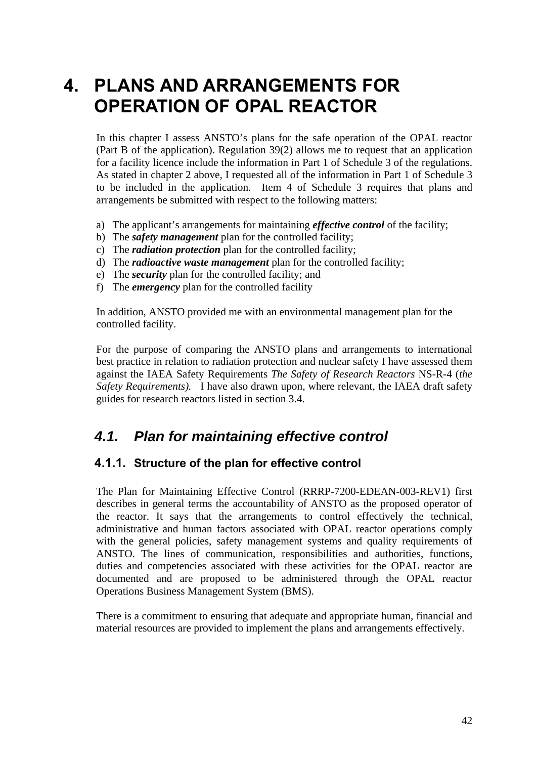# 4. PLANS AND ARRANGEMENTS FOR OPERATION OF OPAL REACTOR

In this chapter I assess ANSTO's plans for the safe operation of the OPAL reactor (Part B of the application). Regulation 39(2) allows me to request that an application for a facility licence include the information in Part 1 of Schedule 3 of the regulations. As stated in chapter 2 above, I requested all of the information in Part 1 of Schedule 3 to be included in the application. Item 4 of Schedule 3 requires that plans and arrangements be submitted with respect to the following matters:

a) The applicant's arrangements for maintaining ***effective control*** of the facility;
b) The ***safety management*** plan for the controlled facility;
c) The ***radiation protection*** plan for the controlled facility;
d) The ***radioactive waste management*** plan for the controlled facility;
e) The ***security*** plan for the controlled facility; and
f) The ***emergency*** plan for the controlled facility

In addition, ANSTO provided me with an environmental management plan for the controlled facility.

For the purpose of comparing the ANSTO plans and arrangements to international best practice in relation to radiation protection and nuclear safety I have assessed them against the IAEA Safety Requirements *The Safety of Research Reactors* NS-R-4 (*the Safety Requirements).* I have also drawn upon, where relevant, the IAEA draft safety guides for research reactors listed in section 3.4.

## *4.1. Plan for maintaining effective control*

### 4.1.1. Structure of the plan for effective control

The Plan for Maintaining Effective Control (RRRP-7200-EDEAN-003-REV1) first describes in general terms the accountability of ANSTO as the proposed operator of the reactor. It says that the arrangements to control effectively the technical, administrative and human factors associated with OPAL reactor operations comply with the general policies, safety management systems and quality requirements of ANSTO. The lines of communication, responsibilities and authorities, functions, duties and competencies associated with these activities for the OPAL reactor are documented and are proposed to be administered through the OPAL reactor Operations Business Management System (BMS).

There is a commitment to ensuring that adequate and appropriate human, financial and material resources are provided to implement the plans and arrangements effectively.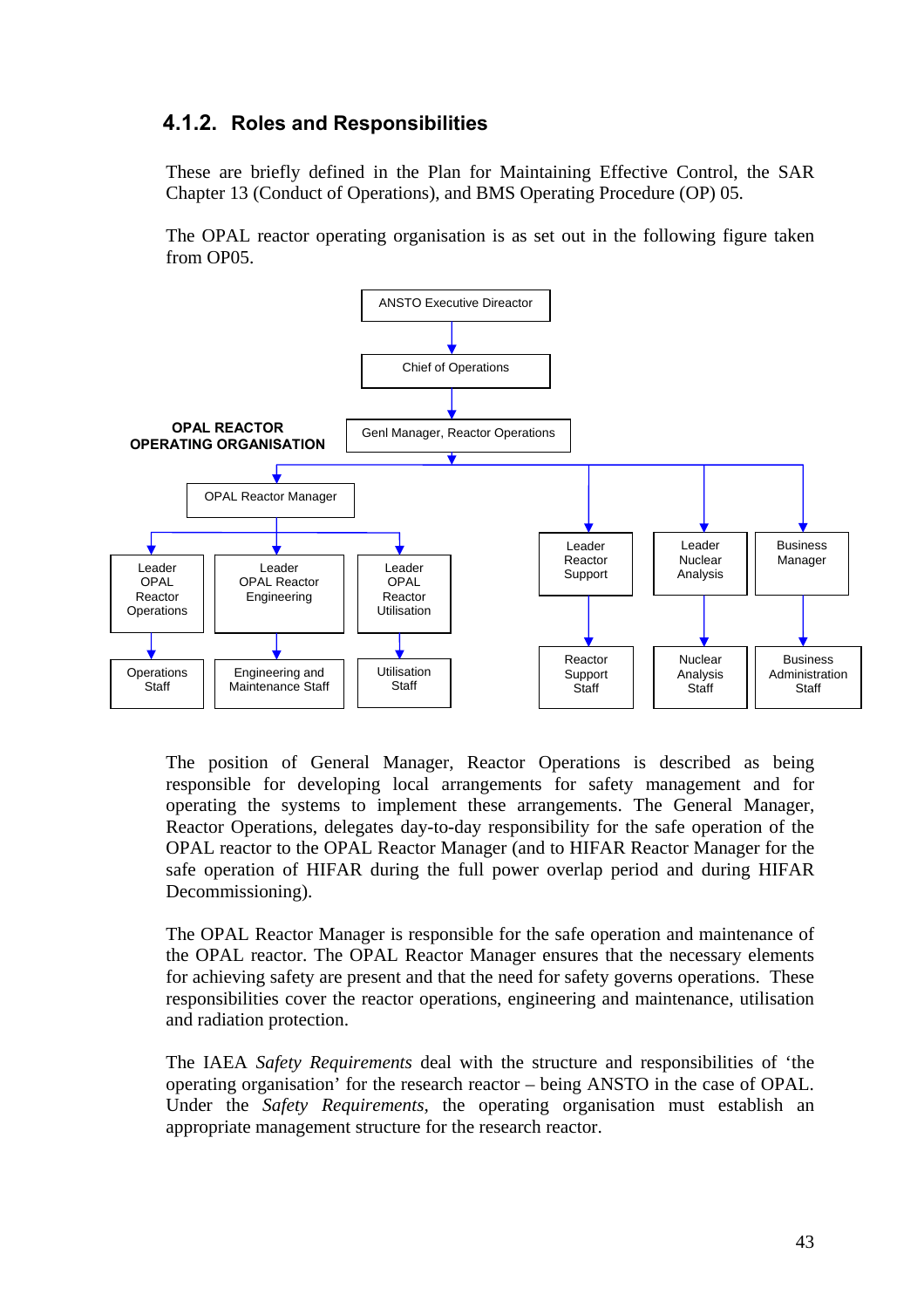### 4.1.2. Roles and Responsibilities

These are briefly defined in the Plan for Maintaining Effective Control, the SAR Chapter 13 (Conduct of Operations), and BMS Operating Procedure (OP) 05.

The OPAL reactor operating organisation is as set out in the following figure taken from OP05.

**OPAL REACTOR OPERATING ORGANISATION**

- ANSTO Executive Direactor
  - Chief of Operations
    - Genl Manager, Reactor Operations
      - OPAL Reactor Manager
        - Leader OPAL Reactor Operations
          - Operations Staff
        - Leader OPAL Reactor Engineering
          - Engineering and Maintenance Staff
        - Leader OPAL Reactor Utilisation
          - Utilisation Staff
      - Leader Reactor Support
        - Reactor Support Staff
      - Leader Nuclear Analysis
        - Nuclear Analysis Staff
      - Business Manager
        - Business Administration Staff

The position of General Manager, Reactor Operations is described as being responsible for developing local arrangements for safety management and for operating the systems to implement these arrangements. The General Manager, Reactor Operations, delegates day-to-day responsibility for the safe operation of the OPAL reactor to the OPAL Reactor Manager (and to HIFAR Reactor Manager for the safe operation of HIFAR during the full power overlap period and during HIFAR Decommissioning).

The OPAL Reactor Manager is responsible for the safe operation and maintenance of the OPAL reactor. The OPAL Reactor Manager ensures that the necessary elements for achieving safety are present and that the need for safety governs operations. These responsibilities cover the reactor operations, engineering and maintenance, utilisation and radiation protection.

The IAEA *Safety Requirements* deal with the structure and responsibilities of 'the operating organisation' for the research reactor – being ANSTO in the case of OPAL. Under the *Safety Requirements*, the operating organisation must establish an appropriate management structure for the research reactor.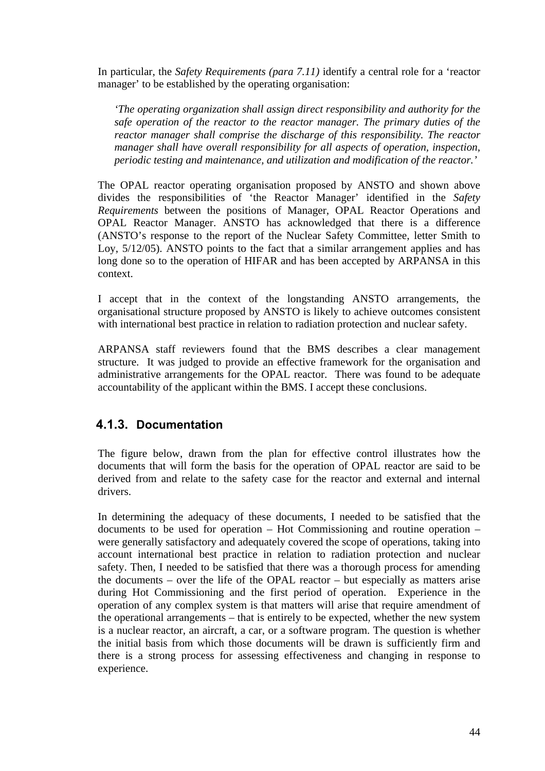In particular, the *Safety Requirements (para 7.11)* identify a central role for a 'reactor manager' to be established by the operating organisation:

> *'The operating organization shall assign direct responsibility and authority for the safe operation of the reactor to the reactor manager. The primary duties of the reactor manager shall comprise the discharge of this responsibility. The reactor manager shall have overall responsibility for all aspects of operation, inspection, periodic testing and maintenance, and utilization and modification of the reactor.'*

The OPAL reactor operating organisation proposed by ANSTO and shown above divides the responsibilities of 'the Reactor Manager' identified in the *Safety Requirements* between the positions of Manager, OPAL Reactor Operations and OPAL Reactor Manager. ANSTO has acknowledged that there is a difference (ANSTO's response to the report of the Nuclear Safety Committee, letter Smith to Loy, 5/12/05). ANSTO points to the fact that a similar arrangement applies and has long done so to the operation of HIFAR and has been accepted by ARPANSA in this context.

I accept that in the context of the longstanding ANSTO arrangements, the organisational structure proposed by ANSTO is likely to achieve outcomes consistent with international best practice in relation to radiation protection and nuclear safety.

ARPANSA staff reviewers found that the BMS describes a clear management structure. It was judged to provide an effective framework for the organisation and administrative arrangements for the OPAL reactor. There was found to be adequate accountability of the applicant within the BMS. I accept these conclusions.

### 4.1.3. Documentation

The figure below, drawn from the plan for effective control illustrates how the documents that will form the basis for the operation of OPAL reactor are said to be derived from and relate to the safety case for the reactor and external and internal drivers.

In determining the adequacy of these documents, I needed to be satisfied that the documents to be used for operation – Hot Commissioning and routine operation – were generally satisfactory and adequately covered the scope of operations, taking into account international best practice in relation to radiation protection and nuclear safety. Then, I needed to be satisfied that there was a thorough process for amending the documents – over the life of the OPAL reactor – but especially as matters arise during Hot Commissioning and the first period of operation. Experience in the operation of any complex system is that matters will arise that require amendment of the operational arrangements – that is entirely to be expected, whether the new system is a nuclear reactor, an aircraft, a car, or a software program. The question is whether the initial basis from which those documents will be drawn is sufficiently firm and there is a strong process for assessing effectiveness and changing in response to experience.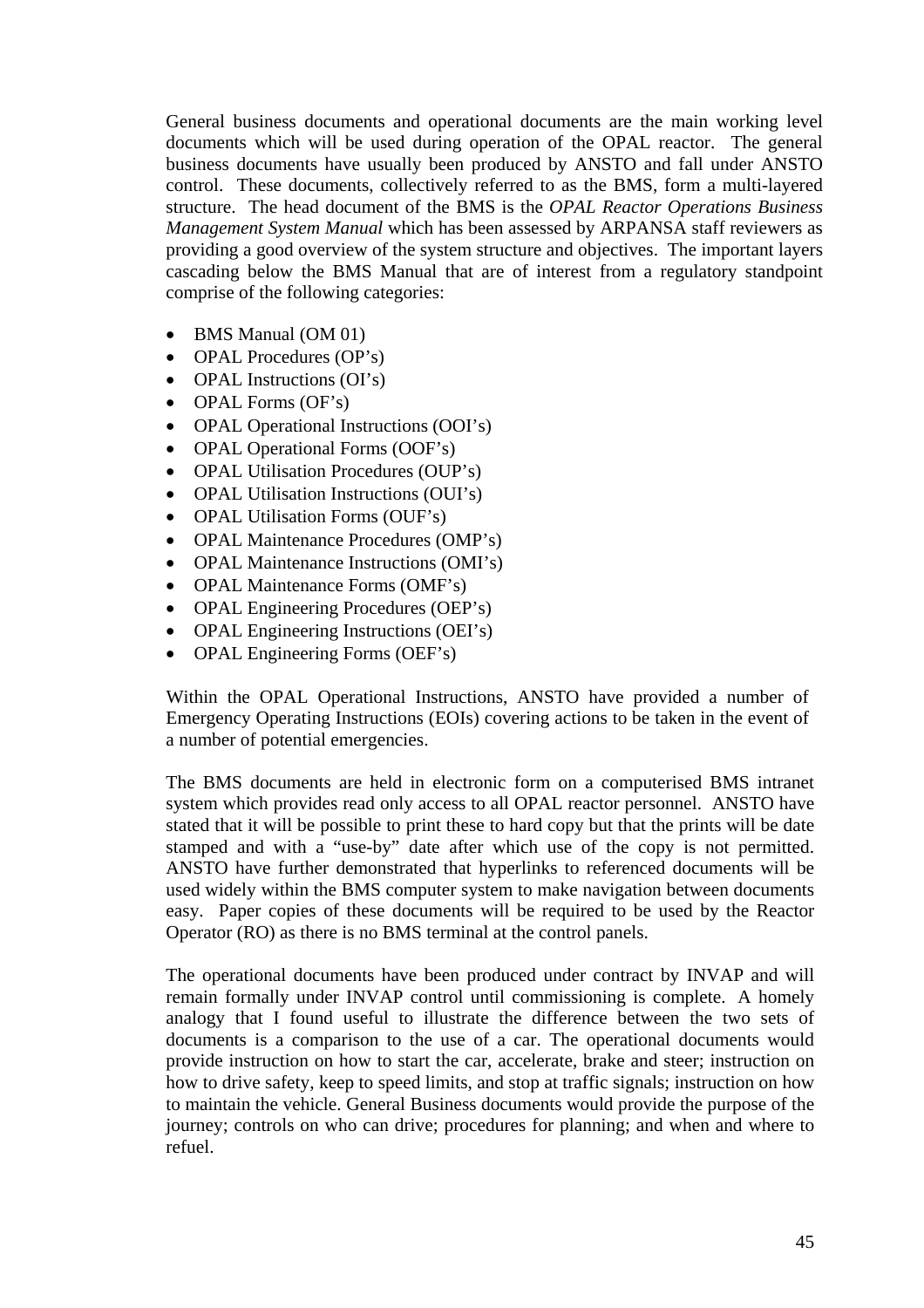General business documents and operational documents are the main working level documents which will be used during operation of the OPAL reactor. The general business documents have usually been produced by ANSTO and fall under ANSTO control. These documents, collectively referred to as the BMS, form a multi-layered structure. The head document of the BMS is the *OPAL Reactor Operations Business Management System Manual* which has been assessed by ARPANSA staff reviewers as providing a good overview of the system structure and objectives. The important layers cascading below the BMS Manual that are of interest from a regulatory standpoint comprise of the following categories:

- BMS Manual (OM 01)
- OPAL Procedures (OP's)
- OPAL Instructions (OI's)
- OPAL Forms (OF's)
- OPAL Operational Instructions (OOI's)
- OPAL Operational Forms (OOF's)
- OPAL Utilisation Procedures (OUP's)
- OPAL Utilisation Instructions (OUI's)
- OPAL Utilisation Forms (OUF's)
- OPAL Maintenance Procedures (OMP's)
- OPAL Maintenance Instructions (OMI's)
- OPAL Maintenance Forms (OMF's)
- OPAL Engineering Procedures (OEP's)
- OPAL Engineering Instructions (OEI's)
- OPAL Engineering Forms (OEF's)

Within the OPAL Operational Instructions, ANSTO have provided a number of Emergency Operating Instructions (EOIs) covering actions to be taken in the event of a number of potential emergencies.

The BMS documents are held in electronic form on a computerised BMS intranet system which provides read only access to all OPAL reactor personnel. ANSTO have stated that it will be possible to print these to hard copy but that the prints will be date stamped and with a "use-by" date after which use of the copy is not permitted. ANSTO have further demonstrated that hyperlinks to referenced documents will be used widely within the BMS computer system to make navigation between documents easy. Paper copies of these documents will be required to be used by the Reactor Operator (RO) as there is no BMS terminal at the control panels.

The operational documents have been produced under contract by INVAP and will remain formally under INVAP control until commissioning is complete. A homely analogy that I found useful to illustrate the difference between the two sets of documents is a comparison to the use of a car. The operational documents would provide instruction on how to start the car, accelerate, brake and steer; instruction on how to drive safety, keep to speed limits, and stop at traffic signals; instruction on how to maintain the vehicle. General Business documents would provide the purpose of the journey; controls on who can drive; procedures for planning; and when and where to refuel.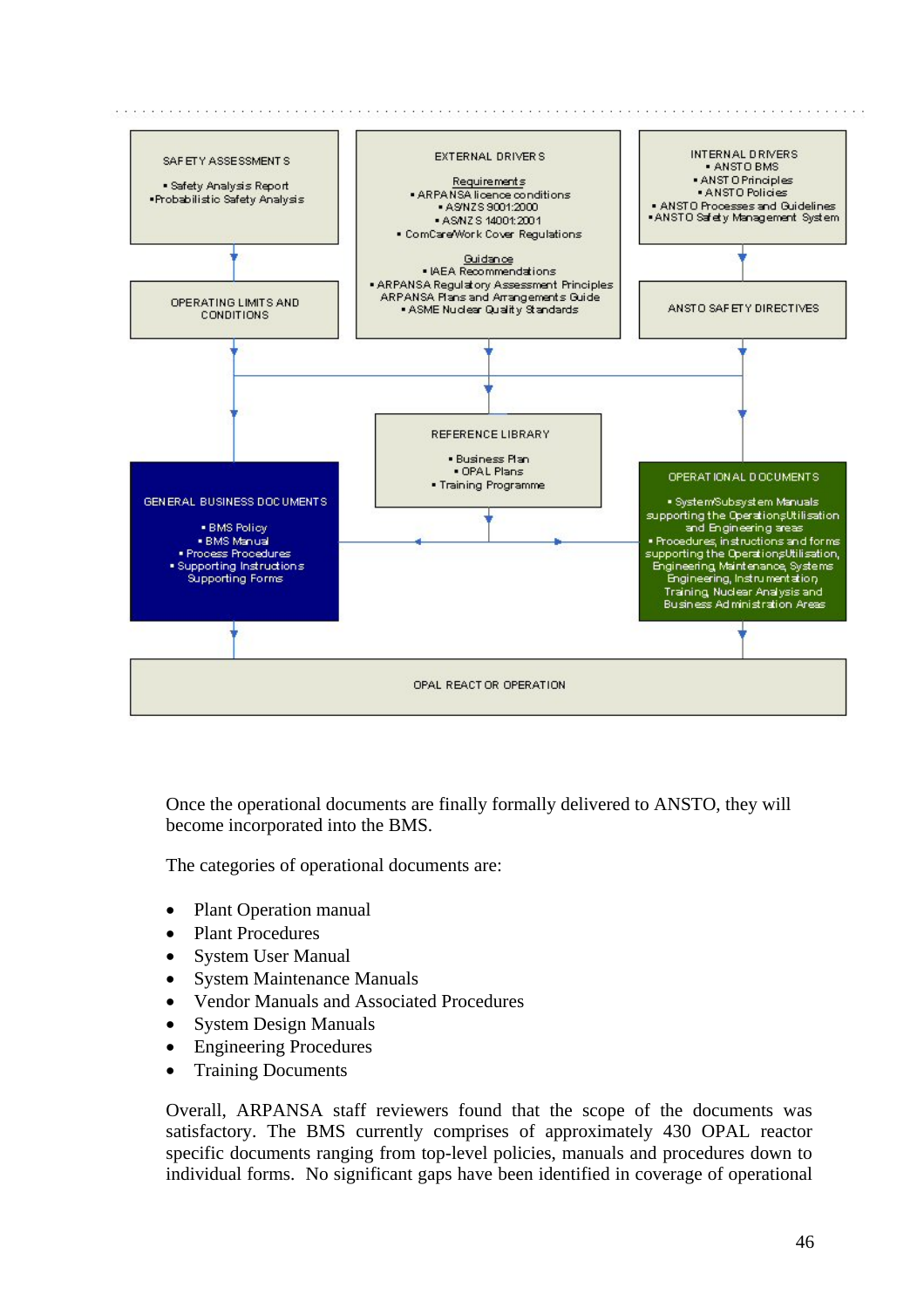SAFETY ASSESSMENTS

- Safety Analysis Report
- Probabilistic Safety Analysis

EXTERNAL DRIVERS

Requirements

- ARPANSA licence conditions
- AS/NZS 9001:2000
- AS/NZS 14001:2001
- ComCare/Work Cover Regulations

Guidance

- IAEA Recommendations
- ARPANSA Regulatory Assessment Principles
- ARPANSA Plans and Arrangements Guide
- ASME Nuclear Quality Standards

INTERNAL DRIVERS

- ANSTO BMS
- ANSTO Principles
- ANSTO Policies
- ANSTO Processes and Guidelines
- ANSTO Safety Management System

OPERATING LIMITS AND CONDITIONS

ANSTO SAFETY DIRECTIVES

REFERENCE LIBRARY

- Business Plan
- OPAL Plans
- Training Programme

GENERAL BUSINESS DOCUMENTS

- BMS Policy
- BMS Manual
- Process Procedures
- Supporting Instructions
- Supporting Forms

OPERATIONAL DOCUMENTS

- System/Subsystem Manuals supporting the Operations/Utilisation and Engineering areas
- Procedures, instructions and forms supporting the Operations/Utilisation, Engineering, Maintenance, Systems Engineering, Instrumentation, Training, Nuclear Analysis and Business Administration Areas

OPAL REACTOR OPERATION

Once the operational documents are finally formally delivered to ANSTO, they will become incorporated into the BMS.

The categories of operational documents are:

- Plant Operation manual
- Plant Procedures
- System User Manual
- System Maintenance Manuals
- Vendor Manuals and Associated Procedures
- System Design Manuals
- Engineering Procedures
- Training Documents

Overall, ARPANSA staff reviewers found that the scope of the documents was satisfactory. The BMS currently comprises of approximately 430 OPAL reactor specific documents ranging from top-level policies, manuals and procedures down to individual forms. No significant gaps have been identified in coverage of operational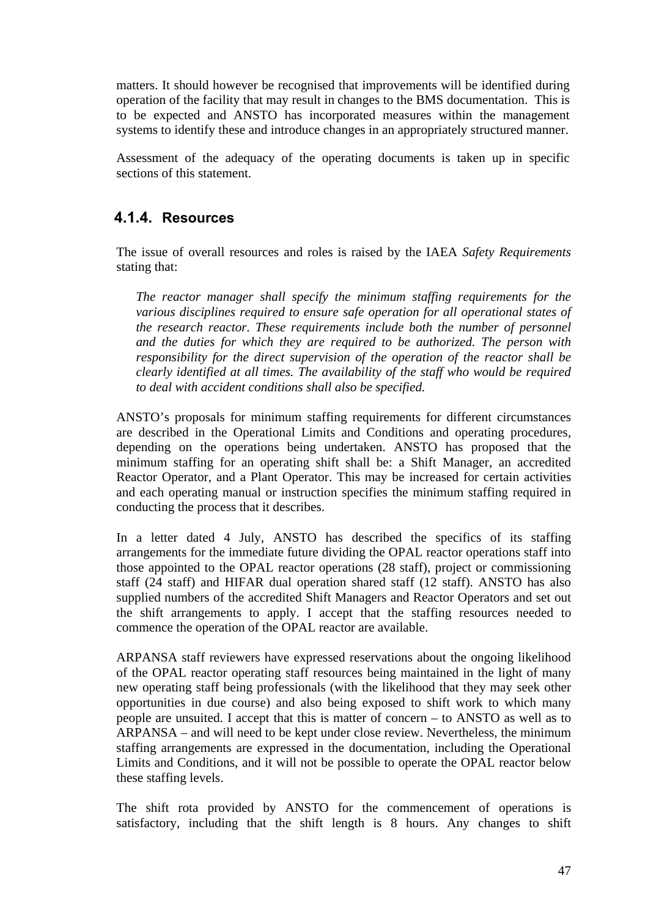matters. It should however be recognised that improvements will be identified during operation of the facility that may result in changes to the BMS documentation. This is to be expected and ANSTO has incorporated measures within the management systems to identify these and introduce changes in an appropriately structured manner.

Assessment of the adequacy of the operating documents is taken up in specific sections of this statement.

### 4.1.4. Resources

The issue of overall resources and roles is raised by the IAEA *Safety Requirements* stating that:

> *The reactor manager shall specify the minimum staffing requirements for the various disciplines required to ensure safe operation for all operational states of the research reactor. These requirements include both the number of personnel and the duties for which they are required to be authorized. The person with responsibility for the direct supervision of the operation of the reactor shall be clearly identified at all times. The availability of the staff who would be required to deal with accident conditions shall also be specified.*

ANSTO's proposals for minimum staffing requirements for different circumstances are described in the Operational Limits and Conditions and operating procedures, depending on the operations being undertaken. ANSTO has proposed that the minimum staffing for an operating shift shall be: a Shift Manager, an accredited Reactor Operator, and a Plant Operator. This may be increased for certain activities and each operating manual or instruction specifies the minimum staffing required in conducting the process that it describes.

In a letter dated 4 July, ANSTO has described the specifics of its staffing arrangements for the immediate future dividing the OPAL reactor operations staff into those appointed to the OPAL reactor operations (28 staff), project or commissioning staff (24 staff) and HIFAR dual operation shared staff (12 staff). ANSTO has also supplied numbers of the accredited Shift Managers and Reactor Operators and set out the shift arrangements to apply. I accept that the staffing resources needed to commence the operation of the OPAL reactor are available.

ARPANSA staff reviewers have expressed reservations about the ongoing likelihood of the OPAL reactor operating staff resources being maintained in the light of many new operating staff being professionals (with the likelihood that they may seek other opportunities in due course) and also being exposed to shift work to which many people are unsuited. I accept that this is matter of concern – to ANSTO as well as to ARPANSA – and will need to be kept under close review. Nevertheless, the minimum staffing arrangements are expressed in the documentation, including the Operational Limits and Conditions, and it will not be possible to operate the OPAL reactor below these staffing levels.

The shift rota provided by ANSTO for the commencement of operations is satisfactory, including that the shift length is 8 hours. Any changes to shift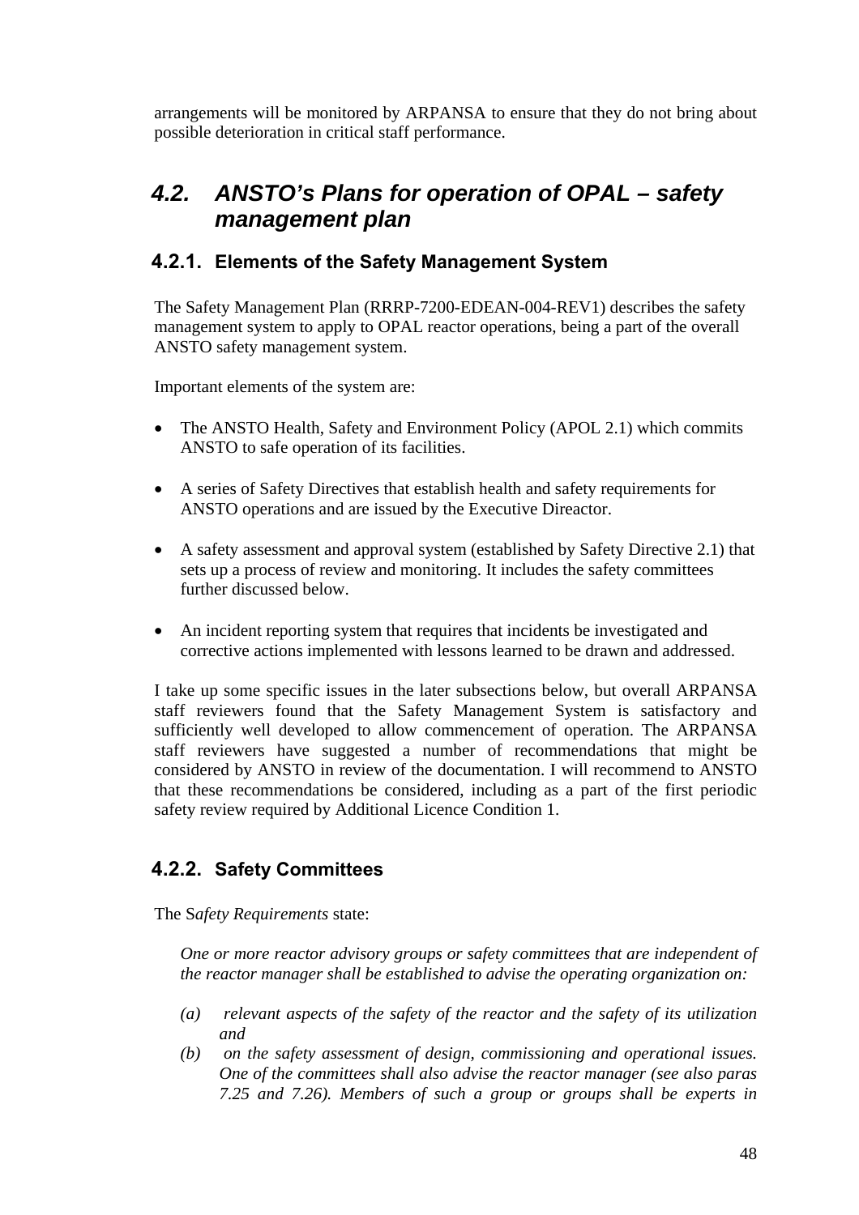arrangements will be monitored by ARPANSA to ensure that they do not bring about possible deterioration in critical staff performance.

## 4.2. *ANSTO's Plans for operation of OPAL – safety management plan*

### 4.2.1. Elements of the Safety Management System

The Safety Management Plan (RRRP-7200-EDEAN-004-REV1) describes the safety management system to apply to OPAL reactor operations, being a part of the overall ANSTO safety management system.

Important elements of the system are:

- The ANSTO Health, Safety and Environment Policy (APOL 2.1) which commits ANSTO to safe operation of its facilities.
- A series of Safety Directives that establish health and safety requirements for ANSTO operations and are issued by the Executive Direactor.
- A safety assessment and approval system (established by Safety Directive 2.1) that sets up a process of review and monitoring. It includes the safety committees further discussed below.
- An incident reporting system that requires that incidents be investigated and corrective actions implemented with lessons learned to be drawn and addressed.

I take up some specific issues in the later subsections below, but overall ARPANSA staff reviewers found that the Safety Management System is satisfactory and sufficiently well developed to allow commencement of operation. The ARPANSA staff reviewers have suggested a number of recommendations that might be considered by ANSTO in review of the documentation. I will recommend to ANSTO that these recommendations be considered, including as a part of the first periodic safety review required by Additional Licence Condition 1.

### 4.2.2. Safety Committees

The S*afety Requirements* state:

> *One or more reactor advisory groups or safety committees that are independent of the reactor manager shall be established to advise the operating organization on:*
>
> *(a) relevant aspects of the safety of the reactor and the safety of its utilization and*
>
> *(b) on the safety assessment of design, commissioning and operational issues. One of the committees shall also advise the reactor manager (see also paras 7.25 and 7.26). Members of such a group or groups shall be experts in*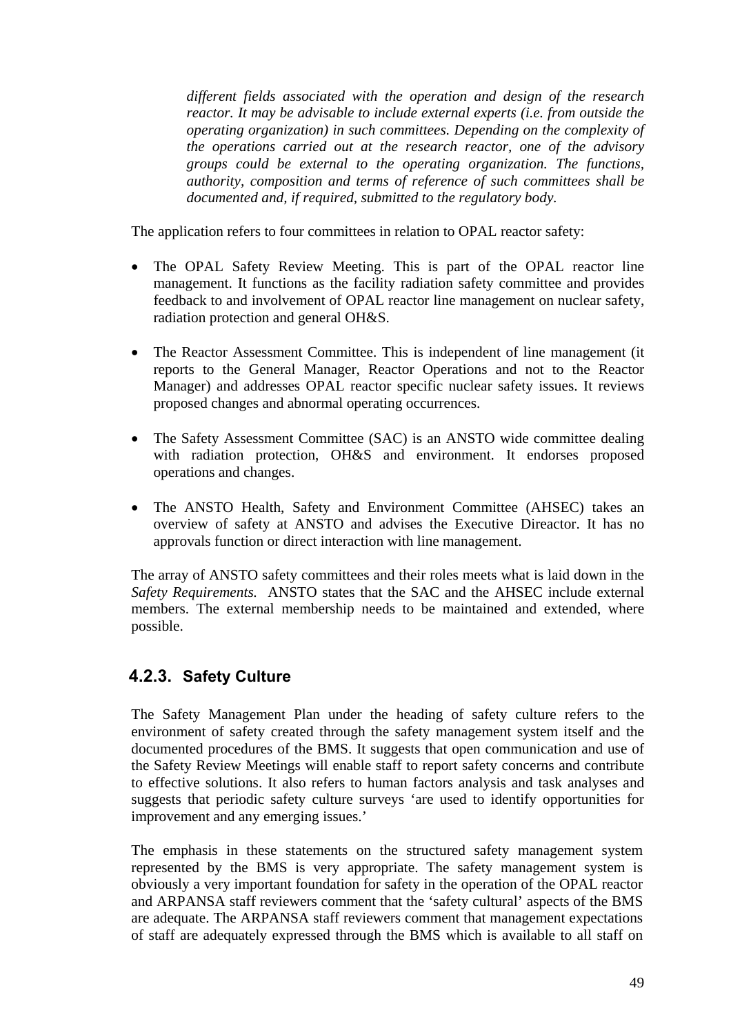*different fields associated with the operation and design of the research reactor. It may be advisable to include external experts (i.e. from outside the operating organization) in such committees. Depending on the complexity of the operations carried out at the research reactor, one of the advisory groups could be external to the operating organization. The functions, authority, composition and terms of reference of such committees shall be documented and, if required, submitted to the regulatory body.*

The application refers to four committees in relation to OPAL reactor safety:

- The OPAL Safety Review Meeting. This is part of the OPAL reactor line management. It functions as the facility radiation safety committee and provides feedback to and involvement of OPAL reactor line management on nuclear safety, radiation protection and general OH&S.

- The Reactor Assessment Committee. This is independent of line management (it reports to the General Manager, Reactor Operations and not to the Reactor Manager) and addresses OPAL reactor specific nuclear safety issues. It reviews proposed changes and abnormal operating occurrences.

- The Safety Assessment Committee (SAC) is an ANSTO wide committee dealing with radiation protection, OH&S and environment. It endorses proposed operations and changes.

- The ANSTO Health, Safety and Environment Committee (AHSEC) takes an overview of safety at ANSTO and advises the Executive Direactor. It has no approvals function or direct interaction with line management.

The array of ANSTO safety committees and their roles meets what is laid down in the *Safety Requirements.* ANSTO states that the SAC and the AHSEC include external members. The external membership needs to be maintained and extended, where possible.

### 4.2.3. Safety Culture

The Safety Management Plan under the heading of safety culture refers to the environment of safety created through the safety management system itself and the documented procedures of the BMS. It suggests that open communication and use of the Safety Review Meetings will enable staff to report safety concerns and contribute to effective solutions. It also refers to human factors analysis and task analyses and suggests that periodic safety culture surveys 'are used to identify opportunities for improvement and any emerging issues.'

The emphasis in these statements on the structured safety management system represented by the BMS is very appropriate. The safety management system is obviously a very important foundation for safety in the operation of the OPAL reactor and ARPANSA staff reviewers comment that the 'safety cultural' aspects of the BMS are adequate. The ARPANSA staff reviewers comment that management expectations of staff are adequately expressed through the BMS which is available to all staff on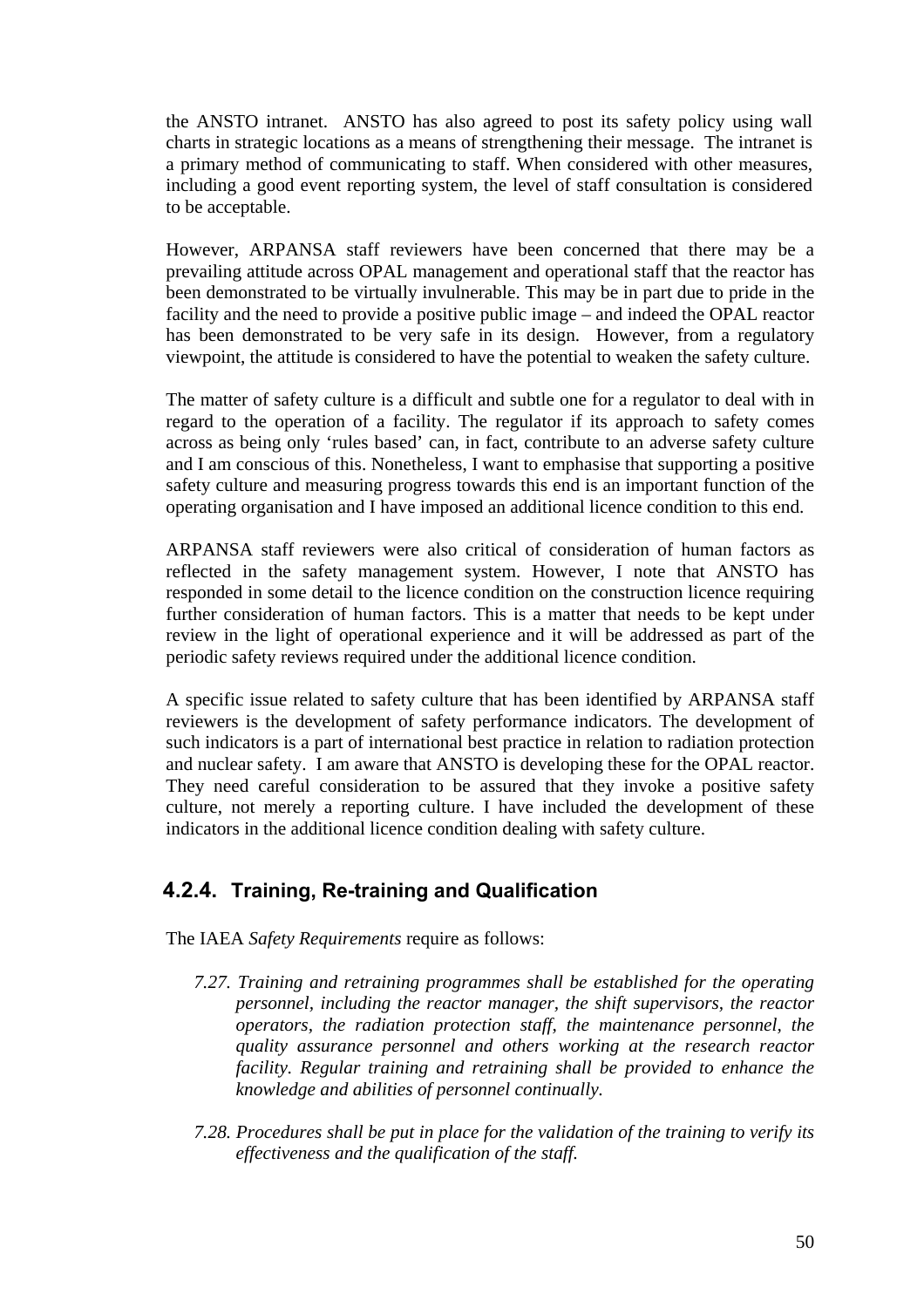the ANSTO intranet. ANSTO has also agreed to post its safety policy using wall charts in strategic locations as a means of strengthening their message. The intranet is a primary method of communicating to staff. When considered with other measures, including a good event reporting system, the level of staff consultation is considered to be acceptable.

However, ARPANSA staff reviewers have been concerned that there may be a prevailing attitude across OPAL management and operational staff that the reactor has been demonstrated to be virtually invulnerable. This may be in part due to pride in the facility and the need to provide a positive public image – and indeed the OPAL reactor has been demonstrated to be very safe in its design. However, from a regulatory viewpoint, the attitude is considered to have the potential to weaken the safety culture.

The matter of safety culture is a difficult and subtle one for a regulator to deal with in regard to the operation of a facility. The regulator if its approach to safety comes across as being only 'rules based' can, in fact, contribute to an adverse safety culture and I am conscious of this. Nonetheless, I want to emphasise that supporting a positive safety culture and measuring progress towards this end is an important function of the operating organisation and I have imposed an additional licence condition to this end.

ARPANSA staff reviewers were also critical of consideration of human factors as reflected in the safety management system. However, I note that ANSTO has responded in some detail to the licence condition on the construction licence requiring further consideration of human factors. This is a matter that needs to be kept under review in the light of operational experience and it will be addressed as part of the periodic safety reviews required under the additional licence condition.

A specific issue related to safety culture that has been identified by ARPANSA staff reviewers is the development of safety performance indicators. The development of such indicators is a part of international best practice in relation to radiation protection and nuclear safety. I am aware that ANSTO is developing these for the OPAL reactor. They need careful consideration to be assured that they invoke a positive safety culture, not merely a reporting culture. I have included the development of these indicators in the additional licence condition dealing with safety culture.

### 4.2.4. Training, Re-training and Qualification

The IAEA *Safety Requirements* require as follows:

> *7.27. Training and retraining programmes shall be established for the operating personnel, including the reactor manager, the shift supervisors, the reactor operators, the radiation protection staff, the maintenance personnel, the quality assurance personnel and others working at the research reactor facility. Regular training and retraining shall be provided to enhance the knowledge and abilities of personnel continually.*
>
> *7.28. Procedures shall be put in place for the validation of the training to verify its effectiveness and the qualification of the staff.*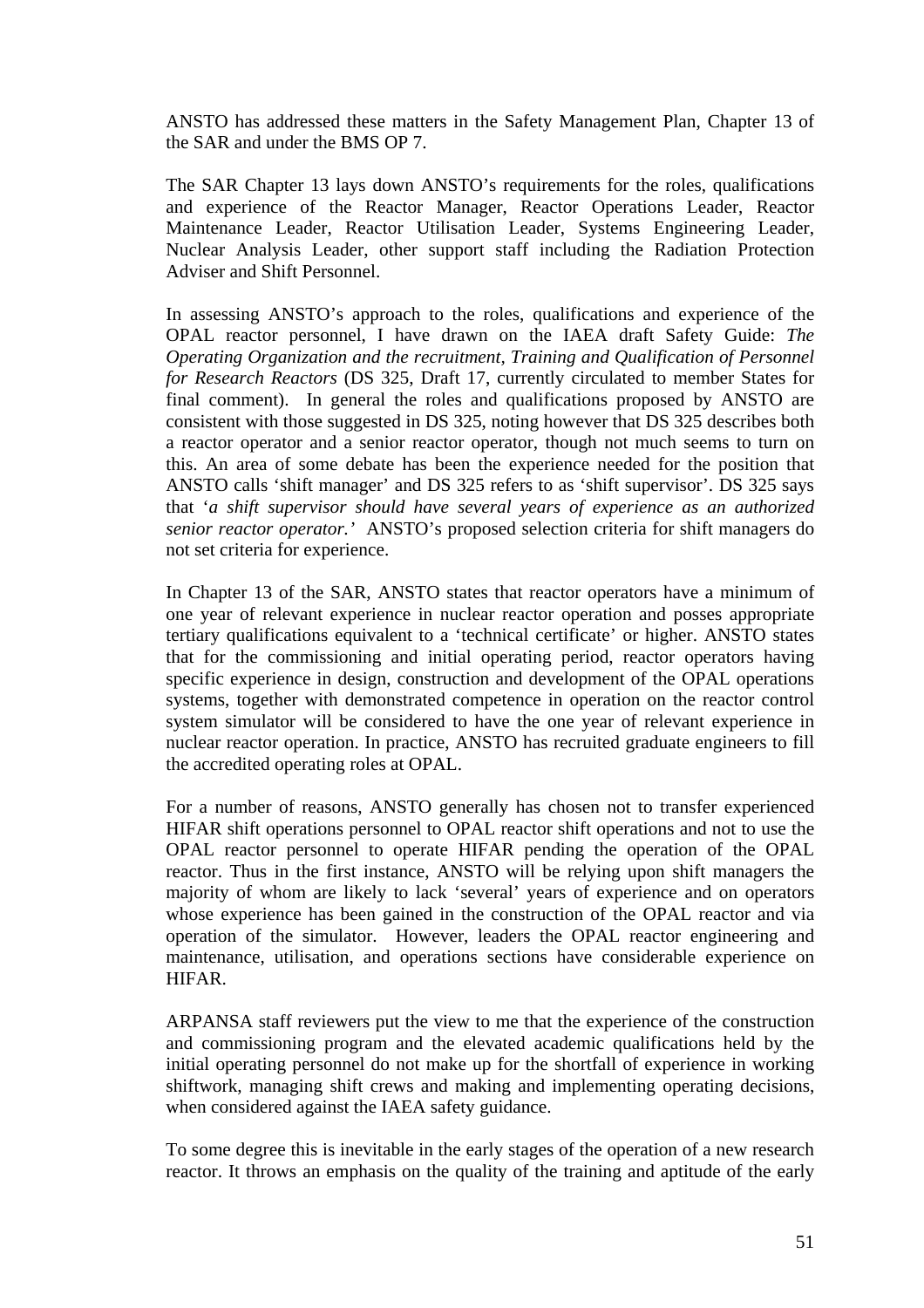ANSTO has addressed these matters in the Safety Management Plan, Chapter 13 of the SAR and under the BMS OP 7.

The SAR Chapter 13 lays down ANSTO's requirements for the roles, qualifications and experience of the Reactor Manager, Reactor Operations Leader, Reactor Maintenance Leader, Reactor Utilisation Leader, Systems Engineering Leader, Nuclear Analysis Leader, other support staff including the Radiation Protection Adviser and Shift Personnel.

In assessing ANSTO's approach to the roles, qualifications and experience of the OPAL reactor personnel, I have drawn on the IAEA draft Safety Guide: *The Operating Organization and the recruitment, Training and Qualification of Personnel for Research Reactors* (DS 325, Draft 17, currently circulated to member States for final comment). In general the roles and qualifications proposed by ANSTO are consistent with those suggested in DS 325, noting however that DS 325 describes both a reactor operator and a senior reactor operator, though not much seems to turn on this. An area of some debate has been the experience needed for the position that ANSTO calls 'shift manager' and DS 325 refers to as 'shift supervisor'. DS 325 says that '*a shift supervisor should have several years of experience as an authorized senior reactor operator.'* ANSTO's proposed selection criteria for shift managers do not set criteria for experience.

In Chapter 13 of the SAR, ANSTO states that reactor operators have a minimum of one year of relevant experience in nuclear reactor operation and posses appropriate tertiary qualifications equivalent to a 'technical certificate' or higher. ANSTO states that for the commissioning and initial operating period, reactor operators having specific experience in design, construction and development of the OPAL operations systems, together with demonstrated competence in operation on the reactor control system simulator will be considered to have the one year of relevant experience in nuclear reactor operation. In practice, ANSTO has recruited graduate engineers to fill the accredited operating roles at OPAL.

For a number of reasons, ANSTO generally has chosen not to transfer experienced HIFAR shift operations personnel to OPAL reactor shift operations and not to use the OPAL reactor personnel to operate HIFAR pending the operation of the OPAL reactor. Thus in the first instance, ANSTO will be relying upon shift managers the majority of whom are likely to lack 'several' years of experience and on operators whose experience has been gained in the construction of the OPAL reactor and via operation of the simulator. However, leaders the OPAL reactor engineering and maintenance, utilisation, and operations sections have considerable experience on HIFAR.

ARPANSA staff reviewers put the view to me that the experience of the construction and commissioning program and the elevated academic qualifications held by the initial operating personnel do not make up for the shortfall of experience in working shiftwork, managing shift crews and making and implementing operating decisions, when considered against the IAEA safety guidance.

To some degree this is inevitable in the early stages of the operation of a new research reactor. It throws an emphasis on the quality of the training and aptitude of the early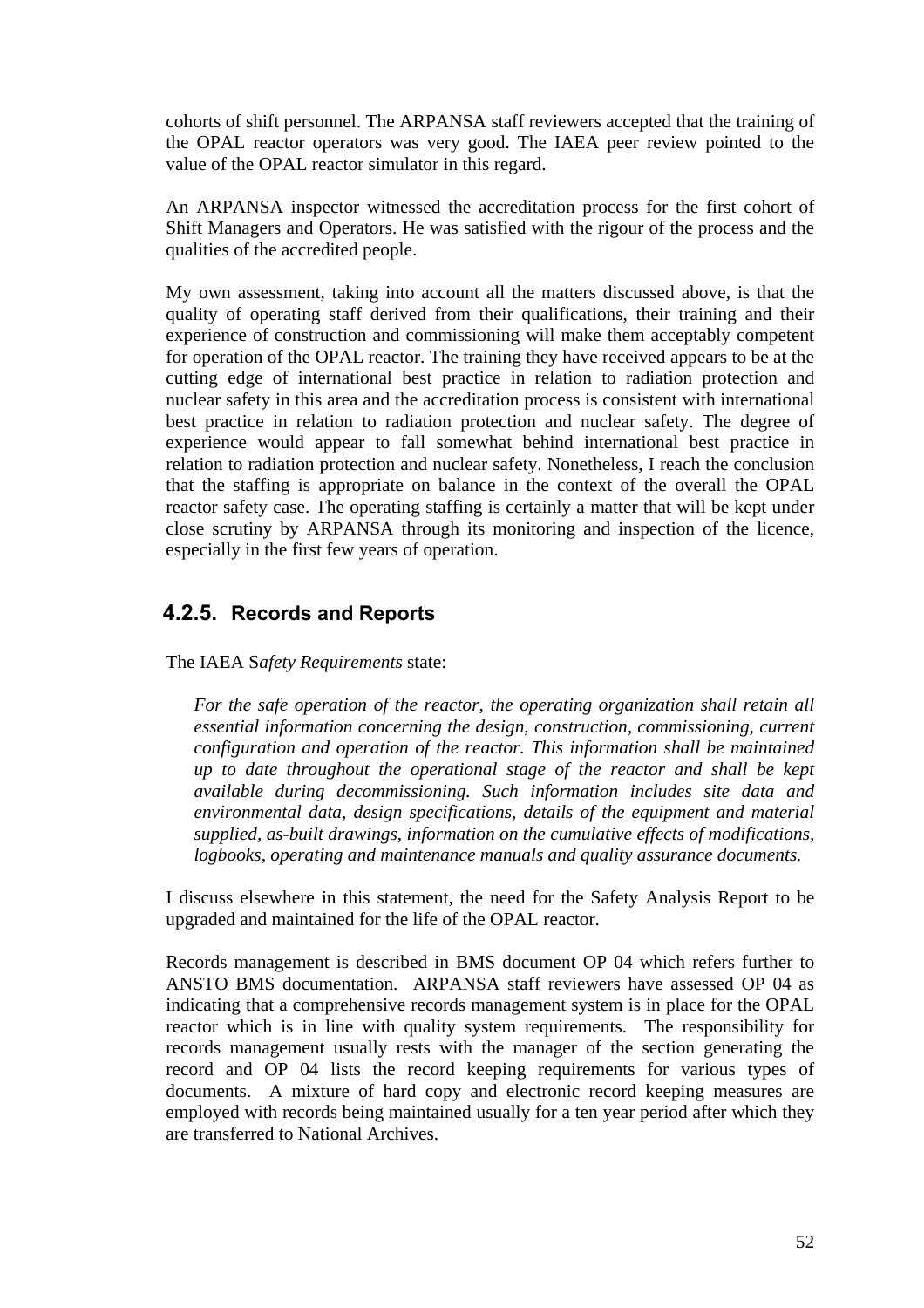cohorts of shift personnel. The ARPANSA staff reviewers accepted that the training of the OPAL reactor operators was very good. The IAEA peer review pointed to the value of the OPAL reactor simulator in this regard.

An ARPANSA inspector witnessed the accreditation process for the first cohort of Shift Managers and Operators. He was satisfied with the rigour of the process and the qualities of the accredited people.

My own assessment, taking into account all the matters discussed above, is that the quality of operating staff derived from their qualifications, their training and their experience of construction and commissioning will make them acceptably competent for operation of the OPAL reactor. The training they have received appears to be at the cutting edge of international best practice in relation to radiation protection and nuclear safety in this area and the accreditation process is consistent with international best practice in relation to radiation protection and nuclear safety. The degree of experience would appear to fall somewhat behind international best practice in relation to radiation protection and nuclear safety. Nonetheless, I reach the conclusion that the staffing is appropriate on balance in the context of the overall the OPAL reactor safety case. The operating staffing is certainly a matter that will be kept under close scrutiny by ARPANSA through its monitoring and inspection of the licence, especially in the first few years of operation.

### 4.2.5. Records and Reports

The IAEA S*afety Requirements* state:

> *For the safe operation of the reactor, the operating organization shall retain all essential information concerning the design, construction, commissioning, current configuration and operation of the reactor. This information shall be maintained up to date throughout the operational stage of the reactor and shall be kept available during decommissioning. Such information includes site data and environmental data, design specifications, details of the equipment and material supplied, as-built drawings, information on the cumulative effects of modifications, logbooks, operating and maintenance manuals and quality assurance documents.*

I discuss elsewhere in this statement, the need for the Safety Analysis Report to be upgraded and maintained for the life of the OPAL reactor.

Records management is described in BMS document OP 04 which refers further to ANSTO BMS documentation. ARPANSA staff reviewers have assessed OP 04 as indicating that a comprehensive records management system is in place for the OPAL reactor which is in line with quality system requirements. The responsibility for records management usually rests with the manager of the section generating the record and OP 04 lists the record keeping requirements for various types of documents. A mixture of hard copy and electronic record keeping measures are employed with records being maintained usually for a ten year period after which they are transferred to National Archives.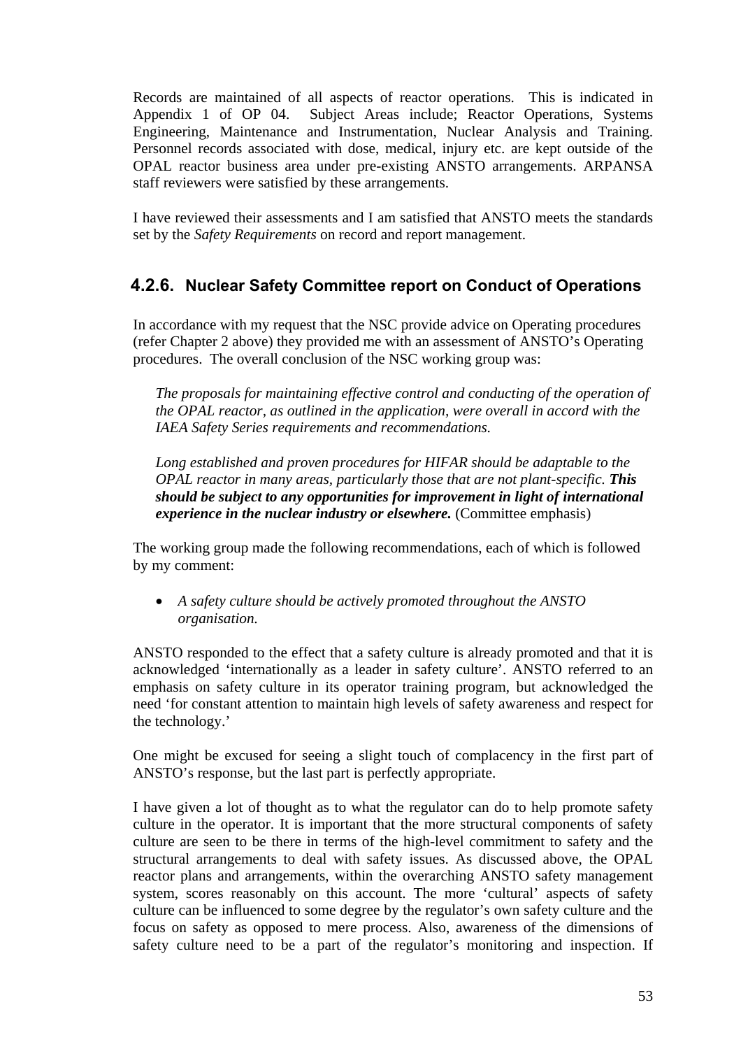Records are maintained of all aspects of reactor operations. This is indicated in Appendix 1 of OP 04. Subject Areas include; Reactor Operations, Systems Engineering, Maintenance and Instrumentation, Nuclear Analysis and Training. Personnel records associated with dose, medical, injury etc. are kept outside of the OPAL reactor business area under pre-existing ANSTO arrangements. ARPANSA staff reviewers were satisfied by these arrangements.

I have reviewed their assessments and I am satisfied that ANSTO meets the standards set by the *Safety Requirements* on record and report management.

### 4.2.6. Nuclear Safety Committee report on Conduct of Operations

In accordance with my request that the NSC provide advice on Operating procedures (refer Chapter 2 above) they provided me with an assessment of ANSTO's Operating procedures. The overall conclusion of the NSC working group was:

> *The proposals for maintaining effective control and conducting of the operation of the OPAL reactor, as outlined in the application, were overall in accord with the IAEA Safety Series requirements and recommendations.*
>
> *Long established and proven procedures for HIFAR should be adaptable to the OPAL reactor in many areas, particularly those that are not plant-specific.* ***This should be subject to any opportunities for improvement in light of international experience in the nuclear industry or elsewhere.*** (Committee emphasis)

The working group made the following recommendations, each of which is followed by my comment:

- *A safety culture should be actively promoted throughout the ANSTO organisation.*

ANSTO responded to the effect that a safety culture is already promoted and that it is acknowledged 'internationally as a leader in safety culture'. ANSTO referred to an emphasis on safety culture in its operator training program, but acknowledged the need 'for constant attention to maintain high levels of safety awareness and respect for the technology.'

One might be excused for seeing a slight touch of complacency in the first part of ANSTO's response, but the last part is perfectly appropriate.

I have given a lot of thought as to what the regulator can do to help promote safety culture in the operator. It is important that the more structural components of safety culture are seen to be there in terms of the high-level commitment to safety and the structural arrangements to deal with safety issues. As discussed above, the OPAL reactor plans and arrangements, within the overarching ANSTO safety management system, scores reasonably on this account. The more 'cultural' aspects of safety culture can be influenced to some degree by the regulator's own safety culture and the focus on safety as opposed to mere process. Also, awareness of the dimensions of safety culture need to be a part of the regulator's monitoring and inspection. If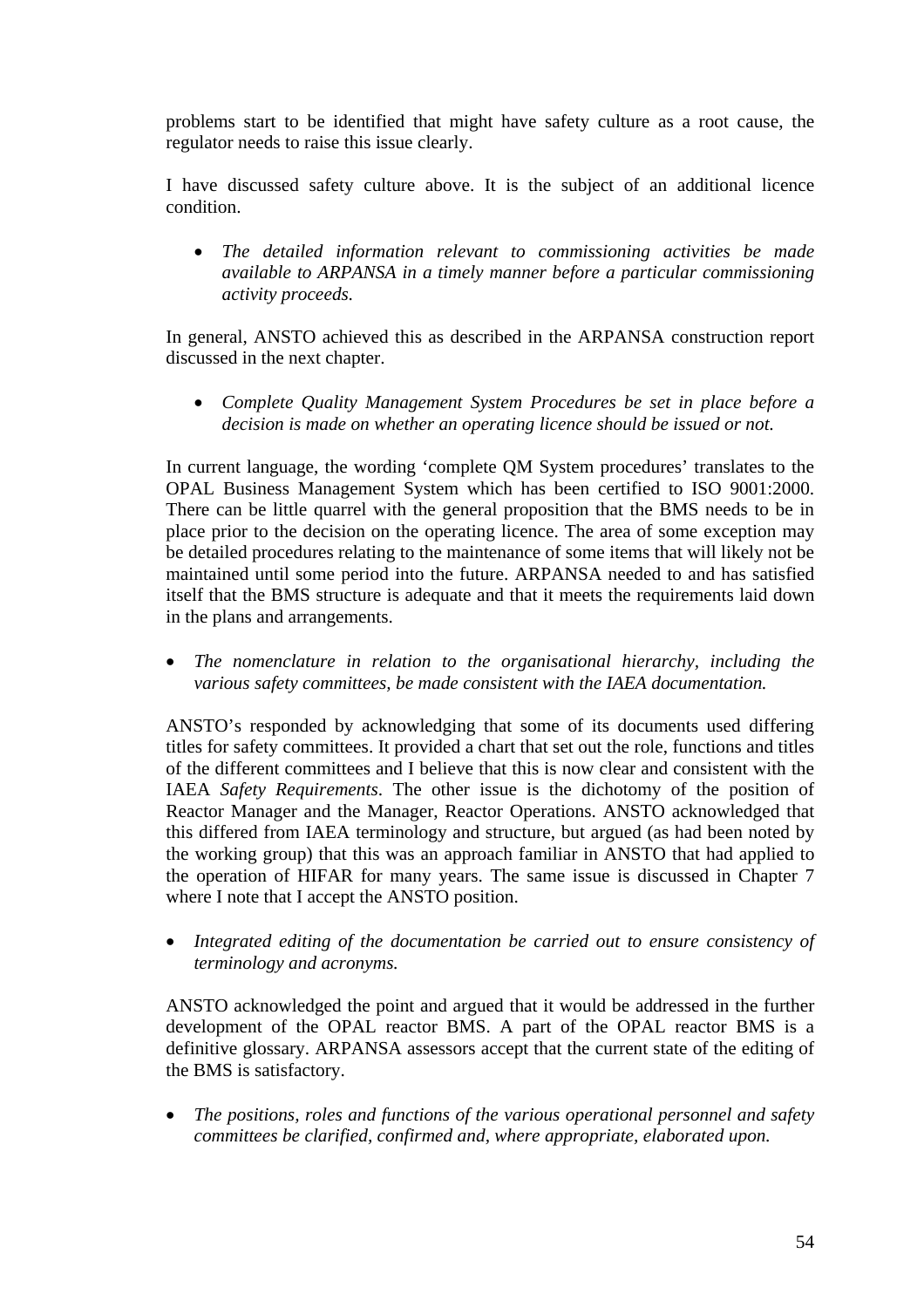problems start to be identified that might have safety culture as a root cause, the regulator needs to raise this issue clearly.

I have discussed safety culture above. It is the subject of an additional licence condition.

- *The detailed information relevant to commissioning activities be made available to ARPANSA in a timely manner before a particular commissioning activity proceeds.*

In general, ANSTO achieved this as described in the ARPANSA construction report discussed in the next chapter.

- *Complete Quality Management System Procedures be set in place before a decision is made on whether an operating licence should be issued or not.*

In current language, the wording 'complete QM System procedures' translates to the OPAL Business Management System which has been certified to ISO 9001:2000. There can be little quarrel with the general proposition that the BMS needs to be in place prior to the decision on the operating licence. The area of some exception may be detailed procedures relating to the maintenance of some items that will likely not be maintained until some period into the future. ARPANSA needed to and has satisfied itself that the BMS structure is adequate and that it meets the requirements laid down in the plans and arrangements.

- *The nomenclature in relation to the organisational hierarchy, including the various safety committees, be made consistent with the IAEA documentation.*

ANSTO's responded by acknowledging that some of its documents used differing titles for safety committees. It provided a chart that set out the role, functions and titles of the different committees and I believe that this is now clear and consistent with the IAEA *Safety Requirements*. The other issue is the dichotomy of the position of Reactor Manager and the Manager, Reactor Operations. ANSTO acknowledged that this differed from IAEA terminology and structure, but argued (as had been noted by the working group) that this was an approach familiar in ANSTO that had applied to the operation of HIFAR for many years. The same issue is discussed in Chapter 7 where I note that I accept the ANSTO position.

- *Integrated editing of the documentation be carried out to ensure consistency of terminology and acronyms.*

ANSTO acknowledged the point and argued that it would be addressed in the further development of the OPAL reactor BMS. A part of the OPAL reactor BMS is a definitive glossary. ARPANSA assessors accept that the current state of the editing of the BMS is satisfactory.

- *The positions, roles and functions of the various operational personnel and safety committees be clarified, confirmed and, where appropriate, elaborated upon.*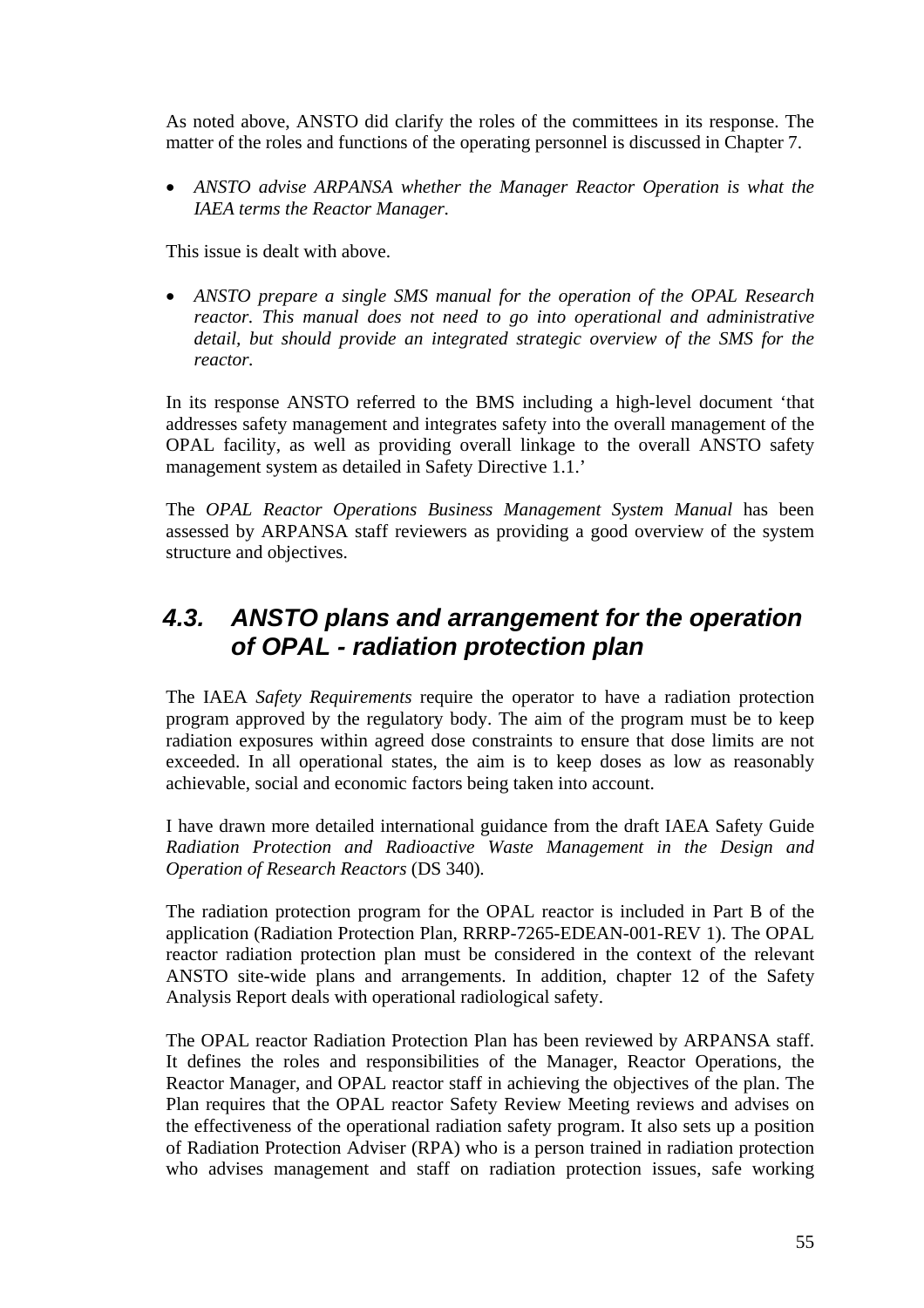As noted above, ANSTO did clarify the roles of the committees in its response. The matter of the roles and functions of the operating personnel is discussed in Chapter 7.

- *ANSTO advise ARPANSA whether the Manager Reactor Operation is what the IAEA terms the Reactor Manager.*

This issue is dealt with above.

- *ANSTO prepare a single SMS manual for the operation of the OPAL Research reactor. This manual does not need to go into operational and administrative detail, but should provide an integrated strategic overview of the SMS for the reactor.*

In its response ANSTO referred to the BMS including a high-level document 'that addresses safety management and integrates safety into the overall management of the OPAL facility, as well as providing overall linkage to the overall ANSTO safety management system as detailed in Safety Directive 1.1.'

The *OPAL Reactor Operations Business Management System Manual* has been assessed by ARPANSA staff reviewers as providing a good overview of the system structure and objectives.

## 4.3. ANSTO plans and arrangement for the operation of OPAL - radiation protection plan

The IAEA *Safety Requirements* require the operator to have a radiation protection program approved by the regulatory body. The aim of the program must be to keep radiation exposures within agreed dose constraints to ensure that dose limits are not exceeded. In all operational states, the aim is to keep doses as low as reasonably achievable, social and economic factors being taken into account.

I have drawn more detailed international guidance from the draft IAEA Safety Guide *Radiation Protection and Radioactive Waste Management in the Design and Operation of Research Reactors* (DS 340).

The radiation protection program for the OPAL reactor is included in Part B of the application (Radiation Protection Plan, RRRP-7265-EDEAN-001-REV 1). The OPAL reactor radiation protection plan must be considered in the context of the relevant ANSTO site-wide plans and arrangements. In addition, chapter 12 of the Safety Analysis Report deals with operational radiological safety.

The OPAL reactor Radiation Protection Plan has been reviewed by ARPANSA staff. It defines the roles and responsibilities of the Manager, Reactor Operations, the Reactor Manager, and OPAL reactor staff in achieving the objectives of the plan. The Plan requires that the OPAL reactor Safety Review Meeting reviews and advises on the effectiveness of the operational radiation safety program. It also sets up a position of Radiation Protection Adviser (RPA) who is a person trained in radiation protection who advises management and staff on radiation protection issues, safe working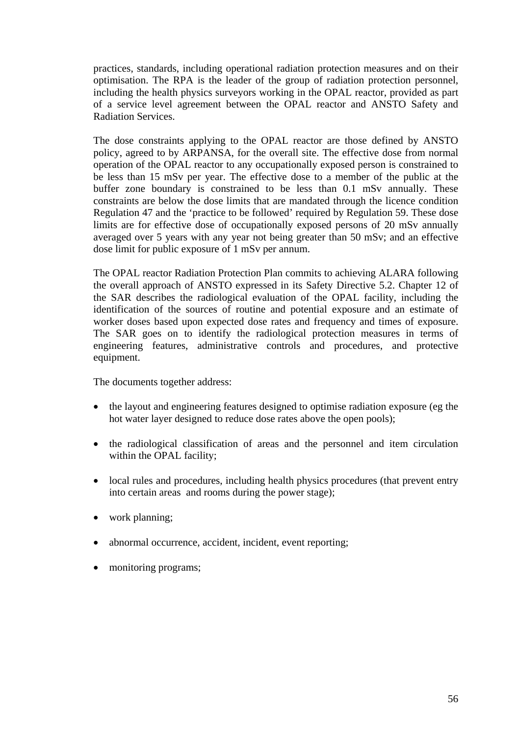practices, standards, including operational radiation protection measures and on their optimisation. The RPA is the leader of the group of radiation protection personnel, including the health physics surveyors working in the OPAL reactor, provided as part of a service level agreement between the OPAL reactor and ANSTO Safety and Radiation Services.

The dose constraints applying to the OPAL reactor are those defined by ANSTO policy, agreed to by ARPANSA, for the overall site. The effective dose from normal operation of the OPAL reactor to any occupationally exposed person is constrained to be less than 15 mSv per year. The effective dose to a member of the public at the buffer zone boundary is constrained to be less than 0.1 mSv annually. These constraints are below the dose limits that are mandated through the licence condition Regulation 47 and the 'practice to be followed' required by Regulation 59. These dose limits are for effective dose of occupationally exposed persons of 20 mSv annually averaged over 5 years with any year not being greater than 50 mSv; and an effective dose limit for public exposure of 1 mSv per annum.

The OPAL reactor Radiation Protection Plan commits to achieving ALARA following the overall approach of ANSTO expressed in its Safety Directive 5.2. Chapter 12 of the SAR describes the radiological evaluation of the OPAL facility, including the identification of the sources of routine and potential exposure and an estimate of worker doses based upon expected dose rates and frequency and times of exposure. The SAR goes on to identify the radiological protection measures in terms of engineering features, administrative controls and procedures, and protective equipment.

The documents together address:

- the layout and engineering features designed to optimise radiation exposure (eg the hot water layer designed to reduce dose rates above the open pools);
- the radiological classification of areas and the personnel and item circulation within the OPAL facility;
- local rules and procedures, including health physics procedures (that prevent entry into certain areas and rooms during the power stage);
- work planning;
- abnormal occurrence, accident, incident, event reporting;
- monitoring programs;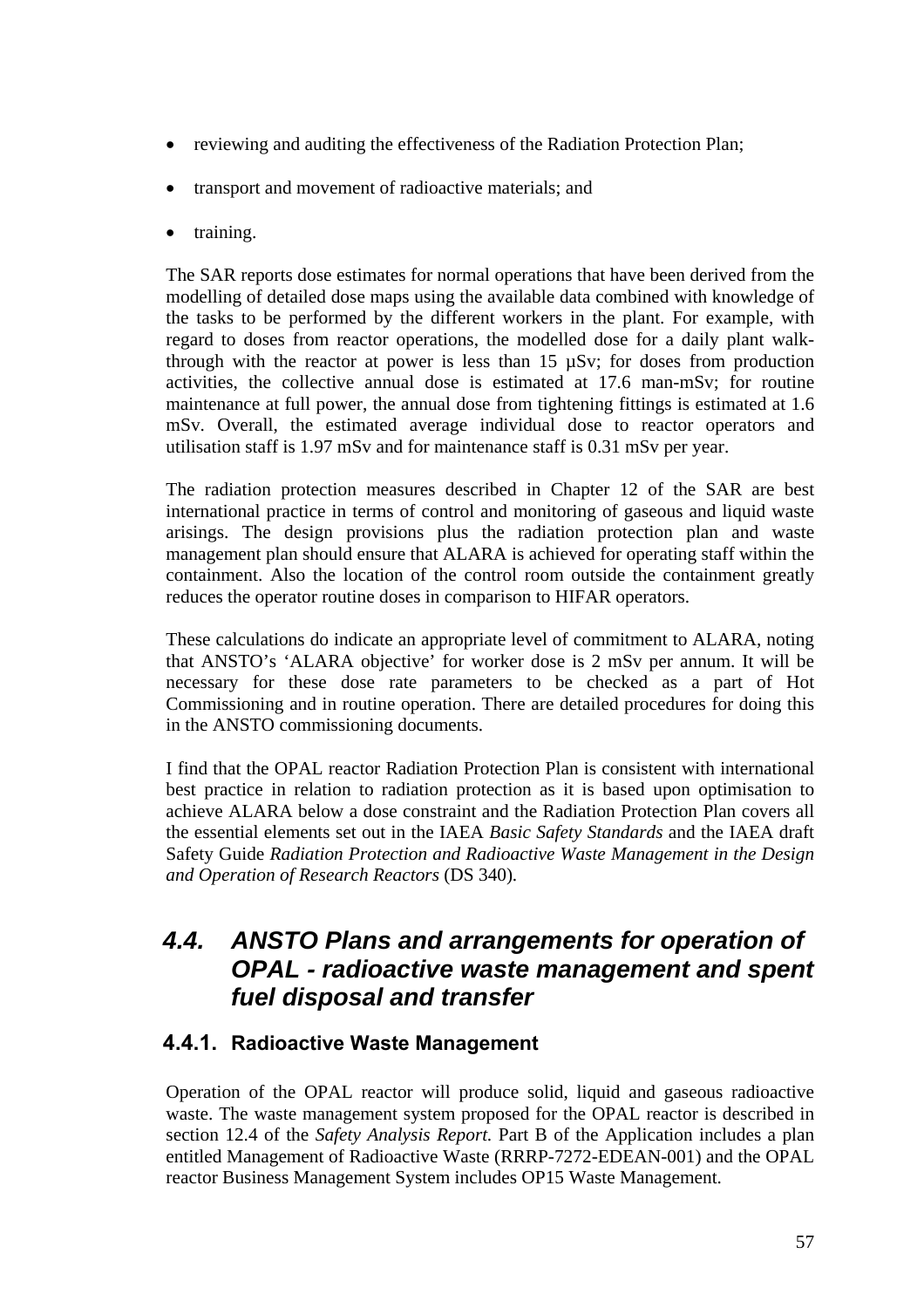- reviewing and auditing the effectiveness of the Radiation Protection Plan;
- transport and movement of radioactive materials; and
- training.

The SAR reports dose estimates for normal operations that have been derived from the modelling of detailed dose maps using the available data combined with knowledge of the tasks to be performed by the different workers in the plant. For example, with regard to doses from reactor operations, the modelled dose for a daily plant walk-through with the reactor at power is less than 15 µSv; for doses from production activities, the collective annual dose is estimated at 17.6 man-mSv; for routine maintenance at full power, the annual dose from tightening fittings is estimated at 1.6 mSv. Overall, the estimated average individual dose to reactor operators and utilisation staff is 1.97 mSv and for maintenance staff is 0.31 mSv per year.

The radiation protection measures described in Chapter 12 of the SAR are best international practice in terms of control and monitoring of gaseous and liquid waste arisings. The design provisions plus the radiation protection plan and waste management plan should ensure that ALARA is achieved for operating staff within the containment. Also the location of the control room outside the containment greatly reduces the operator routine doses in comparison to HIFAR operators.

These calculations do indicate an appropriate level of commitment to ALARA, noting that ANSTO's 'ALARA objective' for worker dose is 2 mSv per annum. It will be necessary for these dose rate parameters to be checked as a part of Hot Commissioning and in routine operation. There are detailed procedures for doing this in the ANSTO commissioning documents.

I find that the OPAL reactor Radiation Protection Plan is consistent with international best practice in relation to radiation protection as it is based upon optimisation to achieve ALARA below a dose constraint and the Radiation Protection Plan covers all the essential elements set out in the IAEA *Basic Safety Standards* and the IAEA draft Safety Guide *Radiation Protection and Radioactive Waste Management in the Design and Operation of Research Reactors* (DS 340).

## 4.4. ANSTO Plans and arrangements for operation of OPAL - radioactive waste management and spent fuel disposal and transfer

### 4.4.1. Radioactive Waste Management

Operation of the OPAL reactor will produce solid, liquid and gaseous radioactive waste. The waste management system proposed for the OPAL reactor is described in section 12.4 of the *Safety Analysis Report.* Part B of the Application includes a plan entitled Management of Radioactive Waste (RRRP-7272-EDEAN-001) and the OPAL reactor Business Management System includes OP15 Waste Management.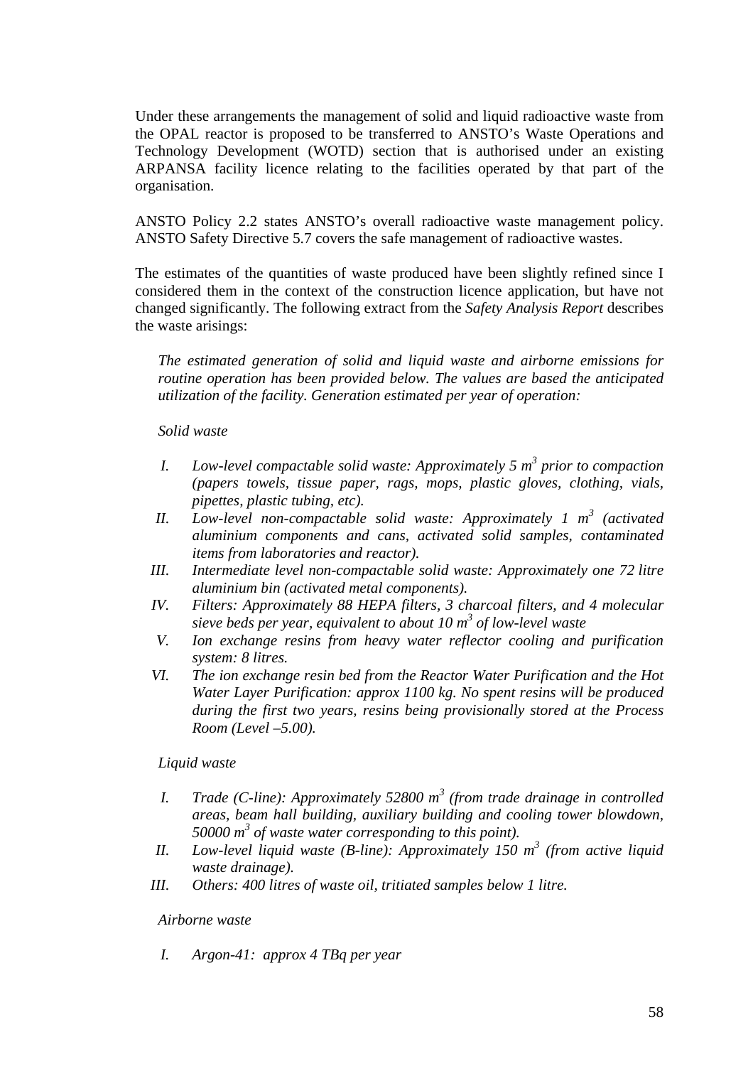Under these arrangements the management of solid and liquid radioactive waste from the OPAL reactor is proposed to be transferred to ANSTO's Waste Operations and Technology Development (WOTD) section that is authorised under an existing ARPANSA facility licence relating to the facilities operated by that part of the organisation.

ANSTO Policy 2.2 states ANSTO's overall radioactive waste management policy. ANSTO Safety Directive 5.7 covers the safe management of radioactive wastes.

The estimates of the quantities of waste produced have been slightly refined since I considered them in the context of the construction licence application, but have not changed significantly. The following extract from the *Safety Analysis Report* describes the waste arisings:

> *The estimated generation of solid and liquid waste and airborne emissions for routine operation has been provided below. The values are based the anticipated utilization of the facility. Generation estimated per year of operation:*
>
> *Solid waste*
>
> I. *Low-level compactable solid waste: Approximately 5 $m^3$ prior to compaction (papers towels, tissue paper, rags, mops, plastic gloves, clothing, vials, pipettes, plastic tubing, etc).*
> II. *Low-level non-compactable solid waste: Approximately 1 $m^3$ (activated aluminium components and cans, activated solid samples, contaminated items from laboratories and reactor).*
> III. *Intermediate level non-compactable solid waste: Approximately one 72 litre aluminium bin (activated metal components).*
> IV. *Filters: Approximately 88 HEPA filters, 3 charcoal filters, and 4 molecular sieve beds per year, equivalent to about 10 $m^3$ of low-level waste*
> V. *Ion exchange resins from heavy water reflector cooling and purification system: 8 litres.*
> VI. *The ion exchange resin bed from the Reactor Water Purification and the Hot Water Layer Purification: approx 1100 kg. No spent resins will be produced during the first two years, resins being provisionally stored at the Process Room (Level –5.00).*
>
> *Liquid waste*
>
> I. *Trade (C-line): Approximately 52800 $m^3$ (from trade drainage in controlled areas, beam hall building, auxiliary building and cooling tower blowdown, 50000 $m^3$ of waste water corresponding to this point).*
> II. *Low-level liquid waste (B-line): Approximately 150 $m^3$ (from active liquid waste drainage).*
> III. *Others: 400 litres of waste oil, tritiated samples below 1 litre.*
>
> *Airborne waste*
>
> I. *Argon-41: approx 4 TBq per year*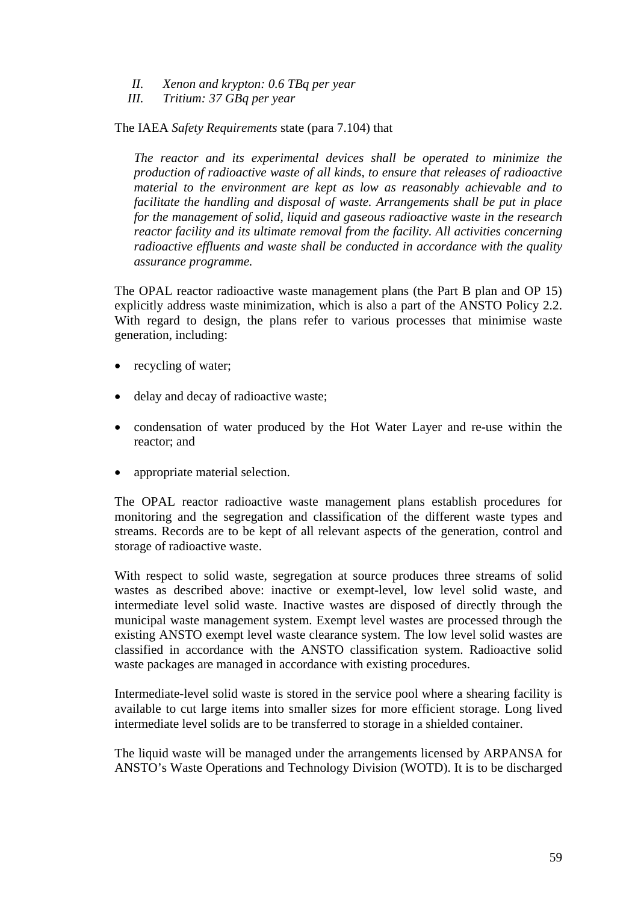*II. Xenon and krypton: 0.6 TBq per year*
*III. Tritium: 37 GBq per year*

The IAEA *Safety Requirements* state (para 7.104) that

> *The reactor and its experimental devices shall be operated to minimize the production of radioactive waste of all kinds, to ensure that releases of radioactive material to the environment are kept as low as reasonably achievable and to facilitate the handling and disposal of waste. Arrangements shall be put in place for the management of solid, liquid and gaseous radioactive waste in the research reactor facility and its ultimate removal from the facility. All activities concerning radioactive effluents and waste shall be conducted in accordance with the quality assurance programme.*

The OPAL reactor radioactive waste management plans (the Part B plan and OP 15) explicitly address waste minimization, which is also a part of the ANSTO Policy 2.2. With regard to design, the plans refer to various processes that minimise waste generation, including:

- recycling of water;
- delay and decay of radioactive waste;
- condensation of water produced by the Hot Water Layer and re-use within the reactor; and
- appropriate material selection.

The OPAL reactor radioactive waste management plans establish procedures for monitoring and the segregation and classification of the different waste types and streams. Records are to be kept of all relevant aspects of the generation, control and storage of radioactive waste.

With respect to solid waste, segregation at source produces three streams of solid wastes as described above: inactive or exempt-level, low level solid waste, and intermediate level solid waste. Inactive wastes are disposed of directly through the municipal waste management system. Exempt level wastes are processed through the existing ANSTO exempt level waste clearance system. The low level solid wastes are classified in accordance with the ANSTO classification system. Radioactive solid waste packages are managed in accordance with existing procedures.

Intermediate-level solid waste is stored in the service pool where a shearing facility is available to cut large items into smaller sizes for more efficient storage. Long lived intermediate level solids are to be transferred to storage in a shielded container.

The liquid waste will be managed under the arrangements licensed by ARPANSA for ANSTO's Waste Operations and Technology Division (WOTD). It is to be discharged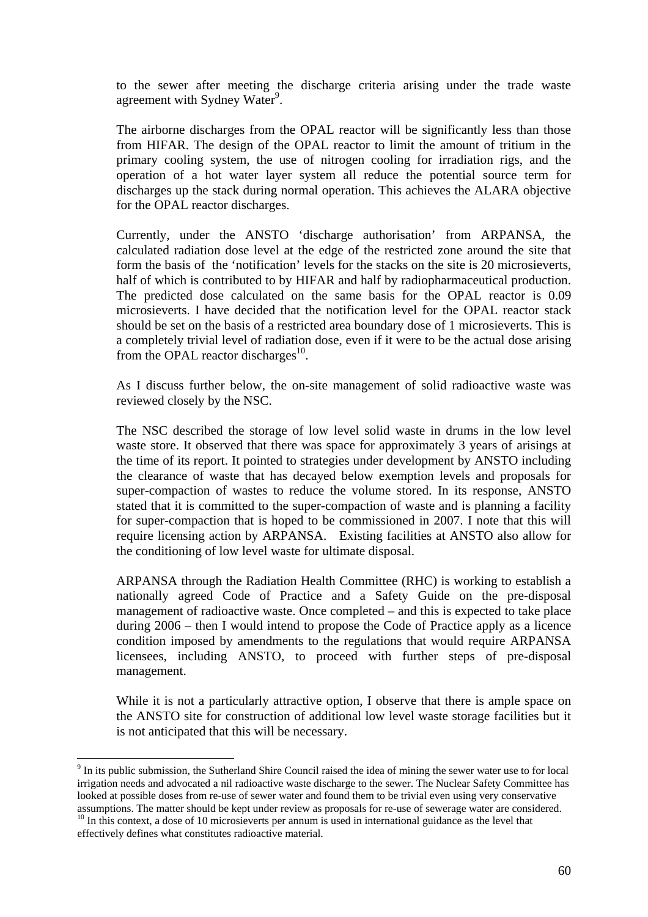to the sewer after meeting the discharge criteria arising under the trade waste agreement with Sydney Water[9].

The airborne discharges from the OPAL reactor will be significantly less than those from HIFAR. The design of the OPAL reactor to limit the amount of tritium in the primary cooling system, the use of nitrogen cooling for irradiation rigs, and the operation of a hot water layer system all reduce the potential source term for discharges up the stack during normal operation. This achieves the ALARA objective for the OPAL reactor discharges.

Currently, under the ANSTO 'discharge authorisation' from ARPANSA, the calculated radiation dose level at the edge of the restricted zone around the site that form the basis of the 'notification' levels for the stacks on the site is 20 microsieverts, half of which is contributed to by HIFAR and half by radiopharmaceutical production. The predicted dose calculated on the same basis for the OPAL reactor is 0.09 microsieverts. I have decided that the notification level for the OPAL reactor stack should be set on the basis of a restricted area boundary dose of 1 microsieverts. This is a completely trivial level of radiation dose, even if it were to be the actual dose arising from the OPAL reactor discharges[10].

As I discuss further below, the on-site management of solid radioactive waste was reviewed closely by the NSC.

The NSC described the storage of low level solid waste in drums in the low level waste store. It observed that there was space for approximately 3 years of arisings at the time of its report. It pointed to strategies under development by ANSTO including the clearance of waste that has decayed below exemption levels and proposals for super-compaction of wastes to reduce the volume stored. In its response, ANSTO stated that it is committed to the super-compaction of waste and is planning a facility for super-compaction that is hoped to be commissioned in 2007. I note that this will require licensing action by ARPANSA. Existing facilities at ANSTO also allow for the conditioning of low level waste for ultimate disposal.

ARPANSA through the Radiation Health Committee (RHC) is working to establish a nationally agreed Code of Practice and a Safety Guide on the pre-disposal management of radioactive waste. Once completed – and this is expected to take place during 2006 – then I would intend to propose the Code of Practice apply as a licence condition imposed by amendments to the regulations that would require ARPANSA licensees, including ANSTO, to proceed with further steps of pre-disposal management.

While it is not a particularly attractive option, I observe that there is ample space on the ANSTO site for construction of additional low level waste storage facilities but it is not anticipated that this will be necessary.

---

[9] In its public submission, the Sutherland Shire Council raised the idea of mining the sewer water use to for local irrigation needs and advocated a nil radioactive waste discharge to the sewer. The Nuclear Safety Committee has looked at possible doses from re-use of sewer water and found them to be trivial even using very conservative assumptions. The matter should be kept under review as proposals for re-use of sewerage water are considered.

[10] In this context, a dose of 10 microsieverts per annum is used in international guidance as the level that effectively defines what constitutes radioactive material.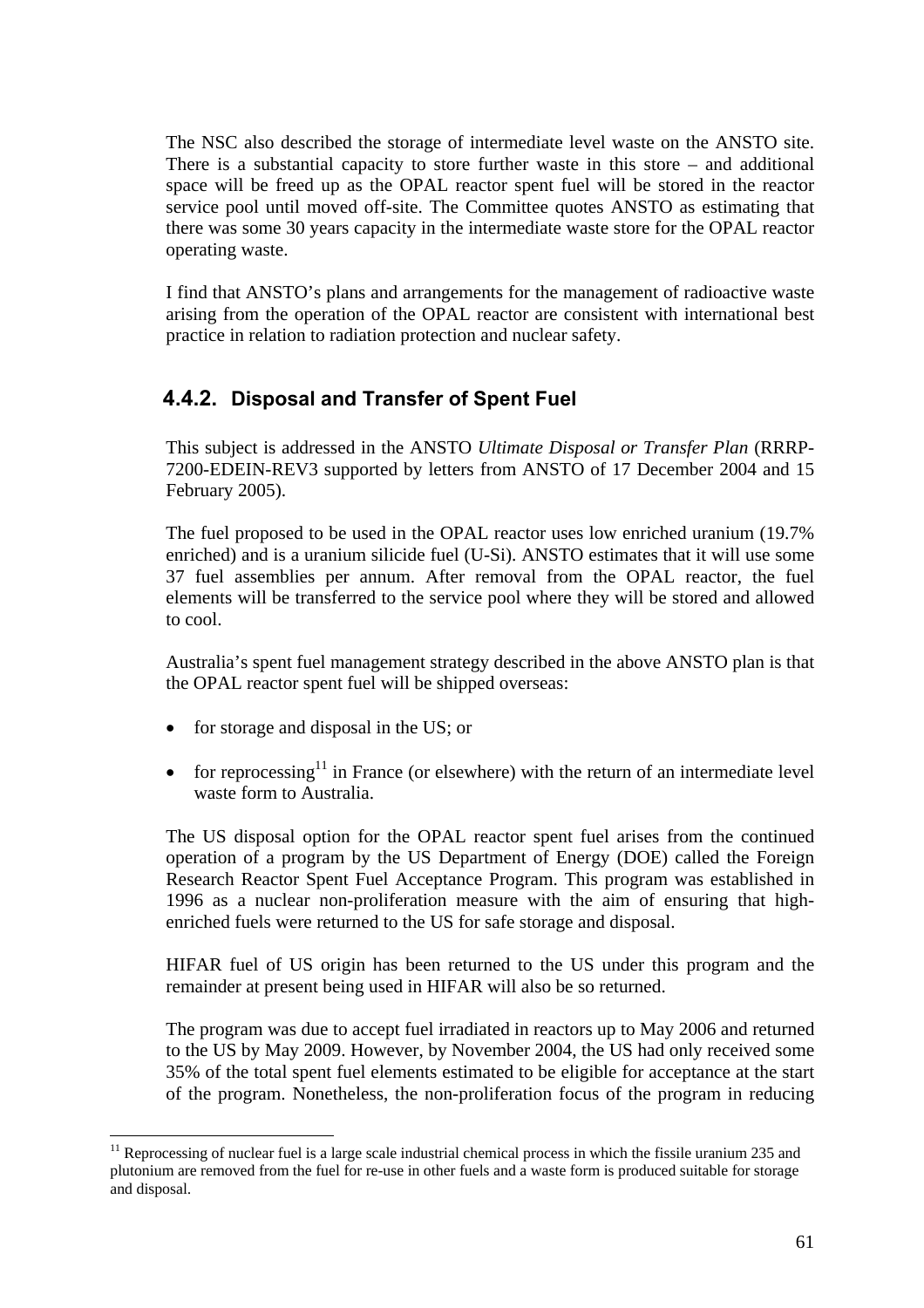The NSC also described the storage of intermediate level waste on the ANSTO site. There is a substantial capacity to store further waste in this store – and additional space will be freed up as the OPAL reactor spent fuel will be stored in the reactor service pool until moved off-site. The Committee quotes ANSTO as estimating that there was some 30 years capacity in the intermediate waste store for the OPAL reactor operating waste.

I find that ANSTO's plans and arrangements for the management of radioactive waste arising from the operation of the OPAL reactor are consistent with international best practice in relation to radiation protection and nuclear safety.

### 4.4.2. Disposal and Transfer of Spent Fuel

This subject is addressed in the ANSTO *Ultimate Disposal or Transfer Plan* (RRRP-7200-EDEIN-REV3 supported by letters from ANSTO of 17 December 2004 and 15 February 2005).

The fuel proposed to be used in the OPAL reactor uses low enriched uranium (19.7% enriched) and is a uranium silicide fuel (U-Si). ANSTO estimates that it will use some 37 fuel assemblies per annum. After removal from the OPAL reactor, the fuel elements will be transferred to the service pool where they will be stored and allowed to cool.

Australia's spent fuel management strategy described in the above ANSTO plan is that the OPAL reactor spent fuel will be shipped overseas:

- for storage and disposal in the US; or
- for reprocessing[11] in France (or elsewhere) with the return of an intermediate level waste form to Australia.

The US disposal option for the OPAL reactor spent fuel arises from the continued operation of a program by the US Department of Energy (DOE) called the Foreign Research Reactor Spent Fuel Acceptance Program. This program was established in 1996 as a nuclear non-proliferation measure with the aim of ensuring that high-enriched fuels were returned to the US for safe storage and disposal.

HIFAR fuel of US origin has been returned to the US under this program and the remainder at present being used in HIFAR will also be so returned.

The program was due to accept fuel irradiated in reactors up to May 2006 and returned to the US by May 2009. However, by November 2004, the US had only received some 35% of the total spent fuel elements estimated to be eligible for acceptance at the start of the program. Nonetheless, the non-proliferation focus of the program in reducing

[11] Reprocessing of nuclear fuel is a large scale industrial chemical process in which the fissile uranium 235 and plutonium are removed from the fuel for re-use in other fuels and a waste form is produced suitable for storage and disposal.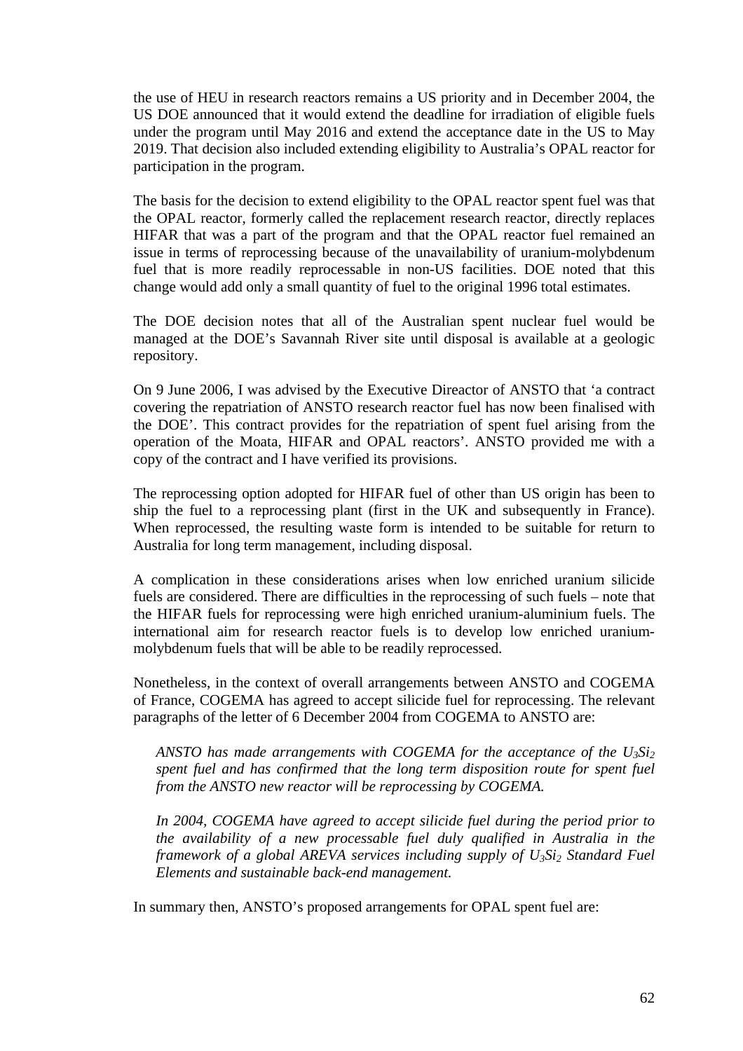the use of HEU in research reactors remains a US priority and in December 2004, the US DOE announced that it would extend the deadline for irradiation of eligible fuels under the program until May 2016 and extend the acceptance date in the US to May 2019. That decision also included extending eligibility to Australia's OPAL reactor for participation in the program.

The basis for the decision to extend eligibility to the OPAL reactor spent fuel was that the OPAL reactor, formerly called the replacement research reactor, directly replaces HIFAR that was a part of the program and that the OPAL reactor fuel remained an issue in terms of reprocessing because of the unavailability of uranium-molybdenum fuel that is more readily reprocessable in non-US facilities. DOE noted that this change would add only a small quantity of fuel to the original 1996 total estimates.

The DOE decision notes that all of the Australian spent nuclear fuel would be managed at the DOE's Savannah River site until disposal is available at a geologic repository.

On 9 June 2006, I was advised by the Executive Direactor of ANSTO that 'a contract covering the repatriation of ANSTO research reactor fuel has now been finalised with the DOE'. This contract provides for the repatriation of spent fuel arising from the operation of the Moata, HIFAR and OPAL reactors'. ANSTO provided me with a copy of the contract and I have verified its provisions.

The reprocessing option adopted for HIFAR fuel of other than US origin has been to ship the fuel to a reprocessing plant (first in the UK and subsequently in France). When reprocessed, the resulting waste form is intended to be suitable for return to Australia for long term management, including disposal.

A complication in these considerations arises when low enriched uranium silicide fuels are considered. There are difficulties in the reprocessing of such fuels – note that the HIFAR fuels for reprocessing were high enriched uranium-aluminium fuels. The international aim for research reactor fuels is to develop low enriched uranium-molybdenum fuels that will be able to be readily reprocessed.

Nonetheless, in the context of overall arrangements between ANSTO and COGEMA of France, COGEMA has agreed to accept silicide fuel for reprocessing. The relevant paragraphs of the letter of 6 December 2004 from COGEMA to ANSTO are:

> *ANSTO has made arrangements with COGEMA for the acceptance of the $U_3Si_2$ spent fuel and has confirmed that the long term disposition route for spent fuel from the ANSTO new reactor will be reprocessing by COGEMA.*
>
> *In 2004, COGEMA have agreed to accept silicide fuel during the period prior to the availability of a new processable fuel duly qualified in Australia in the framework of a global AREVA services including supply of $U_3Si_2$ Standard Fuel Elements and sustainable back-end management.*

In summary then, ANSTO's proposed arrangements for OPAL spent fuel are: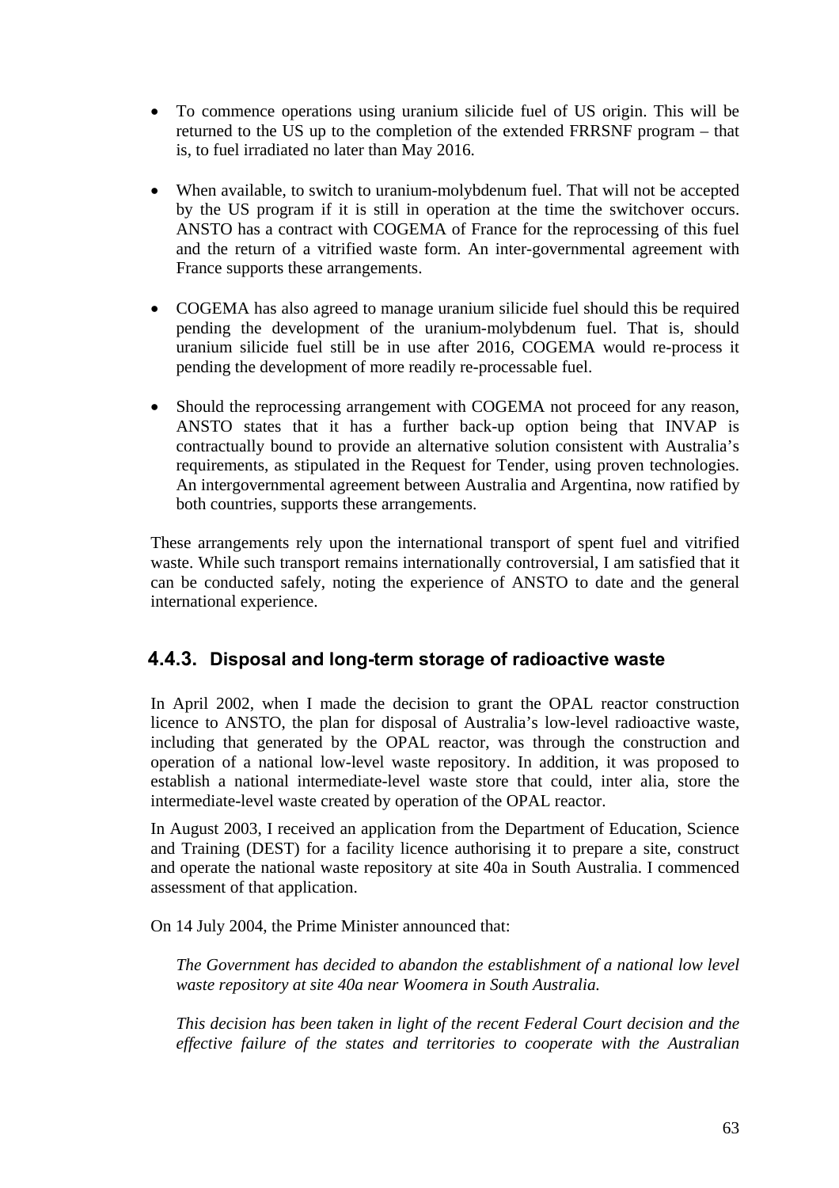- To commence operations using uranium silicide fuel of US origin. This will be returned to the US up to the completion of the extended FRRSNF program – that is, to fuel irradiated no later than May 2016.

- When available, to switch to uranium-molybdenum fuel. That will not be accepted by the US program if it is still in operation at the time the switchover occurs. ANSTO has a contract with COGEMA of France for the reprocessing of this fuel and the return of a vitrified waste form. An inter-governmental agreement with France supports these arrangements.

- COGEMA has also agreed to manage uranium silicide fuel should this be required pending the development of the uranium-molybdenum fuel. That is, should uranium silicide fuel still be in use after 2016, COGEMA would re-process it pending the development of more readily re-processable fuel.

- Should the reprocessing arrangement with COGEMA not proceed for any reason, ANSTO states that it has a further back-up option being that INVAP is contractually bound to provide an alternative solution consistent with Australia's requirements, as stipulated in the Request for Tender, using proven technologies. An intergovernmental agreement between Australia and Argentina, now ratified by both countries, supports these arrangements.

These arrangements rely upon the international transport of spent fuel and vitrified waste. While such transport remains internationally controversial, I am satisfied that it can be conducted safely, noting the experience of ANSTO to date and the general international experience.

### 4.4.3. Disposal and long-term storage of radioactive waste

In April 2002, when I made the decision to grant the OPAL reactor construction licence to ANSTO, the plan for disposal of Australia's low-level radioactive waste, including that generated by the OPAL reactor, was through the construction and operation of a national low-level waste repository. In addition, it was proposed to establish a national intermediate-level waste store that could, inter alia, store the intermediate-level waste created by operation of the OPAL reactor.

In August 2003, I received an application from the Department of Education, Science and Training (DEST) for a facility licence authorising it to prepare a site, construct and operate the national waste repository at site 40a in South Australia. I commenced assessment of that application.

On 14 July 2004, the Prime Minister announced that:

> *The Government has decided to abandon the establishment of a national low level waste repository at site 40a near Woomera in South Australia.*
>
> *This decision has been taken in light of the recent Federal Court decision and the effective failure of the states and territories to cooperate with the Australian*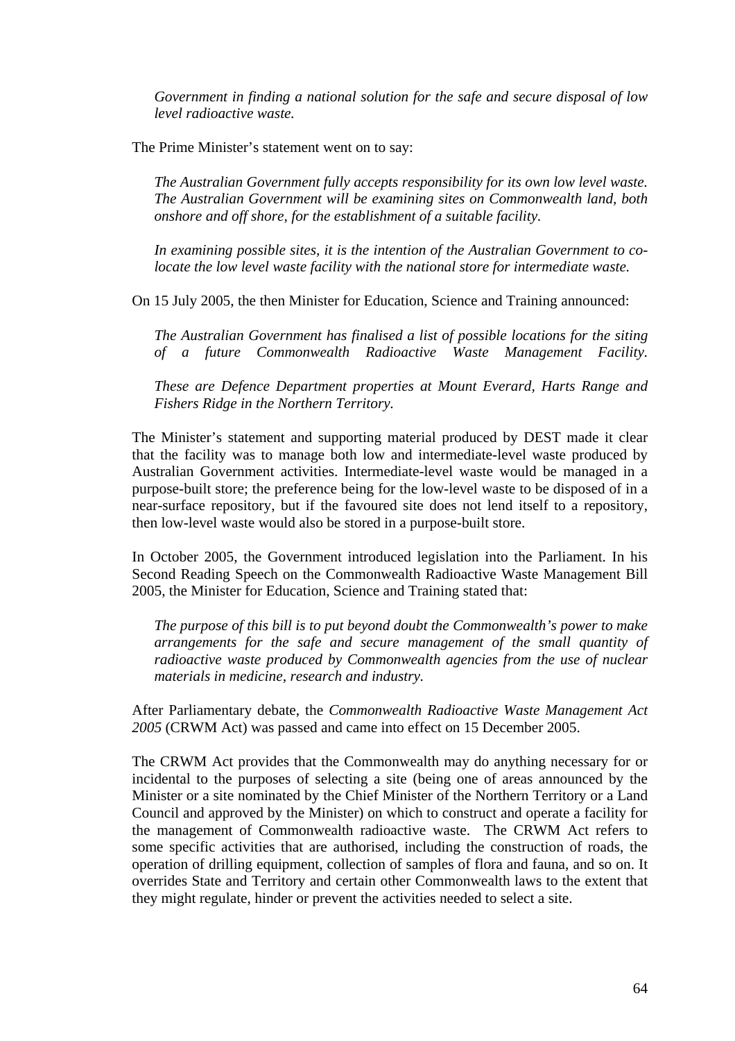*Government in finding a national solution for the safe and secure disposal of low level radioactive waste.*

The Prime Minister's statement went on to say:

*The Australian Government fully accepts responsibility for its own low level waste. The Australian Government will be examining sites on Commonwealth land, both onshore and off shore, for the establishment of a suitable facility.*

*In examining possible sites, it is the intention of the Australian Government to co-locate the low level waste facility with the national store for intermediate waste.*

On 15 July 2005, the then Minister for Education, Science and Training announced:

*The Australian Government has finalised a list of possible locations for the siting of a future Commonwealth Radioactive Waste Management Facility.*

*These are Defence Department properties at Mount Everard, Harts Range and Fishers Ridge in the Northern Territory.*

The Minister's statement and supporting material produced by DEST made it clear that the facility was to manage both low and intermediate-level waste produced by Australian Government activities. Intermediate-level waste would be managed in a purpose-built store; the preference being for the low-level waste to be disposed of in a near-surface repository, but if the favoured site does not lend itself to a repository, then low-level waste would also be stored in a purpose-built store.

In October 2005, the Government introduced legislation into the Parliament. In his Second Reading Speech on the Commonwealth Radioactive Waste Management Bill 2005, the Minister for Education, Science and Training stated that:

*The purpose of this bill is to put beyond doubt the Commonwealth's power to make arrangements for the safe and secure management of the small quantity of radioactive waste produced by Commonwealth agencies from the use of nuclear materials in medicine, research and industry.*

After Parliamentary debate, the *Commonwealth Radioactive Waste Management Act 2005* (CRWM Act) was passed and came into effect on 15 December 2005.

The CRWM Act provides that the Commonwealth may do anything necessary for or incidental to the purposes of selecting a site (being one of areas announced by the Minister or a site nominated by the Chief Minister of the Northern Territory or a Land Council and approved by the Minister) on which to construct and operate a facility for the management of Commonwealth radioactive waste. The CRWM Act refers to some specific activities that are authorised, including the construction of roads, the operation of drilling equipment, collection of samples of flora and fauna, and so on. It overrides State and Territory and certain other Commonwealth laws to the extent that they might regulate, hinder or prevent the activities needed to select a site.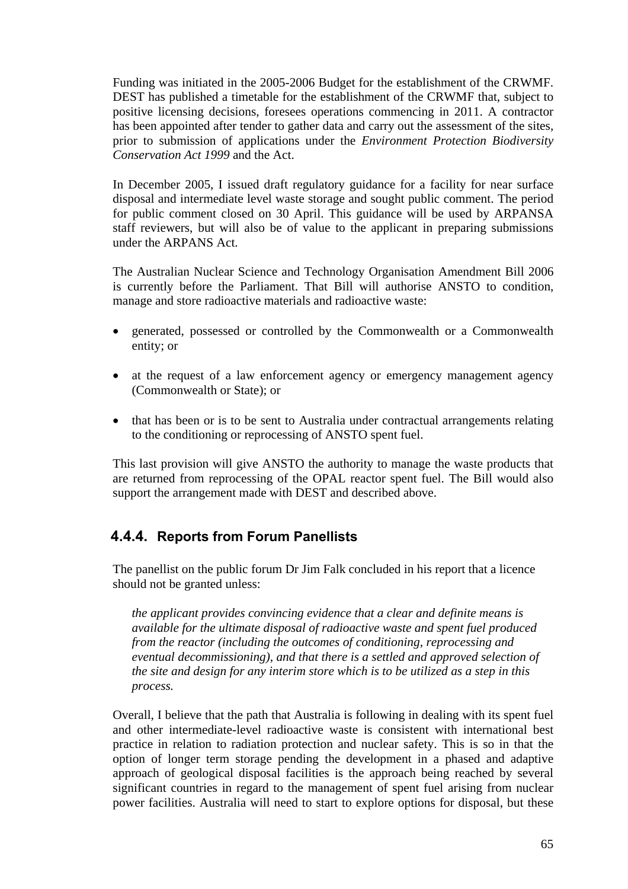Funding was initiated in the 2005-2006 Budget for the establishment of the CRWMF. DEST has published a timetable for the establishment of the CRWMF that, subject to positive licensing decisions, foresees operations commencing in 2011. A contractor has been appointed after tender to gather data and carry out the assessment of the sites, prior to submission of applications under the *Environment Protection Biodiversity Conservation Act 1999* and the Act.

In December 2005, I issued draft regulatory guidance for a facility for near surface disposal and intermediate level waste storage and sought public comment. The period for public comment closed on 30 April. This guidance will be used by ARPANSA staff reviewers, but will also be of value to the applicant in preparing submissions under the ARPANS Act.

The Australian Nuclear Science and Technology Organisation Amendment Bill 2006 is currently before the Parliament. That Bill will authorise ANSTO to condition, manage and store radioactive materials and radioactive waste:

- generated, possessed or controlled by the Commonwealth or a Commonwealth entity; or
- at the request of a law enforcement agency or emergency management agency (Commonwealth or State); or
- that has been or is to be sent to Australia under contractual arrangements relating to the conditioning or reprocessing of ANSTO spent fuel.

This last provision will give ANSTO the authority to manage the waste products that are returned from reprocessing of the OPAL reactor spent fuel. The Bill would also support the arrangement made with DEST and described above.

### 4.4.4. Reports from Forum Panellists

The panellist on the public forum Dr Jim Falk concluded in his report that a licence should not be granted unless:

> *the applicant provides convincing evidence that a clear and definite means is available for the ultimate disposal of radioactive waste and spent fuel produced from the reactor (including the outcomes of conditioning, reprocessing and eventual decommissioning), and that there is a settled and approved selection of the site and design for any interim store which is to be utilized as a step in this process.*

Overall, I believe that the path that Australia is following in dealing with its spent fuel and other intermediate-level radioactive waste is consistent with international best practice in relation to radiation protection and nuclear safety. This is so in that the option of longer term storage pending the development in a phased and adaptive approach of geological disposal facilities is the approach being reached by several significant countries in regard to the management of spent fuel arising from nuclear power facilities. Australia will need to start to explore options for disposal, but these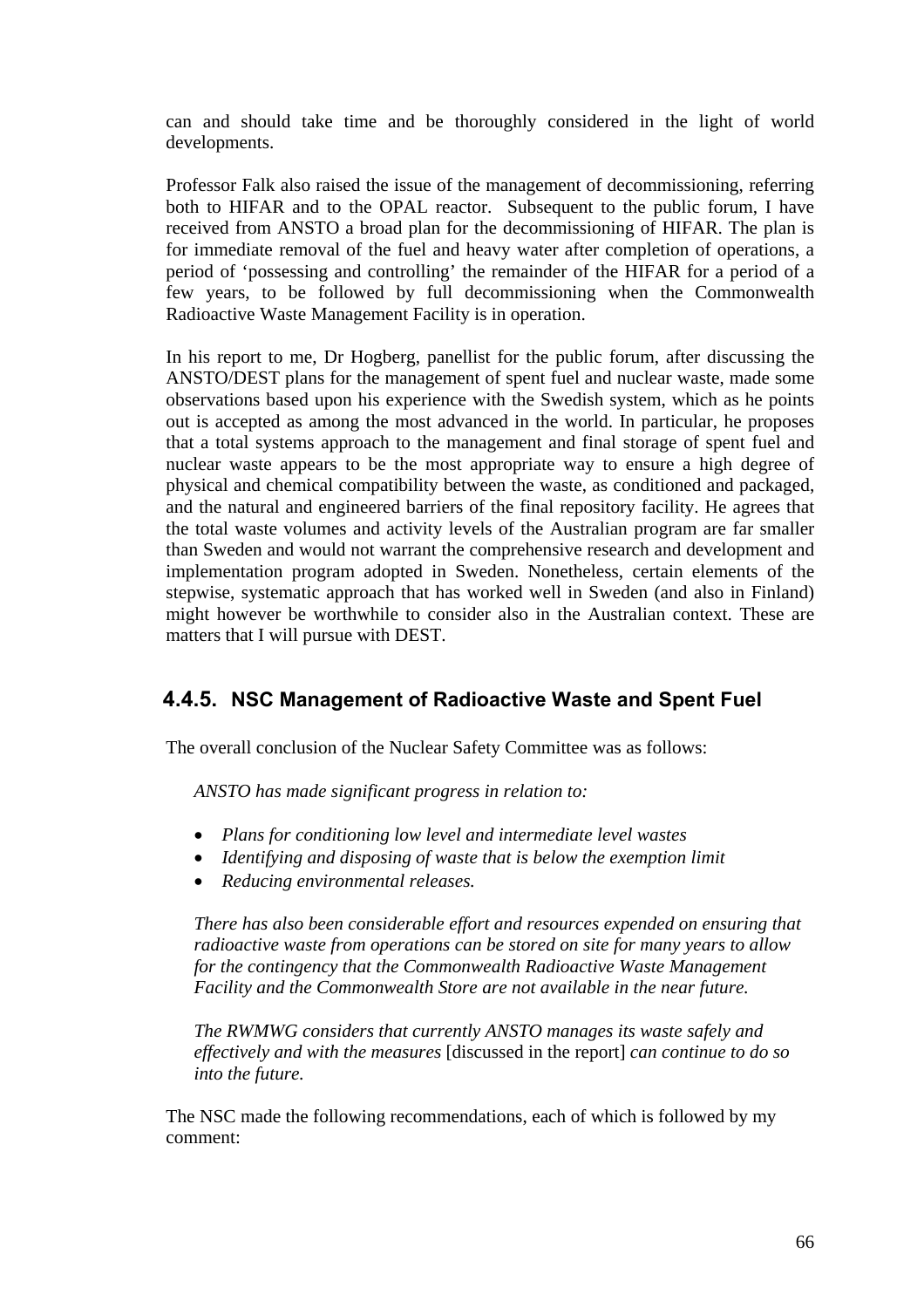can and should take time and be thoroughly considered in the light of world developments.

Professor Falk also raised the issue of the management of decommissioning, referring both to HIFAR and to the OPAL reactor. Subsequent to the public forum, I have received from ANSTO a broad plan for the decommissioning of HIFAR. The plan is for immediate removal of the fuel and heavy water after completion of operations, a period of 'possessing and controlling' the remainder of the HIFAR for a period of a few years, to be followed by full decommissioning when the Commonwealth Radioactive Waste Management Facility is in operation.

In his report to me, Dr Hogberg, panellist for the public forum, after discussing the ANSTO/DEST plans for the management of spent fuel and nuclear waste, made some observations based upon his experience with the Swedish system, which as he points out is accepted as among the most advanced in the world. In particular, he proposes that a total systems approach to the management and final storage of spent fuel and nuclear waste appears to be the most appropriate way to ensure a high degree of physical and chemical compatibility between the waste, as conditioned and packaged, and the natural and engineered barriers of the final repository facility. He agrees that the total waste volumes and activity levels of the Australian program are far smaller than Sweden and would not warrant the comprehensive research and development and implementation program adopted in Sweden. Nonetheless, certain elements of the stepwise, systematic approach that has worked well in Sweden (and also in Finland) might however be worthwhile to consider also in the Australian context. These are matters that I will pursue with DEST.

### 4.4.5. NSC Management of Radioactive Waste and Spent Fuel

The overall conclusion of the Nuclear Safety Committee was as follows:

> *ANSTO has made significant progress in relation to:*
>
> - *Plans for conditioning low level and intermediate level wastes*
> - *Identifying and disposing of waste that is below the exemption limit*
> - *Reducing environmental releases.*
>
> *There has also been considerable effort and resources expended on ensuring that radioactive waste from operations can be stored on site for many years to allow for the contingency that the Commonwealth Radioactive Waste Management Facility and the Commonwealth Store are not available in the near future.*
>
> *The RWMWG considers that currently ANSTO manages its waste safely and effectively and with the measures* [discussed in the report] *can continue to do so into the future.*

The NSC made the following recommendations, each of which is followed by my comment: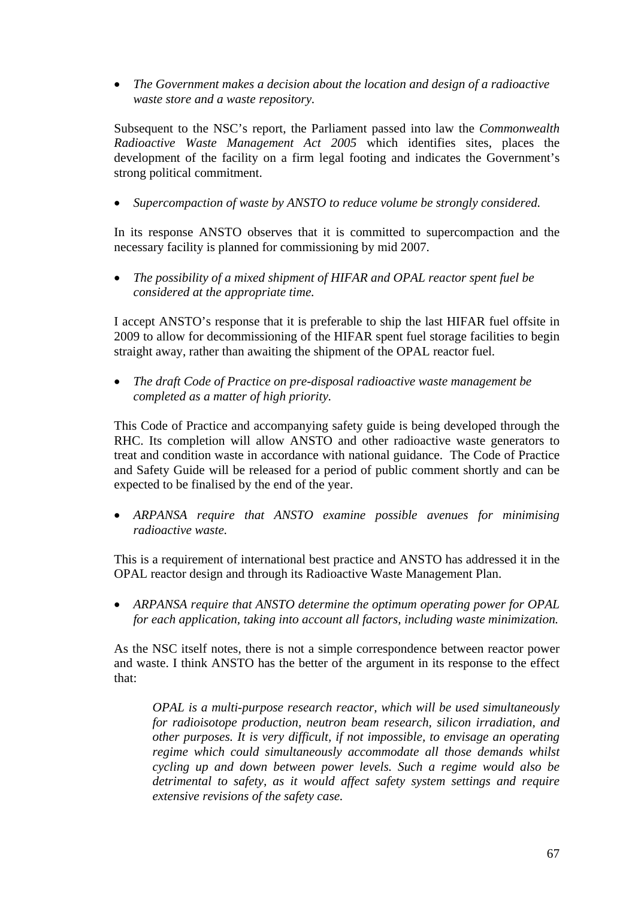- *The Government makes a decision about the location and design of a radioactive waste store and a waste repository.*

Subsequent to the NSC's report, the Parliament passed into law the *Commonwealth Radioactive Waste Management Act 2005* which identifies sites, places the development of the facility on a firm legal footing and indicates the Government's strong political commitment.

- *Supercompaction of waste by ANSTO to reduce volume be strongly considered.*

In its response ANSTO observes that it is committed to supercompaction and the necessary facility is planned for commissioning by mid 2007.

- *The possibility of a mixed shipment of HIFAR and OPAL reactor spent fuel be considered at the appropriate time.*

I accept ANSTO's response that it is preferable to ship the last HIFAR fuel offsite in 2009 to allow for decommissioning of the HIFAR spent fuel storage facilities to begin straight away, rather than awaiting the shipment of the OPAL reactor fuel.

- *The draft Code of Practice on pre-disposal radioactive waste management be completed as a matter of high priority.*

This Code of Practice and accompanying safety guide is being developed through the RHC. Its completion will allow ANSTO and other radioactive waste generators to treat and condition waste in accordance with national guidance. The Code of Practice and Safety Guide will be released for a period of public comment shortly and can be expected to be finalised by the end of the year.

- *ARPANSA require that ANSTO examine possible avenues for minimising radioactive waste.*

This is a requirement of international best practice and ANSTO has addressed it in the OPAL reactor design and through its Radioactive Waste Management Plan.

- *ARPANSA require that ANSTO determine the optimum operating power for OPAL for each application, taking into account all factors, including waste minimization.*

As the NSC itself notes, there is not a simple correspondence between reactor power and waste. I think ANSTO has the better of the argument in its response to the effect that:

> *OPAL is a multi-purpose research reactor, which will be used simultaneously for radioisotope production, neutron beam research, silicon irradiation, and other purposes. It is very difficult, if not impossible, to envisage an operating regime which could simultaneously accommodate all those demands whilst cycling up and down between power levels. Such a regime would also be detrimental to safety, as it would affect safety system settings and require extensive revisions of the safety case.*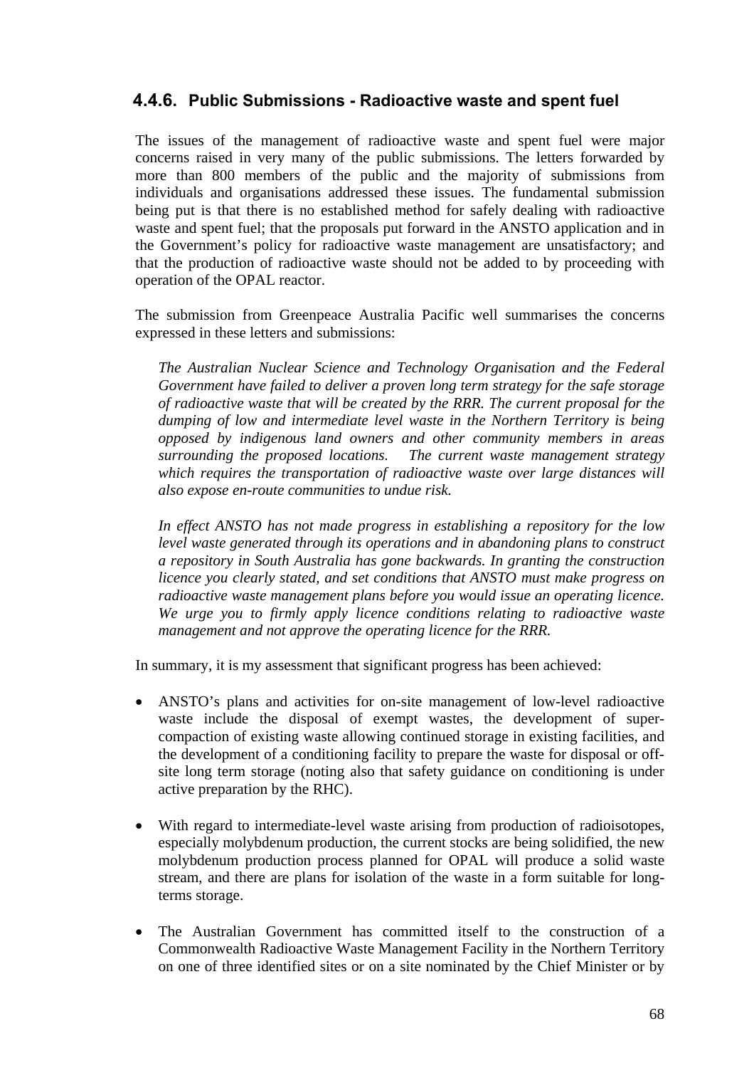### 4.4.6. Public Submissions - Radioactive waste and spent fuel

The issues of the management of radioactive waste and spent fuel were major concerns raised in very many of the public submissions. The letters forwarded by more than 800 members of the public and the majority of submissions from individuals and organisations addressed these issues. The fundamental submission being put is that there is no established method for safely dealing with radioactive waste and spent fuel; that the proposals put forward in the ANSTO application and in the Government's policy for radioactive waste management are unsatisfactory; and that the production of radioactive waste should not be added to by proceeding with operation of the OPAL reactor.

The submission from Greenpeace Australia Pacific well summarises the concerns expressed in these letters and submissions:

> *The Australian Nuclear Science and Technology Organisation and the Federal Government have failed to deliver a proven long term strategy for the safe storage of radioactive waste that will be created by the RRR. The current proposal for the dumping of low and intermediate level waste in the Northern Territory is being opposed by indigenous land owners and other community members in areas surrounding the proposed locations. The current waste management strategy which requires the transportation of radioactive waste over large distances will also expose en-route communities to undue risk.*
>
> *In effect ANSTO has not made progress in establishing a repository for the low level waste generated through its operations and in abandoning plans to construct a repository in South Australia has gone backwards. In granting the construction licence you clearly stated, and set conditions that ANSTO must make progress on radioactive waste management plans before you would issue an operating licence. We urge you to firmly apply licence conditions relating to radioactive waste management and not approve the operating licence for the RRR.*

In summary, it is my assessment that significant progress has been achieved:

- ANSTO's plans and activities for on-site management of low-level radioactive waste include the disposal of exempt wastes, the development of super-compaction of existing waste allowing continued storage in existing facilities, and the development of a conditioning facility to prepare the waste for disposal or off-site long term storage (noting also that safety guidance on conditioning is under active preparation by the RHC).

- With regard to intermediate-level waste arising from production of radioisotopes, especially molybdenum production, the current stocks are being solidified, the new molybdenum production process planned for OPAL will produce a solid waste stream, and there are plans for isolation of the waste in a form suitable for long-terms storage.

- The Australian Government has committed itself to the construction of a Commonwealth Radioactive Waste Management Facility in the Northern Territory on one of three identified sites or on a site nominated by the Chief Minister or by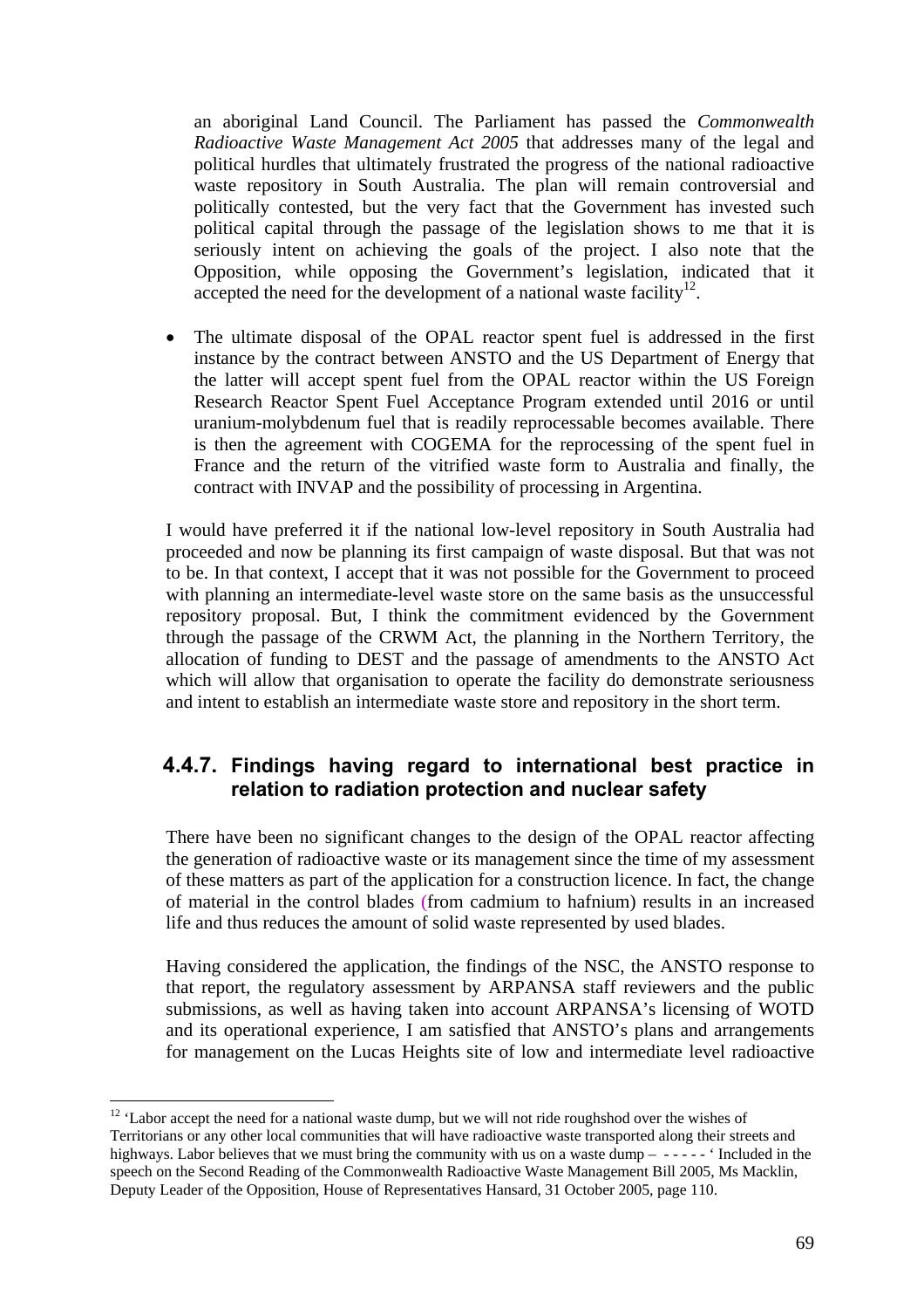an aboriginal Land Council. The Parliament has passed the *Commonwealth Radioactive Waste Management Act 2005* that addresses many of the legal and political hurdles that ultimately frustrated the progress of the national radioactive waste repository in South Australia. The plan will remain controversial and politically contested, but the very fact that the Government has invested such political capital through the passage of the legislation shows to me that it is seriously intent on achieving the goals of the project. I also note that the Opposition, while opposing the Government's legislation, indicated that it accepted the need for the development of a national waste facility[12].

- The ultimate disposal of the OPAL reactor spent fuel is addressed in the first instance by the contract between ANSTO and the US Department of Energy that the latter will accept spent fuel from the OPAL reactor within the US Foreign Research Reactor Spent Fuel Acceptance Program extended until 2016 or until uranium-molybdenum fuel that is readily reprocessable becomes available. There is then the agreement with COGEMA for the reprocessing of the spent fuel in France and the return of the vitrified waste form to Australia and finally, the contract with INVAP and the possibility of processing in Argentina.

I would have preferred it if the national low-level repository in South Australia had proceeded and now be planning its first campaign of waste disposal. But that was not to be. In that context, I accept that it was not possible for the Government to proceed with planning an intermediate-level waste store on the same basis as the unsuccessful repository proposal. But, I think the commitment evidenced by the Government through the passage of the CRWM Act, the planning in the Northern Territory, the allocation of funding to DEST and the passage of amendments to the ANSTO Act which will allow that organisation to operate the facility do demonstrate seriousness and intent to establish an intermediate waste store and repository in the short term.

### 4.4.7. Findings having regard to international best practice in relation to radiation protection and nuclear safety

There have been no significant changes to the design of the OPAL reactor affecting the generation of radioactive waste or its management since the time of my assessment of these matters as part of the application for a construction licence. In fact, the change of material in the control blades (from cadmium to hafnium) results in an increased life and thus reduces the amount of solid waste represented by used blades.

Having considered the application, the findings of the NSC, the ANSTO response to that report, the regulatory assessment by ARPANSA staff reviewers and the public submissions, as well as having taken into account ARPANSA's licensing of WOTD and its operational experience, I am satisfied that ANSTO's plans and arrangements for management on the Lucas Heights site of low and intermediate level radioactive

---

[12] 'Labor accept the need for a national waste dump, but we will not ride roughshod over the wishes of Territorians or any other local communities that will have radioactive waste transported along their streets and highways. Labor believes that we must bring the community with us on a waste dump – - - - - - ' Included in the speech on the Second Reading of the Commonwealth Radioactive Waste Management Bill 2005, Ms Macklin, Deputy Leader of the Opposition, House of Representatives Hansard, 31 October 2005, page 110.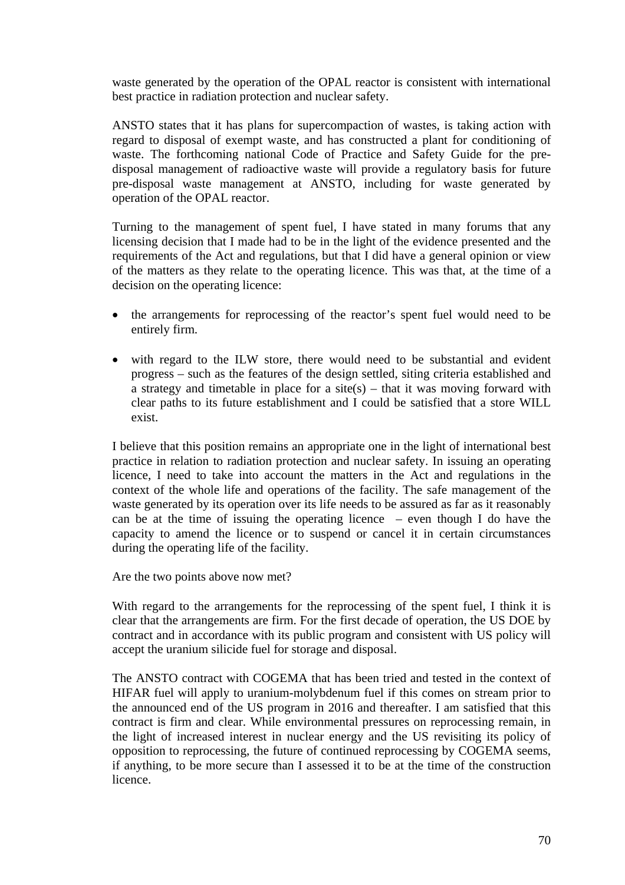waste generated by the operation of the OPAL reactor is consistent with international best practice in radiation protection and nuclear safety.

ANSTO states that it has plans for supercompaction of wastes, is taking action with regard to disposal of exempt waste, and has constructed a plant for conditioning of waste. The forthcoming national Code of Practice and Safety Guide for the pre-disposal management of radioactive waste will provide a regulatory basis for future pre-disposal waste management at ANSTO, including for waste generated by operation of the OPAL reactor.

Turning to the management of spent fuel, I have stated in many forums that any licensing decision that I made had to be in the light of the evidence presented and the requirements of the Act and regulations, but that I did have a general opinion or view of the matters as they relate to the operating licence. This was that, at the time of a decision on the operating licence:

- the arrangements for reprocessing of the reactor's spent fuel would need to be entirely firm.
- with regard to the ILW store, there would need to be substantial and evident progress – such as the features of the design settled, siting criteria established and a strategy and timetable in place for a site(s) – that it was moving forward with clear paths to its future establishment and I could be satisfied that a store WILL exist.

I believe that this position remains an appropriate one in the light of international best practice in relation to radiation protection and nuclear safety. In issuing an operating licence, I need to take into account the matters in the Act and regulations in the context of the whole life and operations of the facility. The safe management of the waste generated by its operation over its life needs to be assured as far as it reasonably can be at the time of issuing the operating licence – even though I do have the capacity to amend the licence or to suspend or cancel it in certain circumstances during the operating life of the facility.

Are the two points above now met?

With regard to the arrangements for the reprocessing of the spent fuel, I think it is clear that the arrangements are firm. For the first decade of operation, the US DOE by contract and in accordance with its public program and consistent with US policy will accept the uranium silicide fuel for storage and disposal.

The ANSTO contract with COGEMA that has been tried and tested in the context of HIFAR fuel will apply to uranium-molybdenum fuel if this comes on stream prior to the announced end of the US program in 2016 and thereafter. I am satisfied that this contract is firm and clear. While environmental pressures on reprocessing remain, in the light of increased interest in nuclear energy and the US revisiting its policy of opposition to reprocessing, the future of continued reprocessing by COGEMA seems, if anything, to be more secure than I assessed it to be at the time of the construction licence.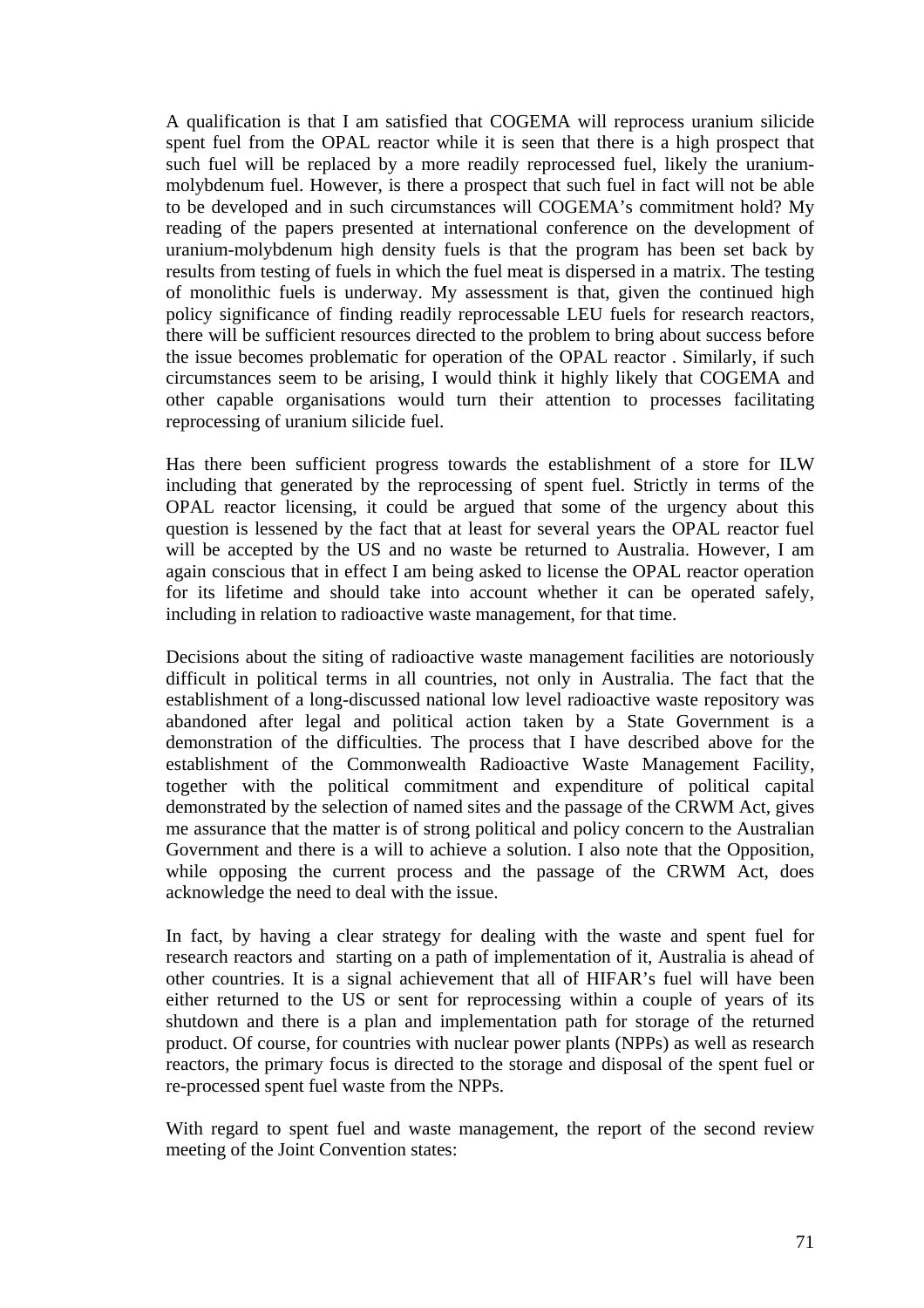A qualification is that I am satisfied that COGEMA will reprocess uranium silicide spent fuel from the OPAL reactor while it is seen that there is a high prospect that such fuel will be replaced by a more readily reprocessed fuel, likely the uranium-molybdenum fuel. However, is there a prospect that such fuel in fact will not be able to be developed and in such circumstances will COGEMA's commitment hold? My reading of the papers presented at international conference on the development of uranium-molybdenum high density fuels is that the program has been set back by results from testing of fuels in which the fuel meat is dispersed in a matrix. The testing of monolithic fuels is underway. My assessment is that, given the continued high policy significance of finding readily reprocessable LEU fuels for research reactors, there will be sufficient resources directed to the problem to bring about success before the issue becomes problematic for operation of the OPAL reactor . Similarly, if such circumstances seem to be arising, I would think it highly likely that COGEMA and other capable organisations would turn their attention to processes facilitating reprocessing of uranium silicide fuel.

Has there been sufficient progress towards the establishment of a store for ILW including that generated by the reprocessing of spent fuel. Strictly in terms of the OPAL reactor licensing, it could be argued that some of the urgency about this question is lessened by the fact that at least for several years the OPAL reactor fuel will be accepted by the US and no waste be returned to Australia. However, I am again conscious that in effect I am being asked to license the OPAL reactor operation for its lifetime and should take into account whether it can be operated safely, including in relation to radioactive waste management, for that time.

Decisions about the siting of radioactive waste management facilities are notoriously difficult in political terms in all countries, not only in Australia. The fact that the establishment of a long-discussed national low level radioactive waste repository was abandoned after legal and political action taken by a State Government is a demonstration of the difficulties. The process that I have described above for the establishment of the Commonwealth Radioactive Waste Management Facility, together with the political commitment and expenditure of political capital demonstrated by the selection of named sites and the passage of the CRWM Act, gives me assurance that the matter is of strong political and policy concern to the Australian Government and there is a will to achieve a solution. I also note that the Opposition, while opposing the current process and the passage of the CRWM Act, does acknowledge the need to deal with the issue.

In fact, by having a clear strategy for dealing with the waste and spent fuel for research reactors and starting on a path of implementation of it, Australia is ahead of other countries. It is a signal achievement that all of HIFAR's fuel will have been either returned to the US or sent for reprocessing within a couple of years of its shutdown and there is a plan and implementation path for storage of the returned product. Of course, for countries with nuclear power plants (NPPs) as well as research reactors, the primary focus is directed to the storage and disposal of the spent fuel or re-processed spent fuel waste from the NPPs.

With regard to spent fuel and waste management, the report of the second review meeting of the Joint Convention states: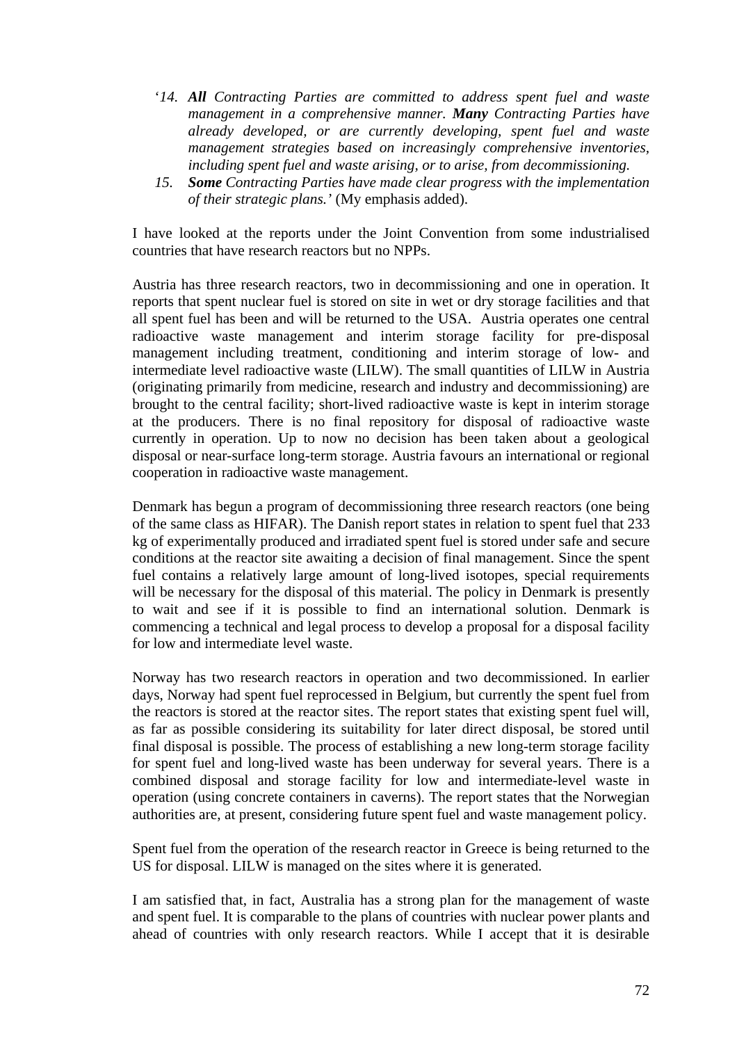'*14. **All** Contracting Parties are committed to address spent fuel and waste management in a comprehensive manner. **Many** Contracting Parties have already developed, or are currently developing, spent fuel and waste management strategies based on increasingly comprehensive inventories, including spent fuel and waste arising, or to arise, from decommissioning.*

*15. **Some** Contracting Parties have made clear progress with the implementation of their strategic plans.'* (My emphasis added).

I have looked at the reports under the Joint Convention from some industrialised countries that have research reactors but no NPPs.

Austria has three research reactors, two in decommissioning and one in operation. It reports that spent nuclear fuel is stored on site in wet or dry storage facilities and that all spent fuel has been and will be returned to the USA. Austria operates one central radioactive waste management and interim storage facility for pre-disposal management including treatment, conditioning and interim storage of low- and intermediate level radioactive waste (LILW). The small quantities of LILW in Austria (originating primarily from medicine, research and industry and decommissioning) are brought to the central facility; short-lived radioactive waste is kept in interim storage at the producers. There is no final repository for disposal of radioactive waste currently in operation. Up to now no decision has been taken about a geological disposal or near-surface long-term storage. Austria favours an international or regional cooperation in radioactive waste management.

Denmark has begun a program of decommissioning three research reactors (one being of the same class as HIFAR). The Danish report states in relation to spent fuel that 233 kg of experimentally produced and irradiated spent fuel is stored under safe and secure conditions at the reactor site awaiting a decision of final management. Since the spent fuel contains a relatively large amount of long-lived isotopes, special requirements will be necessary for the disposal of this material. The policy in Denmark is presently to wait and see if it is possible to find an international solution. Denmark is commencing a technical and legal process to develop a proposal for a disposal facility for low and intermediate level waste.

Norway has two research reactors in operation and two decommissioned. In earlier days, Norway had spent fuel reprocessed in Belgium, but currently the spent fuel from the reactors is stored at the reactor sites. The report states that existing spent fuel will, as far as possible considering its suitability for later direct disposal, be stored until final disposal is possible. The process of establishing a new long-term storage facility for spent fuel and long-lived waste has been underway for several years. There is a combined disposal and storage facility for low and intermediate-level waste in operation (using concrete containers in caverns). The report states that the Norwegian authorities are, at present, considering future spent fuel and waste management policy.

Spent fuel from the operation of the research reactor in Greece is being returned to the US for disposal. LILW is managed on the sites where it is generated.

I am satisfied that, in fact, Australia has a strong plan for the management of waste and spent fuel. It is comparable to the plans of countries with nuclear power plants and ahead of countries with only research reactors. While I accept that it is desirable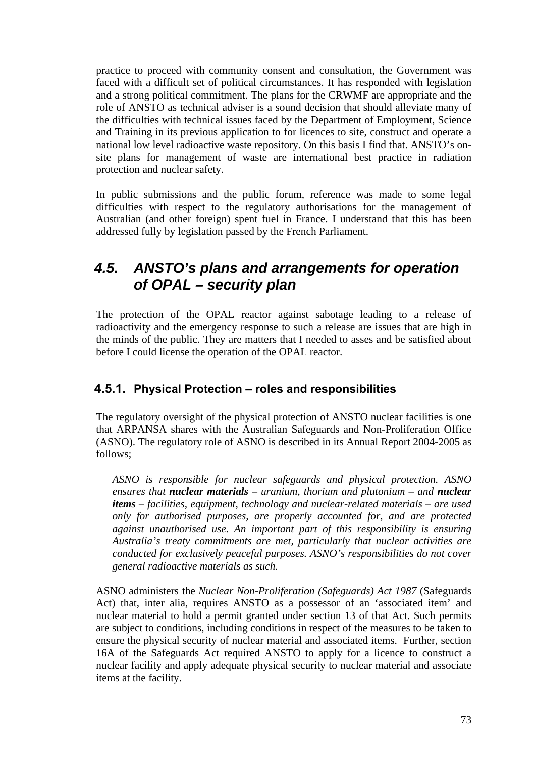practice to proceed with community consent and consultation, the Government was faced with a difficult set of political circumstances. It has responded with legislation and a strong political commitment. The plans for the CRWMF are appropriate and the role of ANSTO as technical adviser is a sound decision that should alleviate many of the difficulties with technical issues faced by the Department of Employment, Science and Training in its previous application to for licences to site, construct and operate a national low level radioactive waste repository. On this basis I find that. ANSTO's on-site plans for management of waste are international best practice in radiation protection and nuclear safety.

In public submissions and the public forum, reference was made to some legal difficulties with respect to the regulatory authorisations for the management of Australian (and other foreign) spent fuel in France. I understand that this has been addressed fully by legislation passed by the French Parliament.

## *4.5. ANSTO's plans and arrangements for operation of OPAL – security plan*

The protection of the OPAL reactor against sabotage leading to a release of radioactivity and the emergency response to such a release are issues that are high in the minds of the public. They are matters that I needed to asses and be satisfied about before I could license the operation of the OPAL reactor.

### 4.5.1. Physical Protection – roles and responsibilities

The regulatory oversight of the physical protection of ANSTO nuclear facilities is one that ARPANSA shares with the Australian Safeguards and Non-Proliferation Office (ASNO). The regulatory role of ASNO is described in its Annual Report 2004-2005 as follows;

> *ASNO is responsible for nuclear safeguards and physical protection. ASNO ensures that **nuclear materials** – uranium, thorium and plutonium – and **nuclear items** – facilities, equipment, technology and nuclear-related materials – are used only for authorised purposes, are properly accounted for, and are protected against unauthorised use. An important part of this responsibility is ensuring Australia's treaty commitments are met, particularly that nuclear activities are conducted for exclusively peaceful purposes. ASNO's responsibilities do not cover general radioactive materials as such.*

ASNO administers the *Nuclear Non-Proliferation (Safeguards) Act 1987* (Safeguards Act) that, inter alia, requires ANSTO as a possessor of an 'associated item' and nuclear material to hold a permit granted under section 13 of that Act. Such permits are subject to conditions, including conditions in respect of the measures to be taken to ensure the physical security of nuclear material and associated items. Further, section 16A of the Safeguards Act required ANSTO to apply for a licence to construct a nuclear facility and apply adequate physical security to nuclear material and associate items at the facility.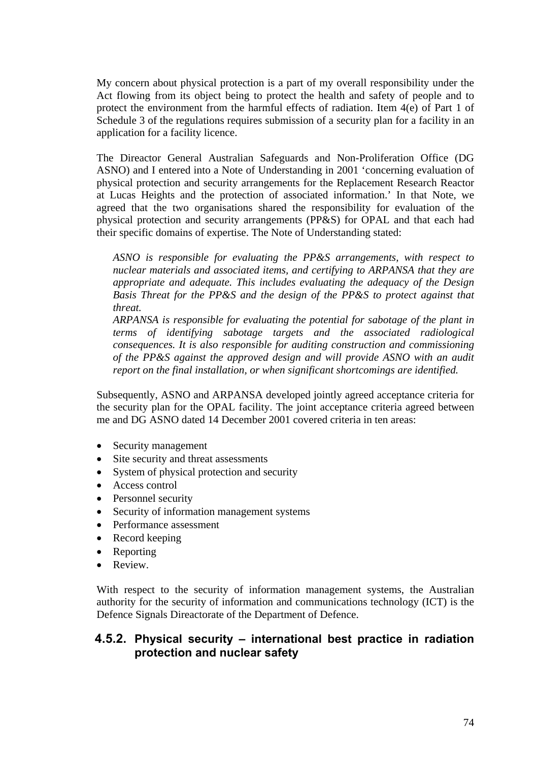My concern about physical protection is a part of my overall responsibility under the Act flowing from its object being to protect the health and safety of people and to protect the environment from the harmful effects of radiation. Item 4(e) of Part 1 of Schedule 3 of the regulations requires submission of a security plan for a facility in an application for a facility licence.

The Direactor General Australian Safeguards and Non-Proliferation Office (DG ASNO) and I entered into a Note of Understanding in 2001 'concerning evaluation of physical protection and security arrangements for the Replacement Research Reactor at Lucas Heights and the protection of associated information.' In that Note, we agreed that the two organisations shared the responsibility for evaluation of the physical protection and security arrangements (PP&S) for OPAL and that each had their specific domains of expertise. The Note of Understanding stated:

> *ASNO is responsible for evaluating the PP&S arrangements, with respect to nuclear materials and associated items, and certifying to ARPANSA that they are appropriate and adequate. This includes evaluating the adequacy of the Design Basis Threat for the PP&S and the design of the PP&S to protect against that threat.*
>
> *ARPANSA is responsible for evaluating the potential for sabotage of the plant in terms of identifying sabotage targets and the associated radiological consequences. It is also responsible for auditing construction and commissioning of the PP&S against the approved design and will provide ASNO with an audit report on the final installation, or when significant shortcomings are identified.*

Subsequently, ASNO and ARPANSA developed jointly agreed acceptance criteria for the security plan for the OPAL facility. The joint acceptance criteria agreed between me and DG ASNO dated 14 December 2001 covered criteria in ten areas:

- Security management
- Site security and threat assessments
- System of physical protection and security
- Access control
- Personnel security
- Security of information management systems
- Performance assessment
- Record keeping
- Reporting
- Review.

With respect to the security of information management systems, the Australian authority for the security of information and communications technology (ICT) is the Defence Signals Direactorate of the Department of Defence.

### 4.5.2. Physical security – international best practice in radiation protection and nuclear safety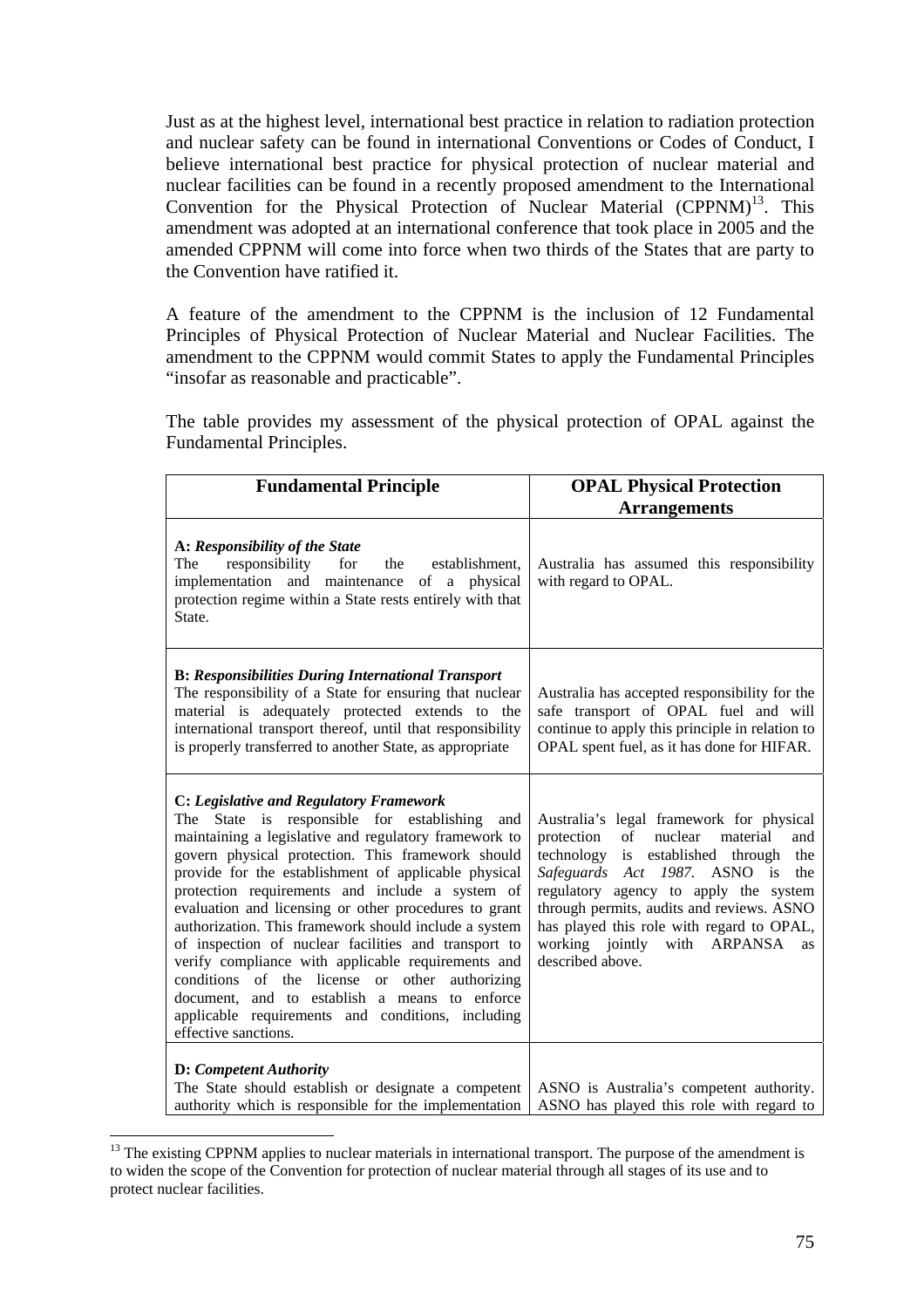Just as at the highest level, international best practice in relation to radiation protection and nuclear safety can be found in international Conventions or Codes of Conduct, I believe international best practice for physical protection of nuclear material and nuclear facilities can be found in a recently proposed amendment to the International Convention for the Physical Protection of Nuclear Material (CPPNM)[13]. This amendment was adopted at an international conference that took place in 2005 and the amended CPPNM will come into force when two thirds of the States that are party to the Convention have ratified it.

A feature of the amendment to the CPPNM is the inclusion of 12 Fundamental Principles of Physical Protection of Nuclear Material and Nuclear Facilities. The amendment to the CPPNM would commit States to apply the Fundamental Principles "insofar as reasonable and practicable".

The table provides my assessment of the physical protection of OPAL against the Fundamental Principles.

| Fundamental Principle | OPAL Physical Protection Arrangements |
|---|---|
| **A:** ***Responsibility of the State*** The responsibility for the establishment, implementation and maintenance of a physical protection regime within a State rests entirely with that State. | Australia has assumed this responsibility with regard to OPAL. |
| **B:** ***Responsibilities During International Transport*** The responsibility of a State for ensuring that nuclear material is adequately protected extends to the international transport thereof, until that responsibility is properly transferred to another State, as appropriate | Australia has accepted responsibility for the safe transport of OPAL fuel and will continue to apply this principle in relation to OPAL spent fuel, as it has done for HIFAR. |
| **C:** ***Legislative and Regulatory Framework*** The State is responsible for establishing and maintaining a legislative and regulatory framework to govern physical protection. This framework should provide for the establishment of applicable physical protection requirements and include a system of evaluation and licensing or other procedures to grant authorization. This framework should include a system of inspection of nuclear facilities and transport to verify compliance with applicable requirements and conditions of the license or other authorizing document, and to establish a means to enforce applicable requirements and conditions, including effective sanctions. | Australia's legal framework for physical protection of nuclear material and technology is established through the *Safeguards Act 1987*. ASNO is the regulatory agency to apply the system through permits, audits and reviews. ASNO has played this role with regard to OPAL, working jointly with ARPANSA as described above. |
| **D:** ***Competent Authority*** The State should establish or designate a competent authority which is responsible for the implementation | ASNO is Australia's competent authority. ASNO has played this role with regard to |

[13] The existing CPPNM applies to nuclear materials in international transport. The purpose of the amendment is to widen the scope of the Convention for protection of nuclear material through all stages of its use and to protect nuclear facilities.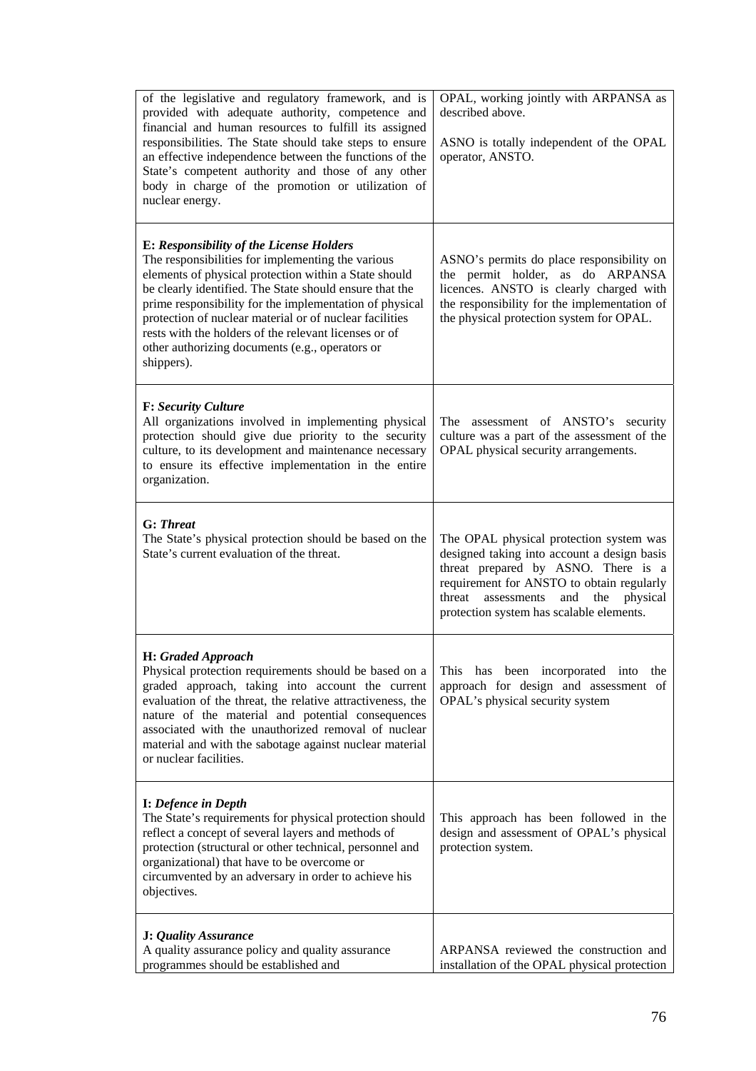| | |
|---|---|
| of the legislative and regulatory framework, and is provided with adequate authority, competence and financial and human resources to fulfill its assigned responsibilities. The State should take steps to ensure an effective independence between the functions of the State's competent authority and those of any other body in charge of the promotion or utilization of nuclear energy. | OPAL, working jointly with ARPANSA as described above.<br><br>ASNO is totally independent of the OPAL operator, ANSTO. |
| **E: *Responsibility of the License Holders***<br>The responsibilities for implementing the various elements of physical protection within a State should be clearly identified. The State should ensure that the prime responsibility for the implementation of physical protection of nuclear material or of nuclear facilities rests with the holders of the relevant licenses or of other authorizing documents (e.g., operators or shippers). | ASNO's permits do place responsibility on the permit holder, as do ARPANSA licences. ANSTO is clearly charged with the responsibility for the implementation of the physical protection system for OPAL. |
| **F: *Security Culture***<br>All organizations involved in implementing physical protection should give due priority to the security culture, to its development and maintenance necessary to ensure its effective implementation in the entire organization. | The assessment of ANSTO's security culture was a part of the assessment of the OPAL physical security arrangements. |
| **G: *Threat***<br>The State's physical protection should be based on the State's current evaluation of the threat. | The OPAL physical protection system was designed taking into account a design basis threat prepared by ASNO. There is a requirement for ANSTO to obtain regularly threat assessments and the physical protection system has scalable elements. |
| **H: *Graded Approach***<br>Physical protection requirements should be based on a graded approach, taking into account the current evaluation of the threat, the relative attractiveness, the nature of the material and potential consequences associated with the unauthorized removal of nuclear material and with the sabotage against nuclear material or nuclear facilities. | This has been incorporated into the approach for design and assessment of OPAL's physical security system |
| **I: *Defence in Depth***<br>The State's requirements for physical protection should reflect a concept of several layers and methods of protection (structural or other technical, personnel and organizational) that have to be overcome or circumvented by an adversary in order to achieve his objectives. | This approach has been followed in the design and assessment of OPAL's physical protection system. |
| **J: *Quality Assurance***<br>A quality assurance policy and quality assurance programmes should be established and | ARPANSA reviewed the construction and installation of the OPAL physical protection |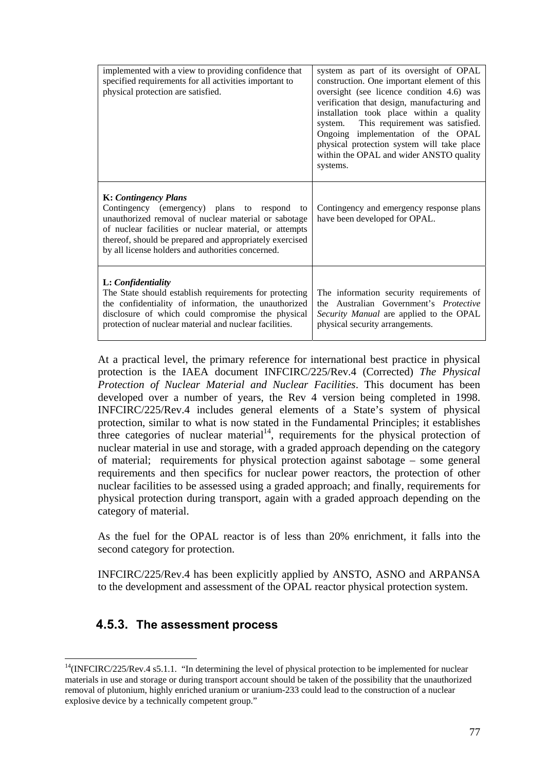| | |
|---|---|
| implemented with a view to providing confidence that specified requirements for all activities important to physical protection are satisfied. | system as part of its oversight of OPAL construction. One important element of this oversight (see licence condition 4.6) was verification that design, manufacturing and installation took place within a quality system. This requirement was satisfied. Ongoing implementation of the OPAL physical protection system will take place within the OPAL and wider ANSTO quality systems. |
| **K:** ***Contingency Plans*** Contingency (emergency) plans to respond to unauthorized removal of nuclear material or sabotage of nuclear facilities or nuclear material, or attempts thereof, should be prepared and appropriately exercised by all license holders and authorities concerned. | Contingency and emergency response plans have been developed for OPAL. |
| **L:** ***Confidentiality*** The State should establish requirements for protecting the confidentiality of information, the unauthorized disclosure of which could compromise the physical protection of nuclear material and nuclear facilities. | The information security requirements of the Australian Government's *Protective Security Manual* are applied to the OPAL physical security arrangements. |

At a practical level, the primary reference for international best practice in physical protection is the IAEA document INFCIRC/225/Rev.4 (Corrected) *The Physical Protection of Nuclear Material and Nuclear Facilities*. This document has been developed over a number of years, the Rev 4 version being completed in 1998. INFCIRC/225/Rev.4 includes general elements of a State's system of physical protection, similar to what is now stated in the Fundamental Principles; it establishes three categories of nuclear material[14], requirements for the physical protection of nuclear material in use and storage, with a graded approach depending on the category of material; requirements for physical protection against sabotage – some general requirements and then specifics for nuclear power reactors, the protection of other nuclear facilities to be assessed using a graded approach; and finally, requirements for physical protection during transport, again with a graded approach depending on the category of material.

As the fuel for the OPAL reactor is of less than 20% enrichment, it falls into the second category for protection.

INFCIRC/225/Rev.4 has been explicitly applied by ANSTO, ASNO and ARPANSA to the development and assessment of the OPAL reactor physical protection system.

### 4.5.3. The assessment process

---

[14](INFCIRC/225/Rev.4 s5.1.1. "In determining the level of physical protection to be implemented for nuclear materials in use and storage or during transport account should be taken of the possibility that the unauthorized removal of plutonium, highly enriched uranium or uranium-233 could lead to the construction of a nuclear explosive device by a technically competent group."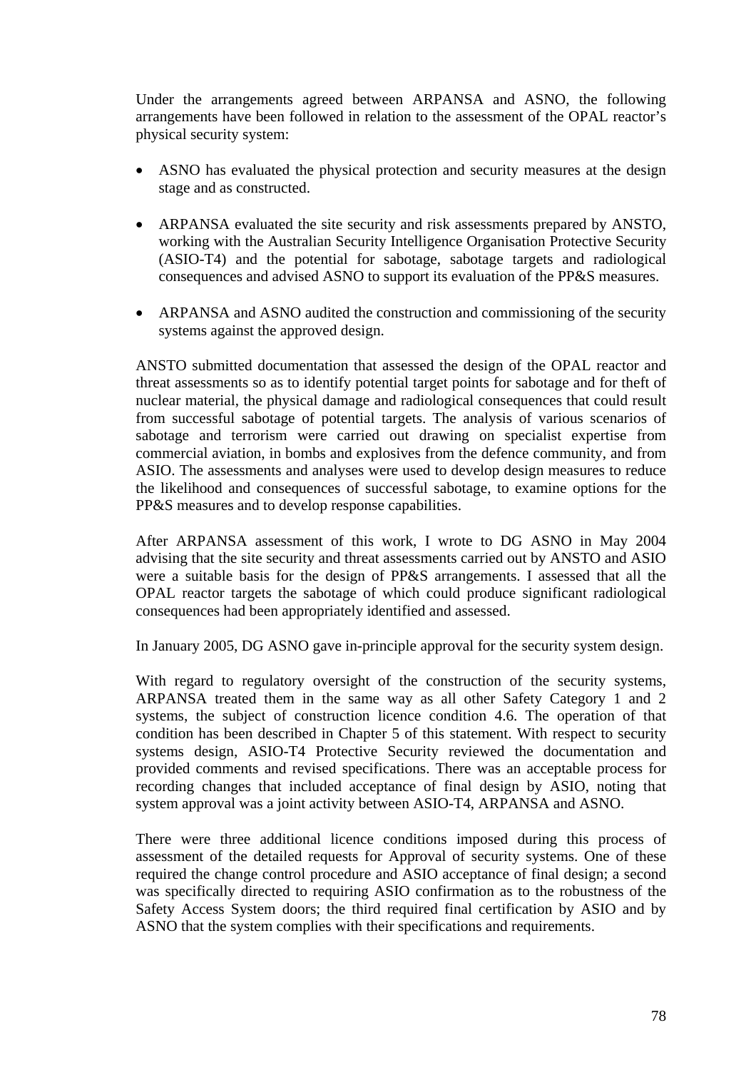Under the arrangements agreed between ARPANSA and ASNO, the following arrangements have been followed in relation to the assessment of the OPAL reactor's physical security system:

- ASNO has evaluated the physical protection and security measures at the design stage and as constructed.
- ARPANSA evaluated the site security and risk assessments prepared by ANSTO, working with the Australian Security Intelligence Organisation Protective Security (ASIO-T4) and the potential for sabotage, sabotage targets and radiological consequences and advised ASNO to support its evaluation of the PP&S measures.
- ARPANSA and ASNO audited the construction and commissioning of the security systems against the approved design.

ANSTO submitted documentation that assessed the design of the OPAL reactor and threat assessments so as to identify potential target points for sabotage and for theft of nuclear material, the physical damage and radiological consequences that could result from successful sabotage of potential targets. The analysis of various scenarios of sabotage and terrorism were carried out drawing on specialist expertise from commercial aviation, in bombs and explosives from the defence community, and from ASIO. The assessments and analyses were used to develop design measures to reduce the likelihood and consequences of successful sabotage, to examine options for the PP&S measures and to develop response capabilities.

After ARPANSA assessment of this work, I wrote to DG ASNO in May 2004 advising that the site security and threat assessments carried out by ANSTO and ASIO were a suitable basis for the design of PP&S arrangements. I assessed that all the OPAL reactor targets the sabotage of which could produce significant radiological consequences had been appropriately identified and assessed.

In January 2005, DG ASNO gave in-principle approval for the security system design.

With regard to regulatory oversight of the construction of the security systems, ARPANSA treated them in the same way as all other Safety Category 1 and 2 systems, the subject of construction licence condition 4.6. The operation of that condition has been described in Chapter 5 of this statement. With respect to security systems design, ASIO-T4 Protective Security reviewed the documentation and provided comments and revised specifications. There was an acceptable process for recording changes that included acceptance of final design by ASIO, noting that system approval was a joint activity between ASIO-T4, ARPANSA and ASNO.

There were three additional licence conditions imposed during this process of assessment of the detailed requests for Approval of security systems. One of these required the change control procedure and ASIO acceptance of final design; a second was specifically directed to requiring ASIO confirmation as to the robustness of the Safety Access System doors; the third required final certification by ASIO and by ASNO that the system complies with their specifications and requirements.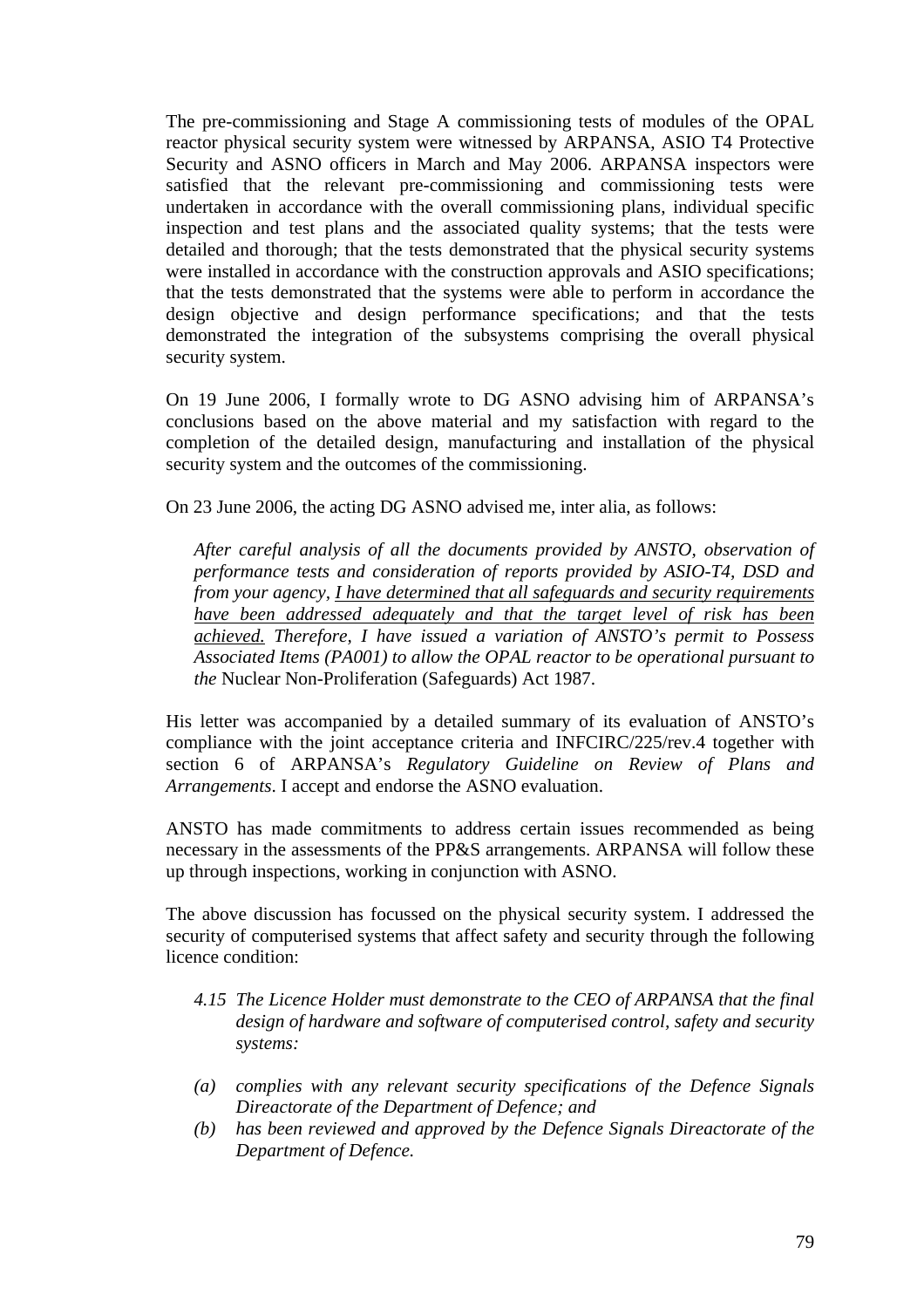The pre-commissioning and Stage A commissioning tests of modules of the OPAL reactor physical security system were witnessed by ARPANSA, ASIO T4 Protective Security and ASNO officers in March and May 2006. ARPANSA inspectors were satisfied that the relevant pre-commissioning and commissioning tests were undertaken in accordance with the overall commissioning plans, individual specific inspection and test plans and the associated quality systems; that the tests were detailed and thorough; that the tests demonstrated that the physical security systems were installed in accordance with the construction approvals and ASIO specifications; that the tests demonstrated that the systems were able to perform in accordance the design objective and design performance specifications; and that the tests demonstrated the integration of the subsystems comprising the overall physical security system.

On 19 June 2006, I formally wrote to DG ASNO advising him of ARPANSA's conclusions based on the above material and my satisfaction with regard to the completion of the detailed design, manufacturing and installation of the physical security system and the outcomes of the commissioning.

On 23 June 2006, the acting DG ASNO advised me, inter alia, as follows:

> *After careful analysis of all the documents provided by ANSTO, observation of performance tests and consideration of reports provided by ASIO-T4, DSD and from your agency, <u>I have determined that all safeguards and security requirements have been addressed adequately and that the target level of risk has been achieved.</u> Therefore, I have issued a variation of ANSTO's permit to Possess Associated Items (PA001) to allow the OPAL reactor to be operational pursuant to the* Nuclear Non-Proliferation (Safeguards) Act 1987.

His letter was accompanied by a detailed summary of its evaluation of ANSTO's compliance with the joint acceptance criteria and INFCIRC/225/rev.4 together with section 6 of ARPANSA's *Regulatory Guideline on Review of Plans and Arrangements*. I accept and endorse the ASNO evaluation.

ANSTO has made commitments to address certain issues recommended as being necessary in the assessments of the PP&S arrangements. ARPANSA will follow these up through inspections, working in conjunction with ASNO.

The above discussion has focussed on the physical security system. I addressed the security of computerised systems that affect safety and security through the following licence condition:

> *4.15 The Licence Holder must demonstrate to the CEO of ARPANSA that the final design of hardware and software of computerised control, safety and security systems:*
>
> *(a) complies with any relevant security specifications of the Defence Signals Direactorate of the Department of Defence; and*
>
> *(b) has been reviewed and approved by the Defence Signals Direactorate of the Department of Defence.*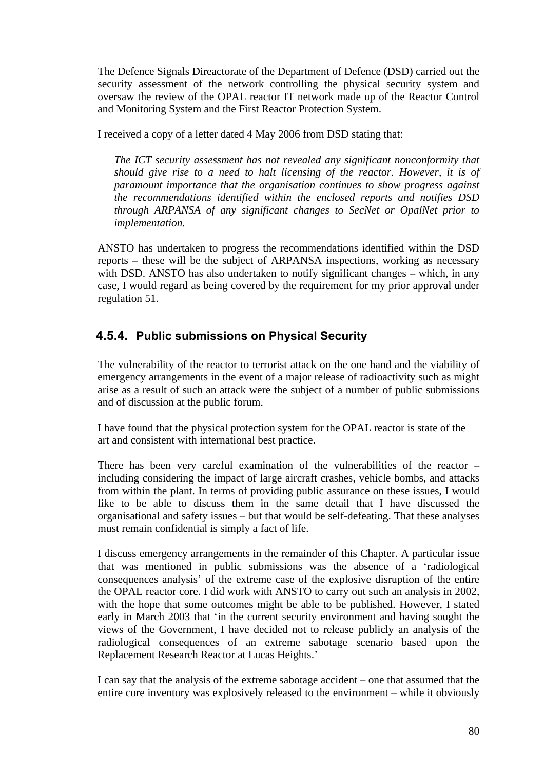The Defence Signals Direactorate of the Department of Defence (DSD) carried out the security assessment of the network controlling the physical security system and oversaw the review of the OPAL reactor IT network made up of the Reactor Control and Monitoring System and the First Reactor Protection System.

I received a copy of a letter dated 4 May 2006 from DSD stating that:

> *The ICT security assessment has not revealed any significant nonconformity that should give rise to a need to halt licensing of the reactor. However, it is of paramount importance that the organisation continues to show progress against the recommendations identified within the enclosed reports and notifies DSD through ARPANSA of any significant changes to SecNet or OpalNet prior to implementation.*

ANSTO has undertaken to progress the recommendations identified within the DSD reports – these will be the subject of ARPANSA inspections, working as necessary with DSD. ANSTO has also undertaken to notify significant changes – which, in any case, I would regard as being covered by the requirement for my prior approval under regulation 51.

### 4.5.4. Public submissions on Physical Security

The vulnerability of the reactor to terrorist attack on the one hand and the viability of emergency arrangements in the event of a major release of radioactivity such as might arise as a result of such an attack were the subject of a number of public submissions and of discussion at the public forum.

I have found that the physical protection system for the OPAL reactor is state of the art and consistent with international best practice.

There has been very careful examination of the vulnerabilities of the reactor – including considering the impact of large aircraft crashes, vehicle bombs, and attacks from within the plant. In terms of providing public assurance on these issues, I would like to be able to discuss them in the same detail that I have discussed the organisational and safety issues – but that would be self-defeating. That these analyses must remain confidential is simply a fact of life.

I discuss emergency arrangements in the remainder of this Chapter. A particular issue that was mentioned in public submissions was the absence of a 'radiological consequences analysis' of the extreme case of the explosive disruption of the entire the OPAL reactor core. I did work with ANSTO to carry out such an analysis in 2002, with the hope that some outcomes might be able to be published. However, I stated early in March 2003 that 'in the current security environment and having sought the views of the Government, I have decided not to release publicly an analysis of the radiological consequences of an extreme sabotage scenario based upon the Replacement Research Reactor at Lucas Heights.'

I can say that the analysis of the extreme sabotage accident – one that assumed that the entire core inventory was explosively released to the environment – while it obviously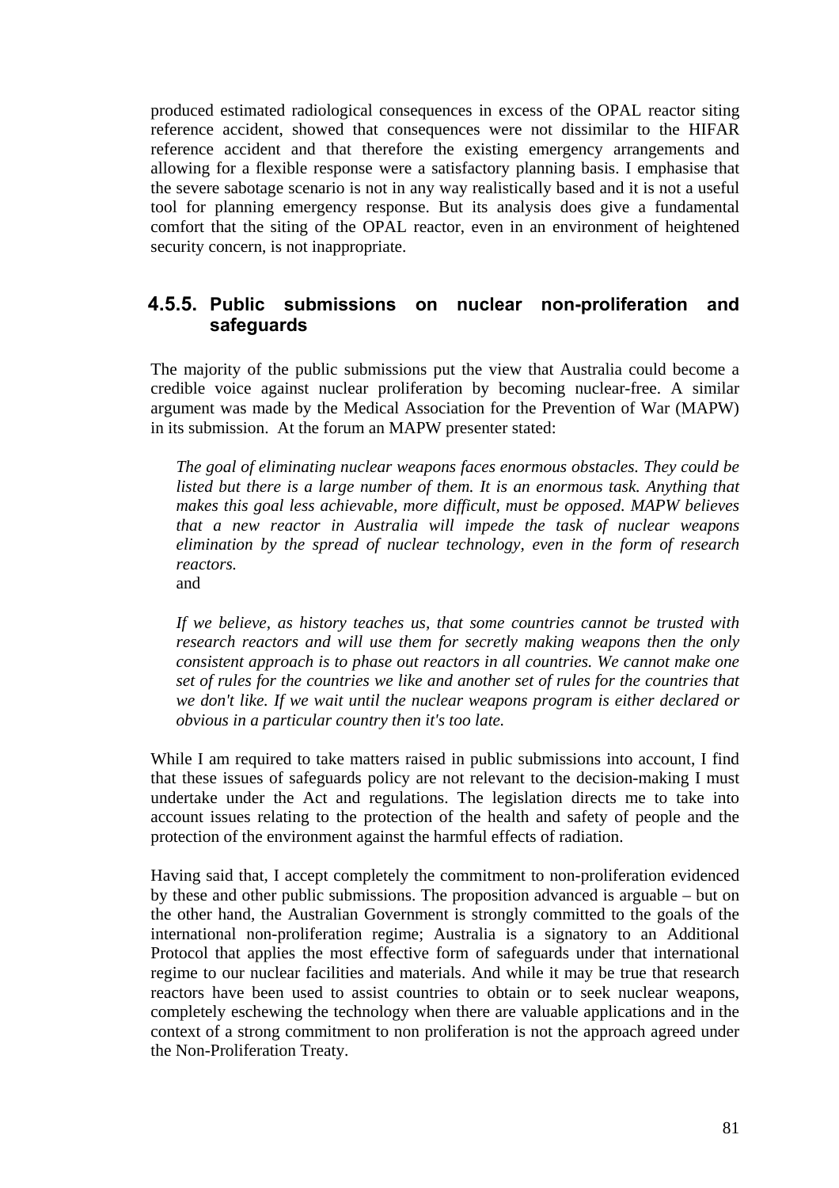produced estimated radiological consequences in excess of the OPAL reactor siting reference accident, showed that consequences were not dissimilar to the HIFAR reference accident and that therefore the existing emergency arrangements and allowing for a flexible response were a satisfactory planning basis. I emphasise that the severe sabotage scenario is not in any way realistically based and it is not a useful tool for planning emergency response. But its analysis does give a fundamental comfort that the siting of the OPAL reactor, even in an environment of heightened security concern, is not inappropriate.

### 4.5.5. Public submissions on nuclear non-proliferation and safeguards

The majority of the public submissions put the view that Australia could become a credible voice against nuclear proliferation by becoming nuclear-free. A similar argument was made by the Medical Association for the Prevention of War (MAPW) in its submission. At the forum an MAPW presenter stated:

> *The goal of eliminating nuclear weapons faces enormous obstacles. They could be listed but there is a large number of them. It is an enormous task. Anything that makes this goal less achievable, more difficult, must be opposed. MAPW believes that a new reactor in Australia will impede the task of nuclear weapons elimination by the spread of nuclear technology, even in the form of research reactors.*
>
> and
>
> *If we believe, as history teaches us, that some countries cannot be trusted with research reactors and will use them for secretly making weapons then the only consistent approach is to phase out reactors in all countries. We cannot make one set of rules for the countries we like and another set of rules for the countries that we don't like. If we wait until the nuclear weapons program is either declared or obvious in a particular country then it's too late.*

While I am required to take matters raised in public submissions into account, I find that these issues of safeguards policy are not relevant to the decision-making I must undertake under the Act and regulations. The legislation directs me to take into account issues relating to the protection of the health and safety of people and the protection of the environment against the harmful effects of radiation.

Having said that, I accept completely the commitment to non-proliferation evidenced by these and other public submissions. The proposition advanced is arguable – but on the other hand, the Australian Government is strongly committed to the goals of the international non-proliferation regime; Australia is a signatory to an Additional Protocol that applies the most effective form of safeguards under that international regime to our nuclear facilities and materials. And while it may be true that research reactors have been used to assist countries to obtain or to seek nuclear weapons, completely eschewing the technology when there are valuable applications and in the context of a strong commitment to non proliferation is not the approach agreed under the Non-Proliferation Treaty.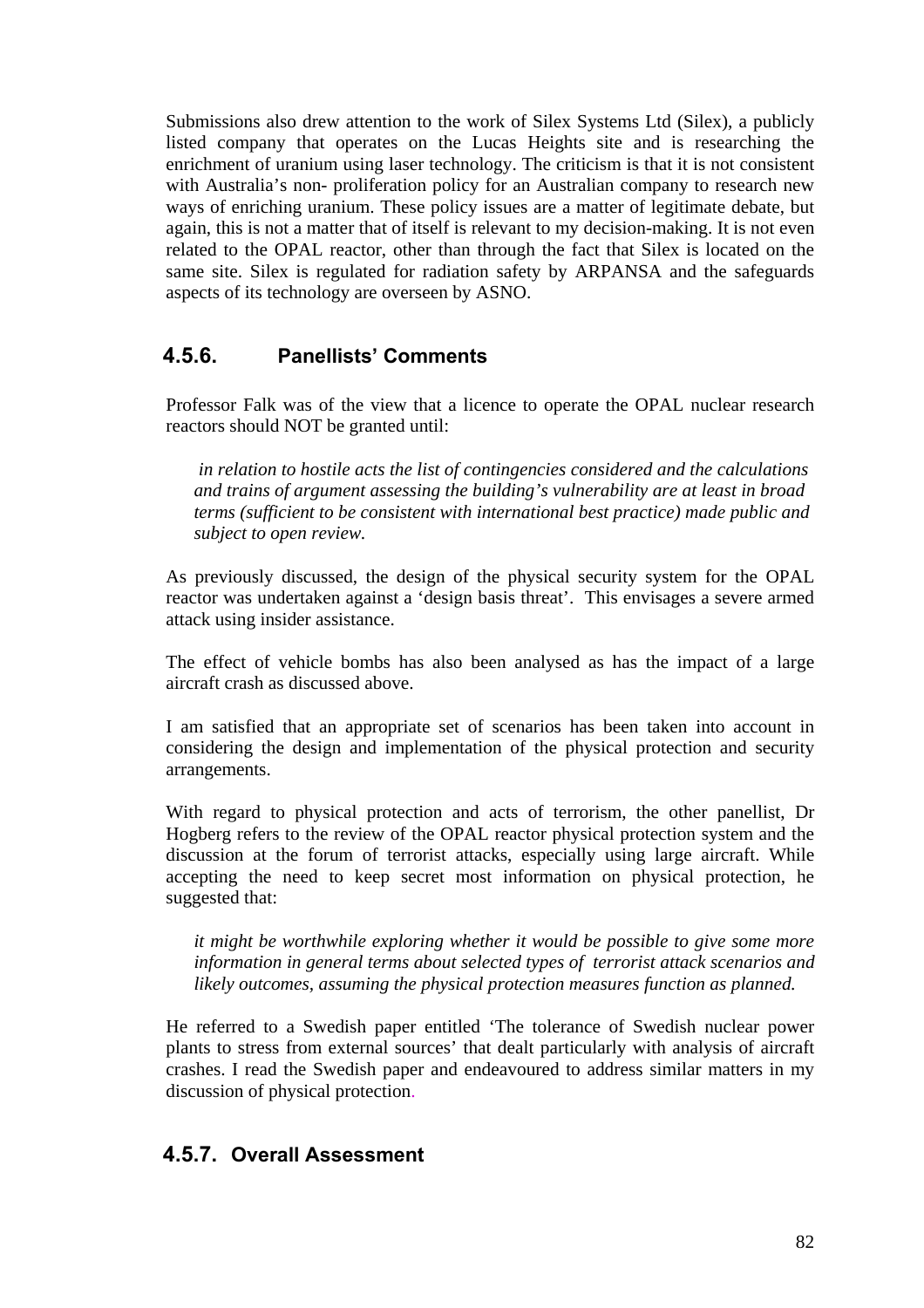Submissions also drew attention to the work of Silex Systems Ltd (Silex), a publicly listed company that operates on the Lucas Heights site and is researching the enrichment of uranium using laser technology. The criticism is that it is not consistent with Australia's non- proliferation policy for an Australian company to research new ways of enriching uranium. These policy issues are a matter of legitimate debate, but again, this is not a matter that of itself is relevant to my decision-making. It is not even related to the OPAL reactor, other than through the fact that Silex is located on the same site. Silex is regulated for radiation safety by ARPANSA and the safeguards aspects of its technology are overseen by ASNO.

### 4.5.6. Panellists' Comments

Professor Falk was of the view that a licence to operate the OPAL nuclear research reactors should NOT be granted until:

> *in relation to hostile acts the list of contingencies considered and the calculations and trains of argument assessing the building's vulnerability are at least in broad terms (sufficient to be consistent with international best practice) made public and subject to open review.*

As previously discussed, the design of the physical security system for the OPAL reactor was undertaken against a 'design basis threat'. This envisages a severe armed attack using insider assistance.

The effect of vehicle bombs has also been analysed as has the impact of a large aircraft crash as discussed above.

I am satisfied that an appropriate set of scenarios has been taken into account in considering the design and implementation of the physical protection and security arrangements.

With regard to physical protection and acts of terrorism, the other panellist, Dr Hogberg refers to the review of the OPAL reactor physical protection system and the discussion at the forum of terrorist attacks, especially using large aircraft. While accepting the need to keep secret most information on physical protection, he suggested that:

> *it might be worthwhile exploring whether it would be possible to give some more information in general terms about selected types of terrorist attack scenarios and likely outcomes, assuming the physical protection measures function as planned.*

He referred to a Swedish paper entitled 'The tolerance of Swedish nuclear power plants to stress from external sources' that dealt particularly with analysis of aircraft crashes. I read the Swedish paper and endeavoured to address similar matters in my discussion of physical protection.

### 4.5.7. Overall Assessment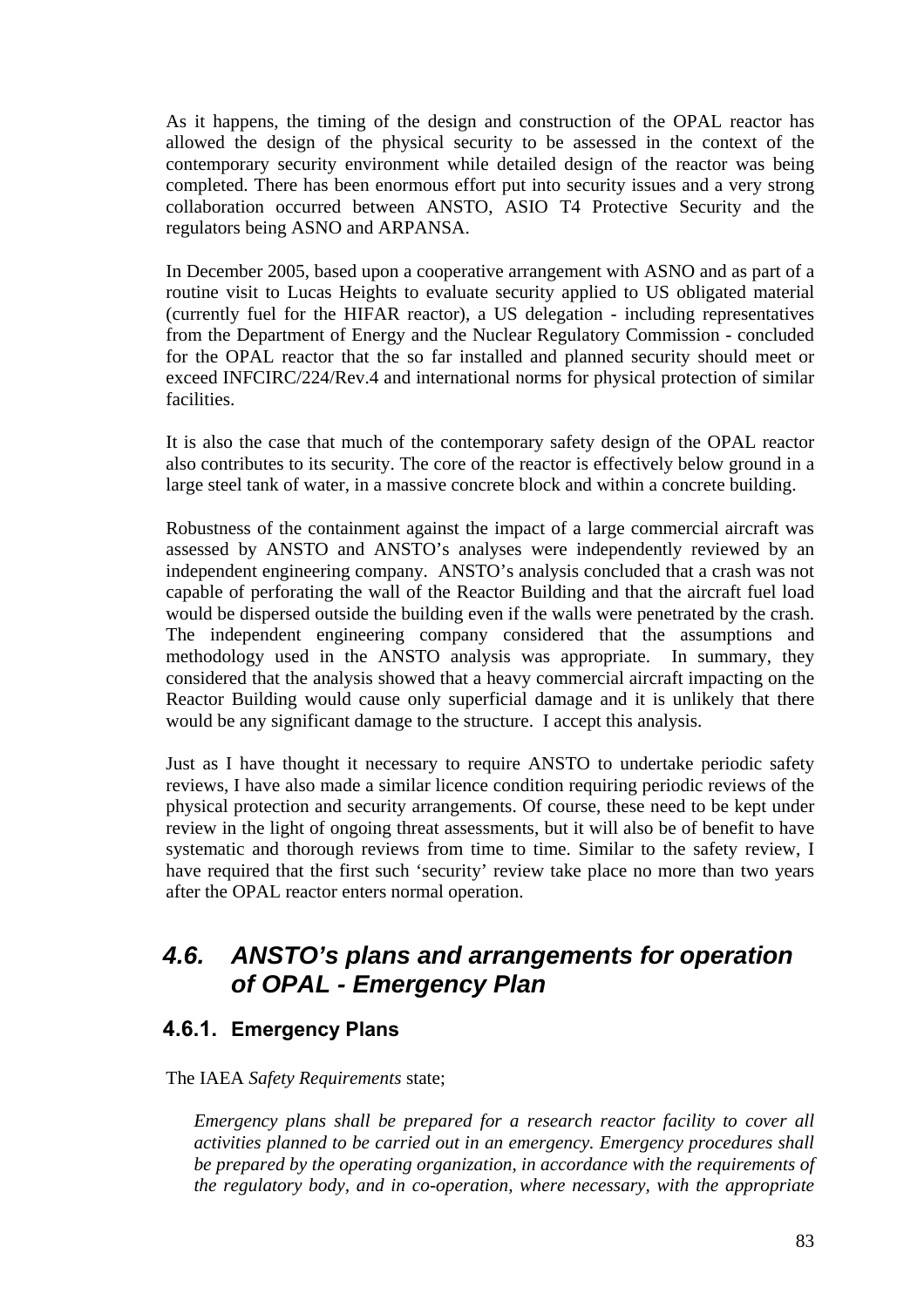As it happens, the timing of the design and construction of the OPAL reactor has allowed the design of the physical security to be assessed in the context of the contemporary security environment while detailed design of the reactor was being completed. There has been enormous effort put into security issues and a very strong collaboration occurred between ANSTO, ASIO T4 Protective Security and the regulators being ASNO and ARPANSA.

In December 2005, based upon a cooperative arrangement with ASNO and as part of a routine visit to Lucas Heights to evaluate security applied to US obligated material (currently fuel for the HIFAR reactor), a US delegation - including representatives from the Department of Energy and the Nuclear Regulatory Commission - concluded for the OPAL reactor that the so far installed and planned security should meet or exceed INFCIRC/224/Rev.4 and international norms for physical protection of similar facilities.

It is also the case that much of the contemporary safety design of the OPAL reactor also contributes to its security. The core of the reactor is effectively below ground in a large steel tank of water, in a massive concrete block and within a concrete building.

Robustness of the containment against the impact of a large commercial aircraft was assessed by ANSTO and ANSTO's analyses were independently reviewed by an independent engineering company. ANSTO's analysis concluded that a crash was not capable of perforating the wall of the Reactor Building and that the aircraft fuel load would be dispersed outside the building even if the walls were penetrated by the crash. The independent engineering company considered that the assumptions and methodology used in the ANSTO analysis was appropriate. In summary, they considered that the analysis showed that a heavy commercial aircraft impacting on the Reactor Building would cause only superficial damage and it is unlikely that there would be any significant damage to the structure. I accept this analysis.

Just as I have thought it necessary to require ANSTO to undertake periodic safety reviews, I have also made a similar licence condition requiring periodic reviews of the physical protection and security arrangements. Of course, these need to be kept under review in the light of ongoing threat assessments, but it will also be of benefit to have systematic and thorough reviews from time to time. Similar to the safety review, I have required that the first such 'security' review take place no more than two years after the OPAL reactor enters normal operation.

## 4.6. ANSTO's plans and arrangements for operation of OPAL - Emergency Plan

### 4.6.1. Emergency Plans

The IAEA *Safety Requirements* state;

> *Emergency plans shall be prepared for a research reactor facility to cover all activities planned to be carried out in an emergency. Emergency procedures shall be prepared by the operating organization, in accordance with the requirements of the regulatory body, and in co-operation, where necessary, with the appropriate*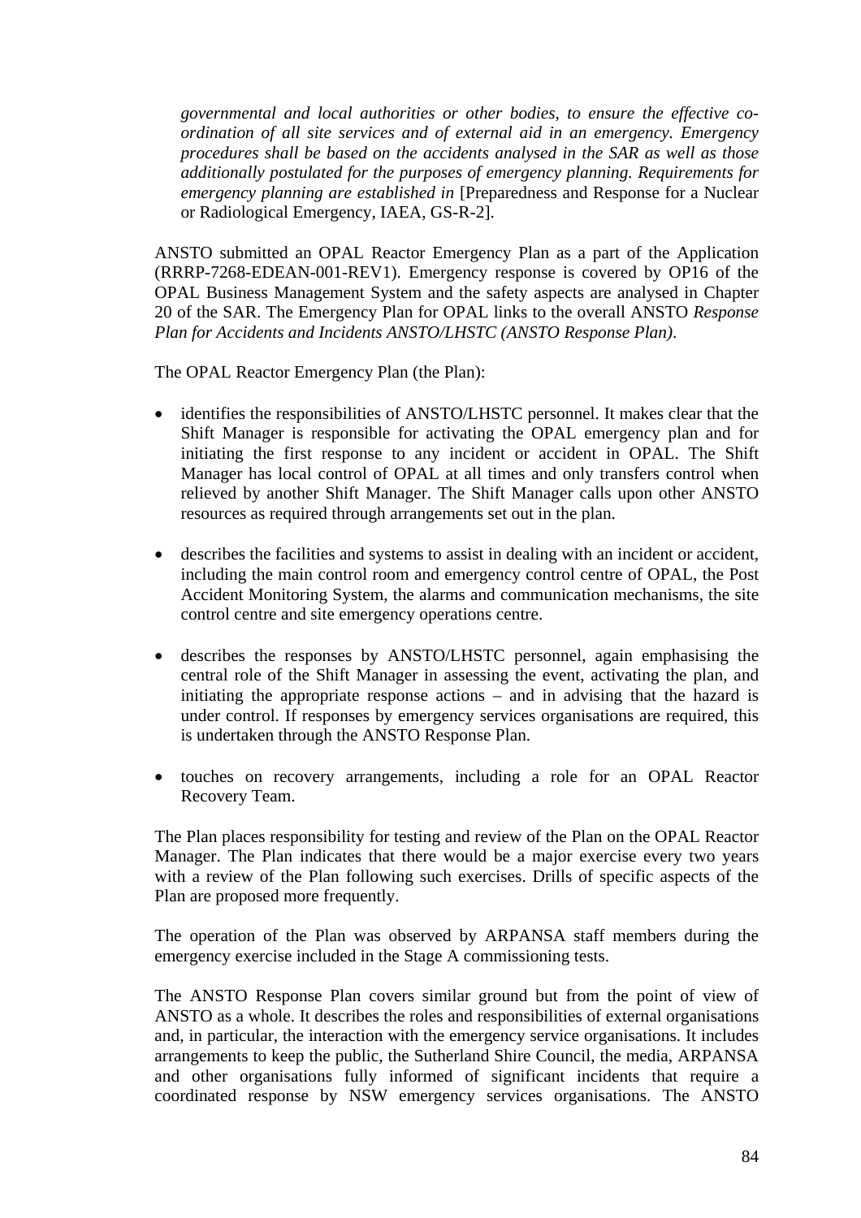*governmental and local authorities or other bodies, to ensure the effective co-ordination of all site services and of external aid in an emergency. Emergency procedures shall be based on the accidents analysed in the SAR as well as those additionally postulated for the purposes of emergency planning. Requirements for emergency planning are established in* [Preparedness and Response for a Nuclear or Radiological Emergency, IAEA, GS-R-2].

ANSTO submitted an OPAL Reactor Emergency Plan as a part of the Application (RRRP-7268-EDEAN-001-REV1). Emergency response is covered by OP16 of the OPAL Business Management System and the safety aspects are analysed in Chapter 20 of the SAR. The Emergency Plan for OPAL links to the overall ANSTO *Response Plan for Accidents and Incidents ANSTO/LHSTC (ANSTO Response Plan)*.

The OPAL Reactor Emergency Plan (the Plan):

- identifies the responsibilities of ANSTO/LHSTC personnel. It makes clear that the Shift Manager is responsible for activating the OPAL emergency plan and for initiating the first response to any incident or accident in OPAL. The Shift Manager has local control of OPAL at all times and only transfers control when relieved by another Shift Manager. The Shift Manager calls upon other ANSTO resources as required through arrangements set out in the plan.

- describes the facilities and systems to assist in dealing with an incident or accident, including the main control room and emergency control centre of OPAL, the Post Accident Monitoring System, the alarms and communication mechanisms, the site control centre and site emergency operations centre.

- describes the responses by ANSTO/LHSTC personnel, again emphasising the central role of the Shift Manager in assessing the event, activating the plan, and initiating the appropriate response actions – and in advising that the hazard is under control. If responses by emergency services organisations are required, this is undertaken through the ANSTO Response Plan.

- touches on recovery arrangements, including a role for an OPAL Reactor Recovery Team.

The Plan places responsibility for testing and review of the Plan on the OPAL Reactor Manager. The Plan indicates that there would be a major exercise every two years with a review of the Plan following such exercises. Drills of specific aspects of the Plan are proposed more frequently.

The operation of the Plan was observed by ARPANSA staff members during the emergency exercise included in the Stage A commissioning tests.

The ANSTO Response Plan covers similar ground but from the point of view of ANSTO as a whole. It describes the roles and responsibilities of external organisations and, in particular, the interaction with the emergency service organisations. It includes arrangements to keep the public, the Sutherland Shire Council, the media, ARPANSA and other organisations fully informed of significant incidents that require a coordinated response by NSW emergency services organisations. The ANSTO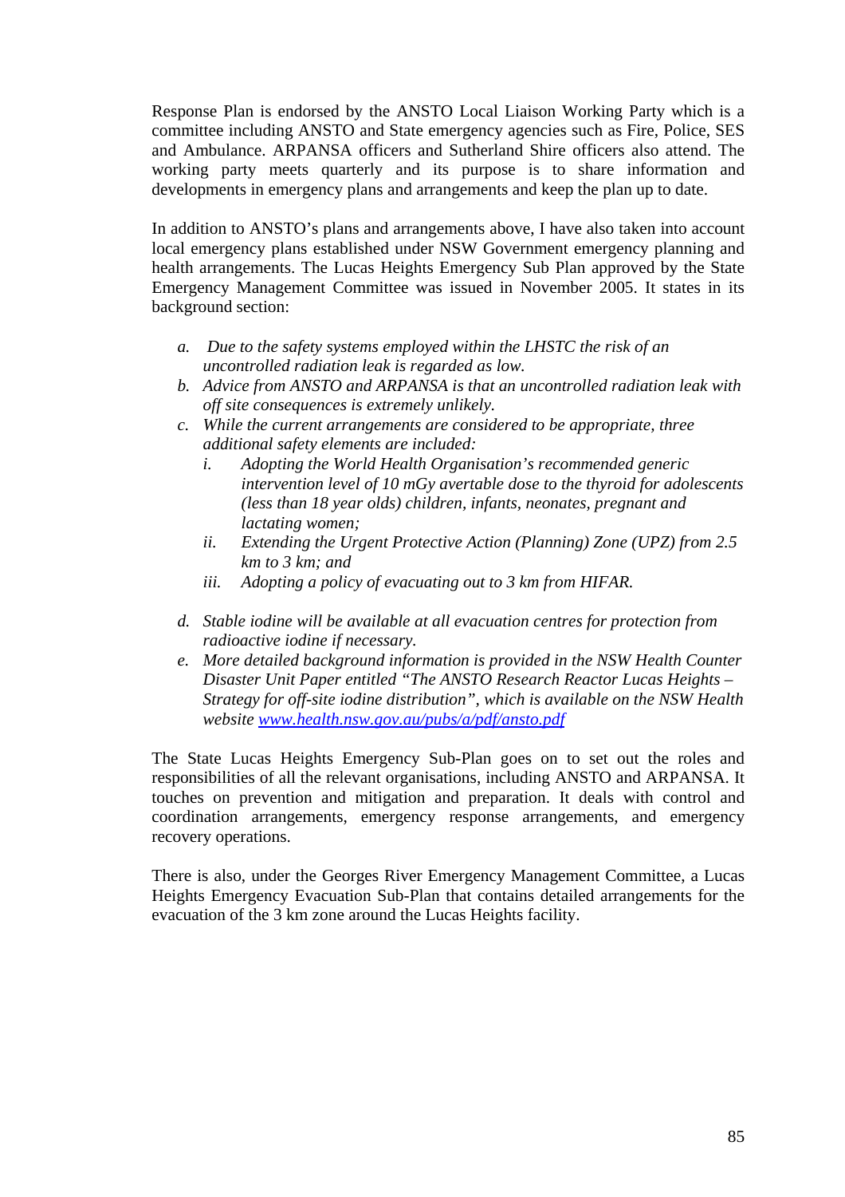Response Plan is endorsed by the ANSTO Local Liaison Working Party which is a committee including ANSTO and State emergency agencies such as Fire, Police, SES and Ambulance. ARPANSA officers and Sutherland Shire officers also attend. The working party meets quarterly and its purpose is to share information and developments in emergency plans and arrangements and keep the plan up to date.

In addition to ANSTO's plans and arrangements above, I have also taken into account local emergency plans established under NSW Government emergency planning and health arrangements. The Lucas Heights Emergency Sub Plan approved by the State Emergency Management Committee was issued in November 2005. It states in its background section:

*a. Due to the safety systems employed within the LHSTC the risk of an uncontrolled radiation leak is regarded as low.*

*b. Advice from ANSTO and ARPANSA is that an uncontrolled radiation leak with off site consequences is extremely unlikely.*

*c. While the current arrangements are considered to be appropriate, three additional safety elements are included:*

*i. Adopting the World Health Organisation's recommended generic intervention level of 10 mGy avertable dose to the thyroid for adolescents (less than 18 year olds) children, infants, neonates, pregnant and lactating women;*

*ii. Extending the Urgent Protective Action (Planning) Zone (UPZ) from 2.5 km to 3 km; and*

*iii. Adopting a policy of evacuating out to 3 km from HIFAR.*

*d. Stable iodine will be available at all evacuation centres for protection from radioactive iodine if necessary.*

*e. More detailed background information is provided in the NSW Health Counter Disaster Unit Paper entitled "The ANSTO Research Reactor Lucas Heights – Strategy for off-site iodine distribution", which is available on the NSW Health website [www.health.nsw.gov.au/pubs/a/pdf/ansto.pdf](www.health.nsw.gov.au/pubs/a/pdf/ansto.pdf)*

The State Lucas Heights Emergency Sub-Plan goes on to set out the roles and responsibilities of all the relevant organisations, including ANSTO and ARPANSA. It touches on prevention and mitigation and preparation. It deals with control and coordination arrangements, emergency response arrangements, and emergency recovery operations.

There is also, under the Georges River Emergency Management Committee, a Lucas Heights Emergency Evacuation Sub-Plan that contains detailed arrangements for the evacuation of the 3 km zone around the Lucas Heights facility.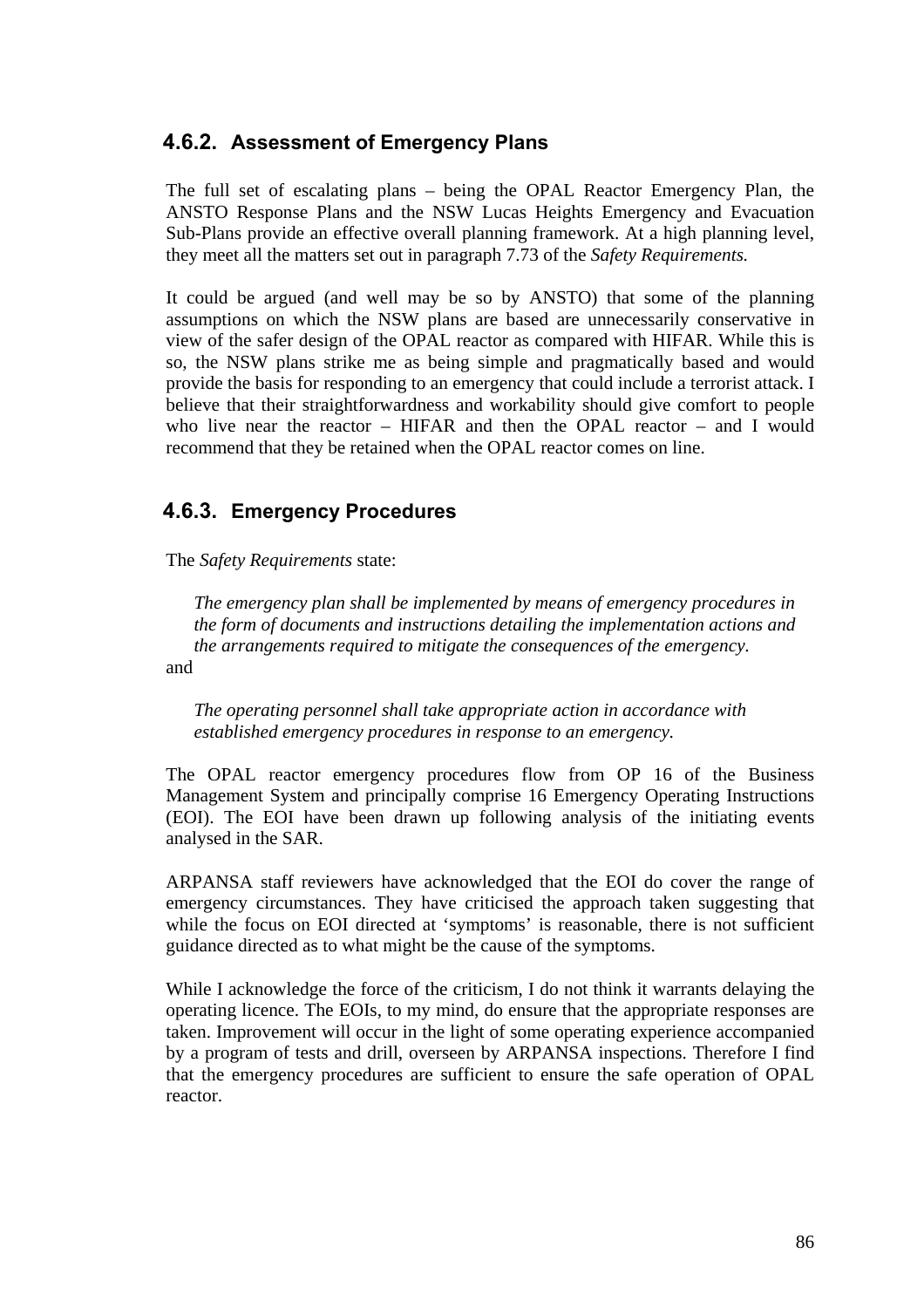### 4.6.2. Assessment of Emergency Plans

The full set of escalating plans – being the OPAL Reactor Emergency Plan, the ANSTO Response Plans and the NSW Lucas Heights Emergency and Evacuation Sub-Plans provide an effective overall planning framework. At a high planning level, they meet all the matters set out in paragraph 7.73 of the *Safety Requirements.*

It could be argued (and well may be so by ANSTO) that some of the planning assumptions on which the NSW plans are based are unnecessarily conservative in view of the safer design of the OPAL reactor as compared with HIFAR. While this is so, the NSW plans strike me as being simple and pragmatically based and would provide the basis for responding to an emergency that could include a terrorist attack. I believe that their straightforwardness and workability should give comfort to people who live near the reactor – HIFAR and then the OPAL reactor – and I would recommend that they be retained when the OPAL reactor comes on line.

### 4.6.3. Emergency Procedures

The *Safety Requirements* state:

> *The emergency plan shall be implemented by means of emergency procedures in the form of documents and instructions detailing the implementation actions and the arrangements required to mitigate the consequences of the emergency.*

and

> *The operating personnel shall take appropriate action in accordance with established emergency procedures in response to an emergency.*

The OPAL reactor emergency procedures flow from OP 16 of the Business Management System and principally comprise 16 Emergency Operating Instructions (EOI). The EOI have been drawn up following analysis of the initiating events analysed in the SAR.

ARPANSA staff reviewers have acknowledged that the EOI do cover the range of emergency circumstances. They have criticised the approach taken suggesting that while the focus on EOI directed at 'symptoms' is reasonable, there is not sufficient guidance directed as to what might be the cause of the symptoms.

While I acknowledge the force of the criticism, I do not think it warrants delaying the operating licence. The EOIs, to my mind, do ensure that the appropriate responses are taken. Improvement will occur in the light of some operating experience accompanied by a program of tests and drill, overseen by ARPANSA inspections. Therefore I find that the emergency procedures are sufficient to ensure the safe operation of OPAL reactor.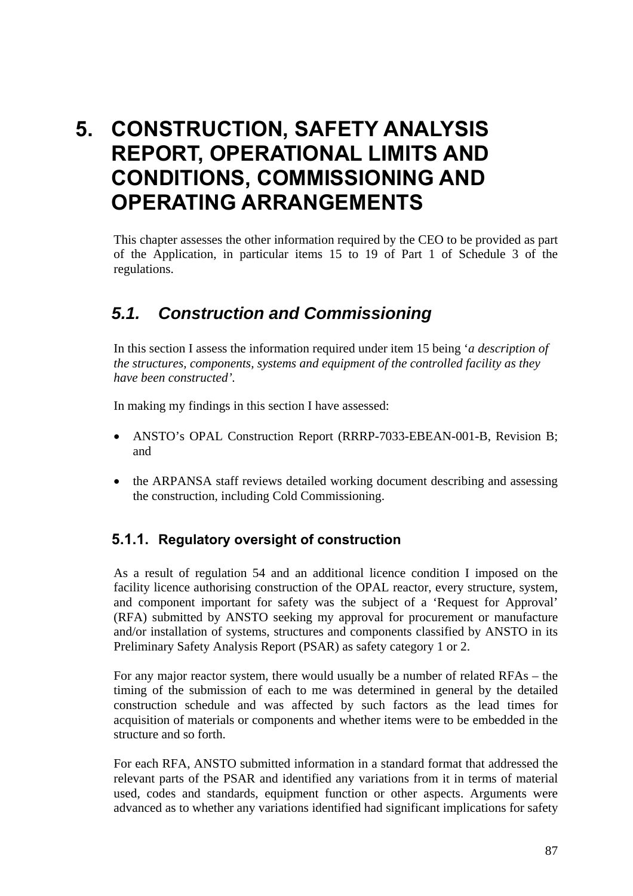# 5. CONSTRUCTION, SAFETY ANALYSIS REPORT, OPERATIONAL LIMITS AND CONDITIONS, COMMISSIONING AND OPERATING ARRANGEMENTS

This chapter assesses the other information required by the CEO to be provided as part of the Application, in particular items 15 to 19 of Part 1 of Schedule 3 of the regulations.

## *5.1. Construction and Commissioning*

In this section I assess the information required under item 15 being '*a description of the structures, components, systems and equipment of the controlled facility as they have been constructed'*.

In making my findings in this section I have assessed:

- ANSTO's OPAL Construction Report (RRRP-7033-EBEAN-001-B, Revision B; and
- the ARPANSA staff reviews detailed working document describing and assessing the construction, including Cold Commissioning.

### 5.1.1. Regulatory oversight of construction

As a result of regulation 54 and an additional licence condition I imposed on the facility licence authorising construction of the OPAL reactor, every structure, system, and component important for safety was the subject of a 'Request for Approval' (RFA) submitted by ANSTO seeking my approval for procurement or manufacture and/or installation of systems, structures and components classified by ANSTO in its Preliminary Safety Analysis Report (PSAR) as safety category 1 or 2.

For any major reactor system, there would usually be a number of related RFAs – the timing of the submission of each to me was determined in general by the detailed construction schedule and was affected by such factors as the lead times for acquisition of materials or components and whether items were to be embedded in the structure and so forth.

For each RFA, ANSTO submitted information in a standard format that addressed the relevant parts of the PSAR and identified any variations from it in terms of material used, codes and standards, equipment function or other aspects. Arguments were advanced as to whether any variations identified had significant implications for safety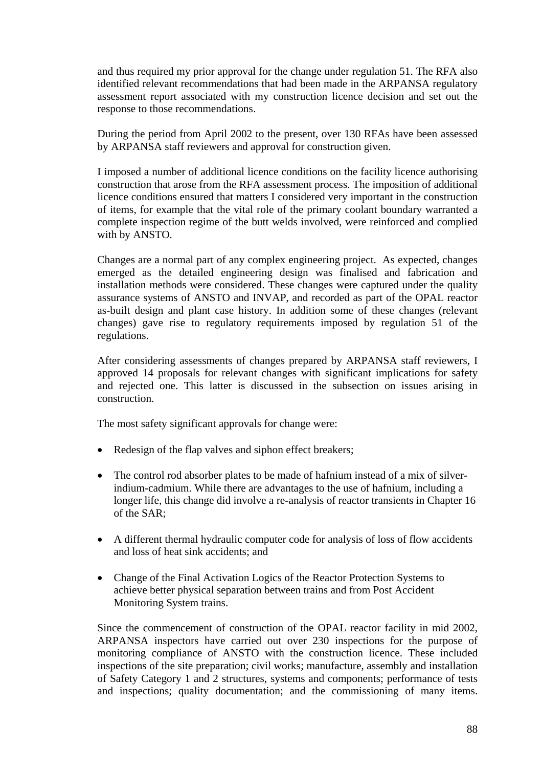and thus required my prior approval for the change under regulation 51. The RFA also identified relevant recommendations that had been made in the ARPANSA regulatory assessment report associated with my construction licence decision and set out the response to those recommendations.

During the period from April 2002 to the present, over 130 RFAs have been assessed by ARPANSA staff reviewers and approval for construction given.

I imposed a number of additional licence conditions on the facility licence authorising construction that arose from the RFA assessment process. The imposition of additional licence conditions ensured that matters I considered very important in the construction of items, for example that the vital role of the primary coolant boundary warranted a complete inspection regime of the butt welds involved, were reinforced and complied with by ANSTO.

Changes are a normal part of any complex engineering project. As expected, changes emerged as the detailed engineering design was finalised and fabrication and installation methods were considered. These changes were captured under the quality assurance systems of ANSTO and INVAP, and recorded as part of the OPAL reactor as-built design and plant case history. In addition some of these changes (relevant changes) gave rise to regulatory requirements imposed by regulation 51 of the regulations.

After considering assessments of changes prepared by ARPANSA staff reviewers, I approved 14 proposals for relevant changes with significant implications for safety and rejected one. This latter is discussed in the subsection on issues arising in construction.

The most safety significant approvals for change were:

- Redesign of the flap valves and siphon effect breakers;
- The control rod absorber plates to be made of hafnium instead of a mix of silver-indium-cadmium. While there are advantages to the use of hafnium, including a longer life, this change did involve a re-analysis of reactor transients in Chapter 16 of the SAR;
- A different thermal hydraulic computer code for analysis of loss of flow accidents and loss of heat sink accidents; and
- Change of the Final Activation Logics of the Reactor Protection Systems to achieve better physical separation between trains and from Post Accident Monitoring System trains.

Since the commencement of construction of the OPAL reactor facility in mid 2002, ARPANSA inspectors have carried out over 230 inspections for the purpose of monitoring compliance of ANSTO with the construction licence. These included inspections of the site preparation; civil works; manufacture, assembly and installation of Safety Category 1 and 2 structures, systems and components; performance of tests and inspections; quality documentation; and the commissioning of many items.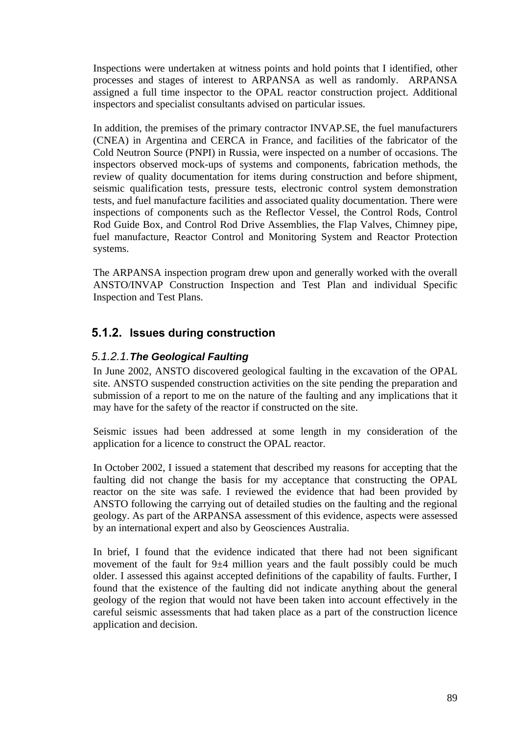Inspections were undertaken at witness points and hold points that I identified, other processes and stages of interest to ARPANSA as well as randomly. ARPANSA assigned a full time inspector to the OPAL reactor construction project. Additional inspectors and specialist consultants advised on particular issues.

In addition, the premises of the primary contractor INVAP.SE, the fuel manufacturers (CNEA) in Argentina and CERCA in France, and facilities of the fabricator of the Cold Neutron Source (PNPI) in Russia, were inspected on a number of occasions. The inspectors observed mock-ups of systems and components, fabrication methods, the review of quality documentation for items during construction and before shipment, seismic qualification tests, pressure tests, electronic control system demonstration tests, and fuel manufacture facilities and associated quality documentation. There were inspections of components such as the Reflector Vessel, the Control Rods, Control Rod Guide Box, and Control Rod Drive Assemblies, the Flap Valves, Chimney pipe, fuel manufacture, Reactor Control and Monitoring System and Reactor Protection systems.

The ARPANSA inspection program drew upon and generally worked with the overall ANSTO/INVAP Construction Inspection and Test Plan and individual Specific Inspection and Test Plans.

### 5.1.2. Issues during construction

#### *5.1.2.1. The Geological Faulting*

In June 2002, ANSTO discovered geological faulting in the excavation of the OPAL site. ANSTO suspended construction activities on the site pending the preparation and submission of a report to me on the nature of the faulting and any implications that it may have for the safety of the reactor if constructed on the site.

Seismic issues had been addressed at some length in my consideration of the application for a licence to construct the OPAL reactor.

In October 2002, I issued a statement that described my reasons for accepting that the faulting did not change the basis for my acceptance that constructing the OPAL reactor on the site was safe. I reviewed the evidence that had been provided by ANSTO following the carrying out of detailed studies on the faulting and the regional geology. As part of the ARPANSA assessment of this evidence, aspects were assessed by an international expert and also by Geosciences Australia.

In brief, I found that the evidence indicated that there had not been significant movement of the fault for 9±4 million years and the fault possibly could be much older. I assessed this against accepted definitions of the capability of faults. Further, I found that the existence of the faulting did not indicate anything about the general geology of the region that would not have been taken into account effectively in the careful seismic assessments that had taken place as a part of the construction licence application and decision.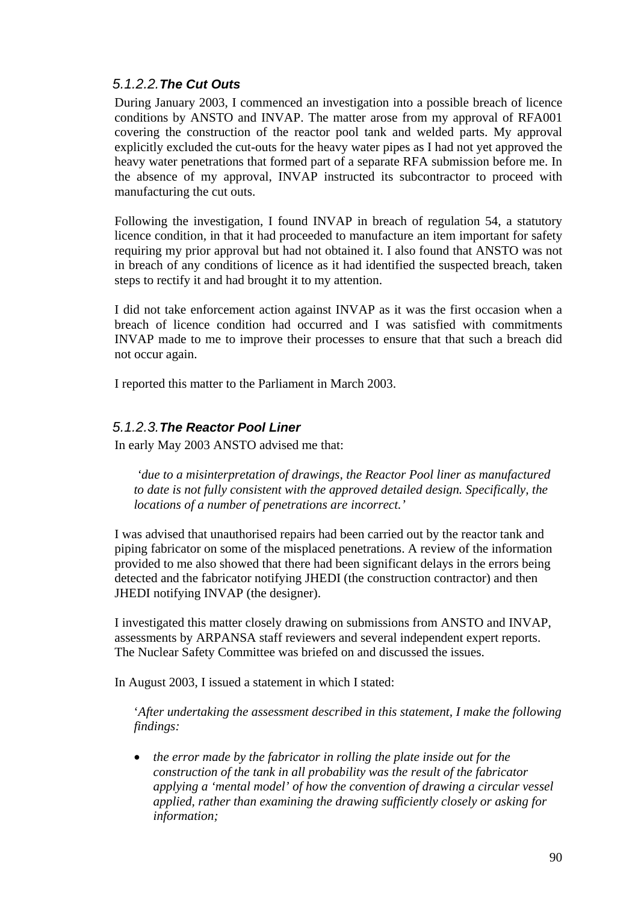#### 5.1.2.2. *The Cut Outs*

During January 2003, I commenced an investigation into a possible breach of licence conditions by ANSTO and INVAP. The matter arose from my approval of RFA001 covering the construction of the reactor pool tank and welded parts. My approval explicitly excluded the cut-outs for the heavy water pipes as I had not yet approved the heavy water penetrations that formed part of a separate RFA submission before me. In the absence of my approval, INVAP instructed its subcontractor to proceed with manufacturing the cut outs.

Following the investigation, I found INVAP in breach of regulation 54, a statutory licence condition, in that it had proceeded to manufacture an item important for safety requiring my prior approval but had not obtained it. I also found that ANSTO was not in breach of any conditions of licence as it had identified the suspected breach, taken steps to rectify it and had brought it to my attention.

I did not take enforcement action against INVAP as it was the first occasion when a breach of licence condition had occurred and I was satisfied with commitments INVAP made to me to improve their processes to ensure that that such a breach did not occur again.

I reported this matter to the Parliament in March 2003.

#### 5.1.2.3. *The Reactor Pool Liner*

In early May 2003 ANSTO advised me that:

> *'due to a misinterpretation of drawings, the Reactor Pool liner as manufactured to date is not fully consistent with the approved detailed design. Specifically, the locations of a number of penetrations are incorrect.'*

I was advised that unauthorised repairs had been carried out by the reactor tank and piping fabricator on some of the misplaced penetrations. A review of the information provided to me also showed that there had been significant delays in the errors being detected and the fabricator notifying JHEDI (the construction contractor) and then JHEDI notifying INVAP (the designer).

I investigated this matter closely drawing on submissions from ANSTO and INVAP, assessments by ARPANSA staff reviewers and several independent expert reports. The Nuclear Safety Committee was briefed on and discussed the issues.

In August 2003, I issued a statement in which I stated:

> *'After undertaking the assessment described in this statement, I make the following findings:*
>
> - *the error made by the fabricator in rolling the plate inside out for the construction of the tank in all probability was the result of the fabricator applying a 'mental model' of how the convention of drawing a circular vessel applied, rather than examining the drawing sufficiently closely or asking for information;*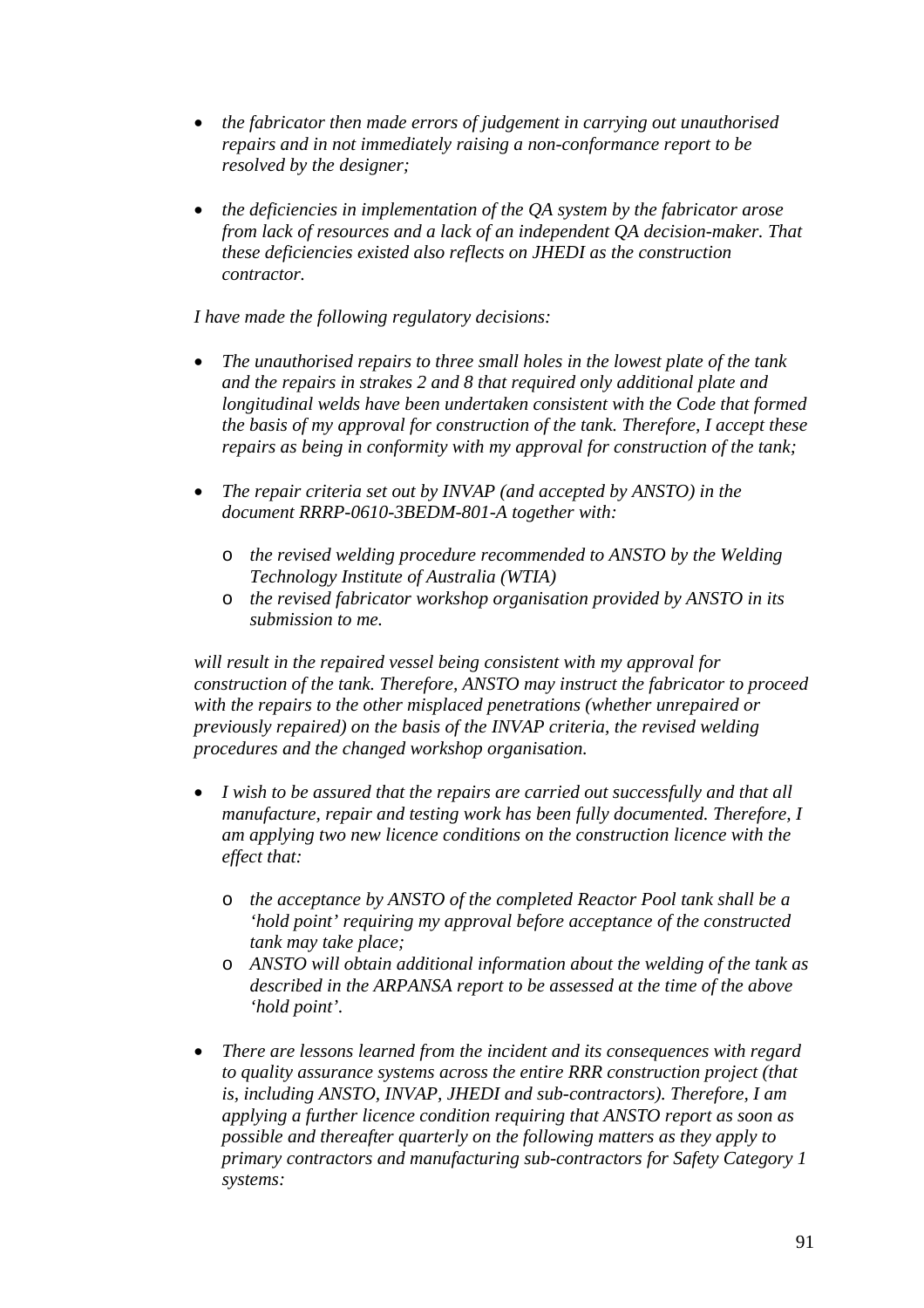- *the fabricator then made errors of judgement in carrying out unauthorised repairs and in not immediately raising a non-conformance report to be resolved by the designer;*

- *the deficiencies in implementation of the QA system by the fabricator arose from lack of resources and a lack of an independent QA decision-maker. That these deficiencies existed also reflects on JHEDI as the construction contractor.*

*I have made the following regulatory decisions:*

- *The unauthorised repairs to three small holes in the lowest plate of the tank and the repairs in strakes 2 and 8 that required only additional plate and longitudinal welds have been undertaken consistent with the Code that formed the basis of my approval for construction of the tank. Therefore, I accept these repairs as being in conformity with my approval for construction of the tank;*

- *The repair criteria set out by INVAP (and accepted by ANSTO) in the document RRRP-0610-3BEDM-801-A together with:*
  - *the revised welding procedure recommended to ANSTO by the Welding Technology Institute of Australia (WTIA)*
  - *the revised fabricator workshop organisation provided by ANSTO in its submission to me.*

*will result in the repaired vessel being consistent with my approval for construction of the tank. Therefore, ANSTO may instruct the fabricator to proceed with the repairs to the other misplaced penetrations (whether unrepaired or previously repaired) on the basis of the INVAP criteria, the revised welding procedures and the changed workshop organisation.*

- *I wish to be assured that the repairs are carried out successfully and that all manufacture, repair and testing work has been fully documented. Therefore, I am applying two new licence conditions on the construction licence with the effect that:*
  - *the acceptance by ANSTO of the completed Reactor Pool tank shall be a 'hold point' requiring my approval before acceptance of the constructed tank may take place;*
  - *ANSTO will obtain additional information about the welding of the tank as described in the ARPANSA report to be assessed at the time of the above 'hold point'.*

- *There are lessons learned from the incident and its consequences with regard to quality assurance systems across the entire RRR construction project (that is, including ANSTO, INVAP, JHEDI and sub-contractors). Therefore, I am applying a further licence condition requiring that ANSTO report as soon as possible and thereafter quarterly on the following matters as they apply to primary contractors and manufacturing sub-contractors for Safety Category 1 systems:*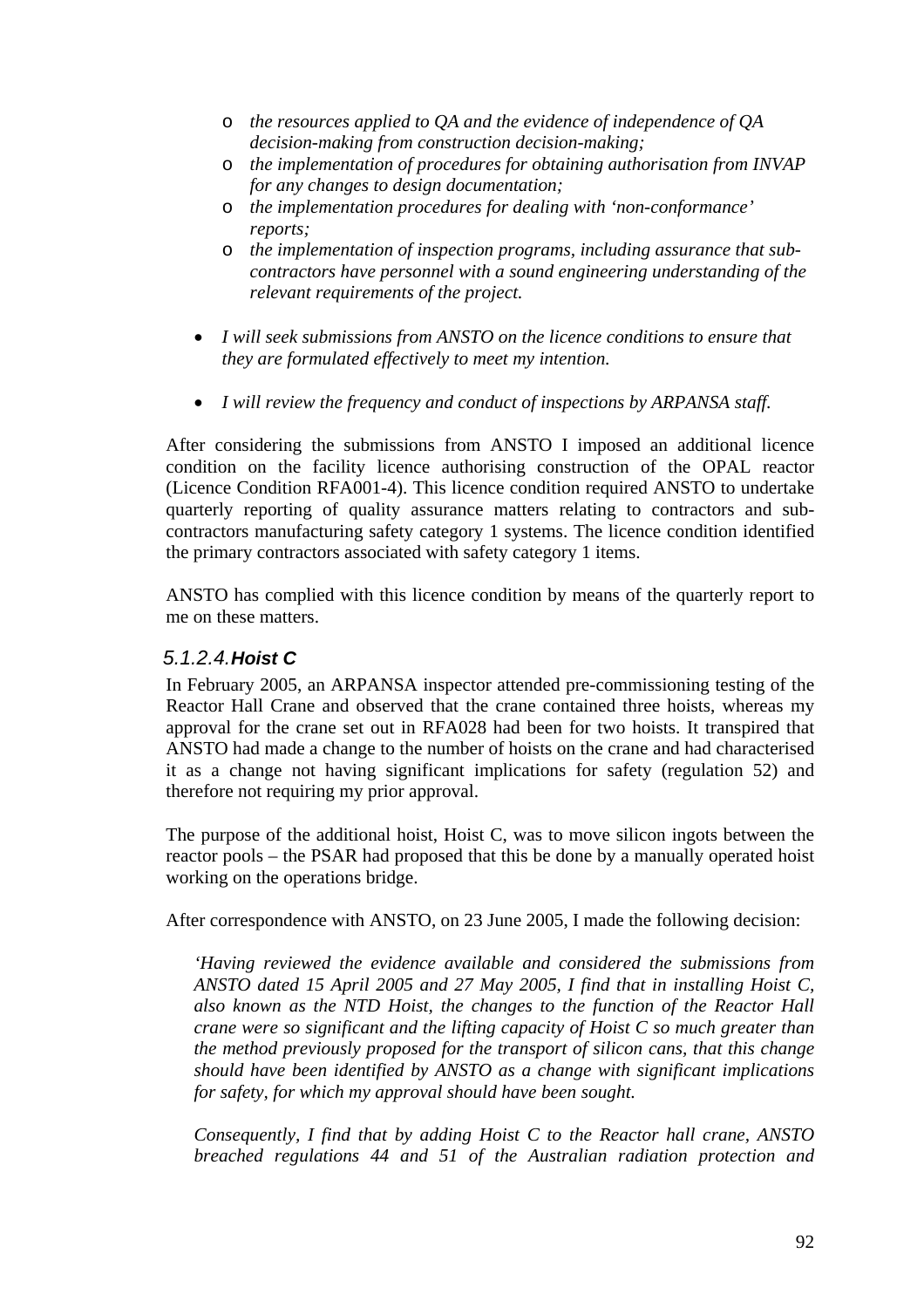- *the resources applied to QA and the evidence of independence of QA decision-making from construction decision-making;*
- *the implementation of procedures for obtaining authorisation from INVAP for any changes to design documentation;*
- *the implementation procedures for dealing with 'non-conformance' reports;*
- *the implementation of inspection programs, including assurance that sub-contractors have personnel with a sound engineering understanding of the relevant requirements of the project.*

- *I will seek submissions from ANSTO on the licence conditions to ensure that they are formulated effectively to meet my intention.*
- *I will review the frequency and conduct of inspections by ARPANSA staff.*

After considering the submissions from ANSTO I imposed an additional licence condition on the facility licence authorising construction of the OPAL reactor (Licence Condition RFA001-4). This licence condition required ANSTO to undertake quarterly reporting of quality assurance matters relating to contractors and sub-contractors manufacturing safety category 1 systems. The licence condition identified the primary contractors associated with safety category 1 items.

ANSTO has complied with this licence condition by means of the quarterly report to me on these matters.

#### 5.1.2.4. Hoist C

In February 2005, an ARPANSA inspector attended pre-commissioning testing of the Reactor Hall Crane and observed that the crane contained three hoists, whereas my approval for the crane set out in RFA028 had been for two hoists. It transpired that ANSTO had made a change to the number of hoists on the crane and had characterised it as a change not having significant implications for safety (regulation 52) and therefore not requiring my prior approval.

The purpose of the additional hoist, Hoist C, was to move silicon ingots between the reactor pools – the PSAR had proposed that this be done by a manually operated hoist working on the operations bridge.

After correspondence with ANSTO, on 23 June 2005, I made the following decision:

> *'Having reviewed the evidence available and considered the submissions from ANSTO dated 15 April 2005 and 27 May 2005, I find that in installing Hoist C, also known as the NTD Hoist, the changes to the function of the Reactor Hall crane were so significant and the lifting capacity of Hoist C so much greater than the method previously proposed for the transport of silicon cans, that this change should have been identified by ANSTO as a change with significant implications for safety, for which my approval should have been sought.*
>
> *Consequently, I find that by adding Hoist C to the Reactor hall crane, ANSTO breached regulations 44 and 51 of the Australian radiation protection and*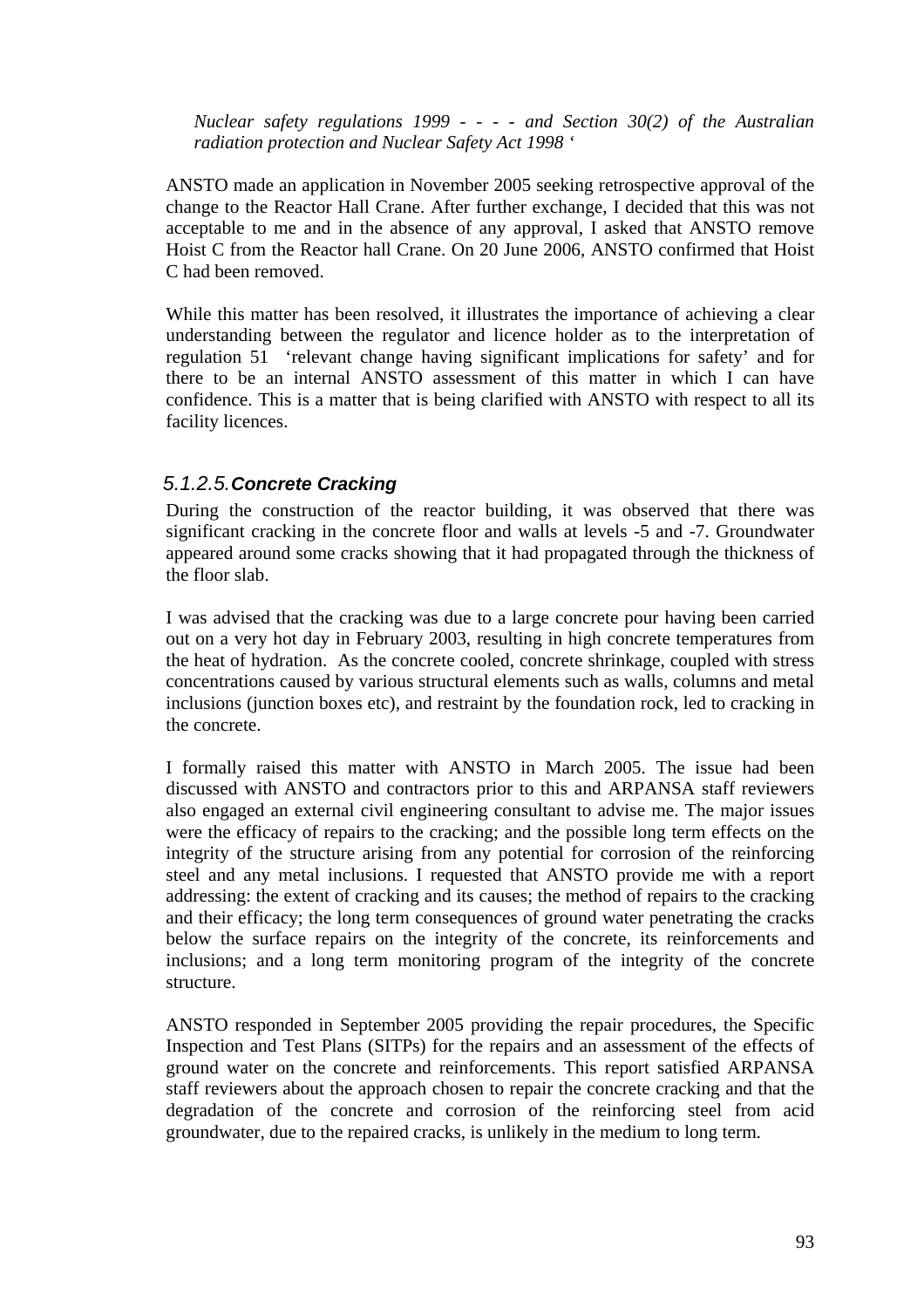*Nuclear safety regulations 1999 - - - - and Section 30(2) of the Australian radiation protection and Nuclear Safety Act 1998 '*

ANSTO made an application in November 2005 seeking retrospective approval of the change to the Reactor Hall Crane. After further exchange, I decided that this was not acceptable to me and in the absence of any approval, I asked that ANSTO remove Hoist C from the Reactor hall Crane. On 20 June 2006, ANSTO confirmed that Hoist C had been removed.

While this matter has been resolved, it illustrates the importance of achieving a clear understanding between the regulator and licence holder as to the interpretation of regulation 51 'relevant change having significant implications for safety' and for there to be an internal ANSTO assessment of this matter in which I can have confidence. This is a matter that is being clarified with ANSTO with respect to all its facility licences.

#### 5.1.2.5. Concrete Cracking

During the construction of the reactor building, it was observed that there was significant cracking in the concrete floor and walls at levels -5 and -7. Groundwater appeared around some cracks showing that it had propagated through the thickness of the floor slab.

I was advised that the cracking was due to a large concrete pour having been carried out on a very hot day in February 2003, resulting in high concrete temperatures from the heat of hydration. As the concrete cooled, concrete shrinkage, coupled with stress concentrations caused by various structural elements such as walls, columns and metal inclusions (junction boxes etc), and restraint by the foundation rock, led to cracking in the concrete.

I formally raised this matter with ANSTO in March 2005. The issue had been discussed with ANSTO and contractors prior to this and ARPANSA staff reviewers also engaged an external civil engineering consultant to advise me. The major issues were the efficacy of repairs to the cracking; and the possible long term effects on the integrity of the structure arising from any potential for corrosion of the reinforcing steel and any metal inclusions. I requested that ANSTO provide me with a report addressing: the extent of cracking and its causes; the method of repairs to the cracking and their efficacy; the long term consequences of ground water penetrating the cracks below the surface repairs on the integrity of the concrete, its reinforcements and inclusions; and a long term monitoring program of the integrity of the concrete structure.

ANSTO responded in September 2005 providing the repair procedures, the Specific Inspection and Test Plans (SITPs) for the repairs and an assessment of the effects of ground water on the concrete and reinforcements. This report satisfied ARPANSA staff reviewers about the approach chosen to repair the concrete cracking and that the degradation of the concrete and corrosion of the reinforcing steel from acid groundwater, due to the repaired cracks, is unlikely in the medium to long term.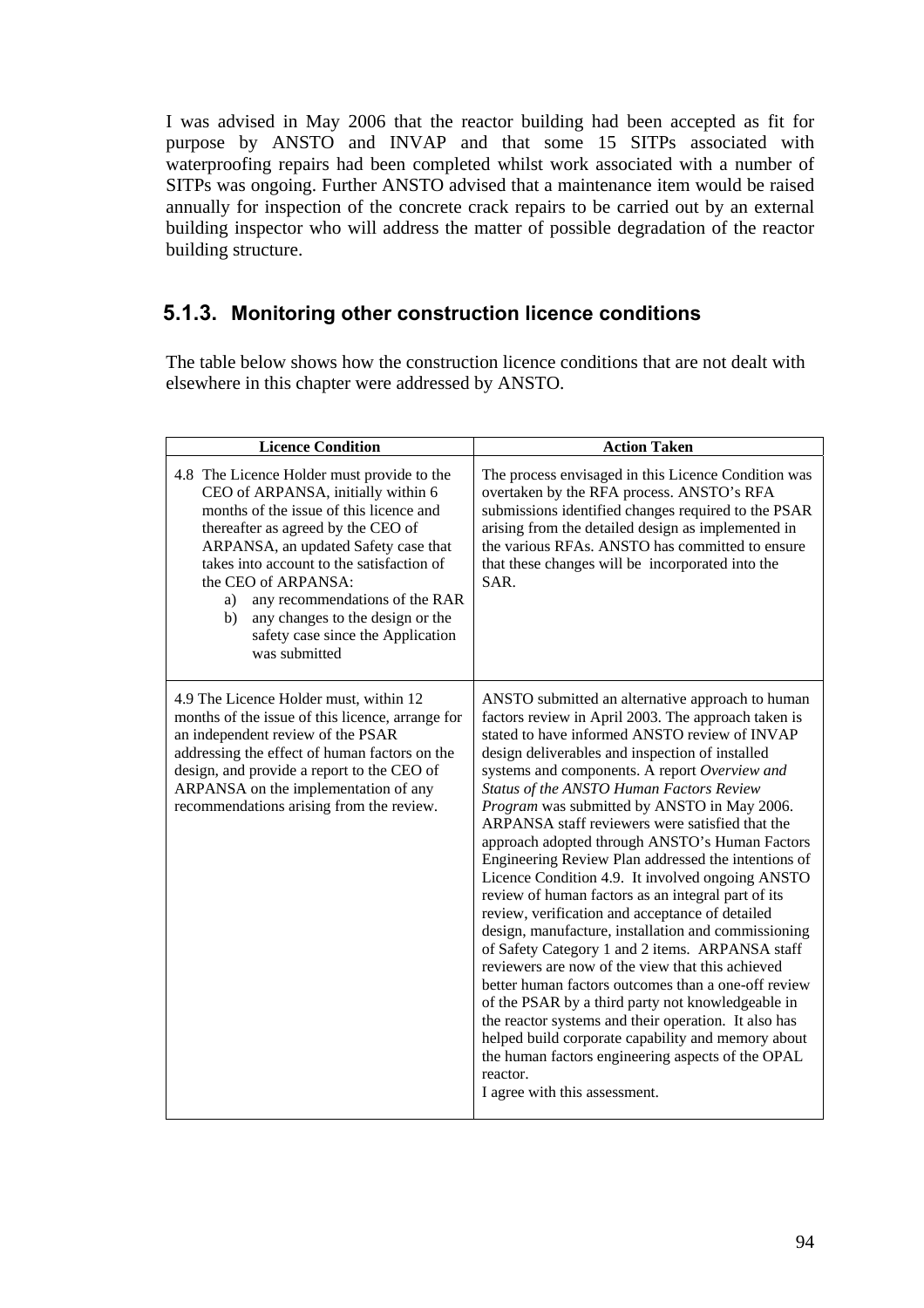I was advised in May 2006 that the reactor building had been accepted as fit for purpose by ANSTO and INVAP and that some 15 SITPs associated with waterproofing repairs had been completed whilst work associated with a number of SITPs was ongoing. Further ANSTO advised that a maintenance item would be raised annually for inspection of the concrete crack repairs to be carried out by an external building inspector who will address the matter of possible degradation of the reactor building structure.

### 5.1.3. Monitoring other construction licence conditions

The table below shows how the construction licence conditions that are not dealt with elsewhere in this chapter were addressed by ANSTO.

| Licence Condition | Action Taken |
| --- | --- |
| 4.8 The Licence Holder must provide to the CEO of ARPANSA, initially within 6 months of the issue of this licence and thereafter as agreed by the CEO of ARPANSA, an updated Safety case that takes into account to the satisfaction of the CEO of ARPANSA:<br>a) any recommendations of the RAR<br>b) any changes to the design or the safety case since the Application was submitted | The process envisaged in this Licence Condition was overtaken by the RFA process. ANSTO's RFA submissions identified changes required to the PSAR arising from the detailed design as implemented in the various RFAs. ANSTO has committed to ensure that these changes will be incorporated into the SAR. |
| 4.9 The Licence Holder must, within 12 months of the issue of this licence, arrange for an independent review of the PSAR addressing the effect of human factors on the design, and provide a report to the CEO of ARPANSA on the implementation of any recommendations arising from the review. | ANSTO submitted an alternative approach to human factors review in April 2003. The approach taken is stated to have informed ANSTO review of INVAP design deliverables and inspection of installed systems and components. A report *Overview and Status of the ANSTO Human Factors Review Program* was submitted by ANSTO in May 2006. ARPANSA staff reviewers were satisfied that the approach adopted through ANSTO's Human Factors Engineering Review Plan addressed the intentions of Licence Condition 4.9. It involved ongoing ANSTO review of human factors as an integral part of its review, verification and acceptance of detailed design, manufacture, installation and commissioning of Safety Category 1 and 2 items. ARPANSA staff reviewers are now of the view that this achieved better human factors outcomes than a one-off review of the PSAR by a third party not knowledgeable in the reactor systems and their operation. It also has helped build corporate capability and memory about the human factors engineering aspects of the OPAL reactor.<br>I agree with this assessment. |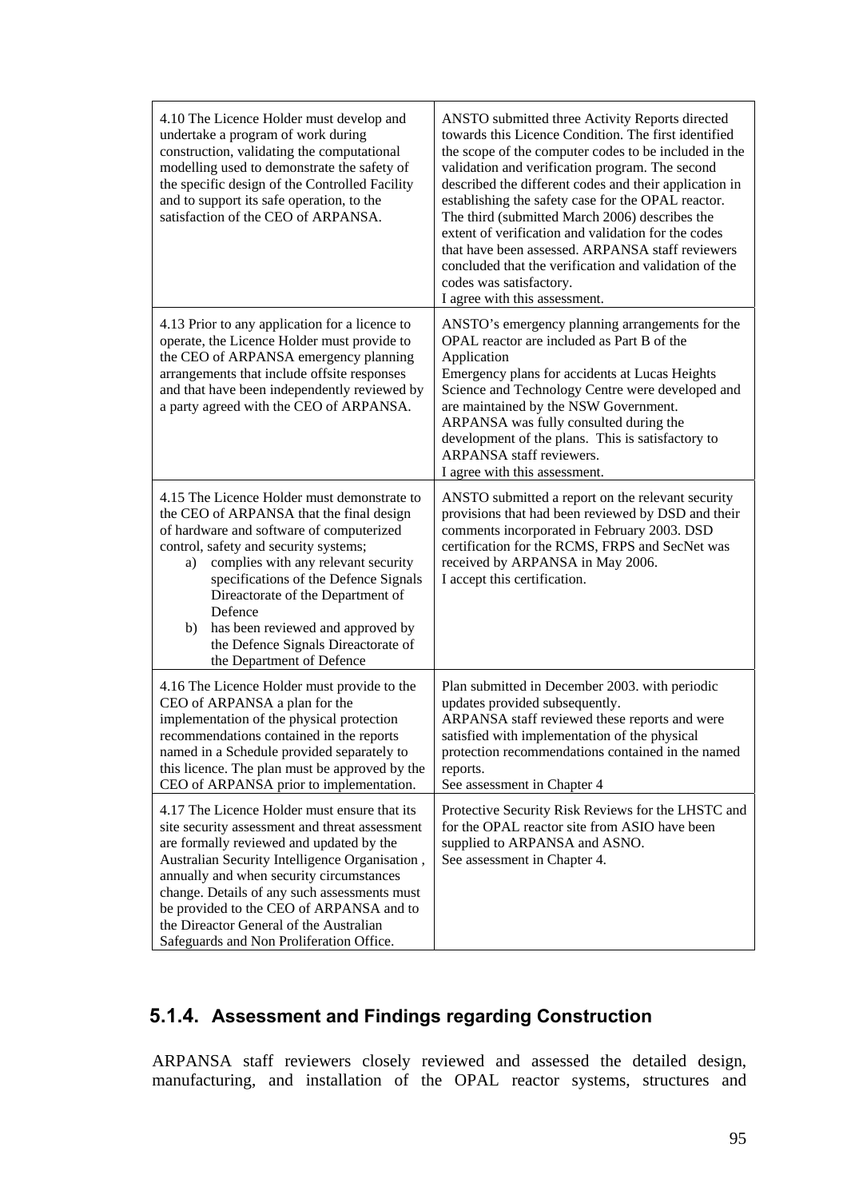| | |
|---|---|
| 4.10 The Licence Holder must develop and undertake a program of work during construction, validating the computational modelling used to demonstrate the safety of the specific design of the Controlled Facility and to support its safe operation, to the satisfaction of the CEO of ARPANSA. | ANSTO submitted three Activity Reports directed towards this Licence Condition. The first identified the scope of the computer codes to be included in the validation and verification program. The second described the different codes and their application in establishing the safety case for the OPAL reactor. The third (submitted March 2006) describes the extent of verification and validation for the codes that have been assessed. ARPANSA staff reviewers concluded that the verification and validation of the codes was satisfactory.<br>I agree with this assessment. |
| 4.13 Prior to any application for a licence to operate, the Licence Holder must provide to the CEO of ARPANSA emergency planning arrangements that include offsite responses and that have been independently reviewed by a party agreed with the CEO of ARPANSA. | ANSTO's emergency planning arrangements for the OPAL reactor are included as Part B of the Application<br>Emergency plans for accidents at Lucas Heights Science and Technology Centre were developed and are maintained by the NSW Government. ARPANSA was fully consulted during the development of the plans. This is satisfactory to ARPANSA staff reviewers.<br>I agree with this assessment. |
| 4.15 The Licence Holder must demonstrate to the CEO of ARPANSA that the final design of hardware and software of computerized control, safety and security systems;<br>a) complies with any relevant security specifications of the Defence Signals Direactorate of the Department of Defence<br>b) has been reviewed and approved by the Defence Signals Direactorate of the Department of Defence | ANSTO submitted a report on the relevant security provisions that had been reviewed by DSD and their comments incorporated in February 2003. DSD certification for the RCMS, FRPS and SecNet was received by ARPANSA in May 2006.<br>I accept this certification. |
| 4.16 The Licence Holder must provide to the CEO of ARPANSA a plan for the implementation of the physical protection recommendations contained in the reports named in a Schedule provided separately to this licence. The plan must be approved by the CEO of ARPANSA prior to implementation. | Plan submitted in December 2003. with periodic updates provided subsequently.<br>ARPANSA staff reviewed these reports and were satisfied with implementation of the physical protection recommendations contained in the named reports.<br>See assessment in Chapter 4 |
| 4.17 The Licence Holder must ensure that its site security assessment and threat assessment are formally reviewed and updated by the Australian Security Intelligence Organisation , annually and when security circumstances change. Details of any such assessments must be provided to the CEO of ARPANSA and to the Direactor General of the Australian Safeguards and Non Proliferation Office. | Protective Security Risk Reviews for the LHSTC and for the OPAL reactor site from ASIO have been supplied to ARPANSA and ASNO.<br>See assessment in Chapter 4. |

### 5.1.4. Assessment and Findings regarding Construction

ARPANSA staff reviewers closely reviewed and assessed the detailed design, manufacturing, and installation of the OPAL reactor systems, structures and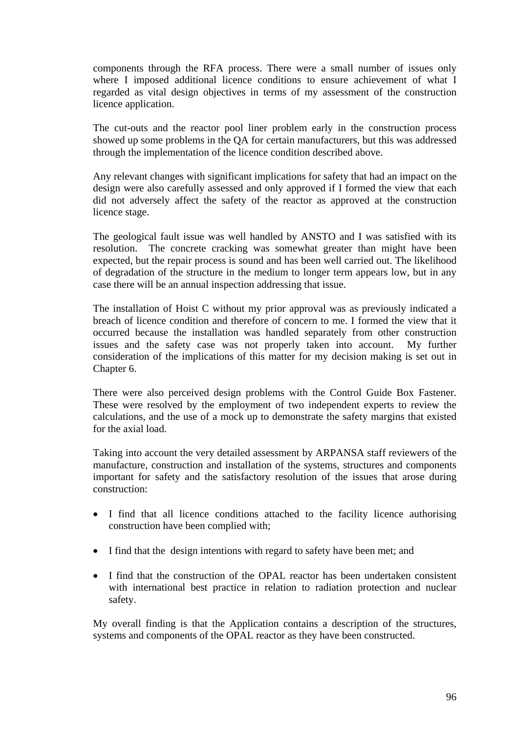components through the RFA process. There were a small number of issues only where I imposed additional licence conditions to ensure achievement of what I regarded as vital design objectives in terms of my assessment of the construction licence application.

The cut-outs and the reactor pool liner problem early in the construction process showed up some problems in the QA for certain manufacturers, but this was addressed through the implementation of the licence condition described above.

Any relevant changes with significant implications for safety that had an impact on the design were also carefully assessed and only approved if I formed the view that each did not adversely affect the safety of the reactor as approved at the construction licence stage.

The geological fault issue was well handled by ANSTO and I was satisfied with its resolution. The concrete cracking was somewhat greater than might have been expected, but the repair process is sound and has been well carried out. The likelihood of degradation of the structure in the medium to longer term appears low, but in any case there will be an annual inspection addressing that issue.

The installation of Hoist C without my prior approval was as previously indicated a breach of licence condition and therefore of concern to me. I formed the view that it occurred because the installation was handled separately from other construction issues and the safety case was not properly taken into account. My further consideration of the implications of this matter for my decision making is set out in Chapter 6.

There were also perceived design problems with the Control Guide Box Fastener. These were resolved by the employment of two independent experts to review the calculations, and the use of a mock up to demonstrate the safety margins that existed for the axial load.

Taking into account the very detailed assessment by ARPANSA staff reviewers of the manufacture, construction and installation of the systems, structures and components important for safety and the satisfactory resolution of the issues that arose during construction:

- I find that all licence conditions attached to the facility licence authorising construction have been complied with;
- I find that the design intentions with regard to safety have been met; and
- I find that the construction of the OPAL reactor has been undertaken consistent with international best practice in relation to radiation protection and nuclear safety.

My overall finding is that the Application contains a description of the structures, systems and components of the OPAL reactor as they have been constructed.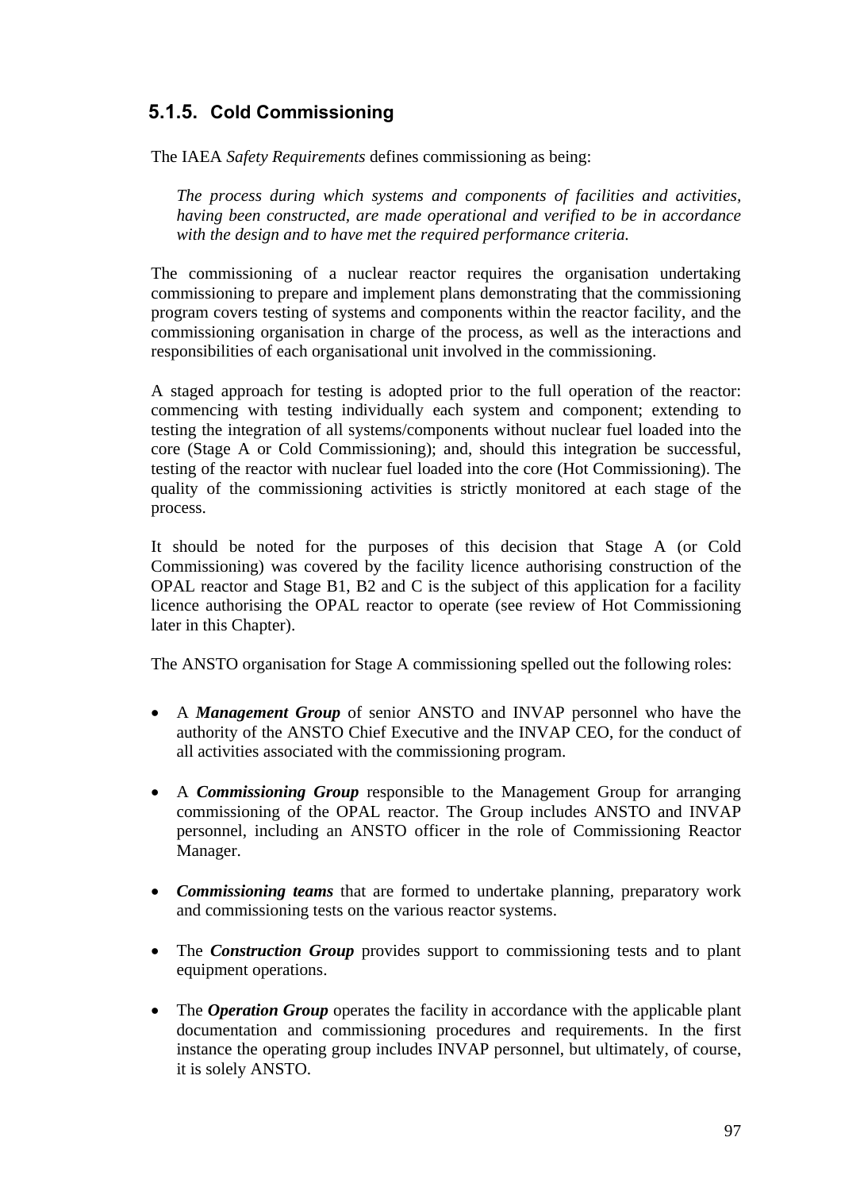### 5.1.5. Cold Commissioning

The IAEA *Safety Requirements* defines commissioning as being:

> *The process during which systems and components of facilities and activities, having been constructed, are made operational and verified to be in accordance with the design and to have met the required performance criteria.*

The commissioning of a nuclear reactor requires the organisation undertaking commissioning to prepare and implement plans demonstrating that the commissioning program covers testing of systems and components within the reactor facility, and the commissioning organisation in charge of the process, as well as the interactions and responsibilities of each organisational unit involved in the commissioning.

A staged approach for testing is adopted prior to the full operation of the reactor: commencing with testing individually each system and component; extending to testing the integration of all systems/components without nuclear fuel loaded into the core (Stage A or Cold Commissioning); and, should this integration be successful, testing of the reactor with nuclear fuel loaded into the core (Hot Commissioning). The quality of the commissioning activities is strictly monitored at each stage of the process.

It should be noted for the purposes of this decision that Stage A (or Cold Commissioning) was covered by the facility licence authorising construction of the OPAL reactor and Stage B1, B2 and C is the subject of this application for a facility licence authorising the OPAL reactor to operate (see review of Hot Commissioning later in this Chapter).

The ANSTO organisation for Stage A commissioning spelled out the following roles:

- A ***Management Group*** of senior ANSTO and INVAP personnel who have the authority of the ANSTO Chief Executive and the INVAP CEO, for the conduct of all activities associated with the commissioning program.

- A ***Commissioning Group*** responsible to the Management Group for arranging commissioning of the OPAL reactor. The Group includes ANSTO and INVAP personnel, including an ANSTO officer in the role of Commissioning Reactor Manager.

- ***Commissioning teams*** that are formed to undertake planning, preparatory work and commissioning tests on the various reactor systems.

- The ***Construction Group*** provides support to commissioning tests and to plant equipment operations.

- The ***Operation Group*** operates the facility in accordance with the applicable plant documentation and commissioning procedures and requirements. In the first instance the operating group includes INVAP personnel, but ultimately, of course, it is solely ANSTO.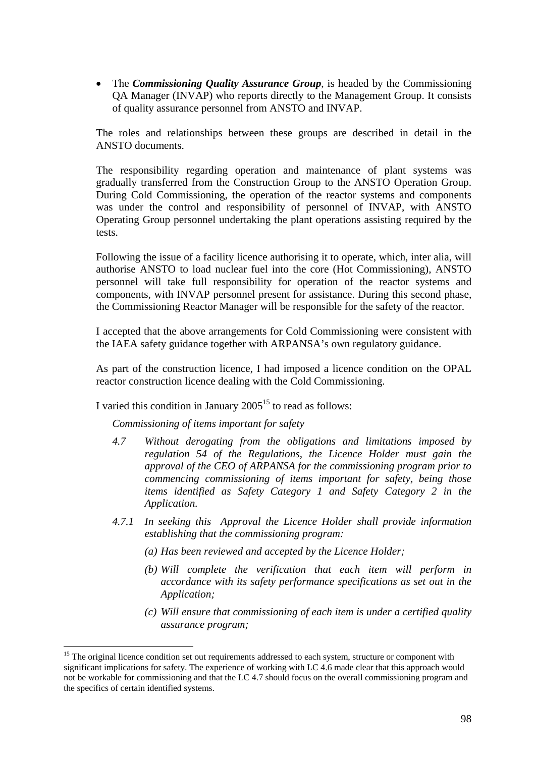- The ***Commissioning Quality Assurance Group***, is headed by the Commissioning QA Manager (INVAP) who reports directly to the Management Group. It consists of quality assurance personnel from ANSTO and INVAP.

The roles and relationships between these groups are described in detail in the ANSTO documents.

The responsibility regarding operation and maintenance of plant systems was gradually transferred from the Construction Group to the ANSTO Operation Group. During Cold Commissioning, the operation of the reactor systems and components was under the control and responsibility of personnel of INVAP, with ANSTO Operating Group personnel undertaking the plant operations assisting required by the tests.

Following the issue of a facility licence authorising it to operate, which, inter alia, will authorise ANSTO to load nuclear fuel into the core (Hot Commissioning), ANSTO personnel will take full responsibility for operation of the reactor systems and components, with INVAP personnel present for assistance. During this second phase, the Commissioning Reactor Manager will be responsible for the safety of the reactor.

I accepted that the above arrangements for Cold Commissioning were consistent with the IAEA safety guidance together with ARPANSA's own regulatory guidance.

As part of the construction licence, I had imposed a licence condition on the OPAL reactor construction licence dealing with the Cold Commissioning.

I varied this condition in January 2005[15] to read as follows:

*Commissioning of items important for safety*

*4.7 Without derogating from the obligations and limitations imposed by regulation 54 of the Regulations, the Licence Holder must gain the approval of the CEO of ARPANSA for the commissioning program prior to commencing commissioning of items important for safety, being those items identified as Safety Category 1 and Safety Category 2 in the Application.*

*4.7.1 In seeking this Approval the Licence Holder shall provide information establishing that the commissioning program:*

*(a) Has been reviewed and accepted by the Licence Holder;*

*(b) Will complete the verification that each item will perform in accordance with its safety performance specifications as set out in the Application;*

*(c) Will ensure that commissioning of each item is under a certified quality assurance program;*

---

[15] The original licence condition set out requirements addressed to each system, structure or component with significant implications for safety. The experience of working with LC 4.6 made clear that this approach would not be workable for commissioning and that the LC 4.7 should focus on the overall commissioning program and the specifics of certain identified systems.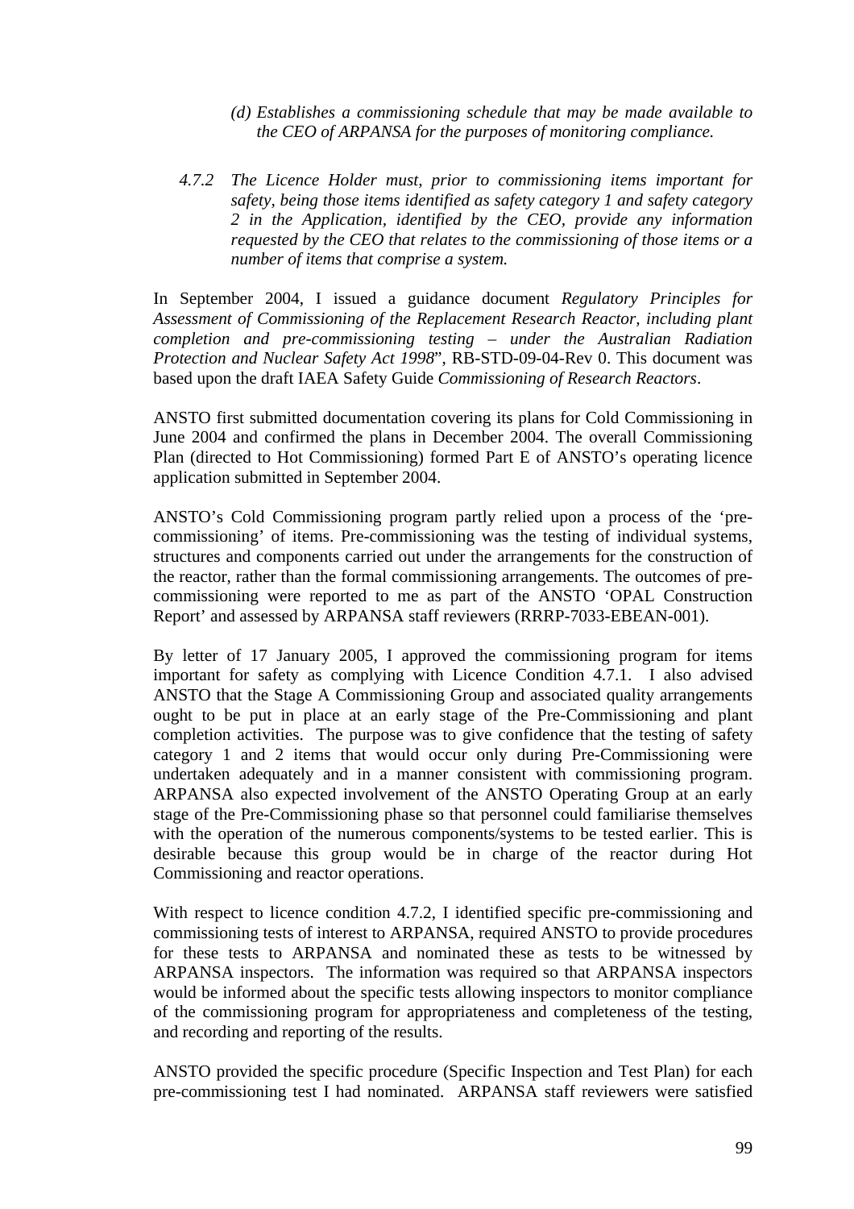*(d) Establishes a commissioning schedule that may be made available to the CEO of ARPANSA for the purposes of monitoring compliance.*

*4.7.2 The Licence Holder must, prior to commissioning items important for safety, being those items identified as safety category 1 and safety category 2 in the Application, identified by the CEO, provide any information requested by the CEO that relates to the commissioning of those items or a number of items that comprise a system.*

In September 2004, I issued a guidance document *Regulatory Principles for Assessment of Commissioning of the Replacement Research Reactor, including plant completion and pre-commissioning testing – under the Australian Radiation Protection and Nuclear Safety Act 1998*", RB-STD-09-04-Rev 0. This document was based upon the draft IAEA Safety Guide *Commissioning of Research Reactors*.

ANSTO first submitted documentation covering its plans for Cold Commissioning in June 2004 and confirmed the plans in December 2004. The overall Commissioning Plan (directed to Hot Commissioning) formed Part E of ANSTO's operating licence application submitted in September 2004.

ANSTO's Cold Commissioning program partly relied upon a process of the 'pre-commissioning' of items. Pre-commissioning was the testing of individual systems, structures and components carried out under the arrangements for the construction of the reactor, rather than the formal commissioning arrangements. The outcomes of pre-commissioning were reported to me as part of the ANSTO 'OPAL Construction Report' and assessed by ARPANSA staff reviewers (RRRP-7033-EBEAN-001).

By letter of 17 January 2005, I approved the commissioning program for items important for safety as complying with Licence Condition 4.7.1. I also advised ANSTO that the Stage A Commissioning Group and associated quality arrangements ought to be put in place at an early stage of the Pre-Commissioning and plant completion activities. The purpose was to give confidence that the testing of safety category 1 and 2 items that would occur only during Pre-Commissioning were undertaken adequately and in a manner consistent with commissioning program. ARPANSA also expected involvement of the ANSTO Operating Group at an early stage of the Pre-Commissioning phase so that personnel could familiarise themselves with the operation of the numerous components/systems to be tested earlier. This is desirable because this group would be in charge of the reactor during Hot Commissioning and reactor operations.

With respect to licence condition 4.7.2, I identified specific pre-commissioning and commissioning tests of interest to ARPANSA, required ANSTO to provide procedures for these tests to ARPANSA and nominated these as tests to be witnessed by ARPANSA inspectors. The information was required so that ARPANSA inspectors would be informed about the specific tests allowing inspectors to monitor compliance of the commissioning program for appropriateness and completeness of the testing, and recording and reporting of the results.

ANSTO provided the specific procedure (Specific Inspection and Test Plan) for each pre-commissioning test I had nominated. ARPANSA staff reviewers were satisfied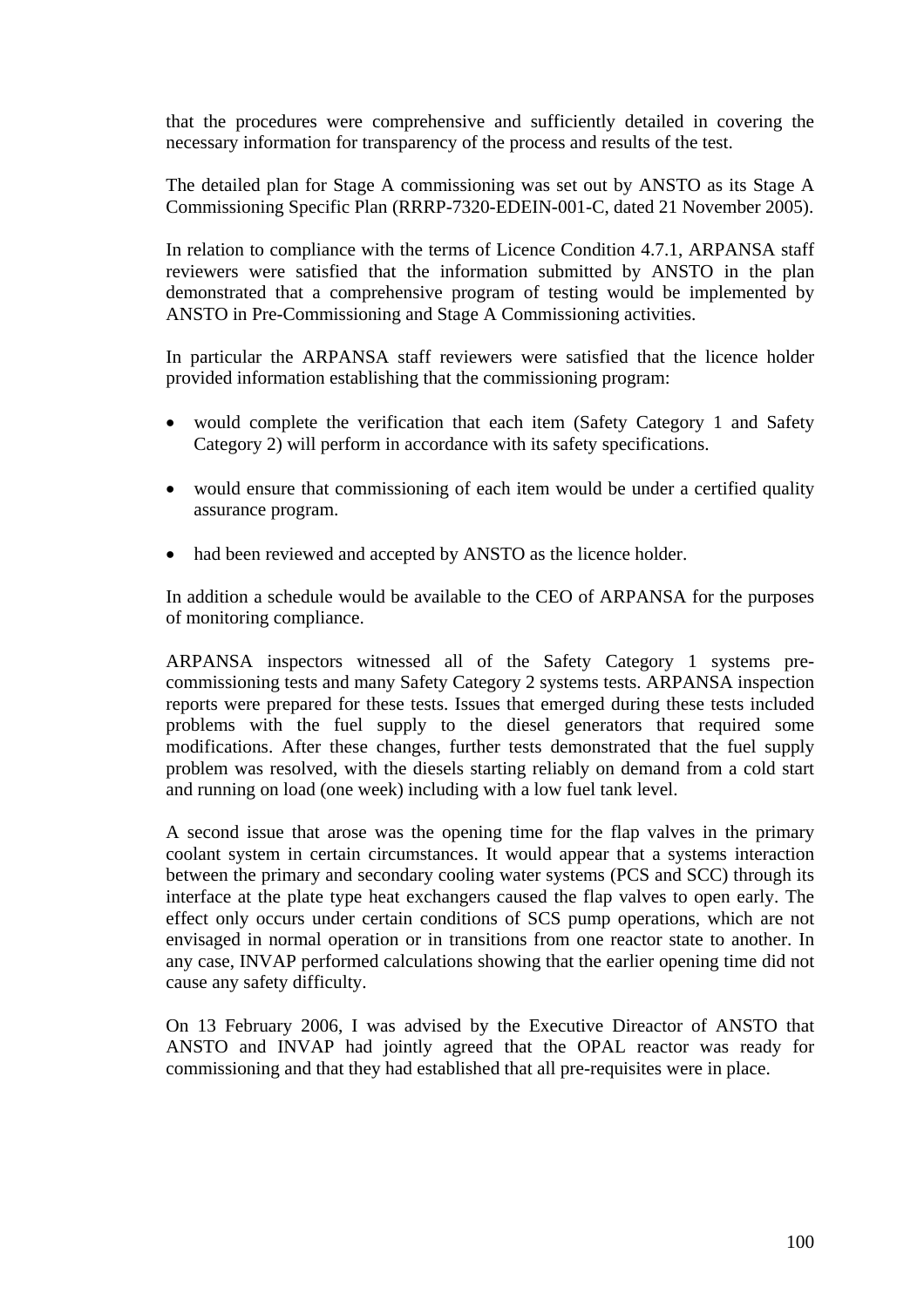that the procedures were comprehensive and sufficiently detailed in covering the necessary information for transparency of the process and results of the test.

The detailed plan for Stage A commissioning was set out by ANSTO as its Stage A Commissioning Specific Plan (RRRP-7320-EDEIN-001-C, dated 21 November 2005).

In relation to compliance with the terms of Licence Condition 4.7.1, ARPANSA staff reviewers were satisfied that the information submitted by ANSTO in the plan demonstrated that a comprehensive program of testing would be implemented by ANSTO in Pre-Commissioning and Stage A Commissioning activities.

In particular the ARPANSA staff reviewers were satisfied that the licence holder provided information establishing that the commissioning program:

- would complete the verification that each item (Safety Category 1 and Safety Category 2) will perform in accordance with its safety specifications.
- would ensure that commissioning of each item would be under a certified quality assurance program.
- had been reviewed and accepted by ANSTO as the licence holder.

In addition a schedule would be available to the CEO of ARPANSA for the purposes of monitoring compliance.

ARPANSA inspectors witnessed all of the Safety Category 1 systems pre-commissioning tests and many Safety Category 2 systems tests. ARPANSA inspection reports were prepared for these tests. Issues that emerged during these tests included problems with the fuel supply to the diesel generators that required some modifications. After these changes, further tests demonstrated that the fuel supply problem was resolved, with the diesels starting reliably on demand from a cold start and running on load (one week) including with a low fuel tank level.

A second issue that arose was the opening time for the flap valves in the primary coolant system in certain circumstances. It would appear that a systems interaction between the primary and secondary cooling water systems (PCS and SCC) through its interface at the plate type heat exchangers caused the flap valves to open early. The effect only occurs under certain conditions of SCS pump operations, which are not envisaged in normal operation or in transitions from one reactor state to another. In any case, INVAP performed calculations showing that the earlier opening time did not cause any safety difficulty.

On 13 February 2006, I was advised by the Executive Direactor of ANSTO that ANSTO and INVAP had jointly agreed that the OPAL reactor was ready for commissioning and that they had established that all pre-requisites were in place.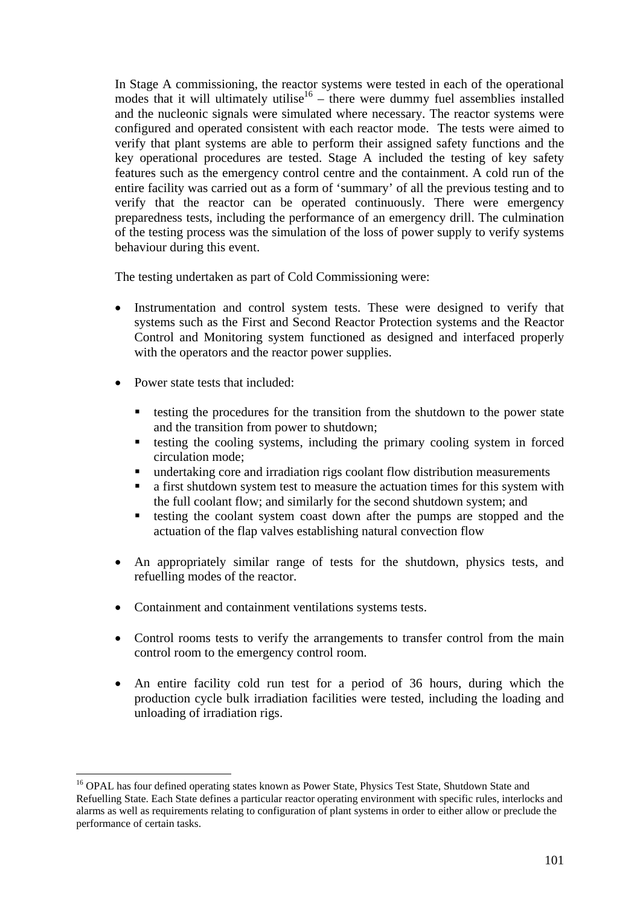In Stage A commissioning, the reactor systems were tested in each of the operational modes that it will ultimately utilise[16] – there were dummy fuel assemblies installed and the nucleonic signals were simulated where necessary. The reactor systems were configured and operated consistent with each reactor mode. The tests were aimed to verify that plant systems are able to perform their assigned safety functions and the key operational procedures are tested. Stage A included the testing of key safety features such as the emergency control centre and the containment. A cold run of the entire facility was carried out as a form of 'summary' of all the previous testing and to verify that the reactor can be operated continuously. There were emergency preparedness tests, including the performance of an emergency drill. The culmination of the testing process was the simulation of the loss of power supply to verify systems behaviour during this event.

The testing undertaken as part of Cold Commissioning were:

- Instrumentation and control system tests. These were designed to verify that systems such as the First and Second Reactor Protection systems and the Reactor Control and Monitoring system functioned as designed and interfaced properly with the operators and the reactor power supplies.

- Power state tests that included:

  - testing the procedures for the transition from the shutdown to the power state and the transition from power to shutdown;
  - testing the cooling systems, including the primary cooling system in forced circulation mode;
  - undertaking core and irradiation rigs coolant flow distribution measurements
  - a first shutdown system test to measure the actuation times for this system with the full coolant flow; and similarly for the second shutdown system; and
  - testing the coolant system coast down after the pumps are stopped and the actuation of the flap valves establishing natural convection flow

- An appropriately similar range of tests for the shutdown, physics tests, and refuelling modes of the reactor.

- Containment and containment ventilations systems tests.

- Control rooms tests to verify the arrangements to transfer control from the main control room to the emergency control room.

- An entire facility cold run test for a period of 36 hours, during which the production cycle bulk irradiation facilities were tested, including the loading and unloading of irradiation rigs.

[16] OPAL has four defined operating states known as Power State, Physics Test State, Shutdown State and Refuelling State. Each State defines a particular reactor operating environment with specific rules, interlocks and alarms as well as requirements relating to configuration of plant systems in order to either allow or preclude the performance of certain tasks.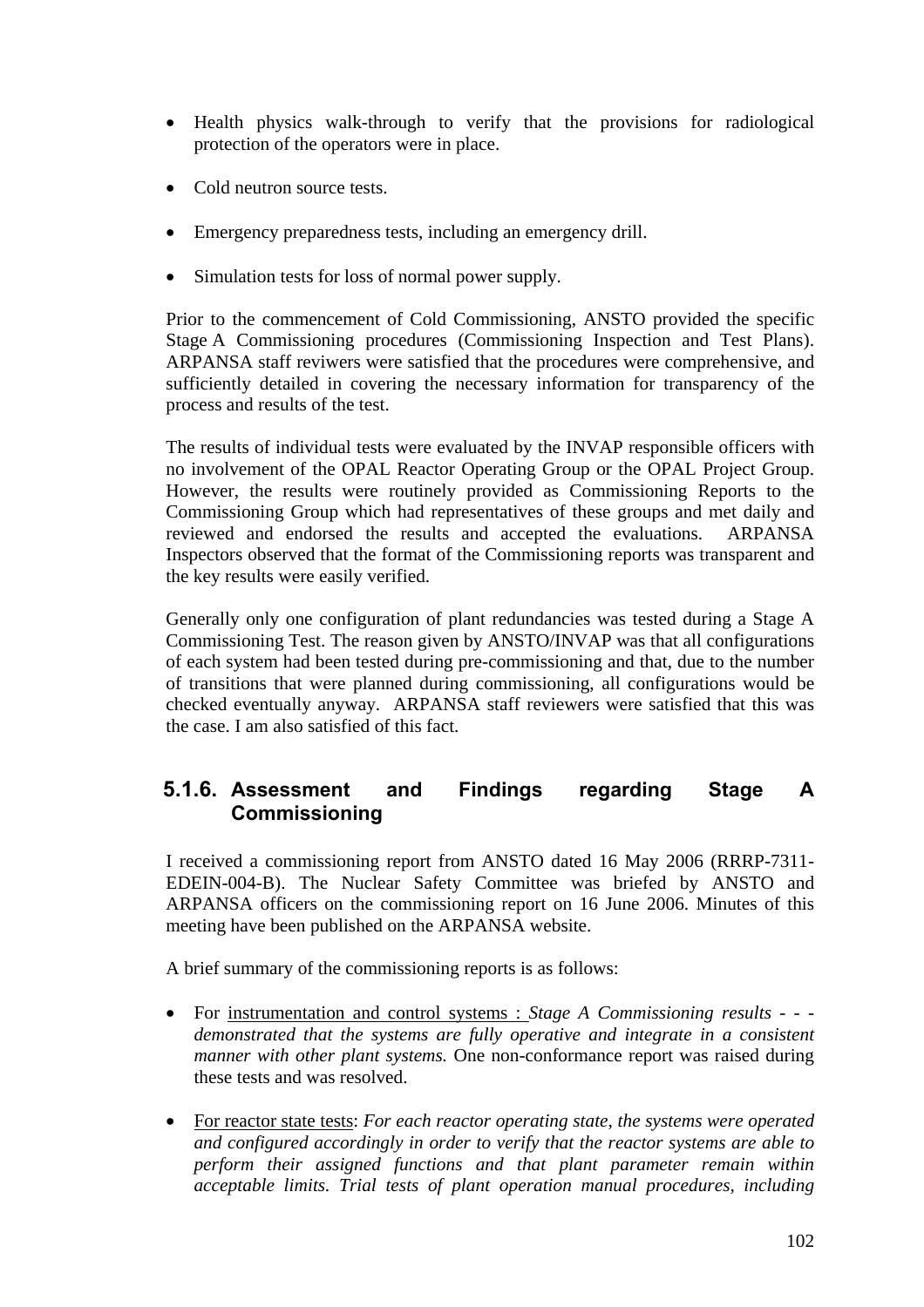- Health physics walk-through to verify that the provisions for radiological protection of the operators were in place.
- Cold neutron source tests.
- Emergency preparedness tests, including an emergency drill.
- Simulation tests for loss of normal power supply.

Prior to the commencement of Cold Commissioning, ANSTO provided the specific Stage A Commissioning procedures (Commissioning Inspection and Test Plans). ARPANSA staff reviwers were satisfied that the procedures were comprehensive, and sufficiently detailed in covering the necessary information for transparency of the process and results of the test.

The results of individual tests were evaluated by the INVAP responsible officers with no involvement of the OPAL Reactor Operating Group or the OPAL Project Group. However, the results were routinely provided as Commissioning Reports to the Commissioning Group which had representatives of these groups and met daily and reviewed and endorsed the results and accepted the evaluations. ARPANSA Inspectors observed that the format of the Commissioning reports was transparent and the key results were easily verified.

Generally only one configuration of plant redundancies was tested during a Stage A Commissioning Test. The reason given by ANSTO/INVAP was that all configurations of each system had been tested during pre-commissioning and that, due to the number of transitions that were planned during commissioning, all configurations would be checked eventually anyway. ARPANSA staff reviewers were satisfied that this was the case. I am also satisfied of this fact.

### 5.1.6. Assessment and Findings regarding Stage A Commissioning

I received a commissioning report from ANSTO dated 16 May 2006 (RRRP-7311-EDEIN-004-B). The Nuclear Safety Committee was briefed by ANSTO and ARPANSA officers on the commissioning report on 16 June 2006. Minutes of this meeting have been published on the ARPANSA website.

A brief summary of the commissioning reports is as follows:

- For <u>instrumentation and control systems</u> : *Stage A Commissioning results - - - demonstrated that the systems are fully operative and integrate in a consistent manner with other plant systems.* One non-conformance report was raised during these tests and was resolved.
- <u>For reactor state tests</u>: *For each reactor operating state, the systems were operated and configured accordingly in order to verify that the reactor systems are able to perform their assigned functions and that plant parameter remain within acceptable limits. Trial tests of plant operation manual procedures, including*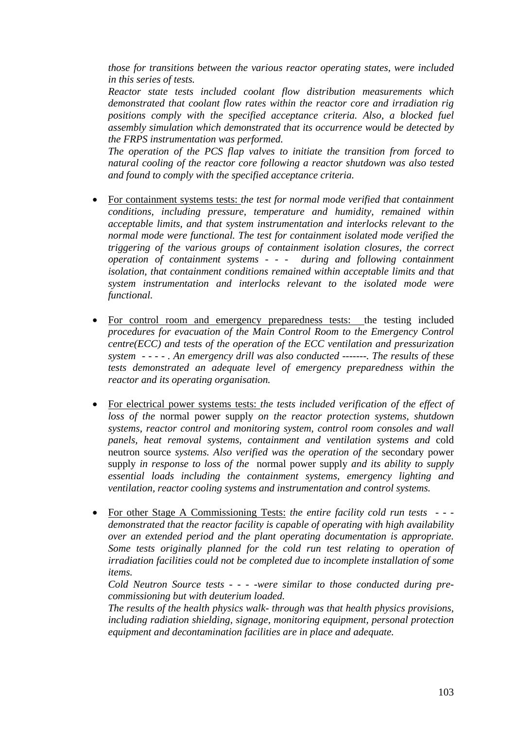*those for transitions between the various reactor operating states, were included in this series of tests.*

*Reactor state tests included coolant flow distribution measurements which demonstrated that coolant flow rates within the reactor core and irradiation rig positions comply with the specified acceptance criteria. Also, a blocked fuel assembly simulation which demonstrated that its occurrence would be detected by the FRPS instrumentation was performed.*

*The operation of the PCS flap valves to initiate the transition from forced to natural cooling of the reactor core following a reactor shutdown was also tested and found to comply with the specified acceptance criteria.*

- For containment systems tests: *the test for normal mode verified that containment conditions, including pressure, temperature and humidity, remained within acceptable limits, and that system instrumentation and interlocks relevant to the normal mode were functional. The test for containment isolated mode verified the triggering of the various groups of containment isolation closures, the correct operation of containment systems - - - during and following containment isolation, that containment conditions remained within acceptable limits and that system instrumentation and interlocks relevant to the isolated mode were functional.*

- For control room and emergency preparedness tests: the testing included *procedures for evacuation of the Main Control Room to the Emergency Control centre(ECC) and tests of the operation of the ECC ventilation and pressurization system - - - - . An emergency drill was also conducted -------. The results of these tests demonstrated an adequate level of emergency preparedness within the reactor and its operating organisation.*

- For electrical power systems tests: *the tests included verification of the effect of loss of the* normal power supply *on the reactor protection systems, shutdown systems, reactor control and monitoring system, control room consoles and wall panels, heat removal systems, containment and ventilation systems and* cold neutron source *systems. Also verified was the operation of the* secondary power supply *in response to loss of the* normal power supply *and its ability to supply essential loads including the containment systems, emergency lighting and ventilation, reactor cooling systems and instrumentation and control systems.*

- For other Stage A Commissioning Tests: *the entire facility cold run tests - - - demonstrated that the reactor facility is capable of operating with high availability over an extended period and the plant operating documentation is appropriate. Some tests originally planned for the cold run test relating to operation of irradiation facilities could not be completed due to incomplete installation of some items.*

  *Cold Neutron Source tests - - - -were similar to those conducted during pre-commissioning but with deuterium loaded.*

  *The results of the health physics walk- through was that health physics provisions, including radiation shielding, signage, monitoring equipment, personal protection equipment and decontamination facilities are in place and adequate.*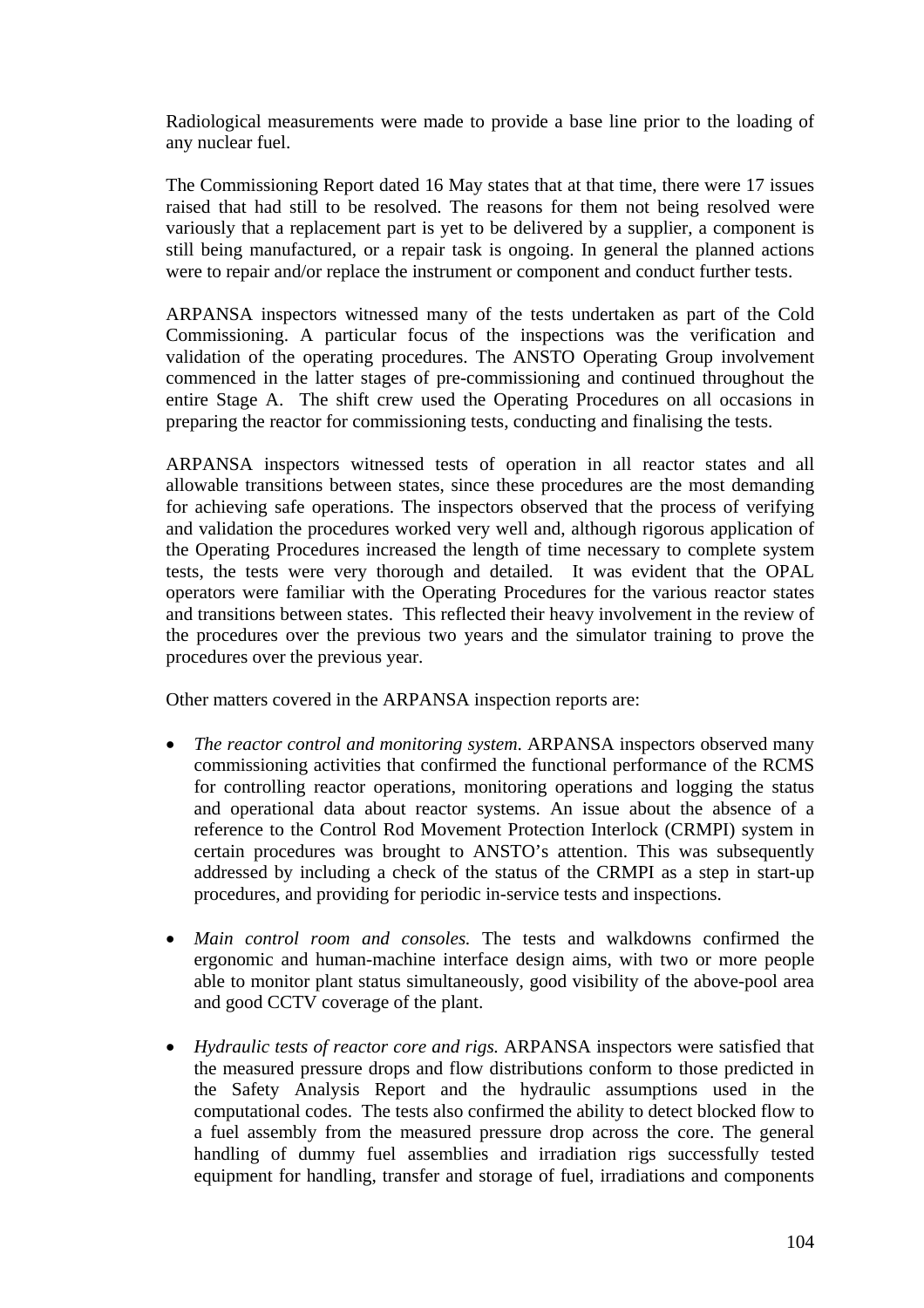Radiological measurements were made to provide a base line prior to the loading of any nuclear fuel.

The Commissioning Report dated 16 May states that at that time, there were 17 issues raised that had still to be resolved. The reasons for them not being resolved were variously that a replacement part is yet to be delivered by a supplier, a component is still being manufactured, or a repair task is ongoing. In general the planned actions were to repair and/or replace the instrument or component and conduct further tests.

ARPANSA inspectors witnessed many of the tests undertaken as part of the Cold Commissioning. A particular focus of the inspections was the verification and validation of the operating procedures. The ANSTO Operating Group involvement commenced in the latter stages of pre-commissioning and continued throughout the entire Stage A. The shift crew used the Operating Procedures on all occasions in preparing the reactor for commissioning tests, conducting and finalising the tests.

ARPANSA inspectors witnessed tests of operation in all reactor states and all allowable transitions between states, since these procedures are the most demanding for achieving safe operations. The inspectors observed that the process of verifying and validation the procedures worked very well and, although rigorous application of the Operating Procedures increased the length of time necessary to complete system tests, the tests were very thorough and detailed. It was evident that the OPAL operators were familiar with the Operating Procedures for the various reactor states and transitions between states. This reflected their heavy involvement in the review of the procedures over the previous two years and the simulator training to prove the procedures over the previous year.

Other matters covered in the ARPANSA inspection reports are:

- *The reactor control and monitoring system*. ARPANSA inspectors observed many commissioning activities that confirmed the functional performance of the RCMS for controlling reactor operations, monitoring operations and logging the status and operational data about reactor systems. An issue about the absence of a reference to the Control Rod Movement Protection Interlock (CRMPI) system in certain procedures was brought to ANSTO's attention. This was subsequently addressed by including a check of the status of the CRMPI as a step in start-up procedures, and providing for periodic in-service tests and inspections.

- *Main control room and consoles.* The tests and walkdowns confirmed the ergonomic and human-machine interface design aims, with two or more people able to monitor plant status simultaneously, good visibility of the above-pool area and good CCTV coverage of the plant.

- *Hydraulic tests of reactor core and rigs.* ARPANSA inspectors were satisfied that the measured pressure drops and flow distributions conform to those predicted in the Safety Analysis Report and the hydraulic assumptions used in the computational codes. The tests also confirmed the ability to detect blocked flow to a fuel assembly from the measured pressure drop across the core. The general handling of dummy fuel assemblies and irradiation rigs successfully tested equipment for handling, transfer and storage of fuel, irradiations and components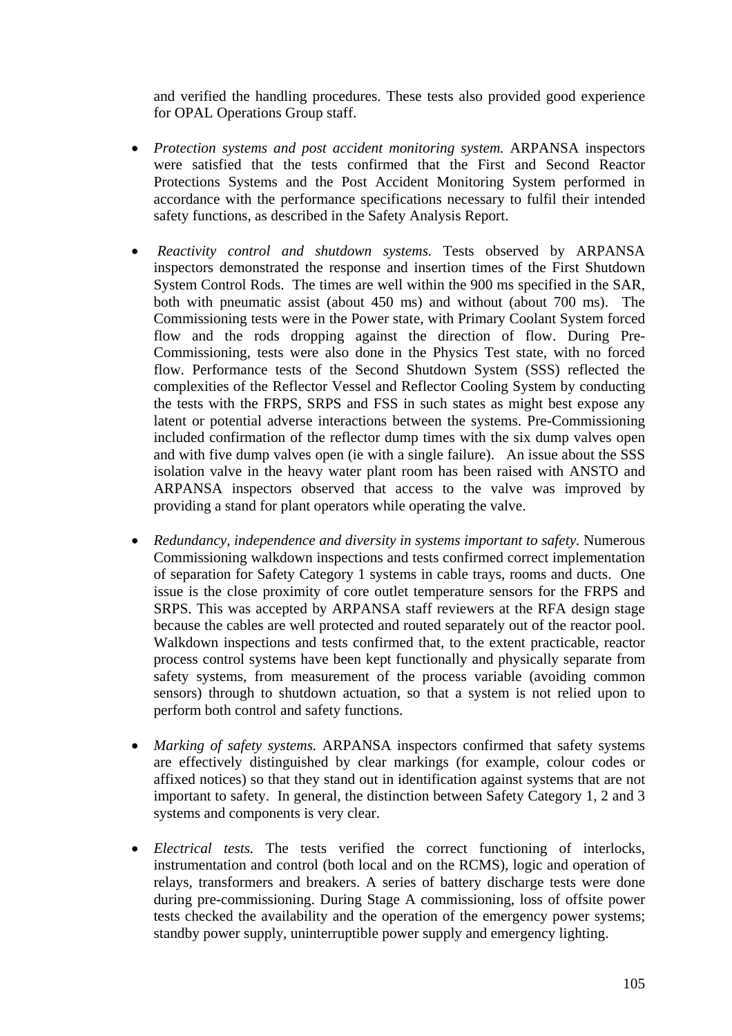and verified the handling procedures. These tests also provided good experience for OPAL Operations Group staff.

- *Protection systems and post accident monitoring system.* ARPANSA inspectors were satisfied that the tests confirmed that the First and Second Reactor Protections Systems and the Post Accident Monitoring System performed in accordance with the performance specifications necessary to fulfil their intended safety functions, as described in the Safety Analysis Report.

- *Reactivity control and shutdown systems.* Tests observed by ARPANSA inspectors demonstrated the response and insertion times of the First Shutdown System Control Rods. The times are well within the 900 ms specified in the SAR, both with pneumatic assist (about 450 ms) and without (about 700 ms). The Commissioning tests were in the Power state, with Primary Coolant System forced flow and the rods dropping against the direction of flow. During Pre-Commissioning, tests were also done in the Physics Test state, with no forced flow. Performance tests of the Second Shutdown System (SSS) reflected the complexities of the Reflector Vessel and Reflector Cooling System by conducting the tests with the FRPS, SRPS and FSS in such states as might best expose any latent or potential adverse interactions between the systems. Pre-Commissioning included confirmation of the reflector dump times with the six dump valves open and with five dump valves open (ie with a single failure). An issue about the SSS isolation valve in the heavy water plant room has been raised with ANSTO and ARPANSA inspectors observed that access to the valve was improved by providing a stand for plant operators while operating the valve.

- *Redundancy, independence and diversity in systems important to safety.* Numerous Commissioning walkdown inspections and tests confirmed correct implementation of separation for Safety Category 1 systems in cable trays, rooms and ducts. One issue is the close proximity of core outlet temperature sensors for the FRPS and SRPS. This was accepted by ARPANSA staff reviewers at the RFA design stage because the cables are well protected and routed separately out of the reactor pool. Walkdown inspections and tests confirmed that, to the extent practicable, reactor process control systems have been kept functionally and physically separate from safety systems, from measurement of the process variable (avoiding common sensors) through to shutdown actuation, so that a system is not relied upon to perform both control and safety functions.

- *Marking of safety systems.* ARPANSA inspectors confirmed that safety systems are effectively distinguished by clear markings (for example, colour codes or affixed notices) so that they stand out in identification against systems that are not important to safety. In general, the distinction between Safety Category 1, 2 and 3 systems and components is very clear.

- *Electrical tests.* The tests verified the correct functioning of interlocks, instrumentation and control (both local and on the RCMS), logic and operation of relays, transformers and breakers. A series of battery discharge tests were done during pre-commissioning. During Stage A commissioning, loss of offsite power tests checked the availability and the operation of the emergency power systems; standby power supply, uninterruptible power supply and emergency lighting.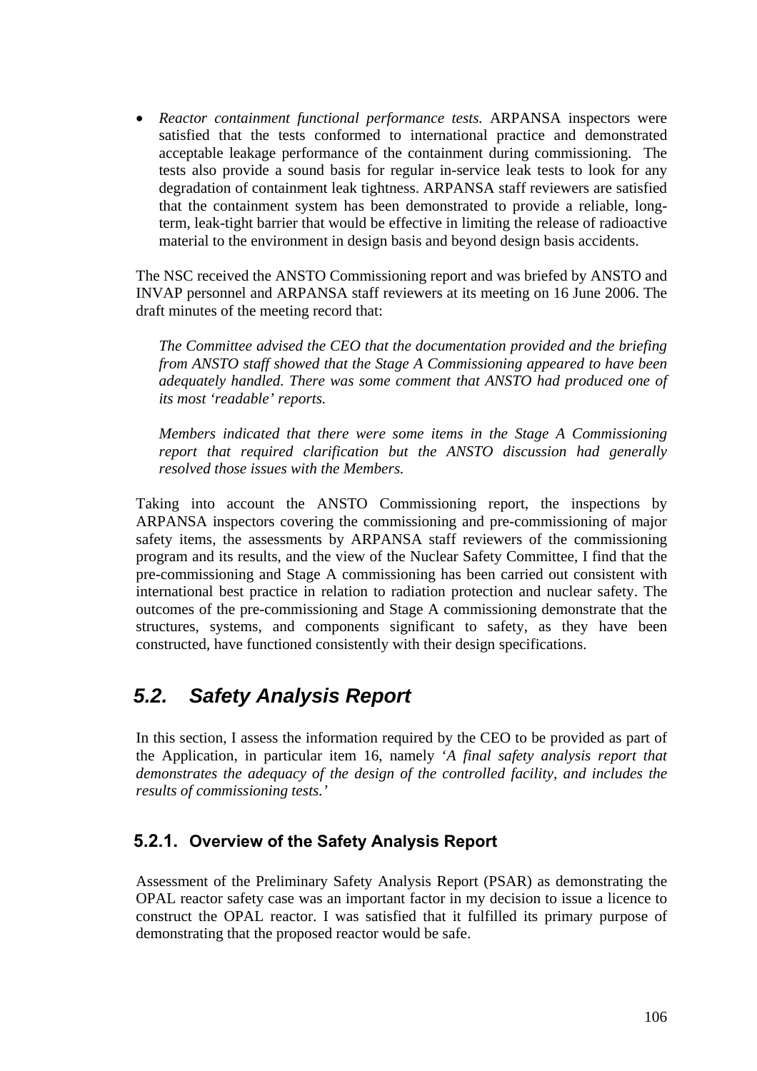- *Reactor containment functional performance tests.* ARPANSA inspectors were satisfied that the tests conformed to international practice and demonstrated acceptable leakage performance of the containment during commissioning. The tests also provide a sound basis for regular in-service leak tests to look for any degradation of containment leak tightness. ARPANSA staff reviewers are satisfied that the containment system has been demonstrated to provide a reliable, long-term, leak-tight barrier that would be effective in limiting the release of radioactive material to the environment in design basis and beyond design basis accidents.

The NSC received the ANSTO Commissioning report and was briefed by ANSTO and INVAP personnel and ARPANSA staff reviewers at its meeting on 16 June 2006. The draft minutes of the meeting record that:

> *The Committee advised the CEO that the documentation provided and the briefing from ANSTO staff showed that the Stage A Commissioning appeared to have been adequately handled. There was some comment that ANSTO had produced one of its most 'readable' reports.*
>
> *Members indicated that there were some items in the Stage A Commissioning report that required clarification but the ANSTO discussion had generally resolved those issues with the Members.*

Taking into account the ANSTO Commissioning report, the inspections by ARPANSA inspectors covering the commissioning and pre-commissioning of major safety items, the assessments by ARPANSA staff reviewers of the commissioning program and its results, and the view of the Nuclear Safety Committee, I find that the pre-commissioning and Stage A commissioning has been carried out consistent with international best practice in relation to radiation protection and nuclear safety. The outcomes of the pre-commissioning and Stage A commissioning demonstrate that the structures, systems, and components significant to safety, as they have been constructed, have functioned consistently with their design specifications.

## 5.2. Safety Analysis Report

In this section, I assess the information required by the CEO to be provided as part of the Application, in particular item 16, namely '*A final safety analysis report that demonstrates the adequacy of the design of the controlled facility, and includes the results of commissioning tests.'*

### 5.2.1. Overview of the Safety Analysis Report

Assessment of the Preliminary Safety Analysis Report (PSAR) as demonstrating the OPAL reactor safety case was an important factor in my decision to issue a licence to construct the OPAL reactor. I was satisfied that it fulfilled its primary purpose of demonstrating that the proposed reactor would be safe.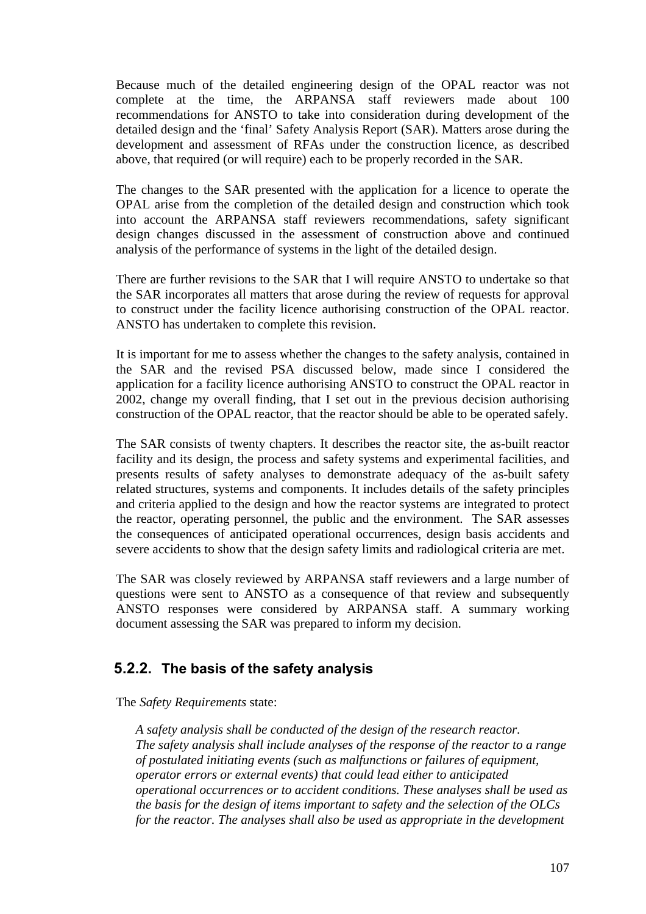Because much of the detailed engineering design of the OPAL reactor was not complete at the time, the ARPANSA staff reviewers made about 100 recommendations for ANSTO to take into consideration during development of the detailed design and the 'final' Safety Analysis Report (SAR). Matters arose during the development and assessment of RFAs under the construction licence, as described above, that required (or will require) each to be properly recorded in the SAR.

The changes to the SAR presented with the application for a licence to operate the OPAL arise from the completion of the detailed design and construction which took into account the ARPANSA staff reviewers recommendations, safety significant design changes discussed in the assessment of construction above and continued analysis of the performance of systems in the light of the detailed design.

There are further revisions to the SAR that I will require ANSTO to undertake so that the SAR incorporates all matters that arose during the review of requests for approval to construct under the facility licence authorising construction of the OPAL reactor. ANSTO has undertaken to complete this revision.

It is important for me to assess whether the changes to the safety analysis, contained in the SAR and the revised PSA discussed below, made since I considered the application for a facility licence authorising ANSTO to construct the OPAL reactor in 2002, change my overall finding, that I set out in the previous decision authorising construction of the OPAL reactor, that the reactor should be able to be operated safely.

The SAR consists of twenty chapters. It describes the reactor site, the as-built reactor facility and its design, the process and safety systems and experimental facilities, and presents results of safety analyses to demonstrate adequacy of the as-built safety related structures, systems and components. It includes details of the safety principles and criteria applied to the design and how the reactor systems are integrated to protect the reactor, operating personnel, the public and the environment. The SAR assesses the consequences of anticipated operational occurrences, design basis accidents and severe accidents to show that the design safety limits and radiological criteria are met.

The SAR was closely reviewed by ARPANSA staff reviewers and a large number of questions were sent to ANSTO as a consequence of that review and subsequently ANSTO responses were considered by ARPANSA staff. A summary working document assessing the SAR was prepared to inform my decision.

### 5.2.2. The basis of the safety analysis

The *Safety Requirements* state:

> *A safety analysis shall be conducted of the design of the research reactor. The safety analysis shall include analyses of the response of the reactor to a range of postulated initiating events (such as malfunctions or failures of equipment, operator errors or external events) that could lead either to anticipated operational occurrences or to accident conditions. These analyses shall be used as the basis for the design of items important to safety and the selection of the OLCs for the reactor. The analyses shall also be used as appropriate in the development*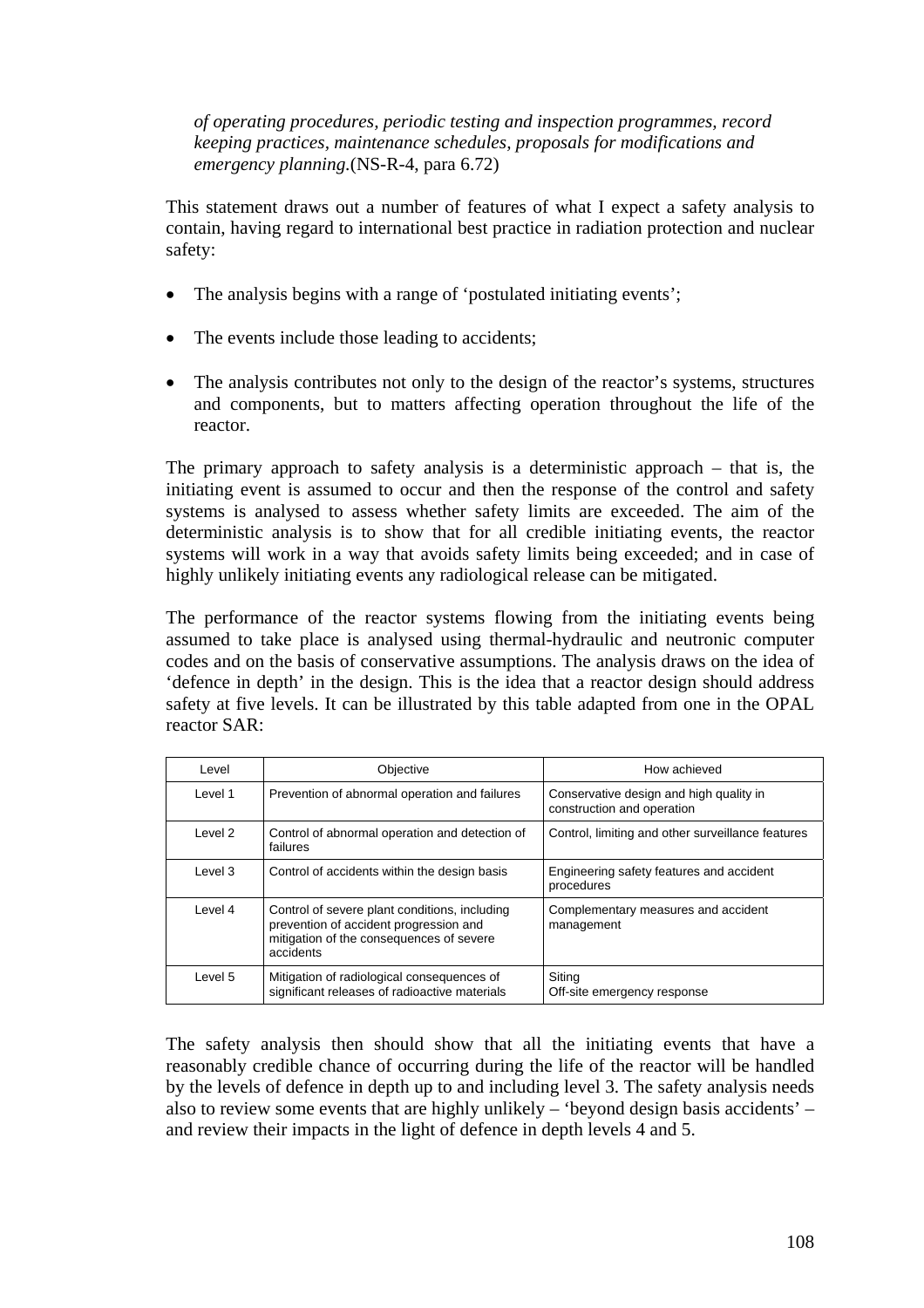*of operating procedures, periodic testing and inspection programmes, record keeping practices, maintenance schedules, proposals for modifications and emergency planning*.(NS-R-4, para 6.72)

This statement draws out a number of features of what I expect a safety analysis to contain, having regard to international best practice in radiation protection and nuclear safety:

- The analysis begins with a range of 'postulated initiating events';
- The events include those leading to accidents;
- The analysis contributes not only to the design of the reactor's systems, structures and components, but to matters affecting operation throughout the life of the reactor.

The primary approach to safety analysis is a deterministic approach – that is, the initiating event is assumed to occur and then the response of the control and safety systems is analysed to assess whether safety limits are exceeded. The aim of the deterministic analysis is to show that for all credible initiating events, the reactor systems will work in a way that avoids safety limits being exceeded; and in case of highly unlikely initiating events any radiological release can be mitigated.

The performance of the reactor systems flowing from the initiating events being assumed to take place is analysed using thermal-hydraulic and neutronic computer codes and on the basis of conservative assumptions. The analysis draws on the idea of 'defence in depth' in the design. This is the idea that a reactor design should address safety at five levels. It can be illustrated by this table adapted from one in the OPAL reactor SAR:

| Level | Objective | How achieved |
|---|---|---|
| Level 1 | Prevention of abnormal operation and failures | Conservative design and high quality in construction and operation |
| Level 2 | Control of abnormal operation and detection of failures | Control, limiting and other surveillance features |
| Level 3 | Control of accidents within the design basis | Engineering safety features and accident procedures |
| Level 4 | Control of severe plant conditions, including prevention of accident progression and mitigation of the consequences of severe accidents | Complementary measures and accident management |
| Level 5 | Mitigation of radiological consequences of significant releases of radioactive materials | Siting<br>Off-site emergency response |

The safety analysis then should show that all the initiating events that have a reasonably credible chance of occurring during the life of the reactor will be handled by the levels of defence in depth up to and including level 3. The safety analysis needs also to review some events that are highly unlikely – 'beyond design basis accidents' – and review their impacts in the light of defence in depth levels 4 and 5.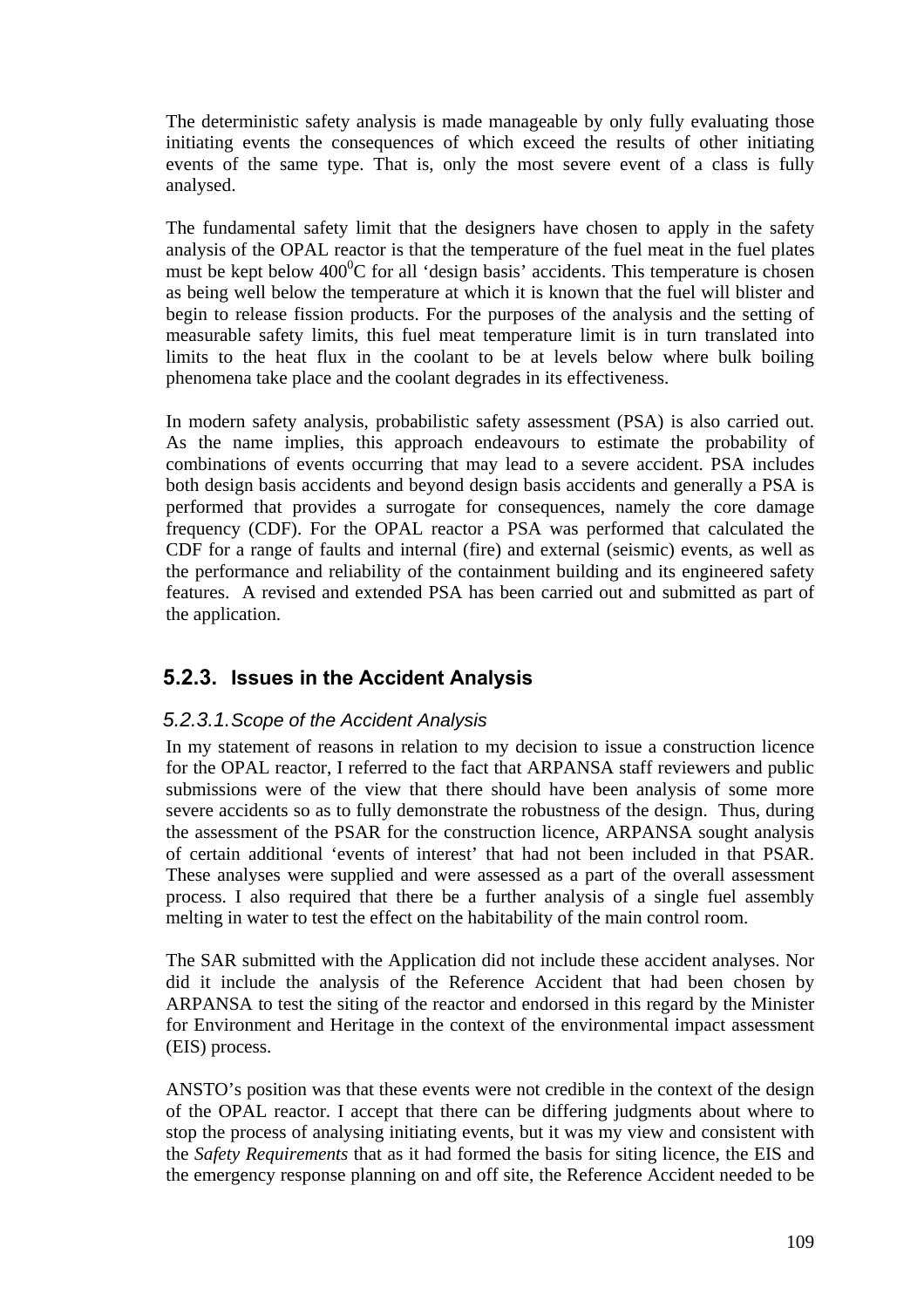The deterministic safety analysis is made manageable by only fully evaluating those initiating events the consequences of which exceed the results of other initiating events of the same type. That is, only the most severe event of a class is fully analysed.

The fundamental safety limit that the designers have chosen to apply in the safety analysis of the OPAL reactor is that the temperature of the fuel meat in the fuel plates must be kept below $400^0$C for all 'design basis' accidents. This temperature is chosen as being well below the temperature at which it is known that the fuel will blister and begin to release fission products. For the purposes of the analysis and the setting of measurable safety limits, this fuel meat temperature limit is in turn translated into limits to the heat flux in the coolant to be at levels below where bulk boiling phenomena take place and the coolant degrades in its effectiveness.

In modern safety analysis, probabilistic safety assessment (PSA) is also carried out. As the name implies, this approach endeavours to estimate the probability of combinations of events occurring that may lead to a severe accident. PSA includes both design basis accidents and beyond design basis accidents and generally a PSA is performed that provides a surrogate for consequences, namely the core damage frequency (CDF). For the OPAL reactor a PSA was performed that calculated the CDF for a range of faults and internal (fire) and external (seismic) events, as well as the performance and reliability of the containment building and its engineered safety features. A revised and extended PSA has been carried out and submitted as part of the application.

### 5.2.3. Issues in the Accident Analysis

#### *5.2.3.1. Scope of the Accident Analysis*

In my statement of reasons in relation to my decision to issue a construction licence for the OPAL reactor, I referred to the fact that ARPANSA staff reviewers and public submissions were of the view that there should have been analysis of some more severe accidents so as to fully demonstrate the robustness of the design. Thus, during the assessment of the PSAR for the construction licence, ARPANSA sought analysis of certain additional 'events of interest' that had not been included in that PSAR. These analyses were supplied and were assessed as a part of the overall assessment process. I also required that there be a further analysis of a single fuel assembly melting in water to test the effect on the habitability of the main control room.

The SAR submitted with the Application did not include these accident analyses. Nor did it include the analysis of the Reference Accident that had been chosen by ARPANSA to test the siting of the reactor and endorsed in this regard by the Minister for Environment and Heritage in the context of the environmental impact assessment (EIS) process.

ANSTO's position was that these events were not credible in the context of the design of the OPAL reactor. I accept that there can be differing judgments about where to stop the process of analysing initiating events, but it was my view and consistent with the *Safety Requirements* that as it had formed the basis for siting licence, the EIS and the emergency response planning on and off site, the Reference Accident needed to be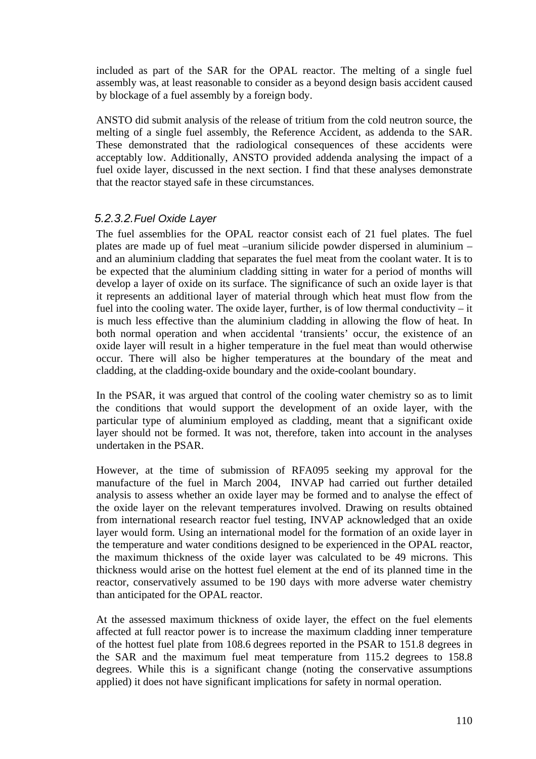included as part of the SAR for the OPAL reactor. The melting of a single fuel assembly was, at least reasonable to consider as a beyond design basis accident caused by blockage of a fuel assembly by a foreign body.

ANSTO did submit analysis of the release of tritium from the cold neutron source, the melting of a single fuel assembly, the Reference Accident, as addenda to the SAR. These demonstrated that the radiological consequences of these accidents were acceptably low. Additionally, ANSTO provided addenda analysing the impact of a fuel oxide layer, discussed in the next section. I find that these analyses demonstrate that the reactor stayed safe in these circumstances.

#### *5.2.3.2. Fuel Oxide Layer*

The fuel assemblies for the OPAL reactor consist each of 21 fuel plates. The fuel plates are made up of fuel meat –uranium silicide powder dispersed in aluminium – and an aluminium cladding that separates the fuel meat from the coolant water. It is to be expected that the aluminium cladding sitting in water for a period of months will develop a layer of oxide on its surface. The significance of such an oxide layer is that it represents an additional layer of material through which heat must flow from the fuel into the cooling water. The oxide layer, further, is of low thermal conductivity – it is much less effective than the aluminium cladding in allowing the flow of heat. In both normal operation and when accidental 'transients' occur, the existence of an oxide layer will result in a higher temperature in the fuel meat than would otherwise occur. There will also be higher temperatures at the boundary of the meat and cladding, at the cladding-oxide boundary and the oxide-coolant boundary.

In the PSAR, it was argued that control of the cooling water chemistry so as to limit the conditions that would support the development of an oxide layer, with the particular type of aluminium employed as cladding, meant that a significant oxide layer should not be formed. It was not, therefore, taken into account in the analyses undertaken in the PSAR.

However, at the time of submission of RFA095 seeking my approval for the manufacture of the fuel in March 2004, INVAP had carried out further detailed analysis to assess whether an oxide layer may be formed and to analyse the effect of the oxide layer on the relevant temperatures involved. Drawing on results obtained from international research reactor fuel testing, INVAP acknowledged that an oxide layer would form. Using an international model for the formation of an oxide layer in the temperature and water conditions designed to be experienced in the OPAL reactor, the maximum thickness of the oxide layer was calculated to be 49 microns. This thickness would arise on the hottest fuel element at the end of its planned time in the reactor, conservatively assumed to be 190 days with more adverse water chemistry than anticipated for the OPAL reactor.

At the assessed maximum thickness of oxide layer, the effect on the fuel elements affected at full reactor power is to increase the maximum cladding inner temperature of the hottest fuel plate from 108.6 degrees reported in the PSAR to 151.8 degrees in the SAR and the maximum fuel meat temperature from 115.2 degrees to 158.8 degrees. While this is a significant change (noting the conservative assumptions applied) it does not have significant implications for safety in normal operation.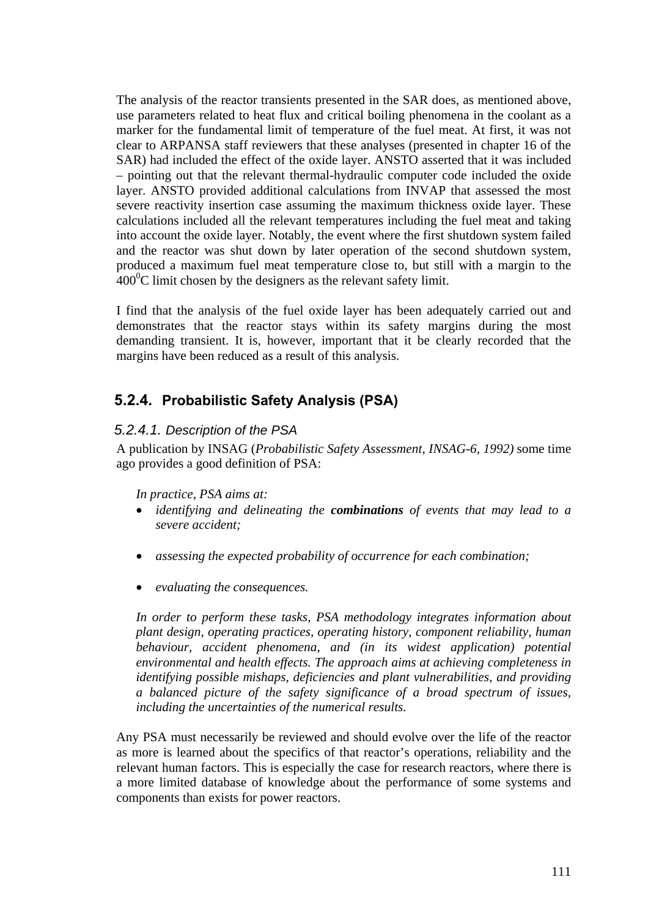The analysis of the reactor transients presented in the SAR does, as mentioned above, use parameters related to heat flux and critical boiling phenomena in the coolant as a marker for the fundamental limit of temperature of the fuel meat. At first, it was not clear to ARPANSA staff reviewers that these analyses (presented in chapter 16 of the SAR) had included the effect of the oxide layer. ANSTO asserted that it was included – pointing out that the relevant thermal-hydraulic computer code included the oxide layer. ANSTO provided additional calculations from INVAP that assessed the most severe reactivity insertion case assuming the maximum thickness oxide layer. These calculations included all the relevant temperatures including the fuel meat and taking into account the oxide layer. Notably, the event where the first shutdown system failed and the reactor was shut down by later operation of the second shutdown system, produced a maximum fuel meat temperature close to, but still with a margin to the $400^0$C limit chosen by the designers as the relevant safety limit.

I find that the analysis of the fuel oxide layer has been adequately carried out and demonstrates that the reactor stays within its safety margins during the most demanding transient. It is, however, important that it be clearly recorded that the margins have been reduced as a result of this analysis.

### 5.2.4. Probabilistic Safety Analysis (PSA)

#### *5.2.4.1. Description of the PSA*

A publication by INSAG (*Probabilistic Safety Assessment, INSAG-6, 1992)* some time ago provides a good definition of PSA:

> *In practice, PSA aims at:*
>
> - *identifying and delineating the* ***combinations*** *of events that may lead to a severe accident;*
> - *assessing the expected probability of occurrence for each combination;*
> - *evaluating the consequences.*
>
> *In order to perform these tasks, PSA methodology integrates information about plant design, operating practices, operating history, component reliability, human behaviour, accident phenomena, and (in its widest application) potential environmental and health effects. The approach aims at achieving completeness in identifying possible mishaps, deficiencies and plant vulnerabilities, and providing a balanced picture of the safety significance of a broad spectrum of issues, including the uncertainties of the numerical results.*

Any PSA must necessarily be reviewed and should evolve over the life of the reactor as more is learned about the specifics of that reactor's operations, reliability and the relevant human factors. This is especially the case for research reactors, where there is a more limited database of knowledge about the performance of some systems and components than exists for power reactors.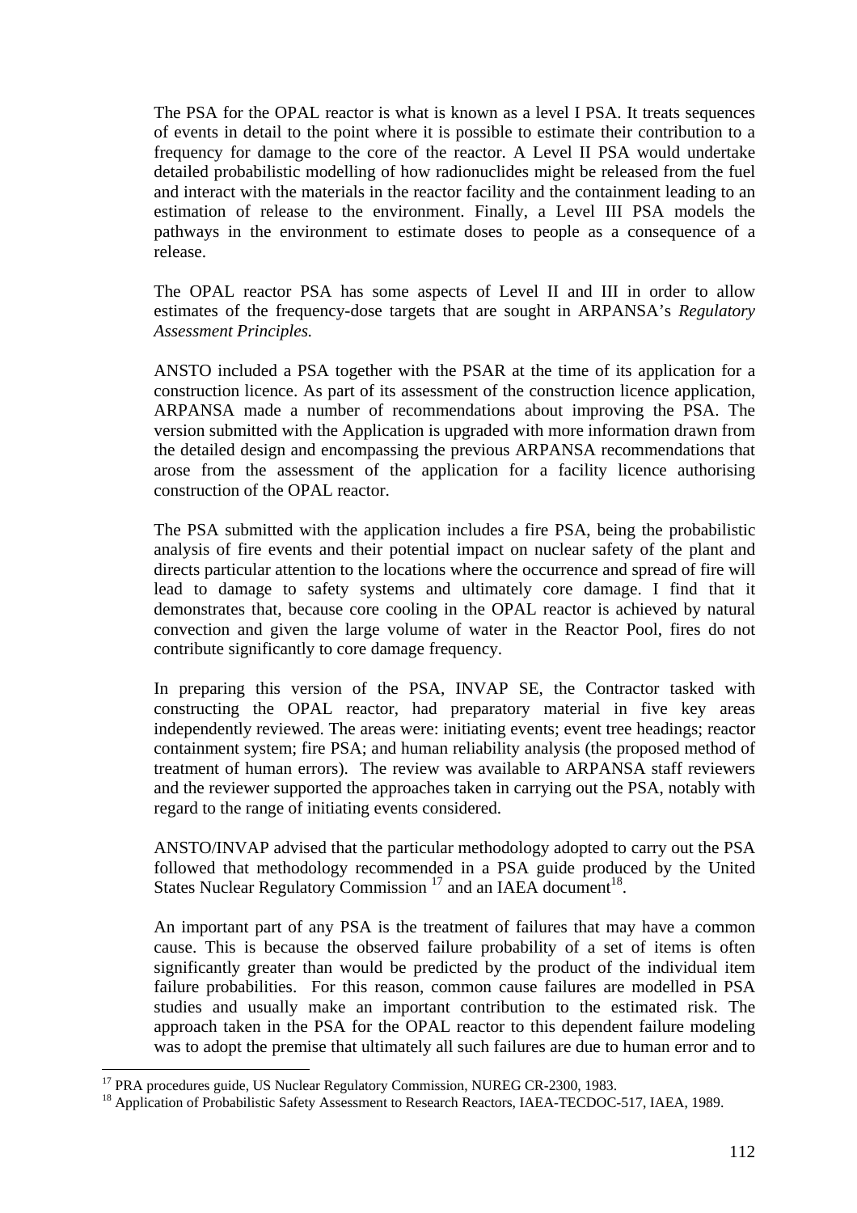The PSA for the OPAL reactor is what is known as a level I PSA. It treats sequences of events in detail to the point where it is possible to estimate their contribution to a frequency for damage to the core of the reactor. A Level II PSA would undertake detailed probabilistic modelling of how radionuclides might be released from the fuel and interact with the materials in the reactor facility and the containment leading to an estimation of release to the environment. Finally, a Level III PSA models the pathways in the environment to estimate doses to people as a consequence of a release.

The OPAL reactor PSA has some aspects of Level II and III in order to allow estimates of the frequency-dose targets that are sought in ARPANSA's *Regulatory Assessment Principles.*

ANSTO included a PSA together with the PSAR at the time of its application for a construction licence. As part of its assessment of the construction licence application, ARPANSA made a number of recommendations about improving the PSA. The version submitted with the Application is upgraded with more information drawn from the detailed design and encompassing the previous ARPANSA recommendations that arose from the assessment of the application for a facility licence authorising construction of the OPAL reactor.

The PSA submitted with the application includes a fire PSA, being the probabilistic analysis of fire events and their potential impact on nuclear safety of the plant and directs particular attention to the locations where the occurrence and spread of fire will lead to damage to safety systems and ultimately core damage. I find that it demonstrates that, because core cooling in the OPAL reactor is achieved by natural convection and given the large volume of water in the Reactor Pool, fires do not contribute significantly to core damage frequency.

In preparing this version of the PSA, INVAP SE, the Contractor tasked with constructing the OPAL reactor, had preparatory material in five key areas independently reviewed. The areas were: initiating events; event tree headings; reactor containment system; fire PSA; and human reliability analysis (the proposed method of treatment of human errors). The review was available to ARPANSA staff reviewers and the reviewer supported the approaches taken in carrying out the PSA, notably with regard to the range of initiating events considered.

ANSTO/INVAP advised that the particular methodology adopted to carry out the PSA followed that methodology recommended in a PSA guide produced by the United States Nuclear Regulatory Commission [17] and an IAEA document[18].

An important part of any PSA is the treatment of failures that may have a common cause. This is because the observed failure probability of a set of items is often significantly greater than would be predicted by the product of the individual item failure probabilities. For this reason, common cause failures are modelled in PSA studies and usually make an important contribution to the estimated risk. The approach taken in the PSA for the OPAL reactor to this dependent failure modeling was to adopt the premise that ultimately all such failures are due to human error and to

[17] PRA procedures guide, US Nuclear Regulatory Commission, NUREG CR-2300, 1983.

[18] Application of Probabilistic Safety Assessment to Research Reactors, IAEA-TECDOC-517, IAEA, 1989.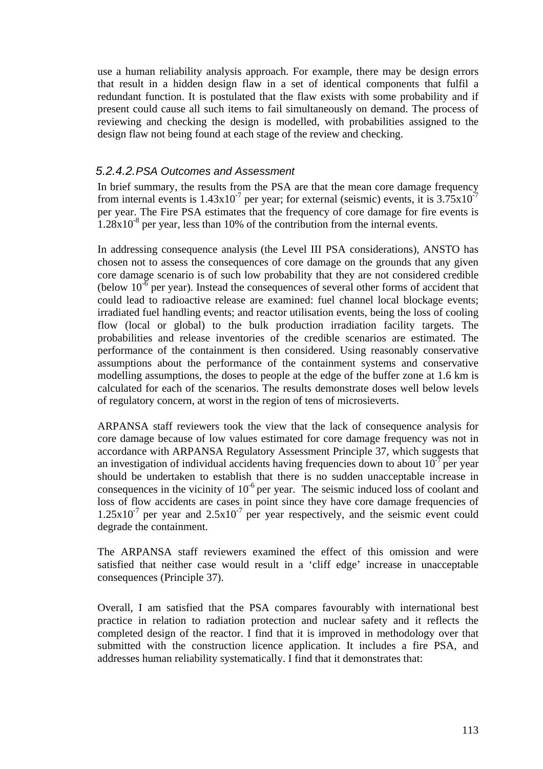use a human reliability analysis approach. For example, there may be design errors that result in a hidden design flaw in a set of identical components that fulfil a redundant function. It is postulated that the flaw exists with some probability and if present could cause all such items to fail simultaneously on demand. The process of reviewing and checking the design is modelled, with probabilities assigned to the design flaw not being found at each stage of the review and checking.

#### *5.2.4.2. PSA Outcomes and Assessment*

In brief summary, the results from the PSA are that the mean core damage frequency from internal events is $1.43 \times 10^{-7}$ per year; for external (seismic) events, it is $3.75 \times 10^{-7}$ per year. The Fire PSA estimates that the frequency of core damage for fire events is $1.28 \times 10^{-8}$ per year, less than 10% of the contribution from the internal events.

In addressing consequence analysis (the Level III PSA considerations), ANSTO has chosen not to assess the consequences of core damage on the grounds that any given core damage scenario is of such low probability that they are not considered credible (below $10^{-6}$ per year). Instead the consequences of several other forms of accident that could lead to radioactive release are examined: fuel channel local blockage events; irradiated fuel handling events; and reactor utilisation events, being the loss of cooling flow (local or global) to the bulk production irradiation facility targets. The probabilities and release inventories of the credible scenarios are estimated. The performance of the containment is then considered. Using reasonably conservative assumptions about the performance of the containment systems and conservative modelling assumptions, the doses to people at the edge of the buffer zone at 1.6 km is calculated for each of the scenarios. The results demonstrate doses well below levels of regulatory concern, at worst in the region of tens of microsieverts.

ARPANSA staff reviewers took the view that the lack of consequence analysis for core damage because of low values estimated for core damage frequency was not in accordance with ARPANSA Regulatory Assessment Principle 37, which suggests that an investigation of individual accidents having frequencies down to about $10^{-7}$ per year should be undertaken to establish that there is no sudden unacceptable increase in consequences in the vicinity of $10^{-6}$ per year. The seismic induced loss of coolant and loss of flow accidents are cases in point since they have core damage frequencies of $1.25 \times 10^{-7}$ per year and $2.5 \times 10^{-7}$ per year respectively, and the seismic event could degrade the containment.

The ARPANSA staff reviewers examined the effect of this omission and were satisfied that neither case would result in a 'cliff edge' increase in unacceptable consequences (Principle 37).

Overall, I am satisfied that the PSA compares favourably with international best practice in relation to radiation protection and nuclear safety and it reflects the completed design of the reactor. I find that it is improved in methodology over that submitted with the construction licence application. It includes a fire PSA, and addresses human reliability systematically. I find that it demonstrates that: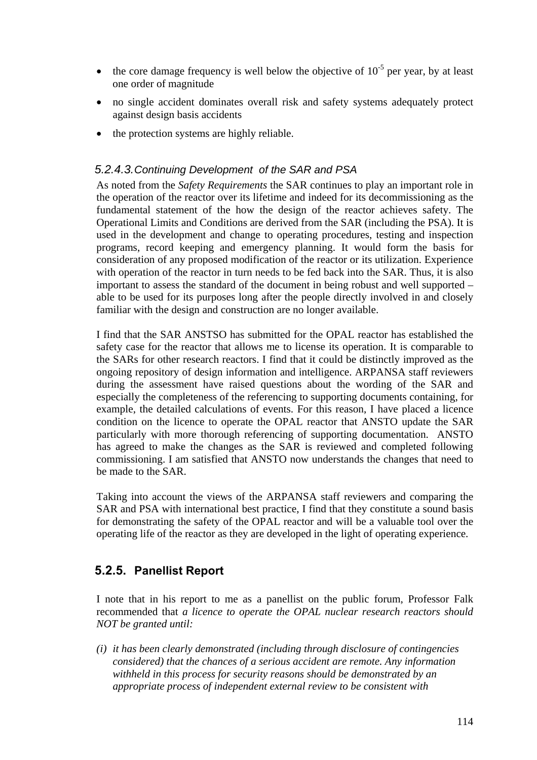- the core damage frequency is well below the objective of $10^{-5}$ per year, by at least one order of magnitude
- no single accident dominates overall risk and safety systems adequately protect against design basis accidents
- the protection systems are highly reliable.

#### 5.2.4.3. Continuing Development of the SAR and PSA

As noted from the *Safety Requirements* the SAR continues to play an important role in the operation of the reactor over its lifetime and indeed for its decommissioning as the fundamental statement of the how the design of the reactor achieves safety. The Operational Limits and Conditions are derived from the SAR (including the PSA). It is used in the development and change to operating procedures, testing and inspection programs, record keeping and emergency planning. It would form the basis for consideration of any proposed modification of the reactor or its utilization. Experience with operation of the reactor in turn needs to be fed back into the SAR. Thus, it is also important to assess the standard of the document in being robust and well supported – able to be used for its purposes long after the people directly involved in and closely familiar with the design and construction are no longer available.

I find that the SAR ANSTSO has submitted for the OPAL reactor has established the safety case for the reactor that allows me to license its operation. It is comparable to the SARs for other research reactors. I find that it could be distinctly improved as the ongoing repository of design information and intelligence. ARPANSA staff reviewers during the assessment have raised questions about the wording of the SAR and especially the completeness of the referencing to supporting documents containing, for example, the detailed calculations of events. For this reason, I have placed a licence condition on the licence to operate the OPAL reactor that ANSTO update the SAR particularly with more thorough referencing of supporting documentation. ANSTO has agreed to make the changes as the SAR is reviewed and completed following commissioning. I am satisfied that ANSTO now understands the changes that need to be made to the SAR.

Taking into account the views of the ARPANSA staff reviewers and comparing the SAR and PSA with international best practice, I find that they constitute a sound basis for demonstrating the safety of the OPAL reactor and will be a valuable tool over the operating life of the reactor as they are developed in the light of operating experience.

### 5.2.5. Panellist Report

I note that in his report to me as a panellist on the public forum, Professor Falk recommended that *a licence to operate the OPAL nuclear research reactors should NOT be granted until:*

*(i) it has been clearly demonstrated (including through disclosure of contingencies considered) that the chances of a serious accident are remote. Any information withheld in this process for security reasons should be demonstrated by an appropriate process of independent external review to be consistent with*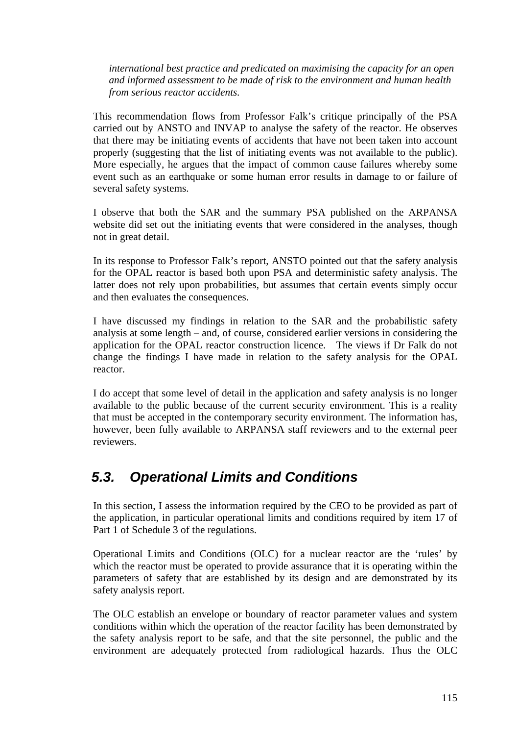*international best practice and predicated on maximising the capacity for an open and informed assessment to be made of risk to the environment and human health from serious reactor accidents.*

This recommendation flows from Professor Falk's critique principally of the PSA carried out by ANSTO and INVAP to analyse the safety of the reactor. He observes that there may be initiating events of accidents that have not been taken into account properly (suggesting that the list of initiating events was not available to the public). More especially, he argues that the impact of common cause failures whereby some event such as an earthquake or some human error results in damage to or failure of several safety systems.

I observe that both the SAR and the summary PSA published on the ARPANSA website did set out the initiating events that were considered in the analyses, though not in great detail.

In its response to Professor Falk's report, ANSTO pointed out that the safety analysis for the OPAL reactor is based both upon PSA and deterministic safety analysis. The latter does not rely upon probabilities, but assumes that certain events simply occur and then evaluates the consequences.

I have discussed my findings in relation to the SAR and the probabilistic safety analysis at some length – and, of course, considered earlier versions in considering the application for the OPAL reactor construction licence. The views if Dr Falk do not change the findings I have made in relation to the safety analysis for the OPAL reactor.

I do accept that some level of detail in the application and safety analysis is no longer available to the public because of the current security environment. This is a reality that must be accepted in the contemporary security environment. The information has, however, been fully available to ARPANSA staff reviewers and to the external peer reviewers.

## 5.3. Operational Limits and Conditions

In this section, I assess the information required by the CEO to be provided as part of the application, in particular operational limits and conditions required by item 17 of Part 1 of Schedule 3 of the regulations.

Operational Limits and Conditions (OLC) for a nuclear reactor are the 'rules' by which the reactor must be operated to provide assurance that it is operating within the parameters of safety that are established by its design and are demonstrated by its safety analysis report.

The OLC establish an envelope or boundary of reactor parameter values and system conditions within which the operation of the reactor facility has been demonstrated by the safety analysis report to be safe, and that the site personnel, the public and the environment are adequately protected from radiological hazards. Thus the OLC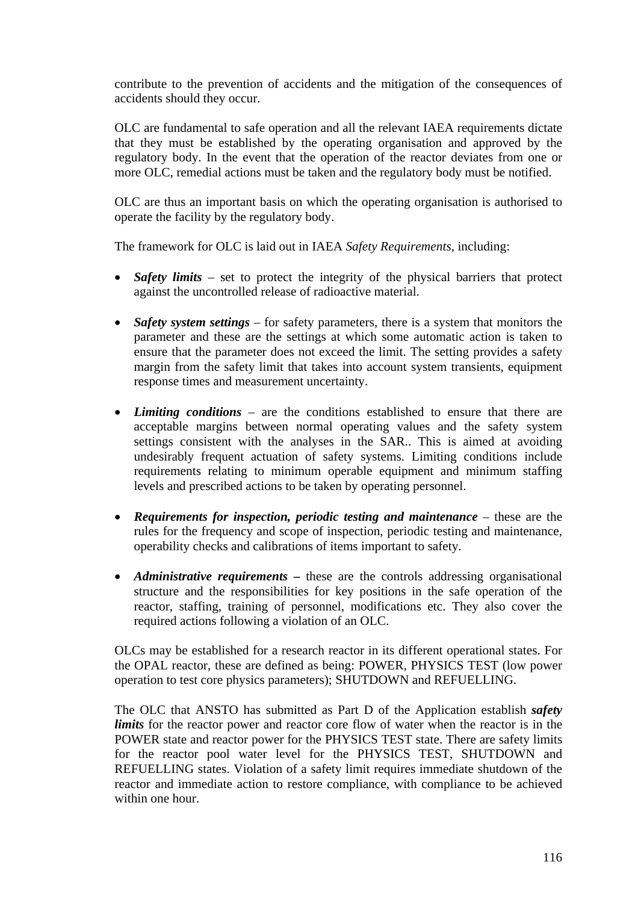contribute to the prevention of accidents and the mitigation of the consequences of accidents should they occur.

OLC are fundamental to safe operation and all the relevant IAEA requirements dictate that they must be established by the operating organisation and approved by the regulatory body. In the event that the operation of the reactor deviates from one or more OLC, remedial actions must be taken and the regulatory body must be notified.

OLC are thus an important basis on which the operating organisation is authorised to operate the facility by the regulatory body.

The framework for OLC is laid out in IAEA *Safety Requirements*, including:

- ***Safety limits*** – set to protect the integrity of the physical barriers that protect against the uncontrolled release of radioactive material.

- ***Safety system settings*** – for safety parameters, there is a system that monitors the parameter and these are the settings at which some automatic action is taken to ensure that the parameter does not exceed the limit. The setting provides a safety margin from the safety limit that takes into account system transients, equipment response times and measurement uncertainty.

- ***Limiting conditions*** – are the conditions established to ensure that there are acceptable margins between normal operating values and the safety system settings consistent with the analyses in the SAR.. This is aimed at avoiding undesirably frequent actuation of safety systems. Limiting conditions include requirements relating to minimum operable equipment and minimum staffing levels and prescribed actions to be taken by operating personnel.

- ***Requirements for inspection, periodic testing and maintenance*** – these are the rules for the frequency and scope of inspection, periodic testing and maintenance, operability checks and calibrations of items important to safety.

- ***Administrative requirements*** **–** these are the controls addressing organisational structure and the responsibilities for key positions in the safe operation of the reactor, staffing, training of personnel, modifications etc. They also cover the required actions following a violation of an OLC.

OLCs may be established for a research reactor in its different operational states. For the OPAL reactor, these are defined as being: POWER, PHYSICS TEST (low power operation to test core physics parameters); SHUTDOWN and REFUELLING.

The OLC that ANSTO has submitted as Part D of the Application establish ***safety limits*** for the reactor power and reactor core flow of water when the reactor is in the POWER state and reactor power for the PHYSICS TEST state. There are safety limits for the reactor pool water level for the PHYSICS TEST, SHUTDOWN and REFUELLING states. Violation of a safety limit requires immediate shutdown of the reactor and immediate action to restore compliance, with compliance to be achieved within one hour.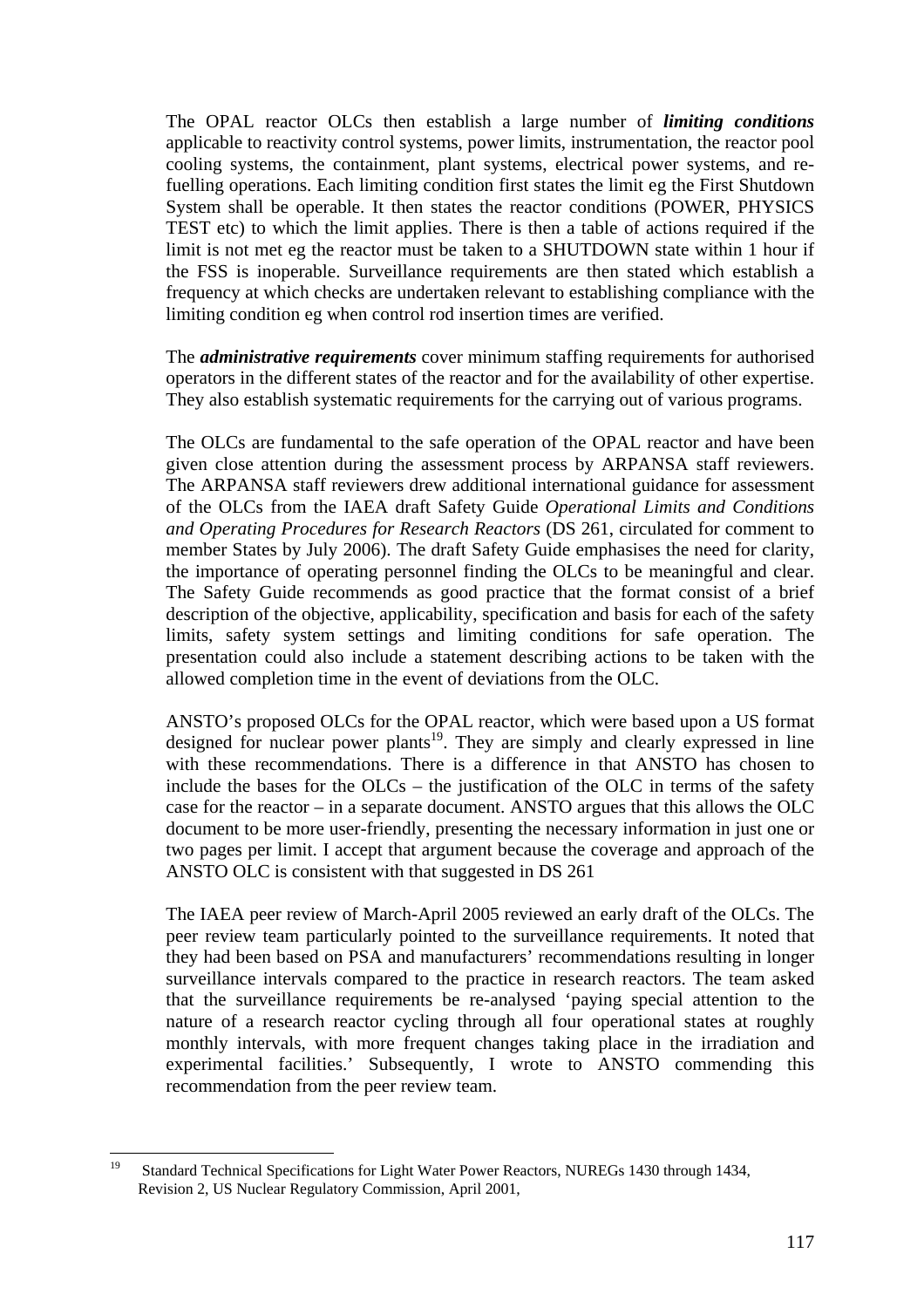The OPAL reactor OLCs then establish a large number of ***limiting conditions*** applicable to reactivity control systems, power limits, instrumentation, the reactor pool cooling systems, the containment, plant systems, electrical power systems, and re-fuelling operations. Each limiting condition first states the limit eg the First Shutdown System shall be operable. It then states the reactor conditions (POWER, PHYSICS TEST etc) to which the limit applies. There is then a table of actions required if the limit is not met eg the reactor must be taken to a SHUTDOWN state within 1 hour if the FSS is inoperable. Surveillance requirements are then stated which establish a frequency at which checks are undertaken relevant to establishing compliance with the limiting condition eg when control rod insertion times are verified.

The ***administrative requirements*** cover minimum staffing requirements for authorised operators in the different states of the reactor and for the availability of other expertise. They also establish systematic requirements for the carrying out of various programs.

The OLCs are fundamental to the safe operation of the OPAL reactor and have been given close attention during the assessment process by ARPANSA staff reviewers. The ARPANSA staff reviewers drew additional international guidance for assessment of the OLCs from the IAEA draft Safety Guide *Operational Limits and Conditions and Operating Procedures for Research Reactors* (DS 261, circulated for comment to member States by July 2006). The draft Safety Guide emphasises the need for clarity, the importance of operating personnel finding the OLCs to be meaningful and clear. The Safety Guide recommends as good practice that the format consist of a brief description of the objective, applicability, specification and basis for each of the safety limits, safety system settings and limiting conditions for safe operation. The presentation could also include a statement describing actions to be taken with the allowed completion time in the event of deviations from the OLC.

ANSTO's proposed OLCs for the OPAL reactor, which were based upon a US format designed for nuclear power plants[19]. They are simply and clearly expressed in line with these recommendations. There is a difference in that ANSTO has chosen to include the bases for the OLCs – the justification of the OLC in terms of the safety case for the reactor – in a separate document. ANSTO argues that this allows the OLC document to be more user-friendly, presenting the necessary information in just one or two pages per limit. I accept that argument because the coverage and approach of the ANSTO OLC is consistent with that suggested in DS 261

The IAEA peer review of March-April 2005 reviewed an early draft of the OLCs. The peer review team particularly pointed to the surveillance requirements. It noted that they had been based on PSA and manufacturers' recommendations resulting in longer surveillance intervals compared to the practice in research reactors. The team asked that the surveillance requirements be re-analysed 'paying special attention to the nature of a research reactor cycling through all four operational states at roughly monthly intervals, with more frequent changes taking place in the irradiation and experimental facilities.' Subsequently, I wrote to ANSTO commending this recommendation from the peer review team.

---

[19] Standard Technical Specifications for Light Water Power Reactors, NUREGs 1430 through 1434, Revision 2, US Nuclear Regulatory Commission, April 2001,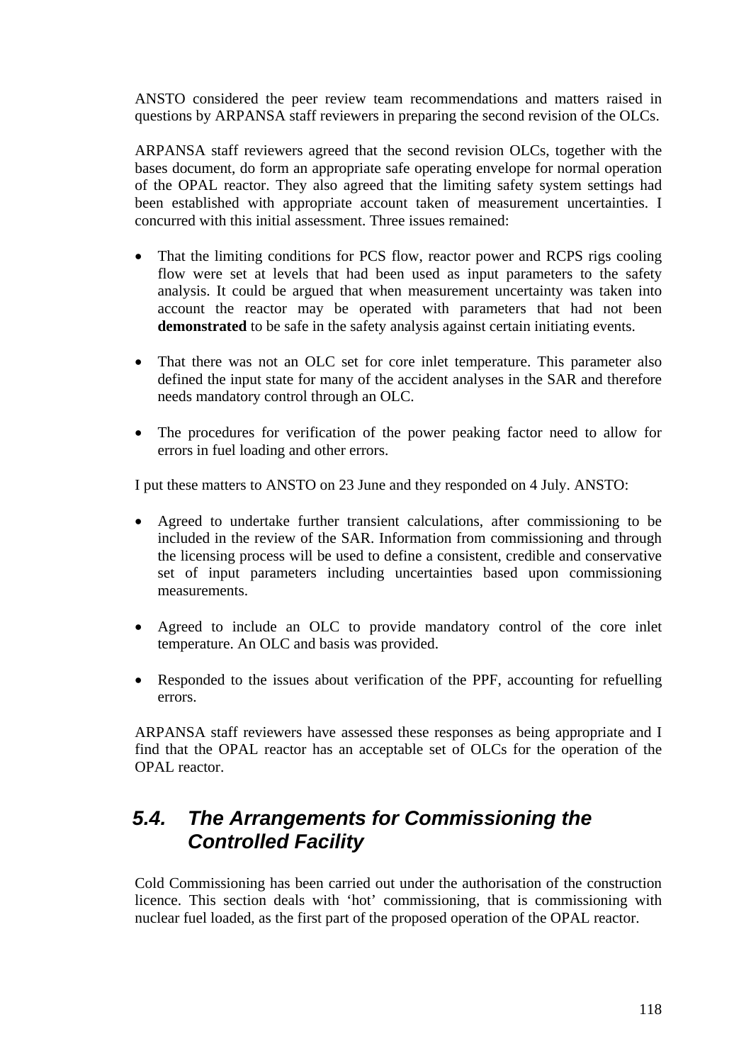ANSTO considered the peer review team recommendations and matters raised in questions by ARPANSA staff reviewers in preparing the second revision of the OLCs.

ARPANSA staff reviewers agreed that the second revision OLCs, together with the bases document, do form an appropriate safe operating envelope for normal operation of the OPAL reactor. They also agreed that the limiting safety system settings had been established with appropriate account taken of measurement uncertainties. I concurred with this initial assessment. Three issues remained:

- That the limiting conditions for PCS flow, reactor power and RCPS rigs cooling flow were set at levels that had been used as input parameters to the safety analysis. It could be argued that when measurement uncertainty was taken into account the reactor may be operated with parameters that had not been **demonstrated** to be safe in the safety analysis against certain initiating events.

- That there was not an OLC set for core inlet temperature. This parameter also defined the input state for many of the accident analyses in the SAR and therefore needs mandatory control through an OLC.

- The procedures for verification of the power peaking factor need to allow for errors in fuel loading and other errors.

I put these matters to ANSTO on 23 June and they responded on 4 July. ANSTO:

- Agreed to undertake further transient calculations, after commissioning to be included in the review of the SAR. Information from commissioning and through the licensing process will be used to define a consistent, credible and conservative set of input parameters including uncertainties based upon commissioning measurements.

- Agreed to include an OLC to provide mandatory control of the core inlet temperature. An OLC and basis was provided.

- Responded to the issues about verification of the PPF, accounting for refuelling errors.

ARPANSA staff reviewers have assessed these responses as being appropriate and I find that the OPAL reactor has an acceptable set of OLCs for the operation of the OPAL reactor.

## 5.4. The Arrangements for Commissioning the Controlled Facility

Cold Commissioning has been carried out under the authorisation of the construction licence. This section deals with 'hot' commissioning, that is commissioning with nuclear fuel loaded, as the first part of the proposed operation of the OPAL reactor.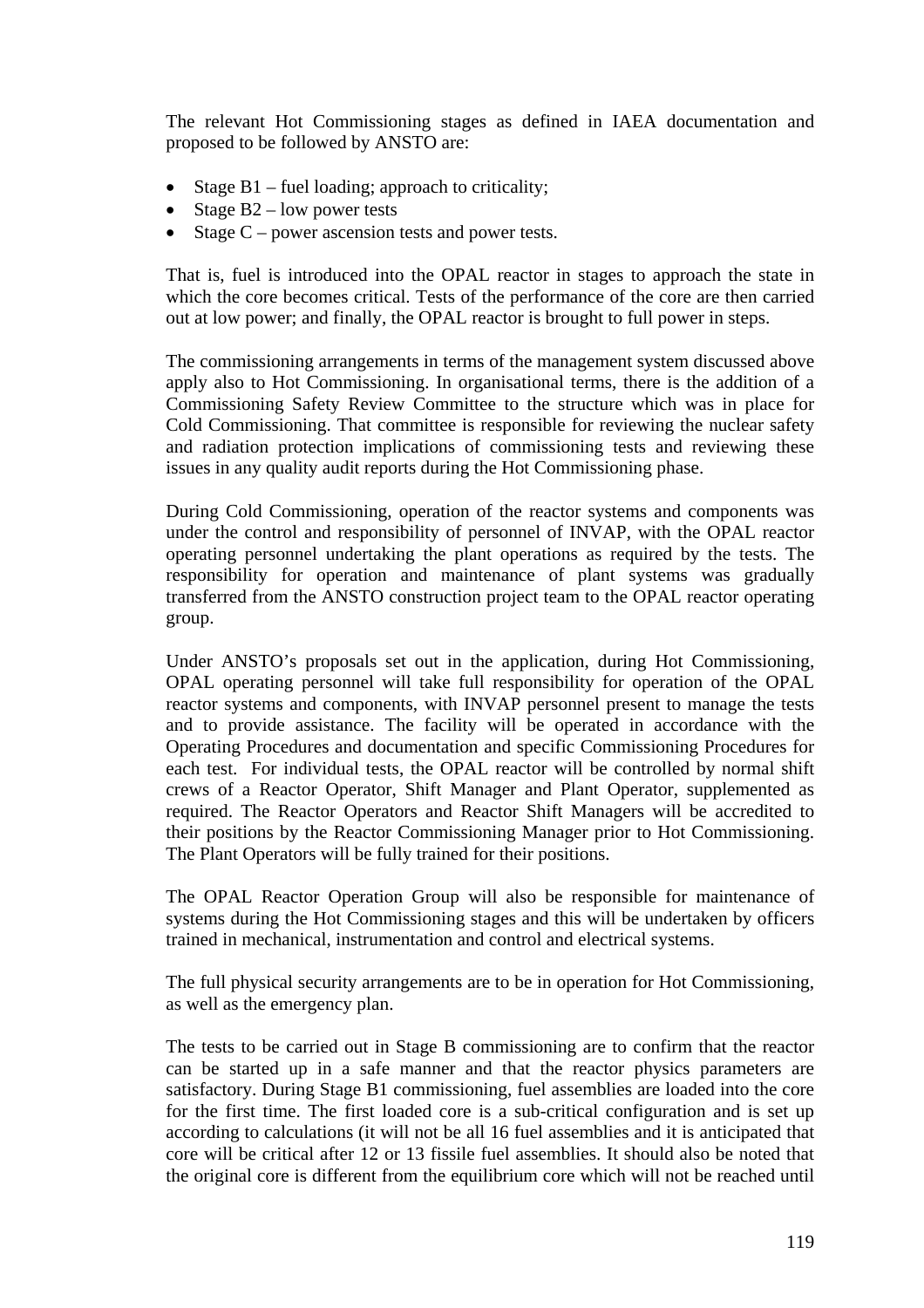The relevant Hot Commissioning stages as defined in IAEA documentation and proposed to be followed by ANSTO are:

- Stage B1 – fuel loading; approach to criticality;
- Stage B2 – low power tests
- Stage C – power ascension tests and power tests.

That is, fuel is introduced into the OPAL reactor in stages to approach the state in which the core becomes critical. Tests of the performance of the core are then carried out at low power; and finally, the OPAL reactor is brought to full power in steps.

The commissioning arrangements in terms of the management system discussed above apply also to Hot Commissioning. In organisational terms, there is the addition of a Commissioning Safety Review Committee to the structure which was in place for Cold Commissioning. That committee is responsible for reviewing the nuclear safety and radiation protection implications of commissioning tests and reviewing these issues in any quality audit reports during the Hot Commissioning phase.

During Cold Commissioning, operation of the reactor systems and components was under the control and responsibility of personnel of INVAP, with the OPAL reactor operating personnel undertaking the plant operations as required by the tests. The responsibility for operation and maintenance of plant systems was gradually transferred from the ANSTO construction project team to the OPAL reactor operating group.

Under ANSTO's proposals set out in the application, during Hot Commissioning, OPAL operating personnel will take full responsibility for operation of the OPAL reactor systems and components, with INVAP personnel present to manage the tests and to provide assistance. The facility will be operated in accordance with the Operating Procedures and documentation and specific Commissioning Procedures for each test. For individual tests, the OPAL reactor will be controlled by normal shift crews of a Reactor Operator, Shift Manager and Plant Operator, supplemented as required. The Reactor Operators and Reactor Shift Managers will be accredited to their positions by the Reactor Commissioning Manager prior to Hot Commissioning. The Plant Operators will be fully trained for their positions.

The OPAL Reactor Operation Group will also be responsible for maintenance of systems during the Hot Commissioning stages and this will be undertaken by officers trained in mechanical, instrumentation and control and electrical systems.

The full physical security arrangements are to be in operation for Hot Commissioning, as well as the emergency plan.

The tests to be carried out in Stage B commissioning are to confirm that the reactor can be started up in a safe manner and that the reactor physics parameters are satisfactory. During Stage B1 commissioning, fuel assemblies are loaded into the core for the first time. The first loaded core is a sub-critical configuration and is set up according to calculations (it will not be all 16 fuel assemblies and it is anticipated that core will be critical after 12 or 13 fissile fuel assemblies. It should also be noted that the original core is different from the equilibrium core which will not be reached until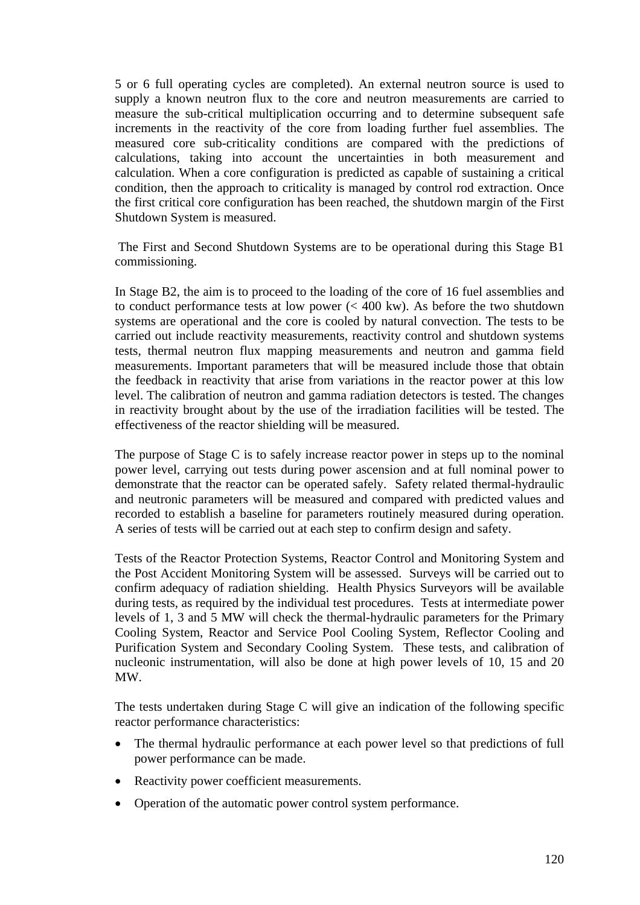5 or 6 full operating cycles are completed). An external neutron source is used to supply a known neutron flux to the core and neutron measurements are carried to measure the sub-critical multiplication occurring and to determine subsequent safe increments in the reactivity of the core from loading further fuel assemblies. The measured core sub-criticality conditions are compared with the predictions of calculations, taking into account the uncertainties in both measurement and calculation. When a core configuration is predicted as capable of sustaining a critical condition, then the approach to criticality is managed by control rod extraction. Once the first critical core configuration has been reached, the shutdown margin of the First Shutdown System is measured.

The First and Second Shutdown Systems are to be operational during this Stage B1 commissioning.

In Stage B2, the aim is to proceed to the loading of the core of 16 fuel assemblies and to conduct performance tests at low power (< 400 kw). As before the two shutdown systems are operational and the core is cooled by natural convection. The tests to be carried out include reactivity measurements, reactivity control and shutdown systems tests, thermal neutron flux mapping measurements and neutron and gamma field measurements. Important parameters that will be measured include those that obtain the feedback in reactivity that arise from variations in the reactor power at this low level. The calibration of neutron and gamma radiation detectors is tested. The changes in reactivity brought about by the use of the irradiation facilities will be tested. The effectiveness of the reactor shielding will be measured.

The purpose of Stage C is to safely increase reactor power in steps up to the nominal power level, carrying out tests during power ascension and at full nominal power to demonstrate that the reactor can be operated safely. Safety related thermal-hydraulic and neutronic parameters will be measured and compared with predicted values and recorded to establish a baseline for parameters routinely measured during operation. A series of tests will be carried out at each step to confirm design and safety.

Tests of the Reactor Protection Systems, Reactor Control and Monitoring System and the Post Accident Monitoring System will be assessed. Surveys will be carried out to confirm adequacy of radiation shielding. Health Physics Surveyors will be available during tests, as required by the individual test procedures. Tests at intermediate power levels of 1, 3 and 5 MW will check the thermal-hydraulic parameters for the Primary Cooling System, Reactor and Service Pool Cooling System, Reflector Cooling and Purification System and Secondary Cooling System. These tests, and calibration of nucleonic instrumentation, will also be done at high power levels of 10, 15 and 20 MW.

The tests undertaken during Stage C will give an indication of the following specific reactor performance characteristics:

- The thermal hydraulic performance at each power level so that predictions of full power performance can be made.
- Reactivity power coefficient measurements.
- Operation of the automatic power control system performance.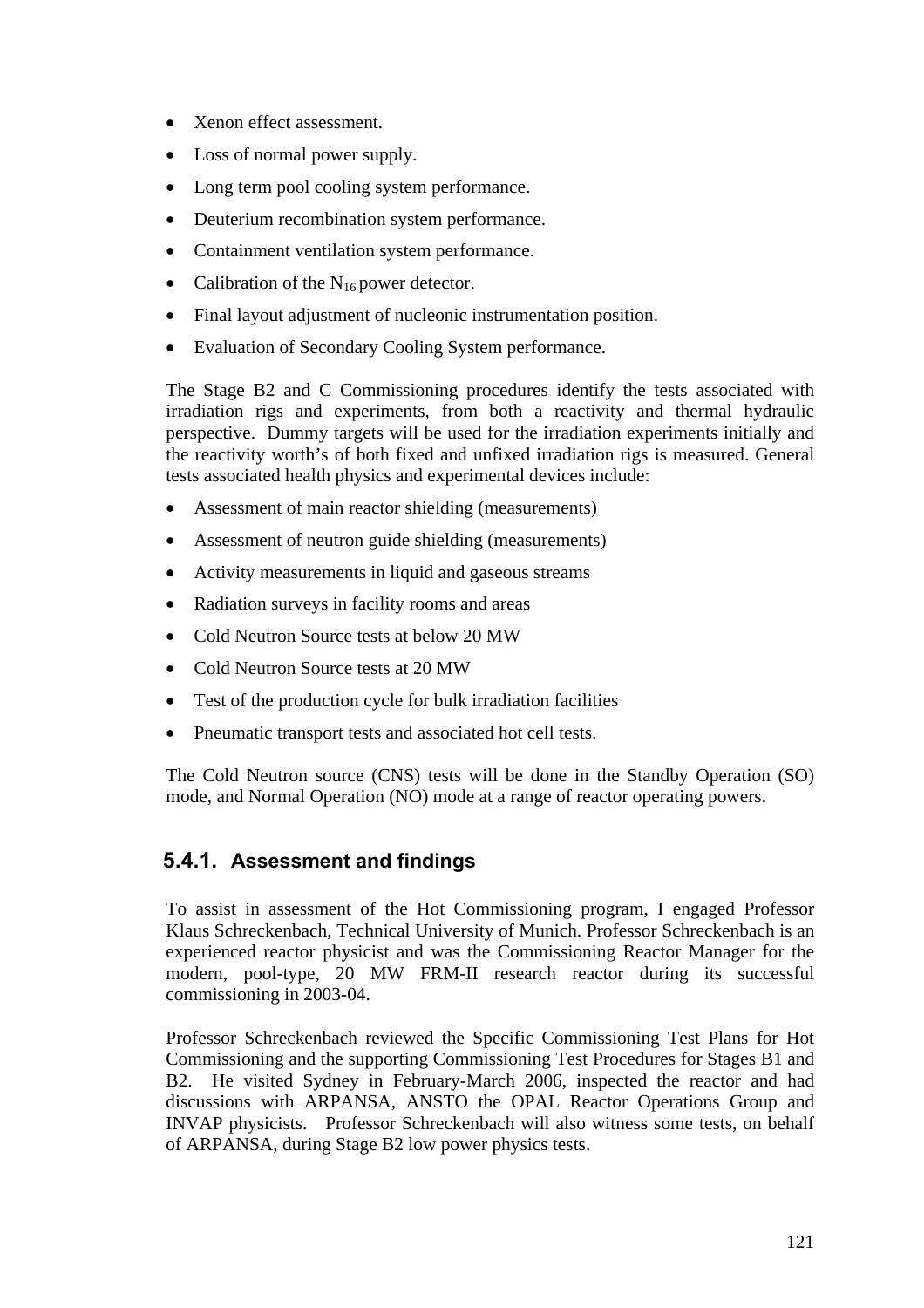- Xenon effect assessment.
- Loss of normal power supply.
- Long term pool cooling system performance.
- Deuterium recombination system performance.
- Containment ventilation system performance.
- Calibration of the $N_{16}$ power detector.
- Final layout adjustment of nucleonic instrumentation position.
- Evaluation of Secondary Cooling System performance.

The Stage B2 and C Commissioning procedures identify the tests associated with irradiation rigs and experiments, from both a reactivity and thermal hydraulic perspective. Dummy targets will be used for the irradiation experiments initially and the reactivity worth's of both fixed and unfixed irradiation rigs is measured. General tests associated health physics and experimental devices include:

- Assessment of main reactor shielding (measurements)
- Assessment of neutron guide shielding (measurements)
- Activity measurements in liquid and gaseous streams
- Radiation surveys in facility rooms and areas
- Cold Neutron Source tests at below 20 MW
- Cold Neutron Source tests at 20 MW
- Test of the production cycle for bulk irradiation facilities
- Pneumatic transport tests and associated hot cell tests.

The Cold Neutron source (CNS) tests will be done in the Standby Operation (SO) mode, and Normal Operation (NO) mode at a range of reactor operating powers.

### 5.4.1. Assessment and findings

To assist in assessment of the Hot Commissioning program, I engaged Professor Klaus Schreckenbach, Technical University of Munich. Professor Schreckenbach is an experienced reactor physicist and was the Commissioning Reactor Manager for the modern, pool-type, 20 MW FRM-II research reactor during its successful commissioning in 2003-04.

Professor Schreckenbach reviewed the Specific Commissioning Test Plans for Hot Commissioning and the supporting Commissioning Test Procedures for Stages B1 and B2. He visited Sydney in February-March 2006, inspected the reactor and had discussions with ARPANSA, ANSTO the OPAL Reactor Operations Group and INVAP physicists. Professor Schreckenbach will also witness some tests, on behalf of ARPANSA, during Stage B2 low power physics tests.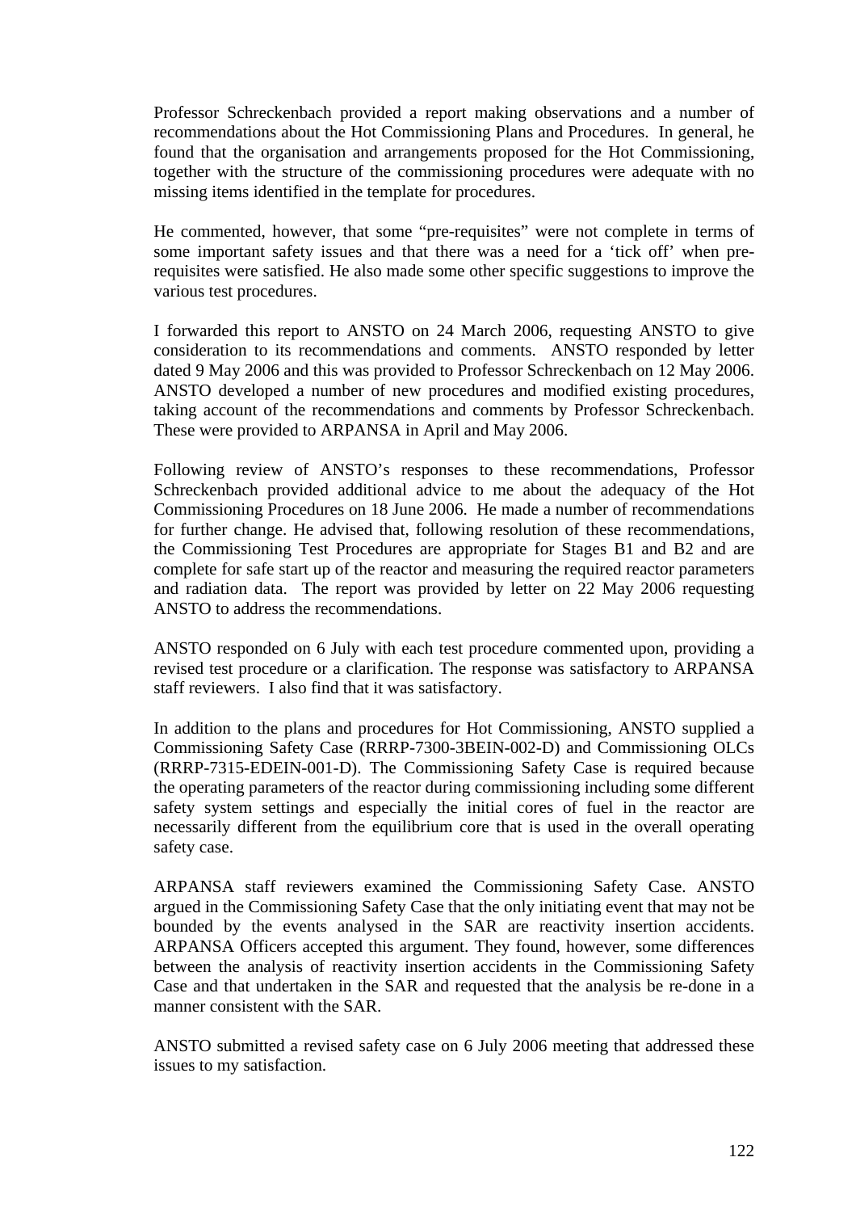Professor Schreckenbach provided a report making observations and a number of recommendations about the Hot Commissioning Plans and Procedures. In general, he found that the organisation and arrangements proposed for the Hot Commissioning, together with the structure of the commissioning procedures were adequate with no missing items identified in the template for procedures.

He commented, however, that some "pre-requisites" were not complete in terms of some important safety issues and that there was a need for a 'tick off' when pre-requisites were satisfied. He also made some other specific suggestions to improve the various test procedures.

I forwarded this report to ANSTO on 24 March 2006, requesting ANSTO to give consideration to its recommendations and comments. ANSTO responded by letter dated 9 May 2006 and this was provided to Professor Schreckenbach on 12 May 2006. ANSTO developed a number of new procedures and modified existing procedures, taking account of the recommendations and comments by Professor Schreckenbach. These were provided to ARPANSA in April and May 2006.

Following review of ANSTO's responses to these recommendations, Professor Schreckenbach provided additional advice to me about the adequacy of the Hot Commissioning Procedures on 18 June 2006. He made a number of recommendations for further change. He advised that, following resolution of these recommendations, the Commissioning Test Procedures are appropriate for Stages B1 and B2 and are complete for safe start up of the reactor and measuring the required reactor parameters and radiation data. The report was provided by letter on 22 May 2006 requesting ANSTO to address the recommendations.

ANSTO responded on 6 July with each test procedure commented upon, providing a revised test procedure or a clarification. The response was satisfactory to ARPANSA staff reviewers. I also find that it was satisfactory.

In addition to the plans and procedures for Hot Commissioning, ANSTO supplied a Commissioning Safety Case (RRRP-7300-3BEIN-002-D) and Commissioning OLCs (RRRP-7315-EDEIN-001-D). The Commissioning Safety Case is required because the operating parameters of the reactor during commissioning including some different safety system settings and especially the initial cores of fuel in the reactor are necessarily different from the equilibrium core that is used in the overall operating safety case.

ARPANSA staff reviewers examined the Commissioning Safety Case. ANSTO argued in the Commissioning Safety Case that the only initiating event that may not be bounded by the events analysed in the SAR are reactivity insertion accidents. ARPANSA Officers accepted this argument. They found, however, some differences between the analysis of reactivity insertion accidents in the Commissioning Safety Case and that undertaken in the SAR and requested that the analysis be re-done in a manner consistent with the SAR.

ANSTO submitted a revised safety case on 6 July 2006 meeting that addressed these issues to my satisfaction.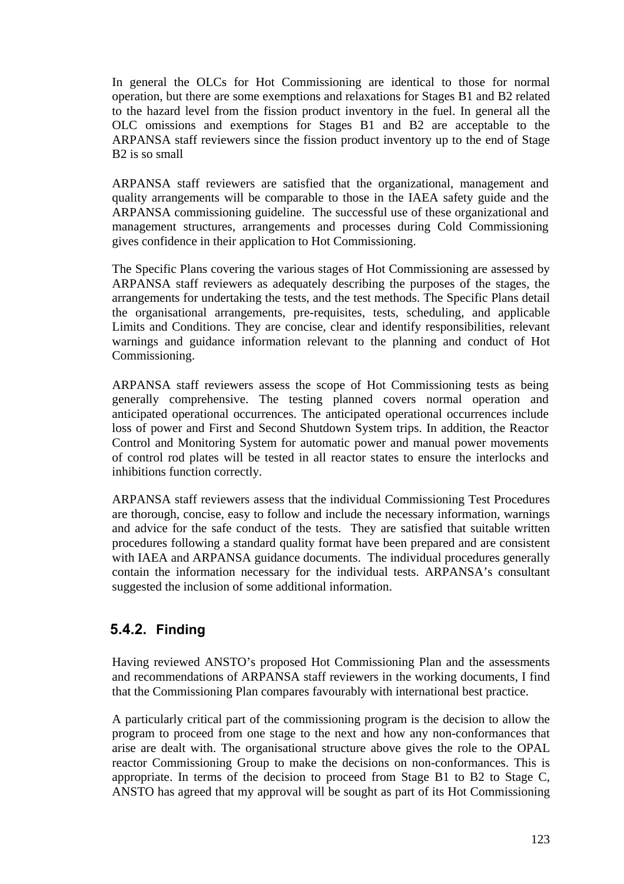In general the OLCs for Hot Commissioning are identical to those for normal operation, but there are some exemptions and relaxations for Stages B1 and B2 related to the hazard level from the fission product inventory in the fuel. In general all the OLC omissions and exemptions for Stages B1 and B2 are acceptable to the ARPANSA staff reviewers since the fission product inventory up to the end of Stage B2 is so small

ARPANSA staff reviewers are satisfied that the organizational, management and quality arrangements will be comparable to those in the IAEA safety guide and the ARPANSA commissioning guideline. The successful use of these organizational and management structures, arrangements and processes during Cold Commissioning gives confidence in their application to Hot Commissioning.

The Specific Plans covering the various stages of Hot Commissioning are assessed by ARPANSA staff reviewers as adequately describing the purposes of the stages, the arrangements for undertaking the tests, and the test methods. The Specific Plans detail the organisational arrangements, pre-requisites, tests, scheduling, and applicable Limits and Conditions. They are concise, clear and identify responsibilities, relevant warnings and guidance information relevant to the planning and conduct of Hot Commissioning.

ARPANSA staff reviewers assess the scope of Hot Commissioning tests as being generally comprehensive. The testing planned covers normal operation and anticipated operational occurrences. The anticipated operational occurrences include loss of power and First and Second Shutdown System trips. In addition, the Reactor Control and Monitoring System for automatic power and manual power movements of control rod plates will be tested in all reactor states to ensure the interlocks and inhibitions function correctly.

ARPANSA staff reviewers assess that the individual Commissioning Test Procedures are thorough, concise, easy to follow and include the necessary information, warnings and advice for the safe conduct of the tests. They are satisfied that suitable written procedures following a standard quality format have been prepared and are consistent with IAEA and ARPANSA guidance documents. The individual procedures generally contain the information necessary for the individual tests. ARPANSA's consultant suggested the inclusion of some additional information.

### 5.4.2. Finding

Having reviewed ANSTO's proposed Hot Commissioning Plan and the assessments and recommendations of ARPANSA staff reviewers in the working documents, I find that the Commissioning Plan compares favourably with international best practice.

A particularly critical part of the commissioning program is the decision to allow the program to proceed from one stage to the next and how any non-conformances that arise are dealt with. The organisational structure above gives the role to the OPAL reactor Commissioning Group to make the decisions on non-conformances. This is appropriate. In terms of the decision to proceed from Stage B1 to B2 to Stage C, ANSTO has agreed that my approval will be sought as part of its Hot Commissioning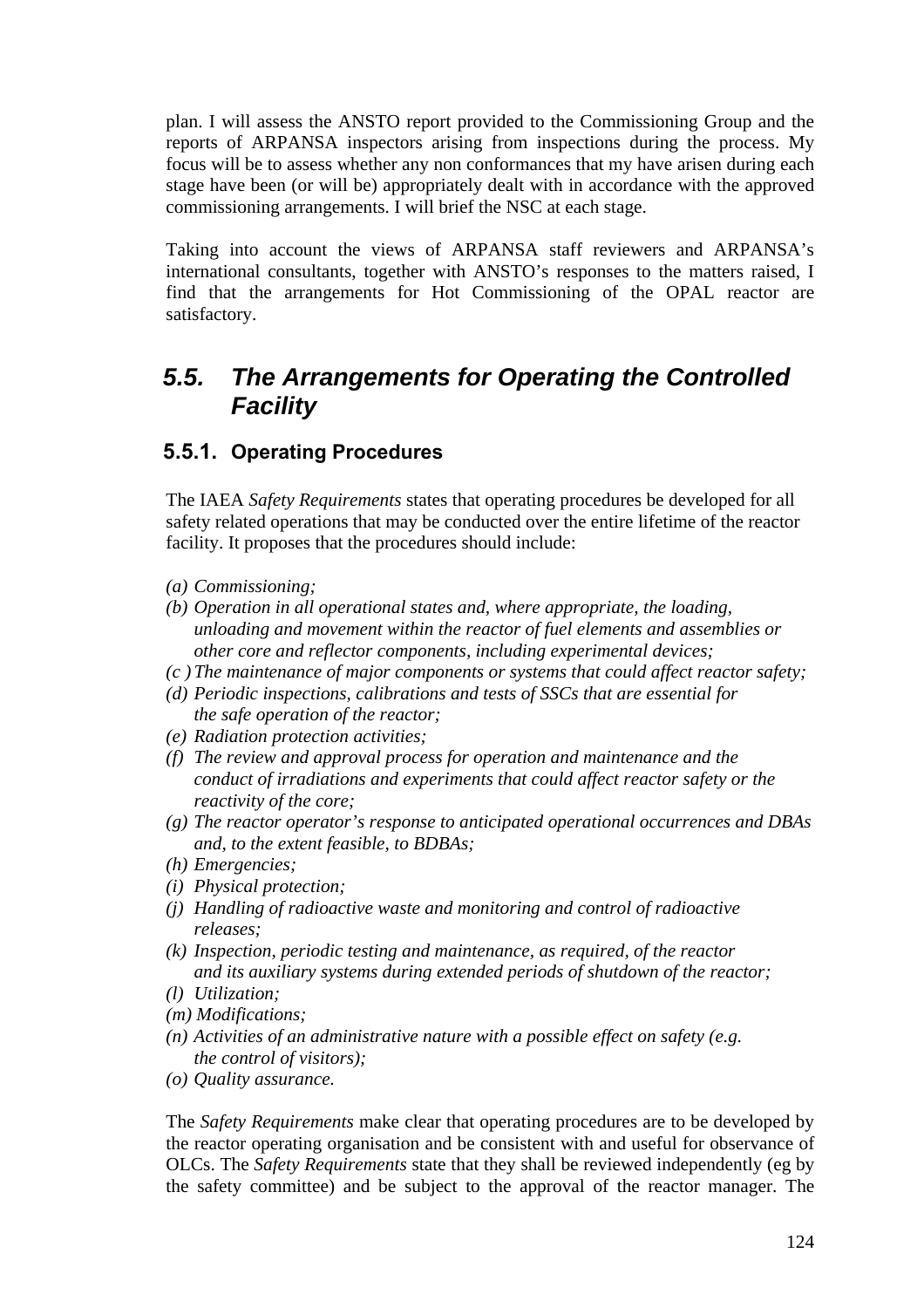plan. I will assess the ANSTO report provided to the Commissioning Group and the reports of ARPANSA inspectors arising from inspections during the process. My focus will be to assess whether any non conformances that my have arisen during each stage have been (or will be) appropriately dealt with in accordance with the approved commissioning arrangements. I will brief the NSC at each stage.

Taking into account the views of ARPANSA staff reviewers and ARPANSA's international consultants, together with ANSTO's responses to the matters raised, I find that the arrangements for Hot Commissioning of the OPAL reactor are satisfactory.

## 5.5. The Arrangements for Operating the Controlled Facility

### 5.5.1. Operating Procedures

The IAEA *Safety Requirements* states that operating procedures be developed for all safety related operations that may be conducted over the entire lifetime of the reactor facility. It proposes that the procedures should include:

*(a) Commissioning;*
*(b) Operation in all operational states and, where appropriate, the loading, unloading and movement within the reactor of fuel elements and assemblies or other core and reflector components, including experimental devices;*
*(c ) The maintenance of major components or systems that could affect reactor safety;*
*(d) Periodic inspections, calibrations and tests of SSCs that are essential for the safe operation of the reactor;*
*(e) Radiation protection activities;*
*(f) The review and approval process for operation and maintenance and the conduct of irradiations and experiments that could affect reactor safety or the reactivity of the core;*
*(g) The reactor operator's response to anticipated operational occurrences and DBAs and, to the extent feasible, to BDBAs;*
*(h) Emergencies;*
*(i) Physical protection;*
*(j) Handling of radioactive waste and monitoring and control of radioactive releases;*
*(k) Inspection, periodic testing and maintenance, as required, of the reactor and its auxiliary systems during extended periods of shutdown of the reactor;*
*(l) Utilization;*
*(m) Modifications;*
*(n) Activities of an administrative nature with a possible effect on safety (e.g. the control of visitors);*
*(o) Quality assurance.*

The *Safety Requirements* make clear that operating procedures are to be developed by the reactor operating organisation and be consistent with and useful for observance of OLCs. The *Safety Requirements* state that they shall be reviewed independently (eg by the safety committee) and be subject to the approval of the reactor manager. The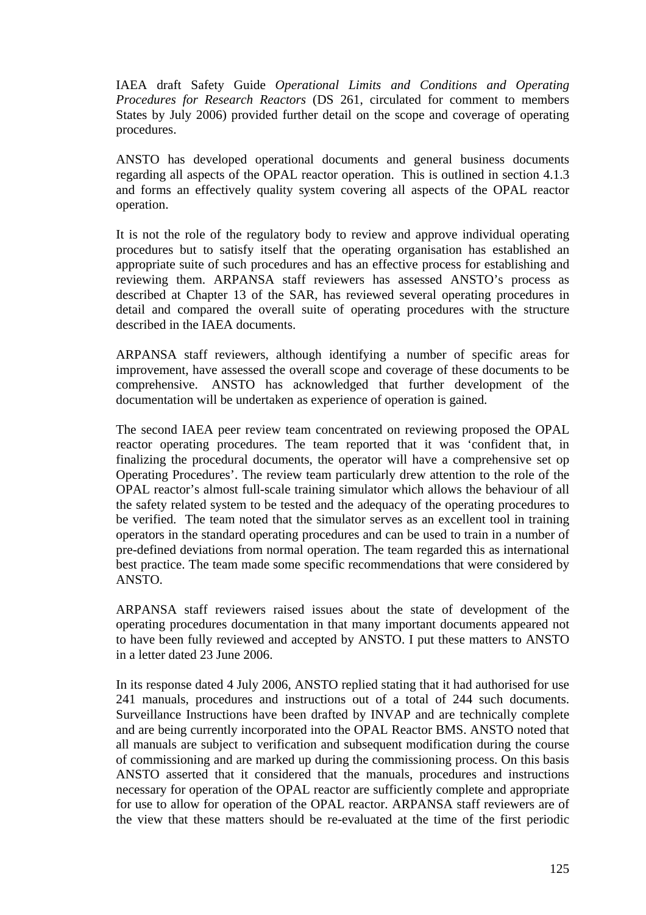IAEA draft Safety Guide *Operational Limits and Conditions and Operating Procedures for Research Reactors* (DS 261, circulated for comment to members States by July 2006) provided further detail on the scope and coverage of operating procedures.

ANSTO has developed operational documents and general business documents regarding all aspects of the OPAL reactor operation. This is outlined in section 4.1.3 and forms an effectively quality system covering all aspects of the OPAL reactor operation.

It is not the role of the regulatory body to review and approve individual operating procedures but to satisfy itself that the operating organisation has established an appropriate suite of such procedures and has an effective process for establishing and reviewing them. ARPANSA staff reviewers has assessed ANSTO's process as described at Chapter 13 of the SAR, has reviewed several operating procedures in detail and compared the overall suite of operating procedures with the structure described in the IAEA documents.

ARPANSA staff reviewers, although identifying a number of specific areas for improvement, have assessed the overall scope and coverage of these documents to be comprehensive. ANSTO has acknowledged that further development of the documentation will be undertaken as experience of operation is gained.

The second IAEA peer review team concentrated on reviewing proposed the OPAL reactor operating procedures. The team reported that it was 'confident that, in finalizing the procedural documents, the operator will have a comprehensive set op Operating Procedures'. The review team particularly drew attention to the role of the OPAL reactor's almost full-scale training simulator which allows the behaviour of all the safety related system to be tested and the adequacy of the operating procedures to be verified. The team noted that the simulator serves as an excellent tool in training operators in the standard operating procedures and can be used to train in a number of pre-defined deviations from normal operation. The team regarded this as international best practice. The team made some specific recommendations that were considered by ANSTO.

ARPANSA staff reviewers raised issues about the state of development of the operating procedures documentation in that many important documents appeared not to have been fully reviewed and accepted by ANSTO. I put these matters to ANSTO in a letter dated 23 June 2006.

In its response dated 4 July 2006, ANSTO replied stating that it had authorised for use 241 manuals, procedures and instructions out of a total of 244 such documents. Surveillance Instructions have been drafted by INVAP and are technically complete and are being currently incorporated into the OPAL Reactor BMS. ANSTO noted that all manuals are subject to verification and subsequent modification during the course of commissioning and are marked up during the commissioning process. On this basis ANSTO asserted that it considered that the manuals, procedures and instructions necessary for operation of the OPAL reactor are sufficiently complete and appropriate for use to allow for operation of the OPAL reactor. ARPANSA staff reviewers are of the view that these matters should be re-evaluated at the time of the first periodic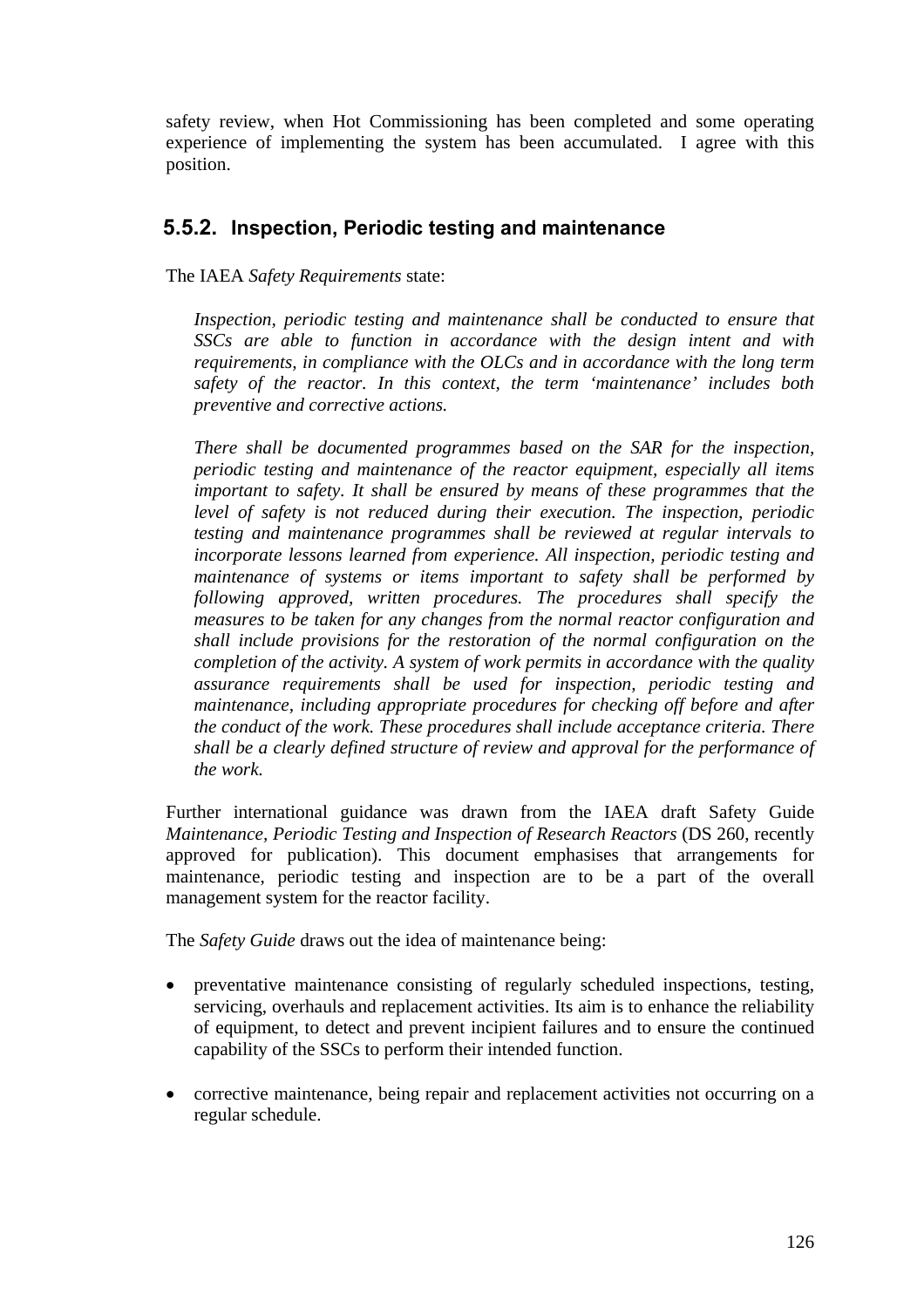safety review, when Hot Commissioning has been completed and some operating experience of implementing the system has been accumulated. I agree with this position.

### 5.5.2. Inspection, Periodic testing and maintenance

The IAEA *Safety Requirements* state:

> *Inspection, periodic testing and maintenance shall be conducted to ensure that SSCs are able to function in accordance with the design intent and with requirements, in compliance with the OLCs and in accordance with the long term safety of the reactor. In this context, the term 'maintenance' includes both preventive and corrective actions.*
>
> *There shall be documented programmes based on the SAR for the inspection, periodic testing and maintenance of the reactor equipment, especially all items important to safety. It shall be ensured by means of these programmes that the level of safety is not reduced during their execution. The inspection, periodic testing and maintenance programmes shall be reviewed at regular intervals to incorporate lessons learned from experience. All inspection, periodic testing and maintenance of systems or items important to safety shall be performed by following approved, written procedures. The procedures shall specify the measures to be taken for any changes from the normal reactor configuration and shall include provisions for the restoration of the normal configuration on the completion of the activity. A system of work permits in accordance with the quality assurance requirements shall be used for inspection, periodic testing and maintenance, including appropriate procedures for checking off before and after the conduct of the work. These procedures shall include acceptance criteria. There shall be a clearly defined structure of review and approval for the performance of the work.*

Further international guidance was drawn from the IAEA draft Safety Guide *Maintenance, Periodic Testing and Inspection of Research Reactors* (DS 260, recently approved for publication). This document emphasises that arrangements for maintenance, periodic testing and inspection are to be a part of the overall management system for the reactor facility.

The *Safety Guide* draws out the idea of maintenance being:

- preventative maintenance consisting of regularly scheduled inspections, testing, servicing, overhauls and replacement activities. Its aim is to enhance the reliability of equipment, to detect and prevent incipient failures and to ensure the continued capability of the SSCs to perform their intended function.
- corrective maintenance, being repair and replacement activities not occurring on a regular schedule.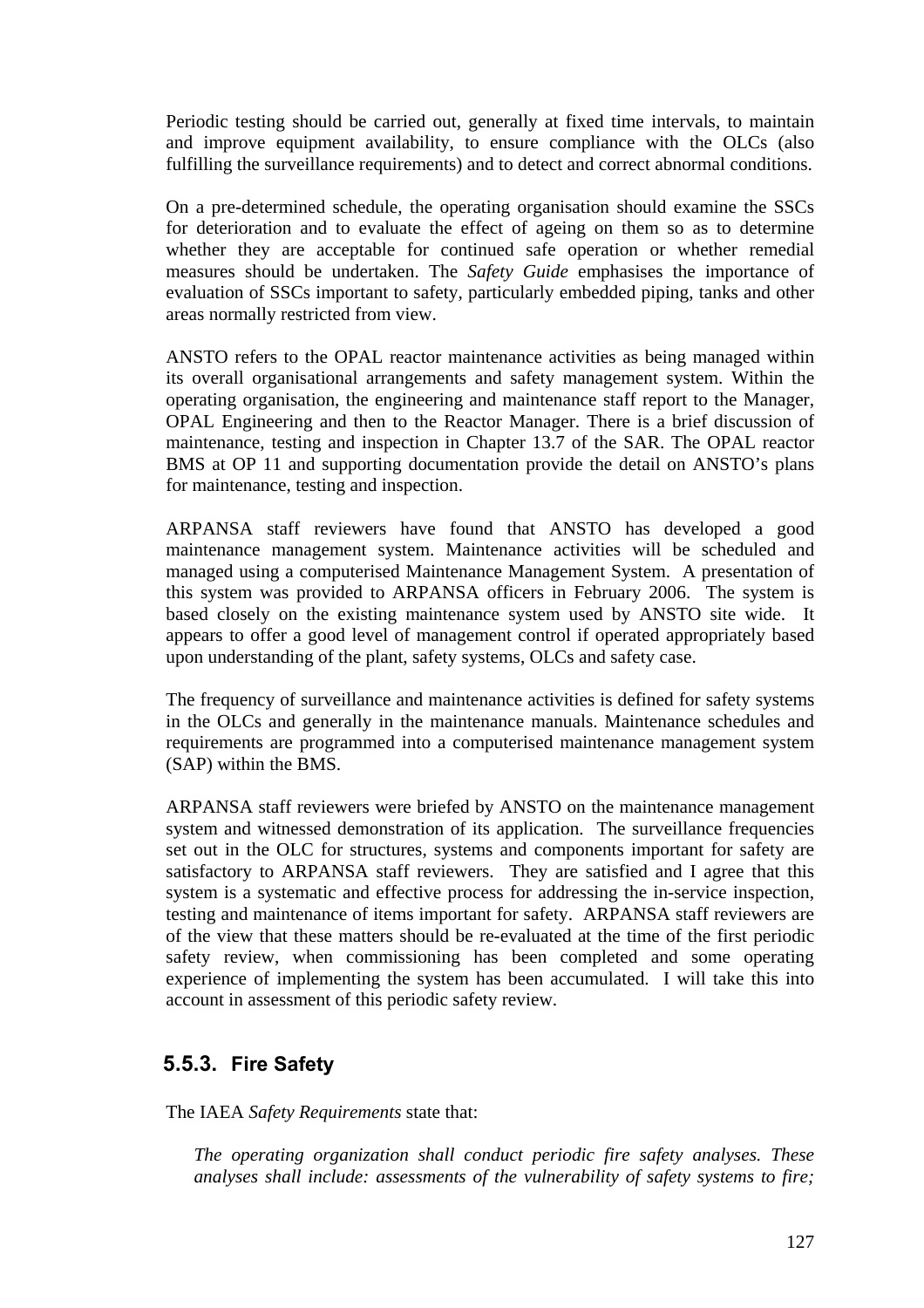Periodic testing should be carried out, generally at fixed time intervals, to maintain and improve equipment availability, to ensure compliance with the OLCs (also fulfilling the surveillance requirements) and to detect and correct abnormal conditions.

On a pre-determined schedule, the operating organisation should examine the SSCs for deterioration and to evaluate the effect of ageing on them so as to determine whether they are acceptable for continued safe operation or whether remedial measures should be undertaken. The *Safety Guide* emphasises the importance of evaluation of SSCs important to safety, particularly embedded piping, tanks and other areas normally restricted from view.

ANSTO refers to the OPAL reactor maintenance activities as being managed within its overall organisational arrangements and safety management system. Within the operating organisation, the engineering and maintenance staff report to the Manager, OPAL Engineering and then to the Reactor Manager. There is a brief discussion of maintenance, testing and inspection in Chapter 13.7 of the SAR. The OPAL reactor BMS at OP 11 and supporting documentation provide the detail on ANSTO's plans for maintenance, testing and inspection.

ARPANSA staff reviewers have found that ANSTO has developed a good maintenance management system. Maintenance activities will be scheduled and managed using a computerised Maintenance Management System. A presentation of this system was provided to ARPANSA officers in February 2006. The system is based closely on the existing maintenance system used by ANSTO site wide. It appears to offer a good level of management control if operated appropriately based upon understanding of the plant, safety systems, OLCs and safety case.

The frequency of surveillance and maintenance activities is defined for safety systems in the OLCs and generally in the maintenance manuals. Maintenance schedules and requirements are programmed into a computerised maintenance management system (SAP) within the BMS.

ARPANSA staff reviewers were briefed by ANSTO on the maintenance management system and witnessed demonstration of its application. The surveillance frequencies set out in the OLC for structures, systems and components important for safety are satisfactory to ARPANSA staff reviewers. They are satisfied and I agree that this system is a systematic and effective process for addressing the in-service inspection, testing and maintenance of items important for safety. ARPANSA staff reviewers are of the view that these matters should be re-evaluated at the time of the first periodic safety review, when commissioning has been completed and some operating experience of implementing the system has been accumulated. I will take this into account in assessment of this periodic safety review.

### 5.5.3. Fire Safety

The IAEA *Safety Requirements* state that:

> *The operating organization shall conduct periodic fire safety analyses. These analyses shall include: assessments of the vulnerability of safety systems to fire;*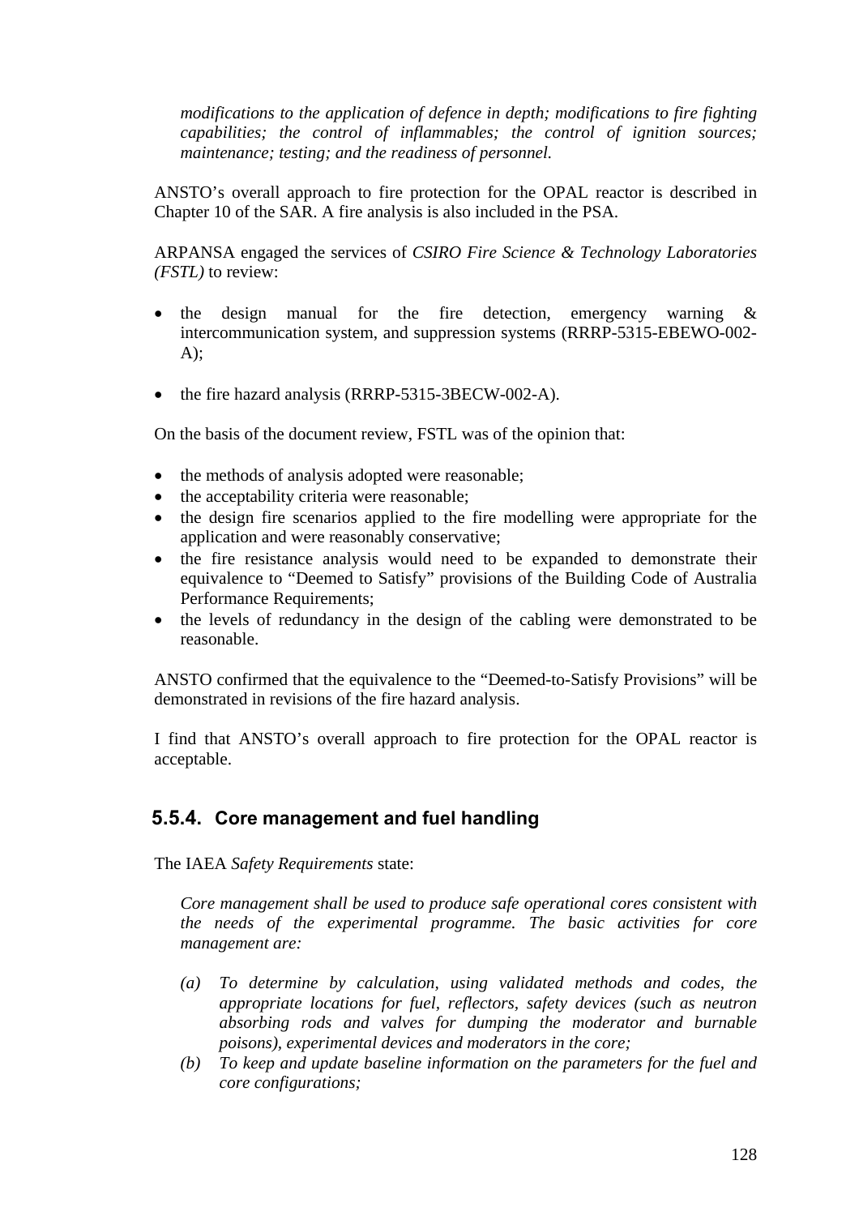*modifications to the application of defence in depth; modifications to fire fighting capabilities; the control of inflammables; the control of ignition sources; maintenance; testing; and the readiness of personnel.*

ANSTO's overall approach to fire protection for the OPAL reactor is described in Chapter 10 of the SAR. A fire analysis is also included in the PSA.

ARPANSA engaged the services of *CSIRO Fire Science & Technology Laboratories (FSTL)* to review:

- the design manual for the fire detection, emergency warning & intercommunication system, and suppression systems (RRRP-5315-EBEWO-002-A);

- the fire hazard analysis (RRRP-5315-3BECW-002-A).

On the basis of the document review, FSTL was of the opinion that:

- the methods of analysis adopted were reasonable;
- the acceptability criteria were reasonable;
- the design fire scenarios applied to the fire modelling were appropriate for the application and were reasonably conservative;
- the fire resistance analysis would need to be expanded to demonstrate their equivalence to "Deemed to Satisfy" provisions of the Building Code of Australia Performance Requirements;
- the levels of redundancy in the design of the cabling were demonstrated to be reasonable.

ANSTO confirmed that the equivalence to the "Deemed-to-Satisfy Provisions" will be demonstrated in revisions of the fire hazard analysis.

I find that ANSTO's overall approach to fire protection for the OPAL reactor is acceptable.

### 5.5.4. Core management and fuel handling

The IAEA *Safety Requirements* state:

*Core management shall be used to produce safe operational cores consistent with the needs of the experimental programme. The basic activities for core management are:*

*(a) To determine by calculation, using validated methods and codes, the appropriate locations for fuel, reflectors, safety devices (such as neutron absorbing rods and valves for dumping the moderator and burnable poisons), experimental devices and moderators in the core;*
*(b) To keep and update baseline information on the parameters for the fuel and core configurations;*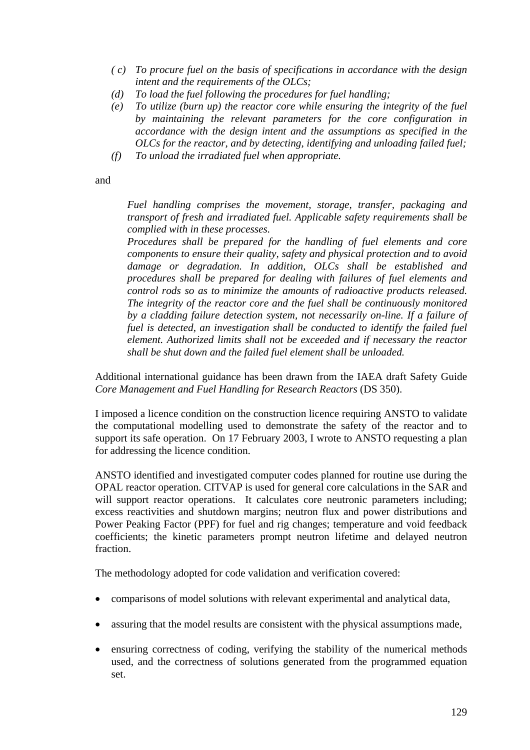- *( c) To procure fuel on the basis of specifications in accordance with the design intent and the requirements of the OLCs;*
- *(d) To load the fuel following the procedures for fuel handling;*
- *(e) To utilize (burn up) the reactor core while ensuring the integrity of the fuel by maintaining the relevant parameters for the core configuration in accordance with the design intent and the assumptions as specified in the OLCs for the reactor, and by detecting, identifying and unloading failed fuel;*
- *(f) To unload the irradiated fuel when appropriate.*

and

> *Fuel handling comprises the movement, storage, transfer, packaging and transport of fresh and irradiated fuel. Applicable safety requirements shall be complied with in these processes.*
> *Procedures shall be prepared for the handling of fuel elements and core components to ensure their quality, safety and physical protection and to avoid damage or degradation. In addition, OLCs shall be established and procedures shall be prepared for dealing with failures of fuel elements and control rods so as to minimize the amounts of radioactive products released. The integrity of the reactor core and the fuel shall be continuously monitored by a cladding failure detection system, not necessarily on-line. If a failure of fuel is detected, an investigation shall be conducted to identify the failed fuel element. Authorized limits shall not be exceeded and if necessary the reactor shall be shut down and the failed fuel element shall be unloaded.*

Additional international guidance has been drawn from the IAEA draft Safety Guide *Core Management and Fuel Handling for Research Reactors* (DS 350).

I imposed a licence condition on the construction licence requiring ANSTO to validate the computational modelling used to demonstrate the safety of the reactor and to support its safe operation. On 17 February 2003, I wrote to ANSTO requesting a plan for addressing the licence condition.

ANSTO identified and investigated computer codes planned for routine use during the OPAL reactor operation. CITVAP is used for general core calculations in the SAR and will support reactor operations. It calculates core neutronic parameters including; excess reactivities and shutdown margins; neutron flux and power distributions and Power Peaking Factor (PPF) for fuel and rig changes; temperature and void feedback coefficients; the kinetic parameters prompt neutron lifetime and delayed neutron fraction.

The methodology adopted for code validation and verification covered:

- comparisons of model solutions with relevant experimental and analytical data,
- assuring that the model results are consistent with the physical assumptions made,
- ensuring correctness of coding, verifying the stability of the numerical methods used, and the correctness of solutions generated from the programmed equation set.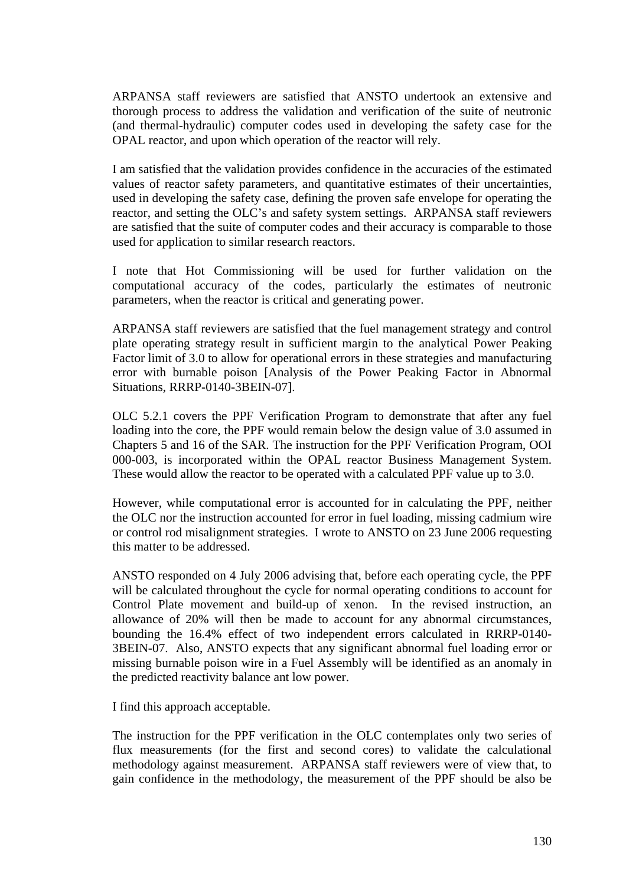ARPANSA staff reviewers are satisfied that ANSTO undertook an extensive and thorough process to address the validation and verification of the suite of neutronic (and thermal-hydraulic) computer codes used in developing the safety case for the OPAL reactor, and upon which operation of the reactor will rely.

I am satisfied that the validation provides confidence in the accuracies of the estimated values of reactor safety parameters, and quantitative estimates of their uncertainties, used in developing the safety case, defining the proven safe envelope for operating the reactor, and setting the OLC's and safety system settings. ARPANSA staff reviewers are satisfied that the suite of computer codes and their accuracy is comparable to those used for application to similar research reactors.

I note that Hot Commissioning will be used for further validation on the computational accuracy of the codes, particularly the estimates of neutronic parameters, when the reactor is critical and generating power.

ARPANSA staff reviewers are satisfied that the fuel management strategy and control plate operating strategy result in sufficient margin to the analytical Power Peaking Factor limit of 3.0 to allow for operational errors in these strategies and manufacturing error with burnable poison [Analysis of the Power Peaking Factor in Abnormal Situations, RRRP-0140-3BEIN-07].

OLC 5.2.1 covers the PPF Verification Program to demonstrate that after any fuel loading into the core, the PPF would remain below the design value of 3.0 assumed in Chapters 5 and 16 of the SAR. The instruction for the PPF Verification Program, OOI 000-003, is incorporated within the OPAL reactor Business Management System. These would allow the reactor to be operated with a calculated PPF value up to 3.0.

However, while computational error is accounted for in calculating the PPF, neither the OLC nor the instruction accounted for error in fuel loading, missing cadmium wire or control rod misalignment strategies. I wrote to ANSTO on 23 June 2006 requesting this matter to be addressed.

ANSTO responded on 4 July 2006 advising that, before each operating cycle, the PPF will be calculated throughout the cycle for normal operating conditions to account for Control Plate movement and build-up of xenon. In the revised instruction, an allowance of 20% will then be made to account for any abnormal circumstances, bounding the 16.4% effect of two independent errors calculated in RRRP-0140-3BEIN-07. Also, ANSTO expects that any significant abnormal fuel loading error or missing burnable poison wire in a Fuel Assembly will be identified as an anomaly in the predicted reactivity balance ant low power.

I find this approach acceptable.

The instruction for the PPF verification in the OLC contemplates only two series of flux measurements (for the first and second cores) to validate the calculational methodology against measurement. ARPANSA staff reviewers were of view that, to gain confidence in the methodology, the measurement of the PPF should be also be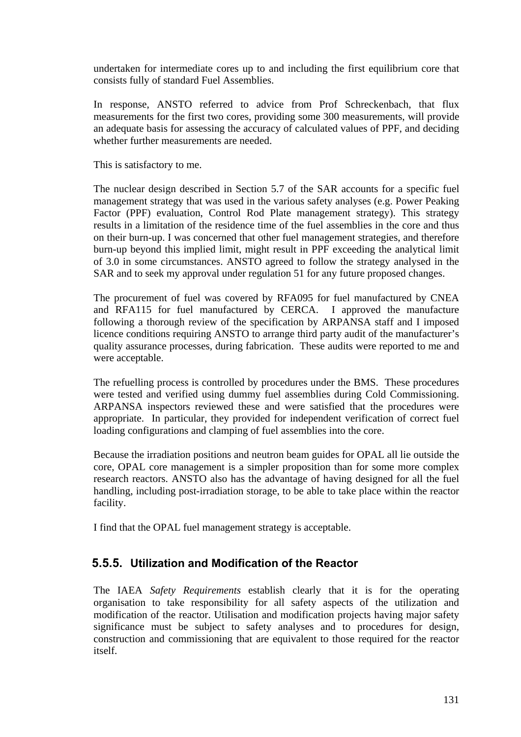undertaken for intermediate cores up to and including the first equilibrium core that consists fully of standard Fuel Assemblies.

In response, ANSTO referred to advice from Prof Schreckenbach, that flux measurements for the first two cores, providing some 300 measurements, will provide an adequate basis for assessing the accuracy of calculated values of PPF, and deciding whether further measurements are needed.

This is satisfactory to me.

The nuclear design described in Section 5.7 of the SAR accounts for a specific fuel management strategy that was used in the various safety analyses (e.g. Power Peaking Factor (PPF) evaluation, Control Rod Plate management strategy). This strategy results in a limitation of the residence time of the fuel assemblies in the core and thus on their burn-up. I was concerned that other fuel management strategies, and therefore burn-up beyond this implied limit, might result in PPF exceeding the analytical limit of 3.0 in some circumstances. ANSTO agreed to follow the strategy analysed in the SAR and to seek my approval under regulation 51 for any future proposed changes.

The procurement of fuel was covered by RFA095 for fuel manufactured by CNEA and RFA115 for fuel manufactured by CERCA. I approved the manufacture following a thorough review of the specification by ARPANSA staff and I imposed licence conditions requiring ANSTO to arrange third party audit of the manufacturer's quality assurance processes, during fabrication. These audits were reported to me and were acceptable.

The refuelling process is controlled by procedures under the BMS. These procedures were tested and verified using dummy fuel assemblies during Cold Commissioning. ARPANSA inspectors reviewed these and were satisfied that the procedures were appropriate. In particular, they provided for independent verification of correct fuel loading configurations and clamping of fuel assemblies into the core.

Because the irradiation positions and neutron beam guides for OPAL all lie outside the core, OPAL core management is a simpler proposition than for some more complex research reactors. ANSTO also has the advantage of having designed for all the fuel handling, including post-irradiation storage, to be able to take place within the reactor facility.

I find that the OPAL fuel management strategy is acceptable.

### 5.5.5. Utilization and Modification of the Reactor

The IAEA *Safety Requirements* establish clearly that it is for the operating organisation to take responsibility for all safety aspects of the utilization and modification of the reactor. Utilisation and modification projects having major safety significance must be subject to safety analyses and to procedures for design, construction and commissioning that are equivalent to those required for the reactor itself.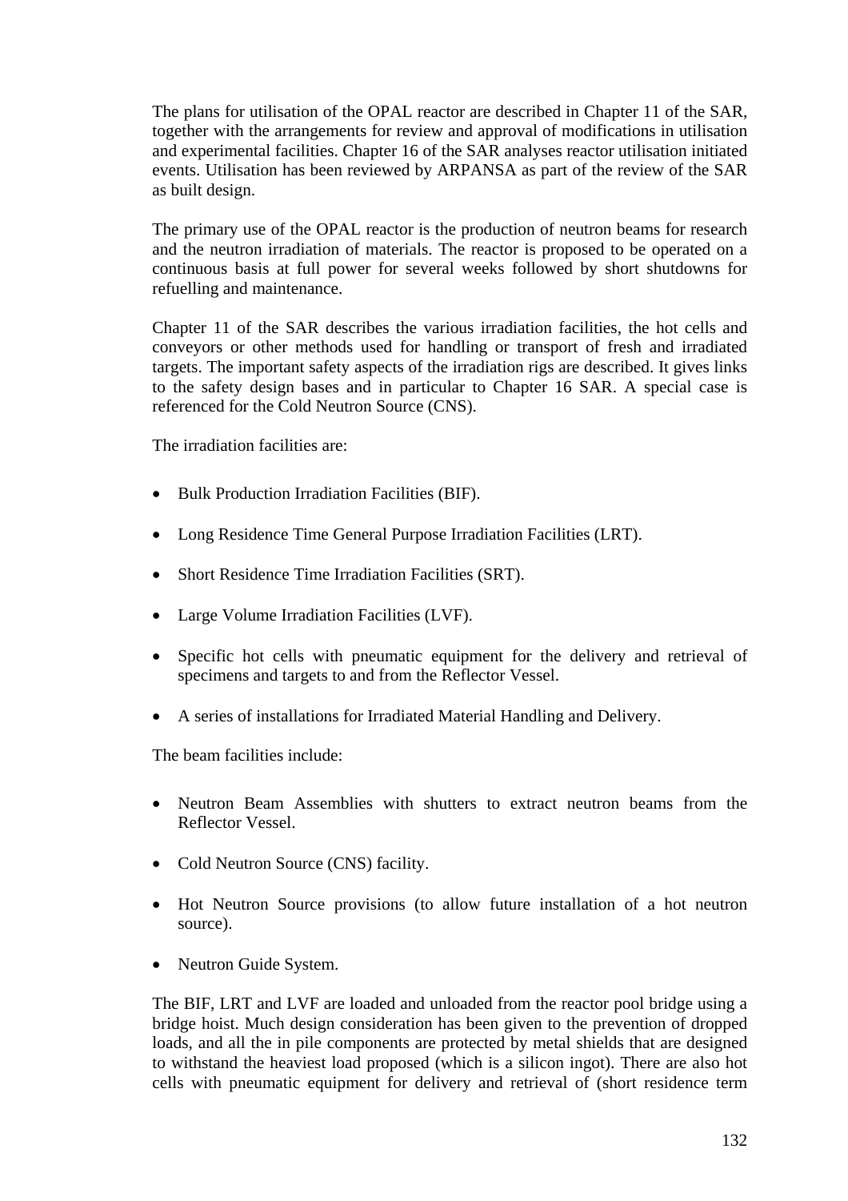The plans for utilisation of the OPAL reactor are described in Chapter 11 of the SAR, together with the arrangements for review and approval of modifications in utilisation and experimental facilities. Chapter 16 of the SAR analyses reactor utilisation initiated events. Utilisation has been reviewed by ARPANSA as part of the review of the SAR as built design.

The primary use of the OPAL reactor is the production of neutron beams for research and the neutron irradiation of materials. The reactor is proposed to be operated on a continuous basis at full power for several weeks followed by short shutdowns for refuelling and maintenance.

Chapter 11 of the SAR describes the various irradiation facilities, the hot cells and conveyors or other methods used for handling or transport of fresh and irradiated targets. The important safety aspects of the irradiation rigs are described. It gives links to the safety design bases and in particular to Chapter 16 SAR. A special case is referenced for the Cold Neutron Source (CNS).

The irradiation facilities are:

- Bulk Production Irradiation Facilities (BIF).
- Long Residence Time General Purpose Irradiation Facilities (LRT).
- Short Residence Time Irradiation Facilities (SRT).
- Large Volume Irradiation Facilities (LVF).
- Specific hot cells with pneumatic equipment for the delivery and retrieval of specimens and targets to and from the Reflector Vessel.
- A series of installations for Irradiated Material Handling and Delivery.

The beam facilities include:

- Neutron Beam Assemblies with shutters to extract neutron beams from the Reflector Vessel.
- Cold Neutron Source (CNS) facility.
- Hot Neutron Source provisions (to allow future installation of a hot neutron source).
- Neutron Guide System.

The BIF, LRT and LVF are loaded and unloaded from the reactor pool bridge using a bridge hoist. Much design consideration has been given to the prevention of dropped loads, and all the in pile components are protected by metal shields that are designed to withstand the heaviest load proposed (which is a silicon ingot). There are also hot cells with pneumatic equipment for delivery and retrieval of (short residence term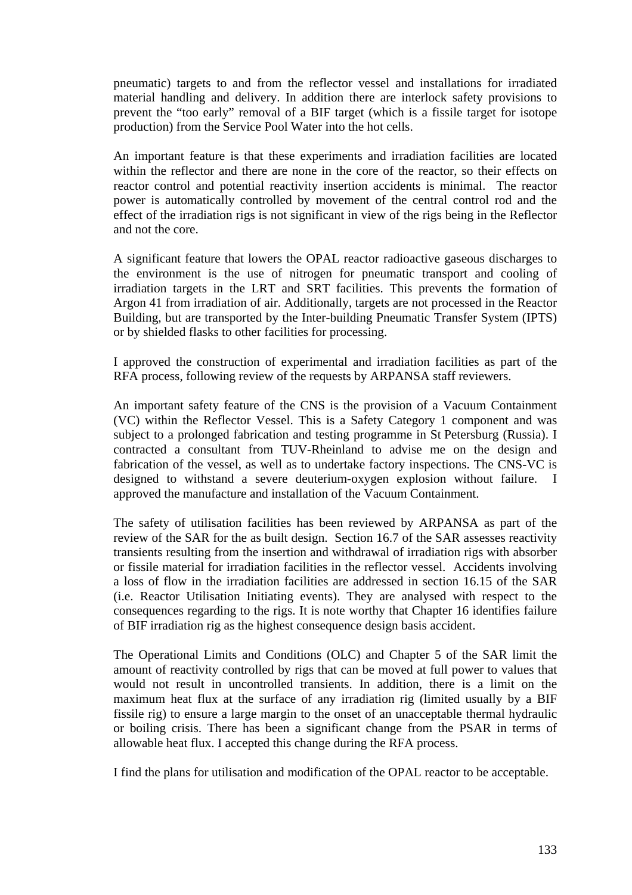pneumatic) targets to and from the reflector vessel and installations for irradiated material handling and delivery. In addition there are interlock safety provisions to prevent the "too early" removal of a BIF target (which is a fissile target for isotope production) from the Service Pool Water into the hot cells.

An important feature is that these experiments and irradiation facilities are located within the reflector and there are none in the core of the reactor, so their effects on reactor control and potential reactivity insertion accidents is minimal. The reactor power is automatically controlled by movement of the central control rod and the effect of the irradiation rigs is not significant in view of the rigs being in the Reflector and not the core.

A significant feature that lowers the OPAL reactor radioactive gaseous discharges to the environment is the use of nitrogen for pneumatic transport and cooling of irradiation targets in the LRT and SRT facilities. This prevents the formation of Argon 41 from irradiation of air. Additionally, targets are not processed in the Reactor Building, but are transported by the Inter-building Pneumatic Transfer System (IPTS) or by shielded flasks to other facilities for processing.

I approved the construction of experimental and irradiation facilities as part of the RFA process, following review of the requests by ARPANSA staff reviewers.

An important safety feature of the CNS is the provision of a Vacuum Containment (VC) within the Reflector Vessel. This is a Safety Category 1 component and was subject to a prolonged fabrication and testing programme in St Petersburg (Russia). I contracted a consultant from TUV-Rheinland to advise me on the design and fabrication of the vessel, as well as to undertake factory inspections. The CNS-VC is designed to withstand a severe deuterium-oxygen explosion without failure. I approved the manufacture and installation of the Vacuum Containment.

The safety of utilisation facilities has been reviewed by ARPANSA as part of the review of the SAR for the as built design. Section 16.7 of the SAR assesses reactivity transients resulting from the insertion and withdrawal of irradiation rigs with absorber or fissile material for irradiation facilities in the reflector vessel. Accidents involving a loss of flow in the irradiation facilities are addressed in section 16.15 of the SAR (i.e. Reactor Utilisation Initiating events). They are analysed with respect to the consequences regarding to the rigs. It is note worthy that Chapter 16 identifies failure of BIF irradiation rig as the highest consequence design basis accident.

The Operational Limits and Conditions (OLC) and Chapter 5 of the SAR limit the amount of reactivity controlled by rigs that can be moved at full power to values that would not result in uncontrolled transients. In addition, there is a limit on the maximum heat flux at the surface of any irradiation rig (limited usually by a BIF fissile rig) to ensure a large margin to the onset of an unacceptable thermal hydraulic or boiling crisis. There has been a significant change from the PSAR in terms of allowable heat flux. I accepted this change during the RFA process.

I find the plans for utilisation and modification of the OPAL reactor to be acceptable.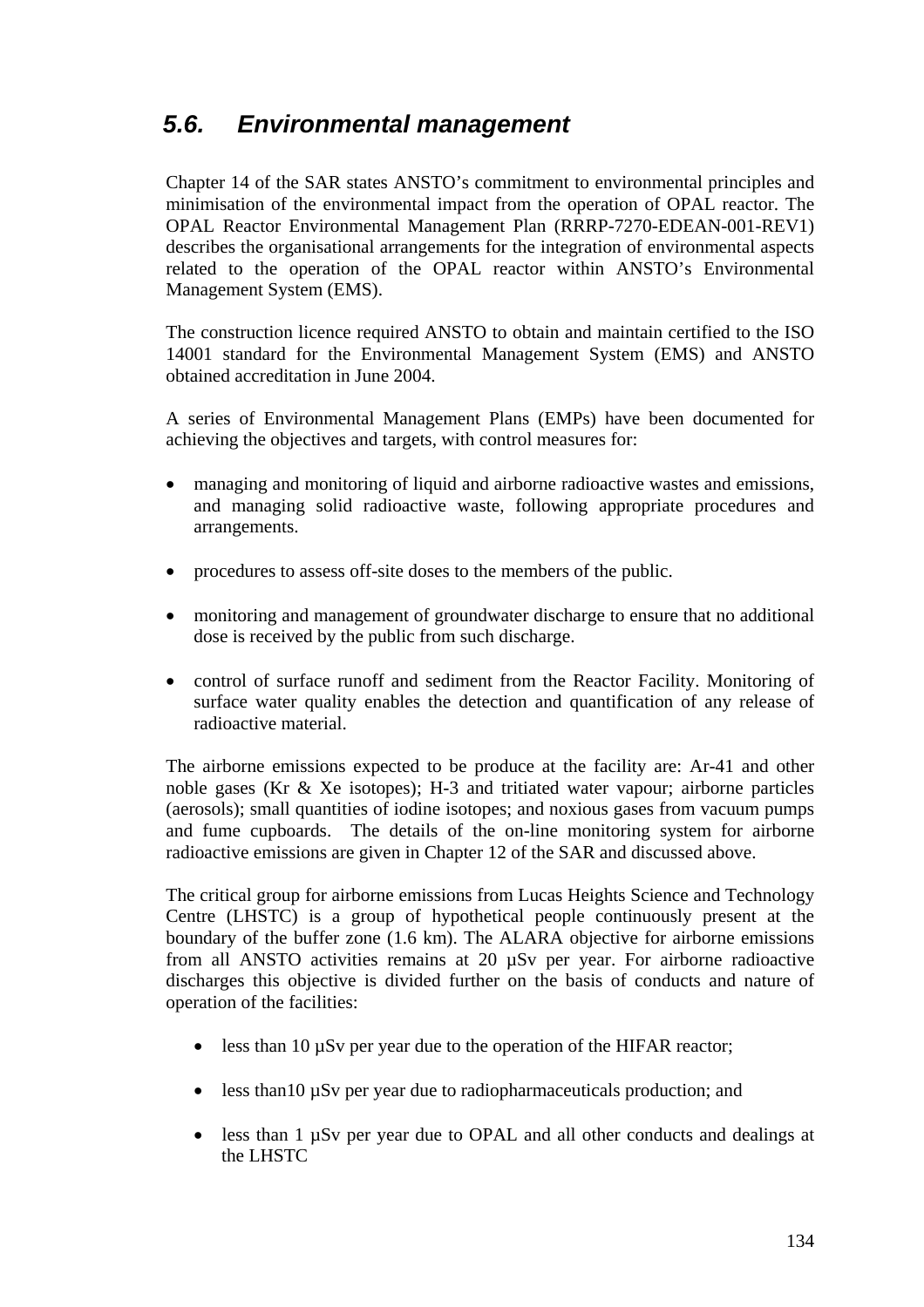## 5.6. Environmental management

Chapter 14 of the SAR states ANSTO's commitment to environmental principles and minimisation of the environmental impact from the operation of OPAL reactor. The OPAL Reactor Environmental Management Plan (RRRP-7270-EDEAN-001-REV1) describes the organisational arrangements for the integration of environmental aspects related to the operation of the OPAL reactor within ANSTO's Environmental Management System (EMS).

The construction licence required ANSTO to obtain and maintain certified to the ISO 14001 standard for the Environmental Management System (EMS) and ANSTO obtained accreditation in June 2004.

A series of Environmental Management Plans (EMPs) have been documented for achieving the objectives and targets, with control measures for:

- managing and monitoring of liquid and airborne radioactive wastes and emissions, and managing solid radioactive waste, following appropriate procedures and arrangements.
- procedures to assess off-site doses to the members of the public.
- monitoring and management of groundwater discharge to ensure that no additional dose is received by the public from such discharge.
- control of surface runoff and sediment from the Reactor Facility. Monitoring of surface water quality enables the detection and quantification of any release of radioactive material.

The airborne emissions expected to be produce at the facility are: Ar-41 and other noble gases (Kr & Xe isotopes); H-3 and tritiated water vapour; airborne particles (aerosols); small quantities of iodine isotopes; and noxious gases from vacuum pumps and fume cupboards. The details of the on-line monitoring system for airborne radioactive emissions are given in Chapter 12 of the SAR and discussed above.

The critical group for airborne emissions from Lucas Heights Science and Technology Centre (LHSTC) is a group of hypothetical people continuously present at the boundary of the buffer zone (1.6 km). The ALARA objective for airborne emissions from all ANSTO activities remains at 20 µSv per year. For airborne radioactive discharges this objective is divided further on the basis of conducts and nature of operation of the facilities:

- less than 10 µSv per year due to the operation of the HIFAR reactor;
- less than10 µSv per year due to radiopharmaceuticals production; and
- less than 1 µSv per year due to OPAL and all other conducts and dealings at the LHSTC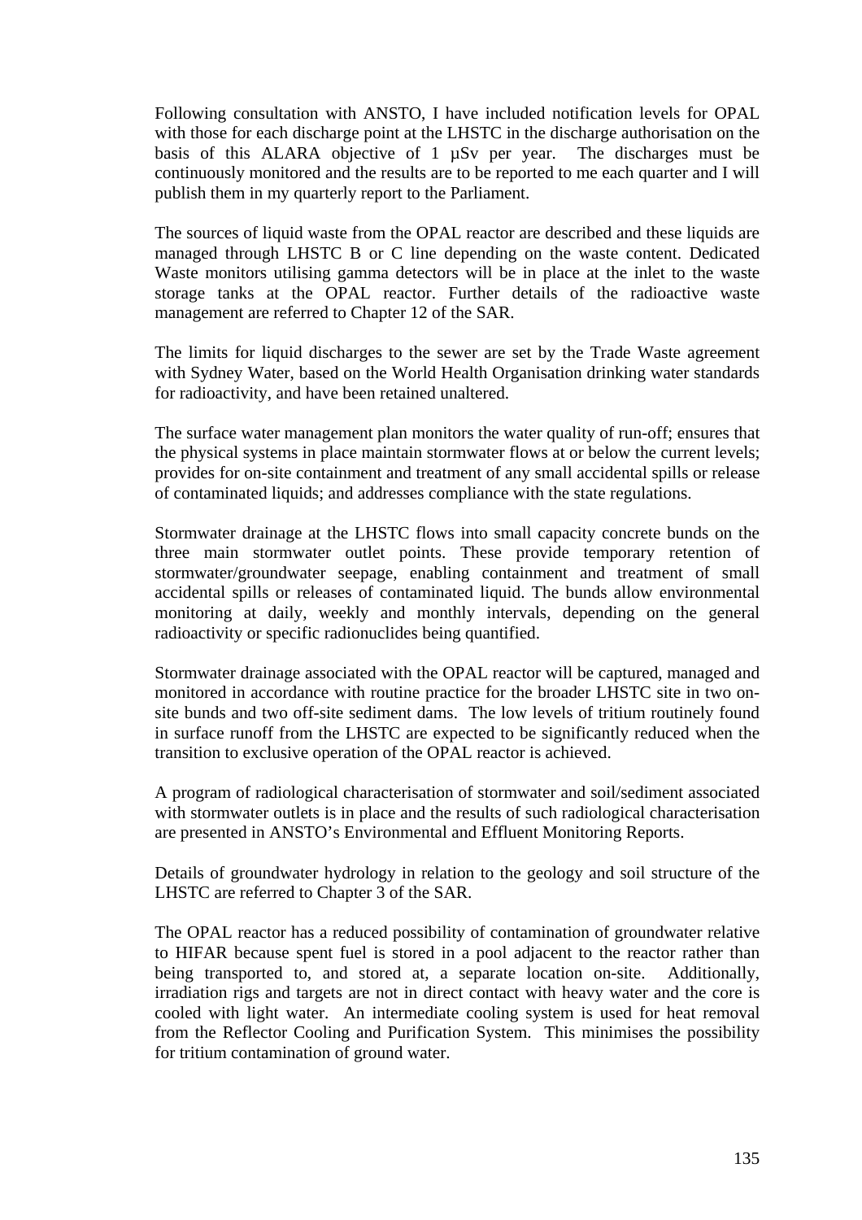Following consultation with ANSTO, I have included notification levels for OPAL with those for each discharge point at the LHSTC in the discharge authorisation on the basis of this ALARA objective of 1 µSv per year. The discharges must be continuously monitored and the results are to be reported to me each quarter and I will publish them in my quarterly report to the Parliament.

The sources of liquid waste from the OPAL reactor are described and these liquids are managed through LHSTC B or C line depending on the waste content. Dedicated Waste monitors utilising gamma detectors will be in place at the inlet to the waste storage tanks at the OPAL reactor. Further details of the radioactive waste management are referred to Chapter 12 of the SAR.

The limits for liquid discharges to the sewer are set by the Trade Waste agreement with Sydney Water, based on the World Health Organisation drinking water standards for radioactivity, and have been retained unaltered.

The surface water management plan monitors the water quality of run-off; ensures that the physical systems in place maintain stormwater flows at or below the current levels; provides for on-site containment and treatment of any small accidental spills or release of contaminated liquids; and addresses compliance with the state regulations.

Stormwater drainage at the LHSTC flows into small capacity concrete bunds on the three main stormwater outlet points. These provide temporary retention of stormwater/groundwater seepage, enabling containment and treatment of small accidental spills or releases of contaminated liquid. The bunds allow environmental monitoring at daily, weekly and monthly intervals, depending on the general radioactivity or specific radionuclides being quantified.

Stormwater drainage associated with the OPAL reactor will be captured, managed and monitored in accordance with routine practice for the broader LHSTC site in two on-site bunds and two off-site sediment dams. The low levels of tritium routinely found in surface runoff from the LHSTC are expected to be significantly reduced when the transition to exclusive operation of the OPAL reactor is achieved.

A program of radiological characterisation of stormwater and soil/sediment associated with stormwater outlets is in place and the results of such radiological characterisation are presented in ANSTO's Environmental and Effluent Monitoring Reports.

Details of groundwater hydrology in relation to the geology and soil structure of the LHSTC are referred to Chapter 3 of the SAR.

The OPAL reactor has a reduced possibility of contamination of groundwater relative to HIFAR because spent fuel is stored in a pool adjacent to the reactor rather than being transported to, and stored at, a separate location on-site. Additionally, irradiation rigs and targets are not in direct contact with heavy water and the core is cooled with light water. An intermediate cooling system is used for heat removal from the Reflector Cooling and Purification System. This minimises the possibility for tritium contamination of ground water.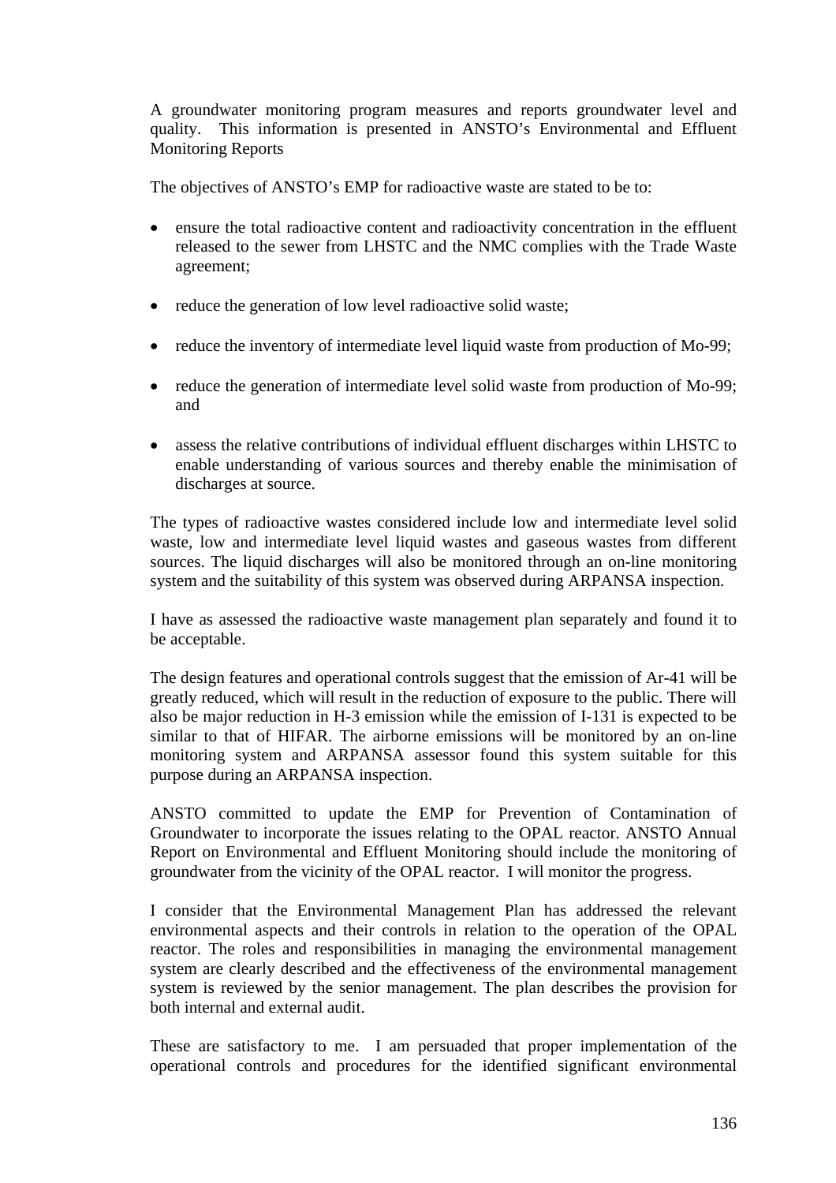A groundwater monitoring program measures and reports groundwater level and quality. This information is presented in ANSTO's Environmental and Effluent Monitoring Reports

The objectives of ANSTO's EMP for radioactive waste are stated to be to:

- ensure the total radioactive content and radioactivity concentration in the effluent released to the sewer from LHSTC and the NMC complies with the Trade Waste agreement;
- reduce the generation of low level radioactive solid waste;
- reduce the inventory of intermediate level liquid waste from production of Mo-99;
- reduce the generation of intermediate level solid waste from production of Mo-99; and
- assess the relative contributions of individual effluent discharges within LHSTC to enable understanding of various sources and thereby enable the minimisation of discharges at source.

The types of radioactive wastes considered include low and intermediate level solid waste, low and intermediate level liquid wastes and gaseous wastes from different sources. The liquid discharges will also be monitored through an on-line monitoring system and the suitability of this system was observed during ARPANSA inspection.

I have as assessed the radioactive waste management plan separately and found it to be acceptable.

The design features and operational controls suggest that the emission of Ar-41 will be greatly reduced, which will result in the reduction of exposure to the public. There will also be major reduction in H-3 emission while the emission of I-131 is expected to be similar to that of HIFAR. The airborne emissions will be monitored by an on-line monitoring system and ARPANSA assessor found this system suitable for this purpose during an ARPANSA inspection.

ANSTO committed to update the EMP for Prevention of Contamination of Groundwater to incorporate the issues relating to the OPAL reactor. ANSTO Annual Report on Environmental and Effluent Monitoring should include the monitoring of groundwater from the vicinity of the OPAL reactor. I will monitor the progress.

I consider that the Environmental Management Plan has addressed the relevant environmental aspects and their controls in relation to the operation of the OPAL reactor. The roles and responsibilities in managing the environmental management system are clearly described and the effectiveness of the environmental management system is reviewed by the senior management. The plan describes the provision for both internal and external audit.

These are satisfactory to me. I am persuaded that proper implementation of the operational controls and procedures for the identified significant environmental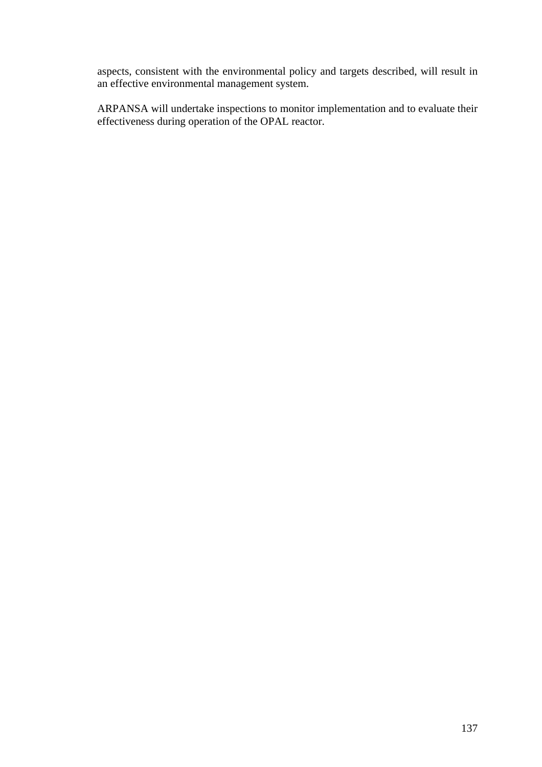aspects, consistent with the environmental policy and targets described, will result in an effective environmental management system.

ARPANSA will undertake inspections to monitor implementation and to evaluate their effectiveness during operation of the OPAL reactor.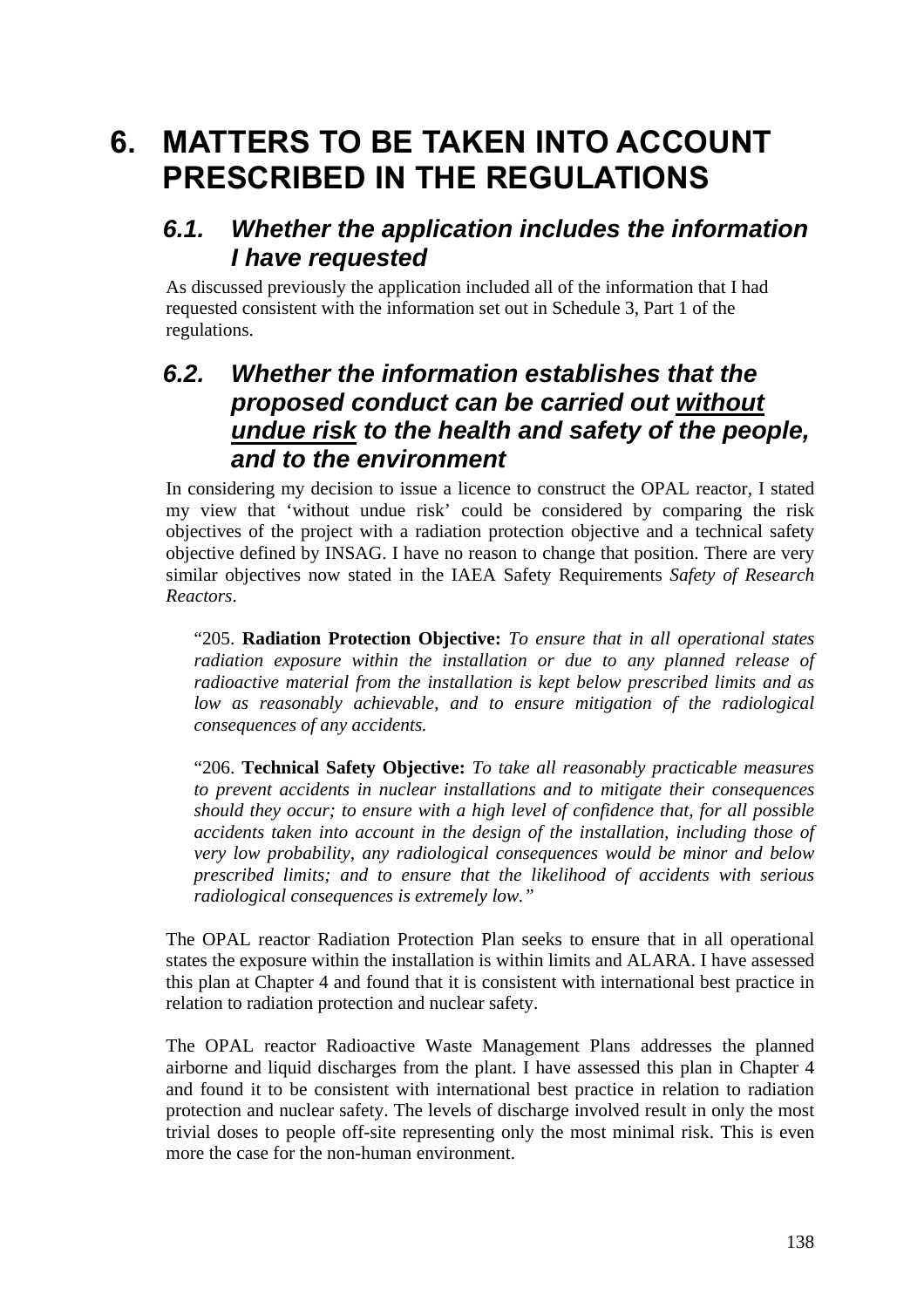# 6. MATTERS TO BE TAKEN INTO ACCOUNT PRESCRIBED IN THE REGULATIONS

## 6.1. Whether the application includes the information I have requested

As discussed previously the application included all of the information that I had requested consistent with the information set out in Schedule 3, Part 1 of the regulations.

## 6.2. Whether the information establishes that the proposed conduct can be carried out without undue risk to the health and safety of the people, and to the environment

In considering my decision to issue a licence to construct the OPAL reactor, I stated my view that 'without undue risk' could be considered by comparing the risk objectives of the project with a radiation protection objective and a technical safety objective defined by INSAG. I have no reason to change that position. There are very similar objectives now stated in the IAEA Safety Requirements *Safety of Research Reactors*.

> "205. **Radiation Protection Objective:** *To ensure that in all operational states radiation exposure within the installation or due to any planned release of radioactive material from the installation is kept below prescribed limits and as low as reasonably achievable, and to ensure mitigation of the radiological consequences of any accidents.*
>
> "206. **Technical Safety Objective:** *To take all reasonably practicable measures to prevent accidents in nuclear installations and to mitigate their consequences should they occur; to ensure with a high level of confidence that, for all possible accidents taken into account in the design of the installation, including those of very low probability, any radiological consequences would be minor and below prescribed limits; and to ensure that the likelihood of accidents with serious radiological consequences is extremely low."*

The OPAL reactor Radiation Protection Plan seeks to ensure that in all operational states the exposure within the installation is within limits and ALARA. I have assessed this plan at Chapter 4 and found that it is consistent with international best practice in relation to radiation protection and nuclear safety.

The OPAL reactor Radioactive Waste Management Plans addresses the planned airborne and liquid discharges from the plant. I have assessed this plan in Chapter 4 and found it to be consistent with international best practice in relation to radiation protection and nuclear safety. The levels of discharge involved result in only the most trivial doses to people off-site representing only the most minimal risk. This is even more the case for the non-human environment.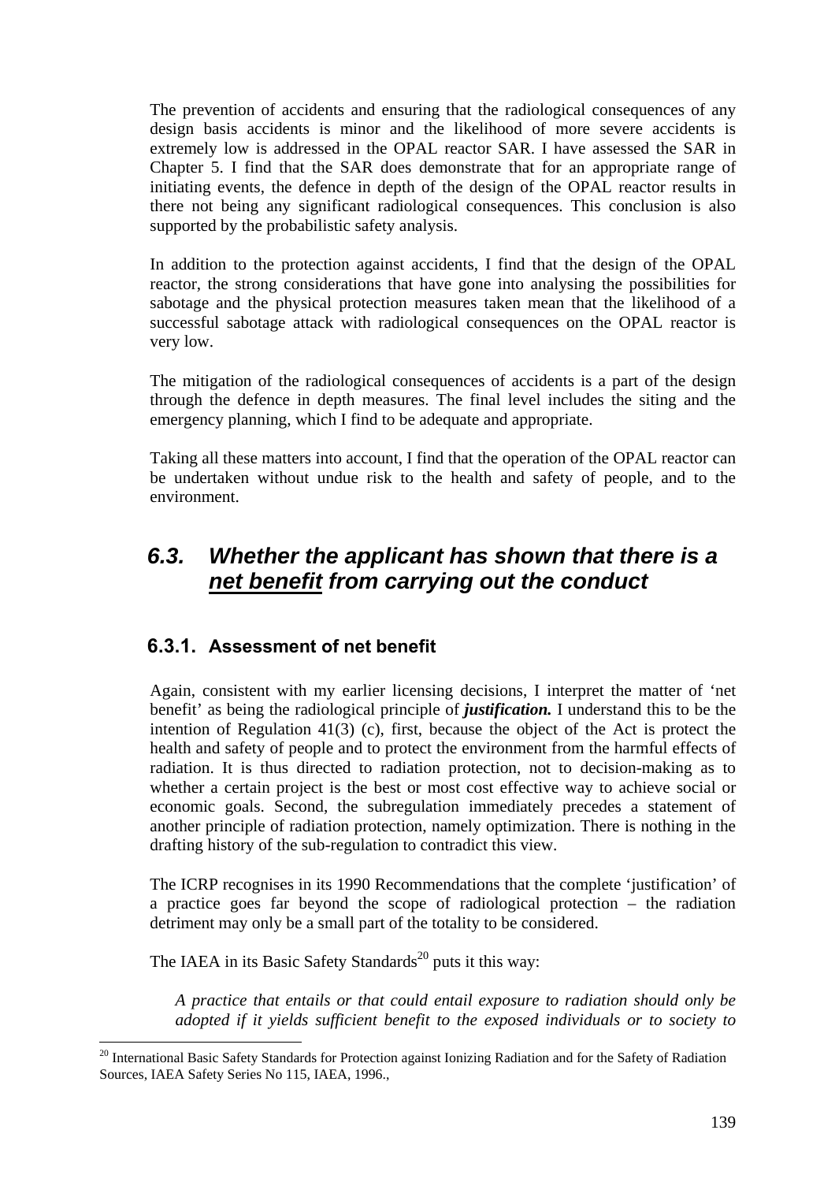The prevention of accidents and ensuring that the radiological consequences of any design basis accidents is minor and the likelihood of more severe accidents is extremely low is addressed in the OPAL reactor SAR. I have assessed the SAR in Chapter 5. I find that the SAR does demonstrate that for an appropriate range of initiating events, the defence in depth of the design of the OPAL reactor results in there not being any significant radiological consequences. This conclusion is also supported by the probabilistic safety analysis.

In addition to the protection against accidents, I find that the design of the OPAL reactor, the strong considerations that have gone into analysing the possibilities for sabotage and the physical protection measures taken mean that the likelihood of a successful sabotage attack with radiological consequences on the OPAL reactor is very low.

The mitigation of the radiological consequences of accidents is a part of the design through the defence in depth measures. The final level includes the siting and the emergency planning, which I find to be adequate and appropriate.

Taking all these matters into account, I find that the operation of the OPAL reactor can be undertaken without undue risk to the health and safety of people, and to the environment.

## *6.3. Whether the applicant has shown that there is a net benefit from carrying out the conduct*

### 6.3.1. Assessment of net benefit

Again, consistent with my earlier licensing decisions, I interpret the matter of 'net benefit' as being the radiological principle of ***justification.*** I understand this to be the intention of Regulation 41(3) (c), first, because the object of the Act is protect the health and safety of people and to protect the environment from the harmful effects of radiation. It is thus directed to radiation protection, not to decision-making as to whether a certain project is the best or most cost effective way to achieve social or economic goals. Second, the subregulation immediately precedes a statement of another principle of radiation protection, namely optimization. There is nothing in the drafting history of the sub-regulation to contradict this view.

The ICRP recognises in its 1990 Recommendations that the complete 'justification' of a practice goes far beyond the scope of radiological protection – the radiation detriment may only be a small part of the totality to be considered.

The IAEA in its Basic Safety Standards[20] puts it this way:

> *A practice that entails or that could entail exposure to radiation should only be adopted if it yields sufficient benefit to the exposed individuals or to society to*

[20] International Basic Safety Standards for Protection against Ionizing Radiation and for the Safety of Radiation Sources, IAEA Safety Series No 115, IAEA, 1996.,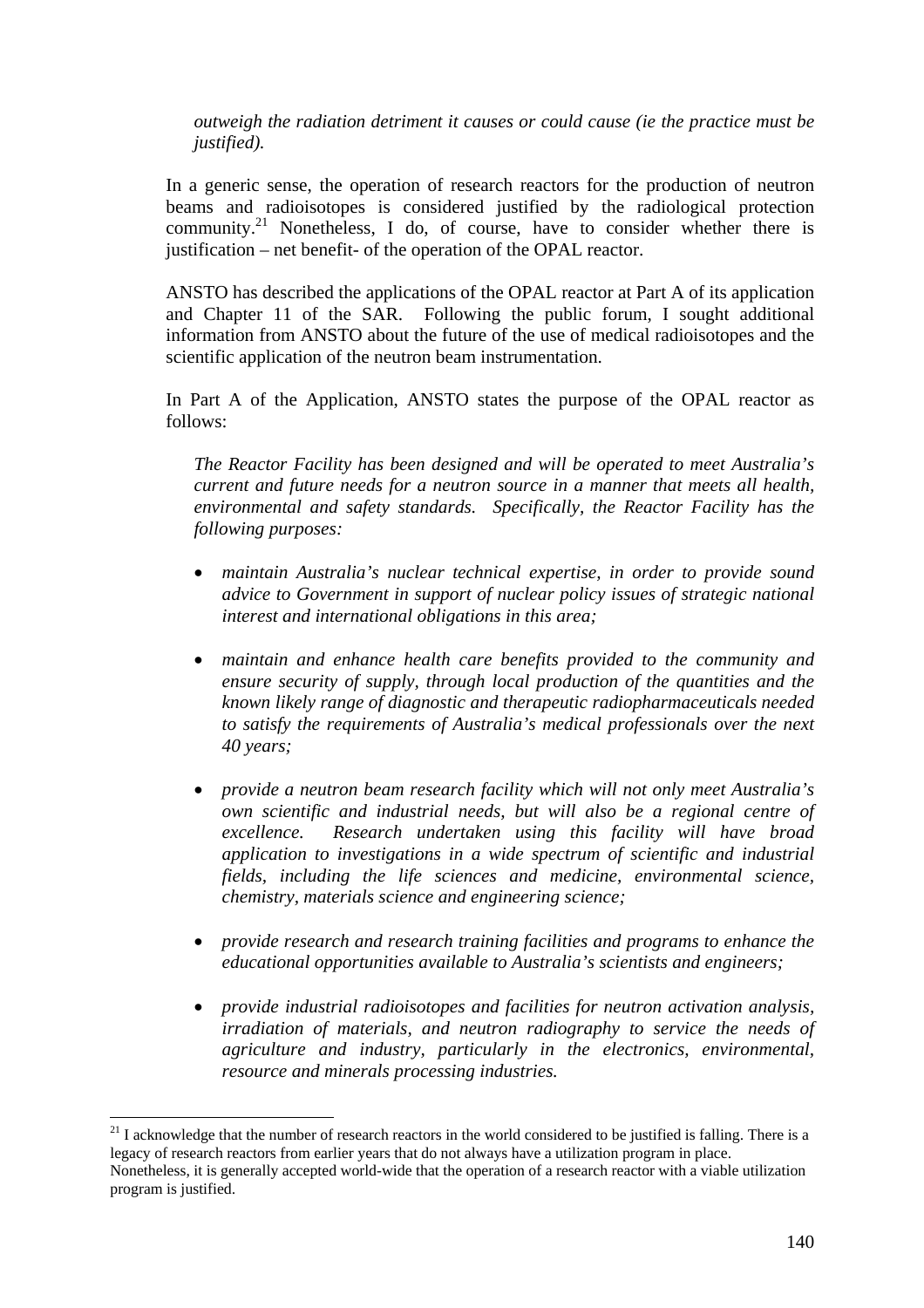*outweigh the radiation detriment it causes or could cause (ie the practice must be justified).*

In a generic sense, the operation of research reactors for the production of neutron beams and radioisotopes is considered justified by the radiological protection community.[21] Nonetheless, I do, of course, have to consider whether there is justification – net benefit- of the operation of the OPAL reactor.

ANSTO has described the applications of the OPAL reactor at Part A of its application and Chapter 11 of the SAR. Following the public forum, I sought additional information from ANSTO about the future of the use of medical radioisotopes and the scientific application of the neutron beam instrumentation.

In Part A of the Application, ANSTO states the purpose of the OPAL reactor as follows:

*The Reactor Facility has been designed and will be operated to meet Australia's current and future needs for a neutron source in a manner that meets all health, environmental and safety standards. Specifically, the Reactor Facility has the following purposes:*

- *maintain Australia's nuclear technical expertise, in order to provide sound advice to Government in support of nuclear policy issues of strategic national interest and international obligations in this area;*
- *maintain and enhance health care benefits provided to the community and ensure security of supply, through local production of the quantities and the known likely range of diagnostic and therapeutic radiopharmaceuticals needed to satisfy the requirements of Australia's medical professionals over the next 40 years;*
- *provide a neutron beam research facility which will not only meet Australia's own scientific and industrial needs, but will also be a regional centre of excellence. Research undertaken using this facility will have broad application to investigations in a wide spectrum of scientific and industrial fields, including the life sciences and medicine, environmental science, chemistry, materials science and engineering science;*
- *provide research and research training facilities and programs to enhance the educational opportunities available to Australia's scientists and engineers;*
- *provide industrial radioisotopes and facilities for neutron activation analysis, irradiation of materials, and neutron radiography to service the needs of agriculture and industry, particularly in the electronics, environmental, resource and minerals processing industries.*

---

[21] I acknowledge that the number of research reactors in the world considered to be justified is falling. There is a legacy of research reactors from earlier years that do not always have a utilization program in place. Nonetheless, it is generally accepted world-wide that the operation of a research reactor with a viable utilization program is justified.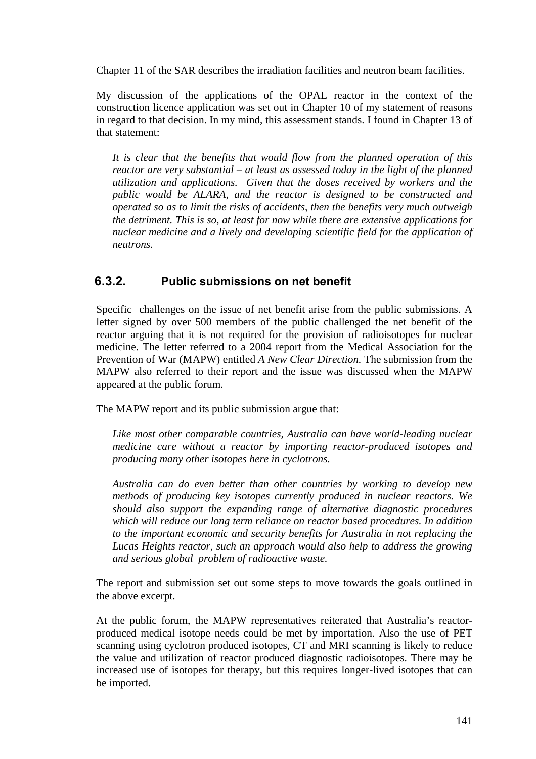Chapter 11 of the SAR describes the irradiation facilities and neutron beam facilities.

My discussion of the applications of the OPAL reactor in the context of the construction licence application was set out in Chapter 10 of my statement of reasons in regard to that decision. In my mind, this assessment stands. I found in Chapter 13 of that statement:

> *It is clear that the benefits that would flow from the planned operation of this reactor are very substantial – at least as assessed today in the light of the planned utilization and applications. Given that the doses received by workers and the public would be ALARA, and the reactor is designed to be constructed and operated so as to limit the risks of accidents, then the benefits very much outweigh the detriment. This is so, at least for now while there are extensive applications for nuclear medicine and a lively and developing scientific field for the application of neutrons.*

### 6.3.2. Public submissions on net benefit

Specific challenges on the issue of net benefit arise from the public submissions. A letter signed by over 500 members of the public challenged the net benefit of the reactor arguing that it is not required for the provision of radioisotopes for nuclear medicine. The letter referred to a 2004 report from the Medical Association for the Prevention of War (MAPW) entitled *A New Clear Direction.* The submission from the MAPW also referred to their report and the issue was discussed when the MAPW appeared at the public forum.

The MAPW report and its public submission argue that:

> *Like most other comparable countries, Australia can have world-leading nuclear medicine care without a reactor by importing reactor-produced isotopes and producing many other isotopes here in cyclotrons.*
>
> *Australia can do even better than other countries by working to develop new methods of producing key isotopes currently produced in nuclear reactors. We should also support the expanding range of alternative diagnostic procedures which will reduce our long term reliance on reactor based procedures. In addition to the important economic and security benefits for Australia in not replacing the Lucas Heights reactor, such an approach would also help to address the growing and serious global problem of radioactive waste.*

The report and submission set out some steps to move towards the goals outlined in the above excerpt.

At the public forum, the MAPW representatives reiterated that Australia's reactor-produced medical isotope needs could be met by importation. Also the use of PET scanning using cyclotron produced isotopes, CT and MRI scanning is likely to reduce the value and utilization of reactor produced diagnostic radioisotopes. There may be increased use of isotopes for therapy, but this requires longer-lived isotopes that can be imported.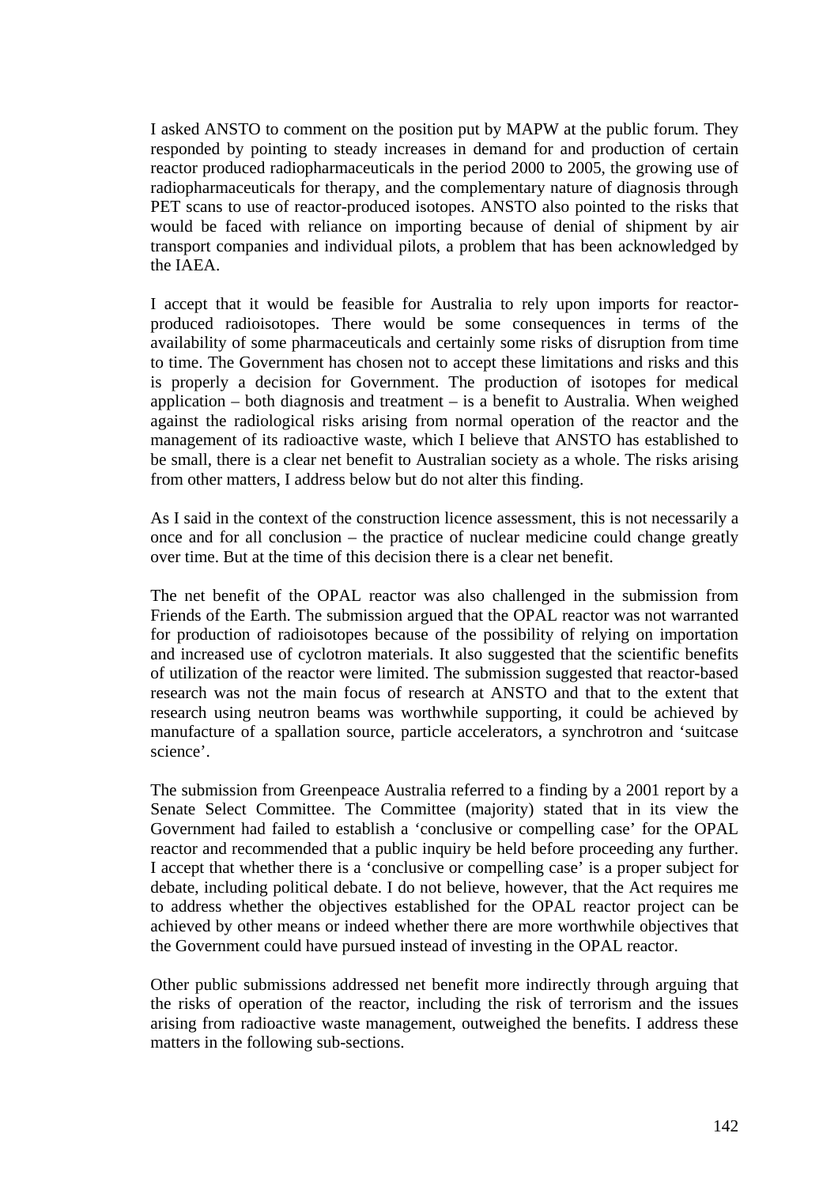I asked ANSTO to comment on the position put by MAPW at the public forum. They responded by pointing to steady increases in demand for and production of certain reactor produced radiopharmaceuticals in the period 2000 to 2005, the growing use of radiopharmaceuticals for therapy, and the complementary nature of diagnosis through PET scans to use of reactor-produced isotopes. ANSTO also pointed to the risks that would be faced with reliance on importing because of denial of shipment by air transport companies and individual pilots, a problem that has been acknowledged by the IAEA.

I accept that it would be feasible for Australia to rely upon imports for reactor-produced radioisotopes. There would be some consequences in terms of the availability of some pharmaceuticals and certainly some risks of disruption from time to time. The Government has chosen not to accept these limitations and risks and this is properly a decision for Government. The production of isotopes for medical application – both diagnosis and treatment – is a benefit to Australia. When weighed against the radiological risks arising from normal operation of the reactor and the management of its radioactive waste, which I believe that ANSTO has established to be small, there is a clear net benefit to Australian society as a whole. The risks arising from other matters, I address below but do not alter this finding.

As I said in the context of the construction licence assessment, this is not necessarily a once and for all conclusion – the practice of nuclear medicine could change greatly over time. But at the time of this decision there is a clear net benefit.

The net benefit of the OPAL reactor was also challenged in the submission from Friends of the Earth. The submission argued that the OPAL reactor was not warranted for production of radioisotopes because of the possibility of relying on importation and increased use of cyclotron materials. It also suggested that the scientific benefits of utilization of the reactor were limited. The submission suggested that reactor-based research was not the main focus of research at ANSTO and that to the extent that research using neutron beams was worthwhile supporting, it could be achieved by manufacture of a spallation source, particle accelerators, a synchrotron and 'suitcase science'.

The submission from Greenpeace Australia referred to a finding by a 2001 report by a Senate Select Committee. The Committee (majority) stated that in its view the Government had failed to establish a 'conclusive or compelling case' for the OPAL reactor and recommended that a public inquiry be held before proceeding any further. I accept that whether there is a 'conclusive or compelling case' is a proper subject for debate, including political debate. I do not believe, however, that the Act requires me to address whether the objectives established for the OPAL reactor project can be achieved by other means or indeed whether there are more worthwhile objectives that the Government could have pursued instead of investing in the OPAL reactor.

Other public submissions addressed net benefit more indirectly through arguing that the risks of operation of the reactor, including the risk of terrorism and the issues arising from radioactive waste management, outweighed the benefits. I address these matters in the following sub-sections.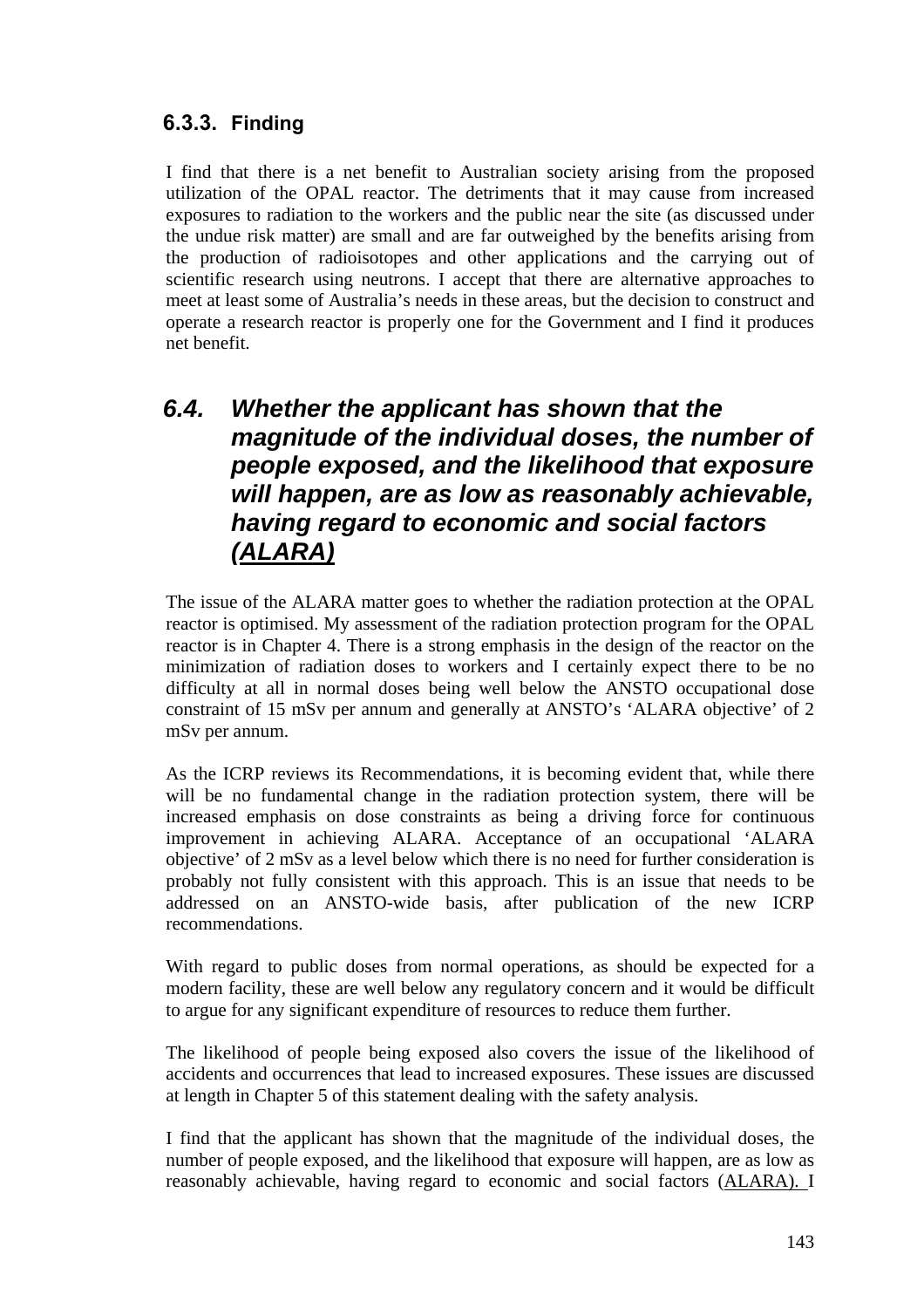### 6.3.3. Finding

I find that there is a net benefit to Australian society arising from the proposed utilization of the OPAL reactor. The detriments that it may cause from increased exposures to radiation to the workers and the public near the site (as discussed under the undue risk matter) are small and are far outweighed by the benefits arising from the production of radioisotopes and other applications and the carrying out of scientific research using neutrons. I accept that there are alternative approaches to meet at least some of Australia's needs in these areas, but the decision to construct and operate a research reactor is properly one for the Government and I find it produces net benefit.

## *6.4. Whether the applicant has shown that the magnitude of the individual doses, the number of people exposed, and the likelihood that exposure will happen, are as low as reasonably achievable, having regard to economic and social factors (ALARA)*

The issue of the ALARA matter goes to whether the radiation protection at the OPAL reactor is optimised. My assessment of the radiation protection program for the OPAL reactor is in Chapter 4. There is a strong emphasis in the design of the reactor on the minimization of radiation doses to workers and I certainly expect there to be no difficulty at all in normal doses being well below the ANSTO occupational dose constraint of 15 mSv per annum and generally at ANSTO's 'ALARA objective' of 2 mSv per annum.

As the ICRP reviews its Recommendations, it is becoming evident that, while there will be no fundamental change in the radiation protection system, there will be increased emphasis on dose constraints as being a driving force for continuous improvement in achieving ALARA. Acceptance of an occupational 'ALARA objective' of 2 mSv as a level below which there is no need for further consideration is probably not fully consistent with this approach. This is an issue that needs to be addressed on an ANSTO-wide basis, after publication of the new ICRP recommendations.

With regard to public doses from normal operations, as should be expected for a modern facility, these are well below any regulatory concern and it would be difficult to argue for any significant expenditure of resources to reduce them further.

The likelihood of people being exposed also covers the issue of the likelihood of accidents and occurrences that lead to increased exposures. These issues are discussed at length in Chapter 5 of this statement dealing with the safety analysis.

I find that the applicant has shown that the magnitude of the individual doses, the number of people exposed, and the likelihood that exposure will happen, are as low as reasonably achievable, having regard to economic and social factors (ALARA). I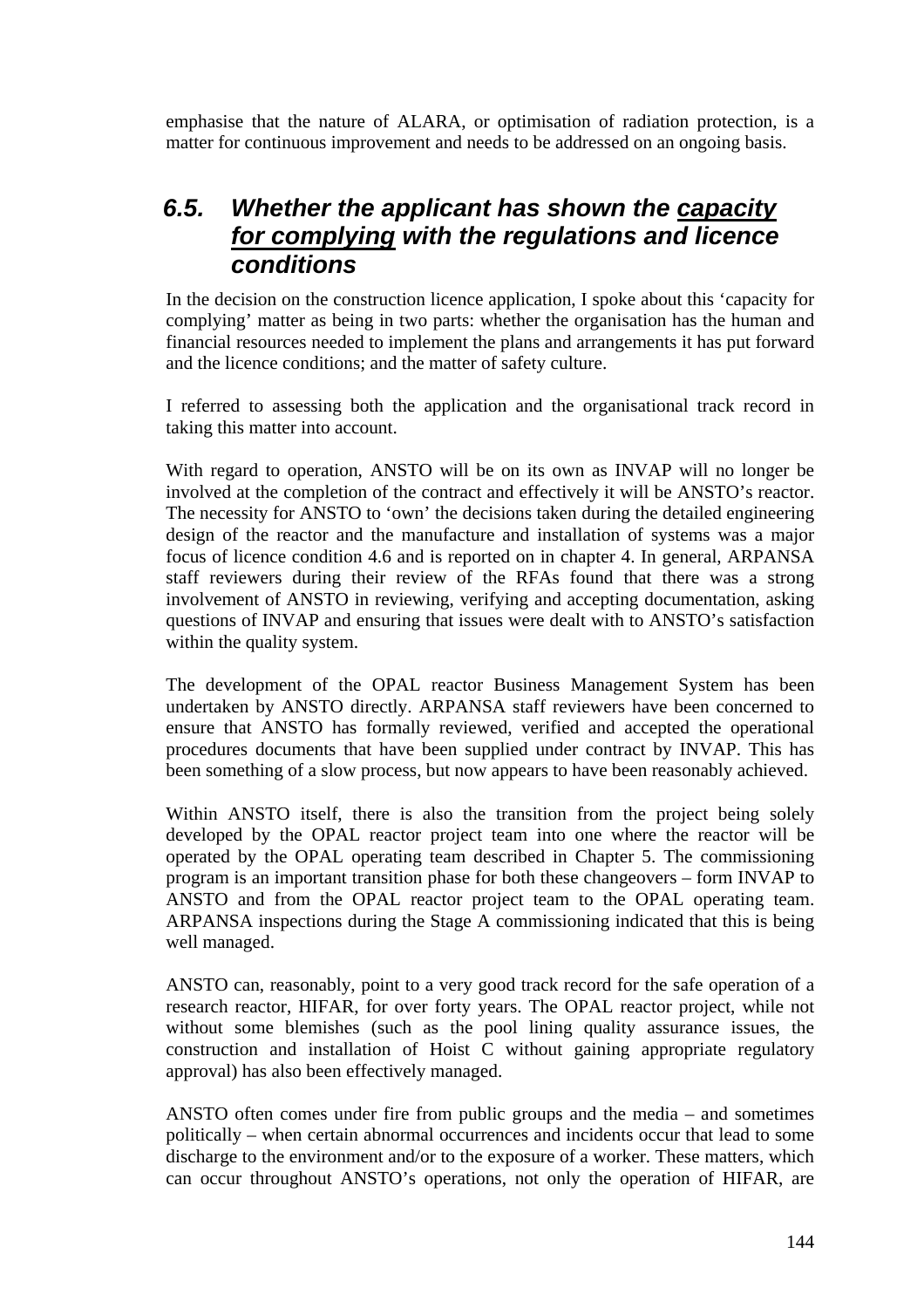emphasise that the nature of ALARA, or optimisation of radiation protection, is a matter for continuous improvement and needs to be addressed on an ongoing basis.

## *6.5. Whether the applicant has shown the <u>capacity for complying</u> with the regulations and licence conditions*

In the decision on the construction licence application, I spoke about this 'capacity for complying' matter as being in two parts: whether the organisation has the human and financial resources needed to implement the plans and arrangements it has put forward and the licence conditions; and the matter of safety culture.

I referred to assessing both the application and the organisational track record in taking this matter into account.

With regard to operation, ANSTO will be on its own as INVAP will no longer be involved at the completion of the contract and effectively it will be ANSTO's reactor. The necessity for ANSTO to 'own' the decisions taken during the detailed engineering design of the reactor and the manufacture and installation of systems was a major focus of licence condition 4.6 and is reported on in chapter 4. In general, ARPANSA staff reviewers during their review of the RFAs found that there was a strong involvement of ANSTO in reviewing, verifying and accepting documentation, asking questions of INVAP and ensuring that issues were dealt with to ANSTO's satisfaction within the quality system.

The development of the OPAL reactor Business Management System has been undertaken by ANSTO directly. ARPANSA staff reviewers have been concerned to ensure that ANSTO has formally reviewed, verified and accepted the operational procedures documents that have been supplied under contract by INVAP. This has been something of a slow process, but now appears to have been reasonably achieved.

Within ANSTO itself, there is also the transition from the project being solely developed by the OPAL reactor project team into one where the reactor will be operated by the OPAL operating team described in Chapter 5. The commissioning program is an important transition phase for both these changeovers – form INVAP to ANSTO and from the OPAL reactor project team to the OPAL operating team. ARPANSA inspections during the Stage A commissioning indicated that this is being well managed.

ANSTO can, reasonably, point to a very good track record for the safe operation of a research reactor, HIFAR, for over forty years. The OPAL reactor project, while not without some blemishes (such as the pool lining quality assurance issues, the construction and installation of Hoist C without gaining appropriate regulatory approval) has also been effectively managed.

ANSTO often comes under fire from public groups and the media – and sometimes politically – when certain abnormal occurrences and incidents occur that lead to some discharge to the environment and/or to the exposure of a worker. These matters, which can occur throughout ANSTO's operations, not only the operation of HIFAR, are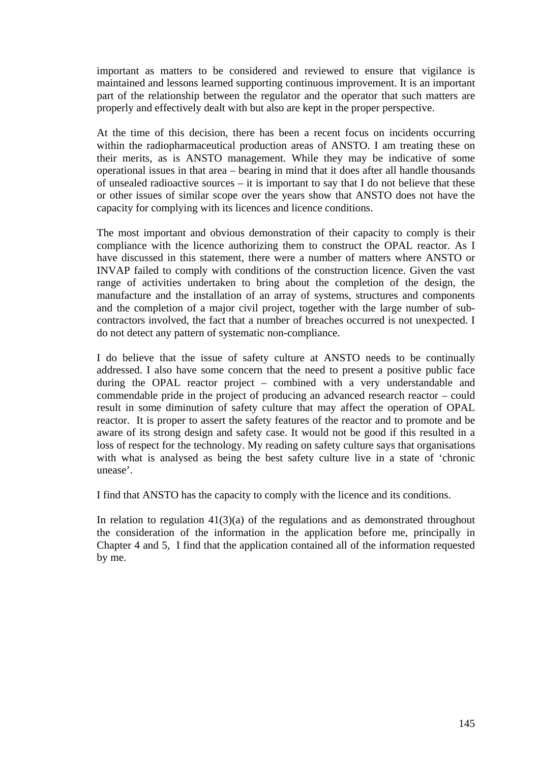important as matters to be considered and reviewed to ensure that vigilance is maintained and lessons learned supporting continuous improvement. It is an important part of the relationship between the regulator and the operator that such matters are properly and effectively dealt with but also are kept in the proper perspective.

At the time of this decision, there has been a recent focus on incidents occurring within the radiopharmaceutical production areas of ANSTO. I am treating these on their merits, as is ANSTO management. While they may be indicative of some operational issues in that area – bearing in mind that it does after all handle thousands of unsealed radioactive sources – it is important to say that I do not believe that these or other issues of similar scope over the years show that ANSTO does not have the capacity for complying with its licences and licence conditions.

The most important and obvious demonstration of their capacity to comply is their compliance with the licence authorizing them to construct the OPAL reactor. As I have discussed in this statement, there were a number of matters where ANSTO or INVAP failed to comply with conditions of the construction licence. Given the vast range of activities undertaken to bring about the completion of the design, the manufacture and the installation of an array of systems, structures and components and the completion of a major civil project, together with the large number of sub-contractors involved, the fact that a number of breaches occurred is not unexpected. I do not detect any pattern of systematic non-compliance.

I do believe that the issue of safety culture at ANSTO needs to be continually addressed. I also have some concern that the need to present a positive public face during the OPAL reactor project – combined with a very understandable and commendable pride in the project of producing an advanced research reactor – could result in some diminution of safety culture that may affect the operation of OPAL reactor. It is proper to assert the safety features of the reactor and to promote and be aware of its strong design and safety case. It would not be good if this resulted in a loss of respect for the technology. My reading on safety culture says that organisations with what is analysed as being the best safety culture live in a state of 'chronic unease'.

I find that ANSTO has the capacity to comply with the licence and its conditions.

In relation to regulation 41(3)(a) of the regulations and as demonstrated throughout the consideration of the information in the application before me, principally in Chapter 4 and 5, I find that the application contained all of the information requested by me.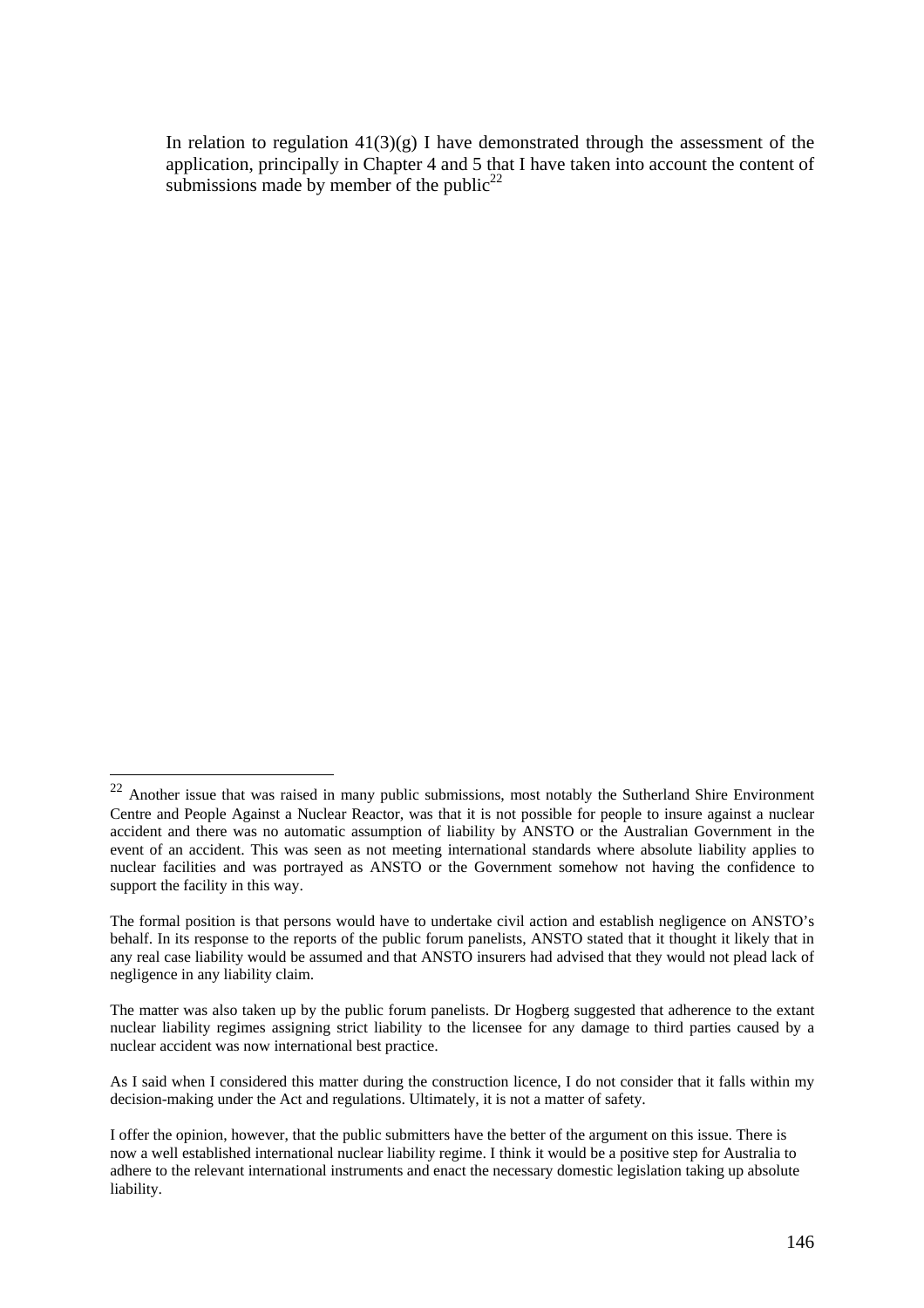In relation to regulation 41(3)(g) I have demonstrated through the assessment of the application, principally in Chapter 4 and 5 that I have taken into account the content of submissions made by member of the public[22]

---

[22] Another issue that was raised in many public submissions, most notably the Sutherland Shire Environment Centre and People Against a Nuclear Reactor, was that it is not possible for people to insure against a nuclear accident and there was no automatic assumption of liability by ANSTO or the Australian Government in the event of an accident. This was seen as not meeting international standards where absolute liability applies to nuclear facilities and was portrayed as ANSTO or the Government somehow not having the confidence to support the facility in this way.

The formal position is that persons would have to undertake civil action and establish negligence on ANSTO's behalf. In its response to the reports of the public forum panelists, ANSTO stated that it thought it likely that in any real case liability would be assumed and that ANSTO insurers had advised that they would not plead lack of negligence in any liability claim.

The matter was also taken up by the public forum panelists. Dr Hogberg suggested that adherence to the extant nuclear liability regimes assigning strict liability to the licensee for any damage to third parties caused by a nuclear accident was now international best practice.

As I said when I considered this matter during the construction licence, I do not consider that it falls within my decision-making under the Act and regulations. Ultimately, it is not a matter of safety.

I offer the opinion, however, that the public submitters have the better of the argument on this issue. There is now a well established international nuclear liability regime. I think it would be a positive step for Australia to adhere to the relevant international instruments and enact the necessary domestic legislation taking up absolute liability.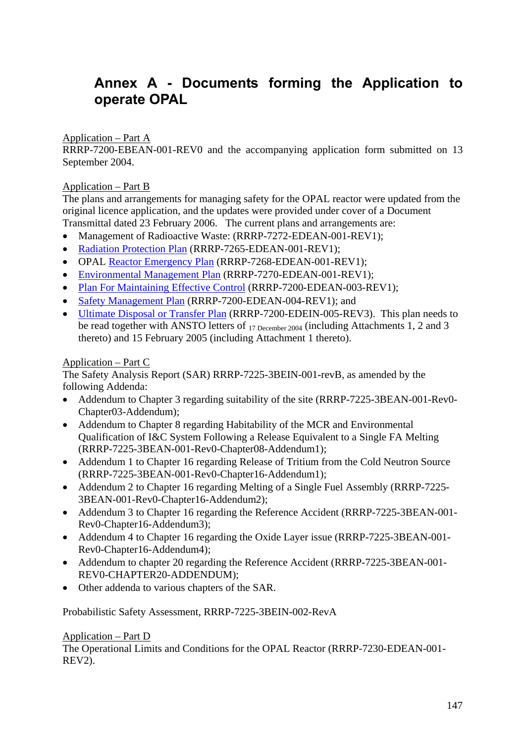# Annex A - Documents forming the Application to operate OPAL

Application – Part A

RRRP-7200-EBEAN-001-REV0 and the accompanying application form submitted on 13 September 2004.

Application – Part B

The plans and arrangements for managing safety for the OPAL reactor were updated from the original licence application, and the updates were provided under cover of a Document Transmittal dated 23 February 2006. The current plans and arrangements are:

- Management of Radioactive Waste: (RRRP-7272-EDEAN-001-REV1);
- Radiation Protection Plan (RRRP-7265-EDEAN-001-REV1);
- OPAL Reactor Emergency Plan (RRRP-7268-EDEAN-001-REV1);
- Environmental Management Plan (RRRP-7270-EDEAN-001-REV1);
- Plan For Maintaining Effective Control (RRRP-7200-EDEAN-003-REV1);
- Safety Management Plan (RRRP-7200-EDEAN-004-REV1); and
- Ultimate Disposal or Transfer Plan (RRRP-7200-EDEIN-005-REV3). This plan needs to be read together with ANSTO letters of 17 December 2004 (including Attachments 1, 2 and 3 thereto) and 15 February 2005 (including Attachment 1 thereto).

Application – Part C

The Safety Analysis Report (SAR) RRRP-7225-3BEIN-001-revB, as amended by the following Addenda:

- Addendum to Chapter 3 regarding suitability of the site (RRRP-7225-3BEAN-001-Rev0-Chapter03-Addendum);
- Addendum to Chapter 8 regarding Habitability of the MCR and Environmental Qualification of I&C System Following a Release Equivalent to a Single FA Melting (RRRP-7225-3BEAN-001-Rev0-Chapter08-Addendum1);
- Addendum 1 to Chapter 16 regarding Release of Tritium from the Cold Neutron Source (RRRP-7225-3BEAN-001-Rev0-Chapter16-Addendum1);
- Addendum 2 to Chapter 16 regarding Melting of a Single Fuel Assembly (RRRP-7225-3BEAN-001-Rev0-Chapter16-Addendum2);
- Addendum 3 to Chapter 16 regarding the Reference Accident (RRRP-7225-3BEAN-001-Rev0-Chapter16-Addendum3);
- Addendum 4 to Chapter 16 regarding the Oxide Layer issue (RRRP-7225-3BEAN-001-Rev0-Chapter16-Addendum4);
- Addendum to chapter 20 regarding the Reference Accident (RRRP-7225-3BEAN-001-REV0-CHAPTER20-ADDENDUM);
- Other addenda to various chapters of the SAR.

Probabilistic Safety Assessment, RRRP-7225-3BEIN-002-RevA

Application – Part D

The Operational Limits and Conditions for the OPAL Reactor (RRRP-7230-EDEAN-001-REV2).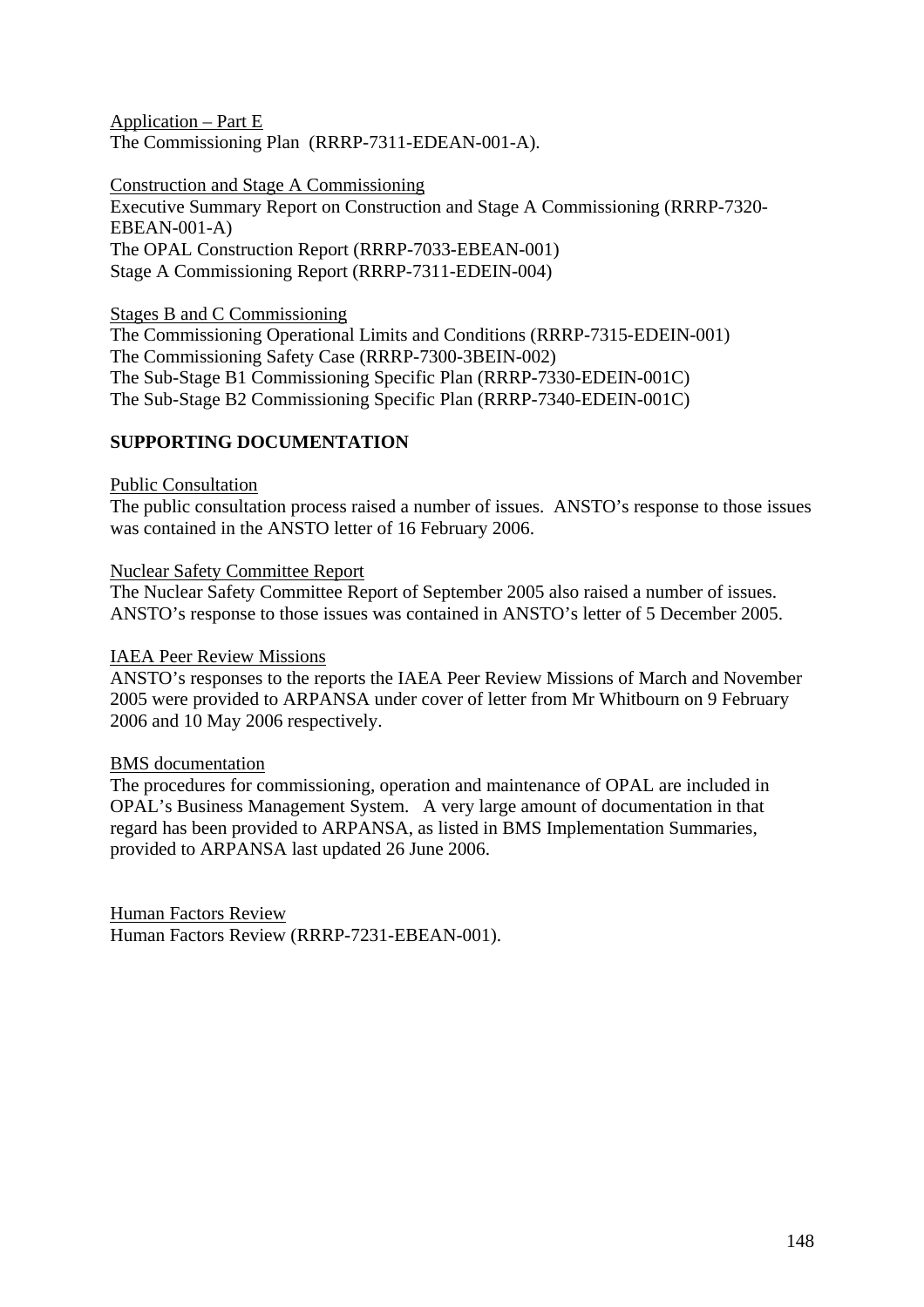Application – Part E
The Commissioning Plan (RRRP-7311-EDEAN-001-A).

Construction and Stage A Commissioning
Executive Summary Report on Construction and Stage A Commissioning (RRRP-7320-EBEAN-001-A)
The OPAL Construction Report (RRRP-7033-EBEAN-001)
Stage A Commissioning Report (RRRP-7311-EDEIN-004)

Stages B and C Commissioning
The Commissioning Operational Limits and Conditions (RRRP-7315-EDEIN-001)
The Commissioning Safety Case (RRRP-7300-3BEIN-002)
The Sub-Stage B1 Commissioning Specific Plan (RRRP-7330-EDEIN-001C)
The Sub-Stage B2 Commissioning Specific Plan (RRRP-7340-EDEIN-001C)

**SUPPORTING DOCUMENTATION**

Public Consultation
The public consultation process raised a number of issues. ANSTO's response to those issues was contained in the ANSTO letter of 16 February 2006.

Nuclear Safety Committee Report
The Nuclear Safety Committee Report of September 2005 also raised a number of issues. ANSTO's response to those issues was contained in ANSTO's letter of 5 December 2005.

IAEA Peer Review Missions
ANSTO's responses to the reports the IAEA Peer Review Missions of March and November 2005 were provided to ARPANSA under cover of letter from Mr Whitbourn on 9 February 2006 and 10 May 2006 respectively.

BMS documentation
The procedures for commissioning, operation and maintenance of OPAL are included in OPAL's Business Management System. A very large amount of documentation in that regard has been provided to ARPANSA, as listed in BMS Implementation Summaries, provided to ARPANSA last updated 26 June 2006.

Human Factors Review
Human Factors Review (RRRP-7231-EBEAN-001).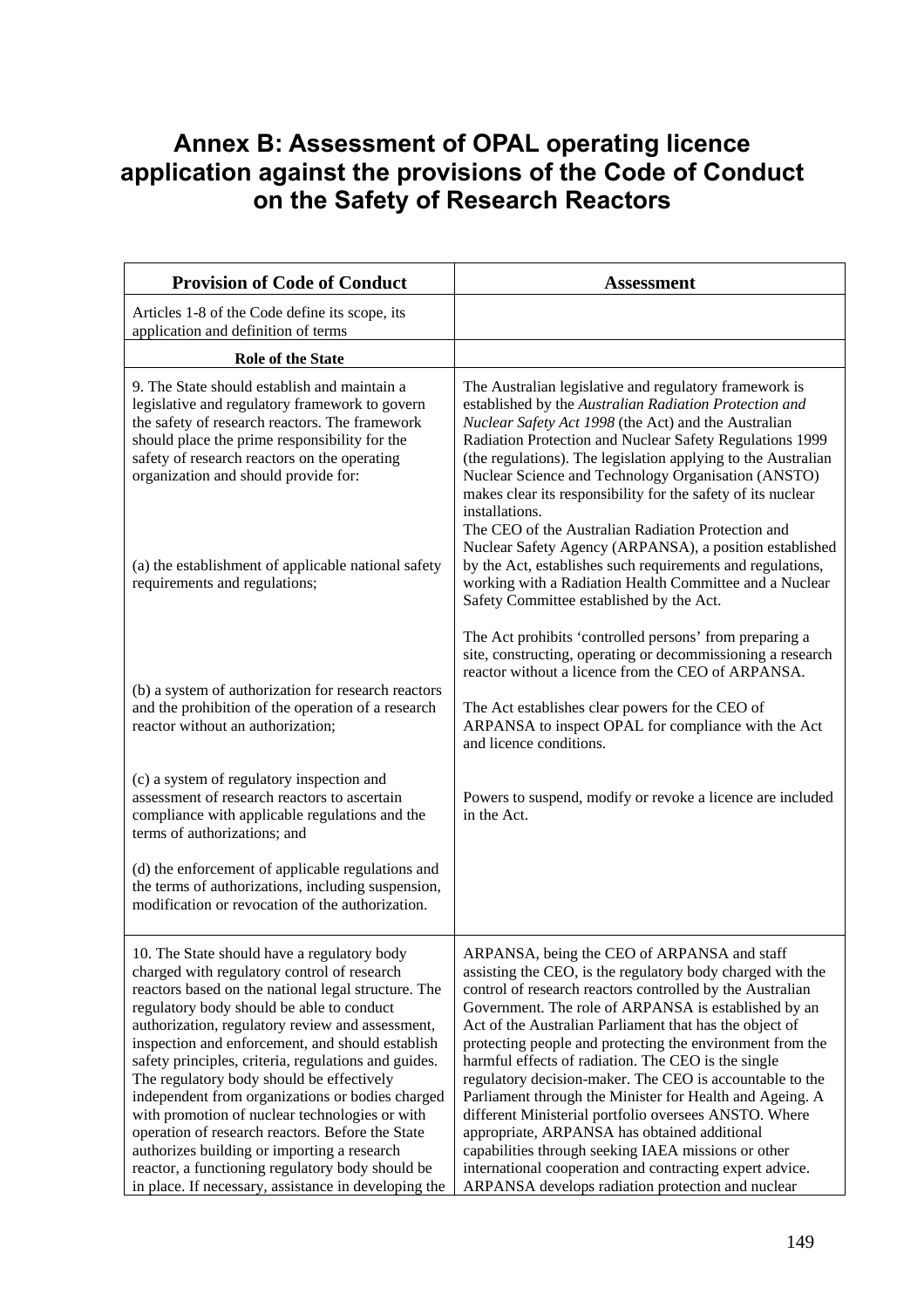# Annex B: Assessment of OPAL operating licence application against the provisions of the Code of Conduct on the Safety of Research Reactors

| Provision of Code of Conduct | Assessment |
|---|---|
| Articles 1-8 of the Code define its scope, its application and definition of terms | |
| **Role of the State** | |
| 9. The State should establish and maintain a legislative and regulatory framework to govern the safety of research reactors. The framework should place the prime responsibility for the safety of research reactors on the operating organization and should provide for:<br><br>(a) the establishment of applicable national safety requirements and regulations;<br><br>(b) a system of authorization for research reactors and the prohibition of the operation of a research reactor without an authorization;<br><br>(c) a system of regulatory inspection and assessment of research reactors to ascertain compliance with applicable regulations and the terms of authorizations; and<br><br>(d) the enforcement of applicable regulations and the terms of authorizations, including suspension, modification or revocation of the authorization. | The Australian legislative and regulatory framework is established by the *Australian Radiation Protection and Nuclear Safety Act 1998* (the Act) and the Australian Radiation Protection and Nuclear Safety Regulations 1999 (the regulations). The legislation applying to the Australian Nuclear Science and Technology Organisation (ANSTO) makes clear its responsibility for the safety of its nuclear installations.<br>The CEO of the Australian Radiation Protection and Nuclear Safety Agency (ARPANSA), a position established by the Act, establishes such requirements and regulations, working with a Radiation Health Committee and a Nuclear Safety Committee established by the Act.<br><br>The Act prohibits 'controlled persons' from preparing a site, constructing, operating or decommissioning a research reactor without a licence from the CEO of ARPANSA.<br><br>The Act establishes clear powers for the CEO of ARPANSA to inspect OPAL for compliance with the Act and licence conditions.<br><br>Powers to suspend, modify or revoke a licence are included in the Act. |
| 10. The State should have a regulatory body charged with regulatory control of research reactors based on the national legal structure. The regulatory body should be able to conduct authorization, regulatory review and assessment, inspection and enforcement, and should establish safety principles, criteria, regulations and guides. The regulatory body should be effectively independent from organizations or bodies charged with promotion of nuclear technologies or with operation of research reactors. Before the State authorizes building or importing a research reactor, a functioning regulatory body should be in place. If necessary, assistance in developing the | ARPANSA, being the CEO of ARPANSA and staff assisting the CEO, is the regulatory body charged with the control of research reactors controlled by the Australian Government. The role of ARPANSA is established by an Act of the Australian Parliament that has the object of protecting people and protecting the environment from the harmful effects of radiation. The CEO is the single regulatory decision-maker. The CEO is accountable to the Parliament through the Minister for Health and Ageing. A different Ministerial portfolio oversees ANSTO. Where appropriate, ARPANSA has obtained additional capabilities through seeking IAEA missions or other international cooperation and contracting expert advice. ARPANSA develops radiation protection and nuclear |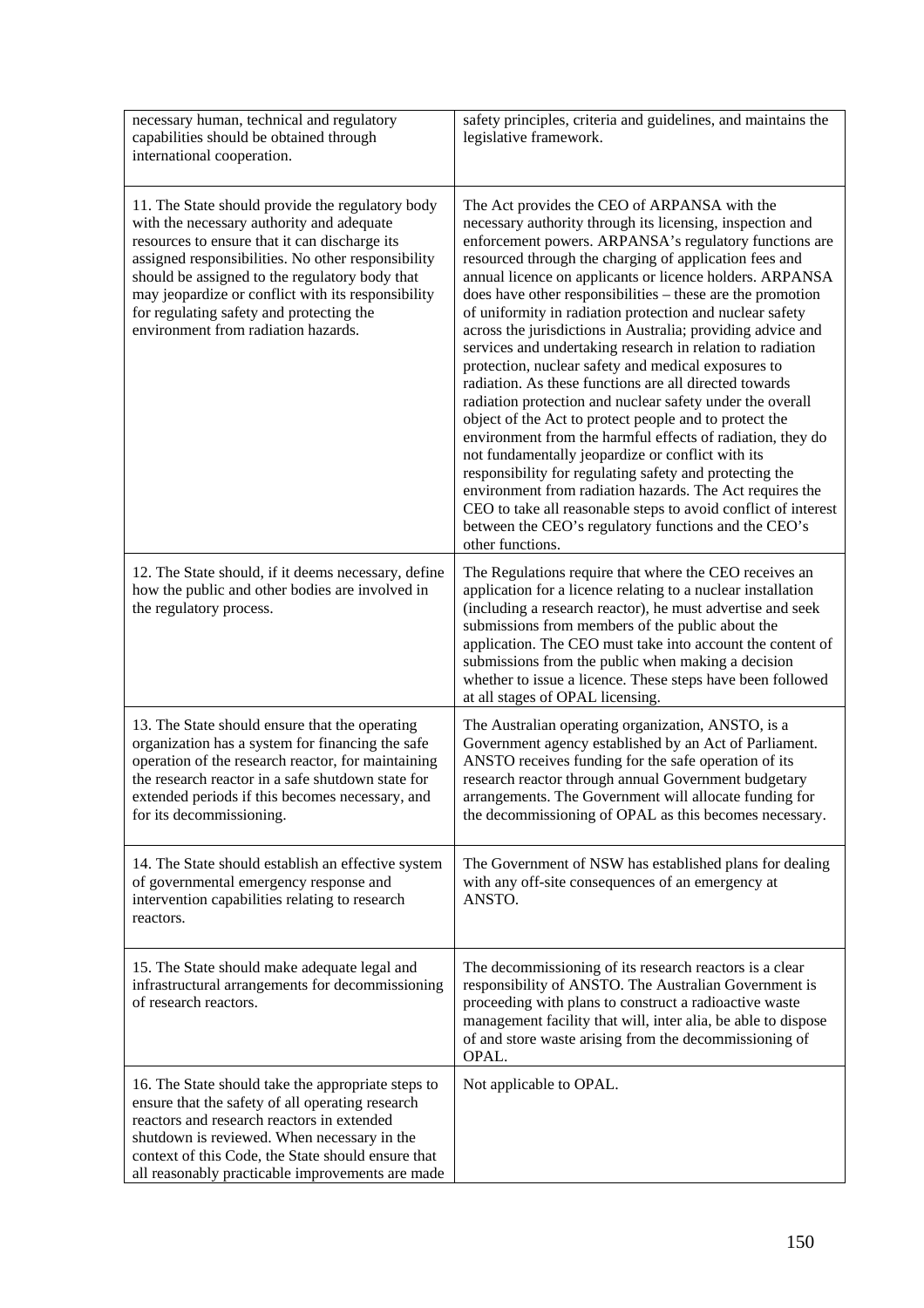| | |
|---|---|
| necessary human, technical and regulatory capabilities should be obtained through international cooperation. | safety principles, criteria and guidelines, and maintains the legislative framework. |
| 11. The State should provide the regulatory body with the necessary authority and adequate resources to ensure that it can discharge its assigned responsibilities. No other responsibility should be assigned to the regulatory body that may jeopardize or conflict with its responsibility for regulating safety and protecting the environment from radiation hazards. | The Act provides the CEO of ARPANSA with the necessary authority through its licensing, inspection and enforcement powers. ARPANSA's regulatory functions are resourced through the charging of application fees and annual licence on applicants or licence holders. ARPANSA does have other responsibilities – these are the promotion of uniformity in radiation protection and nuclear safety across the jurisdictions in Australia; providing advice and services and undertaking research in relation to radiation protection, nuclear safety and medical exposures to radiation. As these functions are all directed towards radiation protection and nuclear safety under the overall object of the Act to protect people and to protect the environment from the harmful effects of radiation, they do not fundamentally jeopardize or conflict with its responsibility for regulating safety and protecting the environment from radiation hazards. The Act requires the CEO to take all reasonable steps to avoid conflict of interest between the CEO's regulatory functions and the CEO's other functions. |
| 12. The State should, if it deems necessary, define how the public and other bodies are involved in the regulatory process. | The Regulations require that where the CEO receives an application for a licence relating to a nuclear installation (including a research reactor), he must advertise and seek submissions from members of the public about the application. The CEO must take into account the content of submissions from the public when making a decision whether to issue a licence. These steps have been followed at all stages of OPAL licensing. |
| 13. The State should ensure that the operating organization has a system for financing the safe operation of the research reactor, for maintaining the research reactor in a safe shutdown state for extended periods if this becomes necessary, and for its decommissioning. | The Australian operating organization, ANSTO, is a Government agency established by an Act of Parliament. ANSTO receives funding for the safe operation of its research reactor through annual Government budgetary arrangements. The Government will allocate funding for the decommissioning of OPAL as this becomes necessary. |
| 14. The State should establish an effective system of governmental emergency response and intervention capabilities relating to research reactors. | The Government of NSW has established plans for dealing with any off-site consequences of an emergency at ANSTO. |
| 15. The State should make adequate legal and infrastructural arrangements for decommissioning of research reactors. | The decommissioning of its research reactors is a clear responsibility of ANSTO. The Australian Government is proceeding with plans to construct a radioactive waste management facility that will, inter alia, be able to dispose of and store waste arising from the decommissioning of OPAL. |
| 16. The State should take the appropriate steps to ensure that the safety of all operating research reactors and research reactors in extended shutdown is reviewed. When necessary in the context of this Code, the State should ensure that all reasonably practicable improvements are made | Not applicable to OPAL. |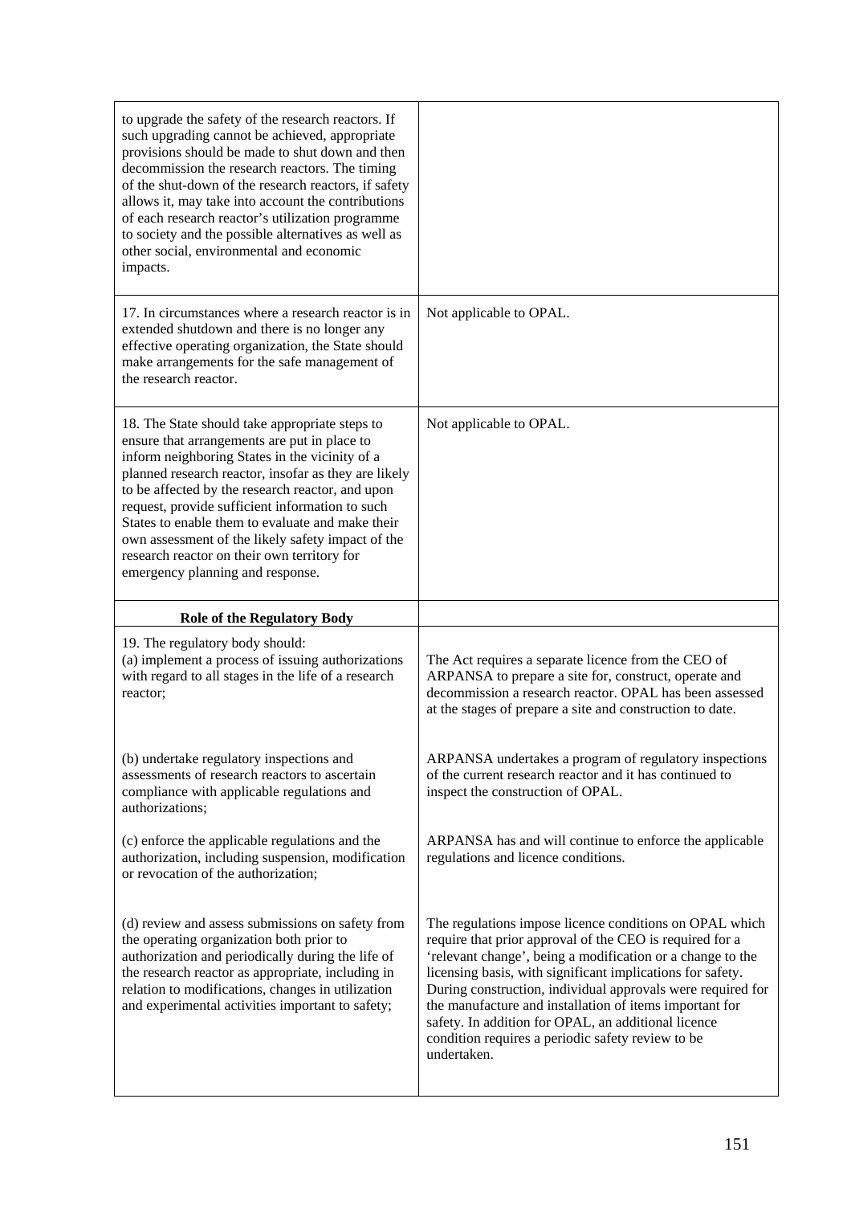| | |
|---|---|
| to upgrade the safety of the research reactors. If such upgrading cannot be achieved, appropriate provisions should be made to shut down and then decommission the research reactors. The timing of the shut-down of the research reactors, if safety allows it, may take into account the contributions of each research reactor's utilization programme to society and the possible alternatives as well as other social, environmental and economic impacts. | |
| 17. In circumstances where a research reactor is in extended shutdown and there is no longer any effective operating organization, the State should make arrangements for the safe management of the research reactor. | Not applicable to OPAL. |
| 18. The State should take appropriate steps to ensure that arrangements are put in place to inform neighboring States in the vicinity of a planned research reactor, insofar as they are likely to be affected by the research reactor, and upon request, provide sufficient information to such States to enable them to evaluate and make their own assessment of the likely safety impact of the research reactor on their own territory for emergency planning and response. | Not applicable to OPAL. |
| **Role of the Regulatory Body** | |
| 19. The regulatory body should:<br>(a) implement a process of issuing authorizations with regard to all stages in the life of a research reactor; | The Act requires a separate licence from the CEO of ARPANSA to prepare a site for, construct, operate and decommission a research reactor. OPAL has been assessed at the stages of prepare a site and construction to date. |
| (b) undertake regulatory inspections and assessments of research reactors to ascertain compliance with applicable regulations and authorizations; | ARPANSA undertakes a program of regulatory inspections of the current research reactor and it has continued to inspect the construction of OPAL. |
| (c) enforce the applicable regulations and the authorization, including suspension, modification or revocation of the authorization; | ARPANSA has and will continue to enforce the applicable regulations and licence conditions. |
| (d) review and assess submissions on safety from the operating organization both prior to authorization and periodically during the life of the research reactor as appropriate, including in relation to modifications, changes in utilization and experimental activities important to safety; | The regulations impose licence conditions on OPAL which require that prior approval of the CEO is required for a 'relevant change', being a modification or a change to the licensing basis, with significant implications for safety. During construction, individual approvals were required for the manufacture and installation of items important for safety. In addition for OPAL, an additional licence condition requires a periodic safety review to be undertaken. |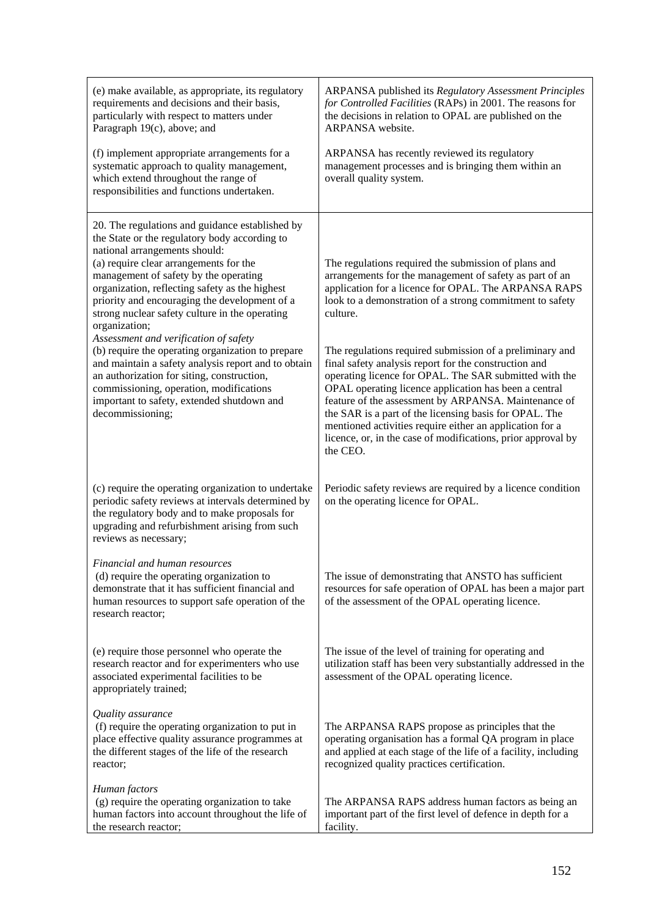| | |
|---|---|
| (e) make available, as appropriate, its regulatory requirements and decisions and their basis, particularly with respect to matters under Paragraph 19(c), above; and | ARPANSA published its *Regulatory Assessment Principles for Controlled Facilities* (RAPs) in 2001. The reasons for the decisions in relation to OPAL are published on the ARPANSA website. |
| (f) implement appropriate arrangements for a systematic approach to quality management, which extend throughout the range of responsibilities and functions undertaken. | ARPANSA has recently reviewed its regulatory management processes and is bringing them within an overall quality system. |
| 20. The regulations and guidance established by the State or the regulatory body according to national arrangements should:<br>(a) require clear arrangements for the management of safety by the operating organization, reflecting safety as the highest priority and encouraging the development of a strong nuclear safety culture in the operating organization; | The regulations required the submission of plans and arrangements for the management of safety as part of an application for a licence for OPAL. The ARPANSA RAPS look to a demonstration of a strong commitment to safety culture. |
| *Assessment and verification of safety*<br>(b) require the operating organization to prepare and maintain a safety analysis report and to obtain an authorization for siting, construction, commissioning, operation, modifications important to safety, extended shutdown and decommissioning; | The regulations required submission of a preliminary and final safety analysis report for the construction and operating licence for OPAL. The SAR submitted with the OPAL operating licence application has been a central feature of the assessment by ARPANSA. Maintenance of the SAR is a part of the licensing basis for OPAL. The mentioned activities require either an application for a licence, or, in the case of modifications, prior approval by the CEO. |
| (c) require the operating organization to undertake periodic safety reviews at intervals determined by the regulatory body and to make proposals for upgrading and refurbishment arising from such reviews as necessary; | Periodic safety reviews are required by a licence condition on the operating licence for OPAL. |
| *Financial and human resources*<br>(d) require the operating organization to demonstrate that it has sufficient financial and human resources to support safe operation of the research reactor; | The issue of demonstrating that ANSTO has sufficient resources for safe operation of OPAL has been a major part of the assessment of the OPAL operating licence. |
| (e) require those personnel who operate the research reactor and for experimenters who use associated experimental facilities to be appropriately trained; | The issue of the level of training for operating and utilization staff has been very substantially addressed in the assessment of the OPAL operating licence. |
| *Quality assurance*<br>(f) require the operating organization to put in place effective quality assurance programmes at the different stages of the life of the research reactor; | The ARPANSA RAPS propose as principles that the operating organisation has a formal QA program in place and applied at each stage of the life of a facility, including recognized quality practices certification. |
| *Human factors*<br>(g) require the operating organization to take human factors into account throughout the life of the research reactor; | The ARPANSA RAPS address human factors as being an important part of the first level of defence in depth for a facility. |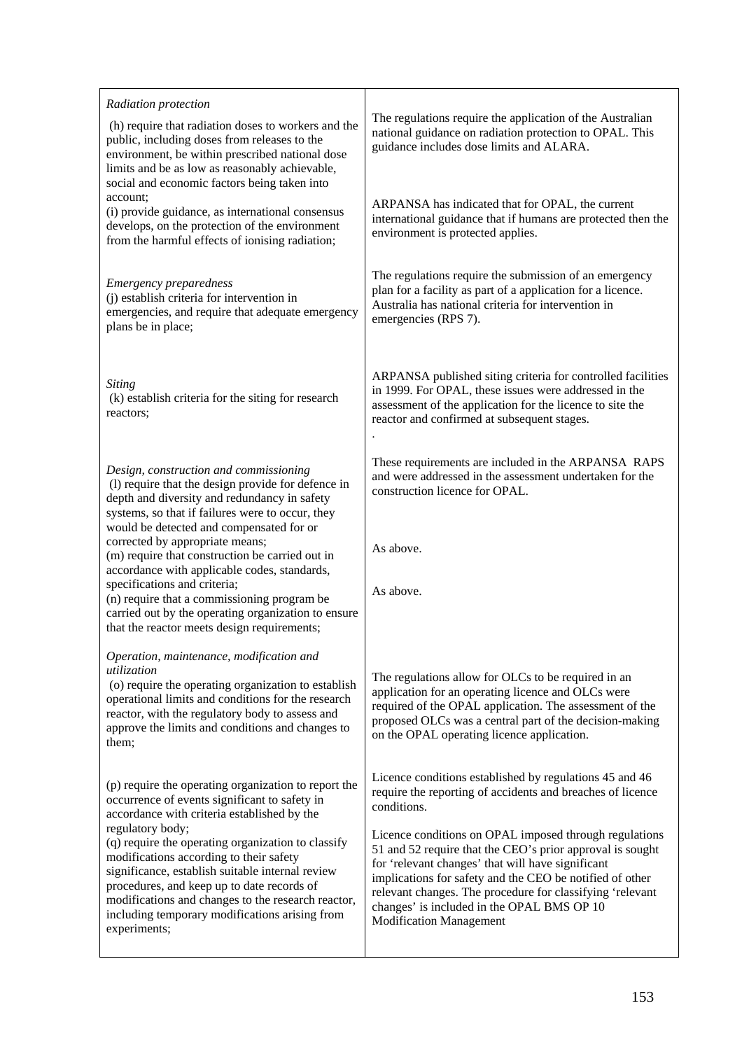| | |
|---|---|
| *Radiation protection*<br>(h) require that radiation doses to workers and the public, including doses from releases to the environment, be within prescribed national dose limits and be as low as reasonably achievable, social and economic factors being taken into account; | The regulations require the application of the Australian national guidance on radiation protection to OPAL. This guidance includes dose limits and ALARA. |
| (i) provide guidance, as international consensus develops, on the protection of the environment from the harmful effects of ionising radiation; | ARPANSA has indicated that for OPAL, the current international guidance that if humans are protected then the environment is protected applies. |
| *Emergency preparedness*<br>(j) establish criteria for intervention in emergencies, and require that adequate emergency plans be in place; | The regulations require the submission of an emergency plan for a facility as part of a application for a licence. Australia has national criteria for intervention in emergencies (RPS 7). |
| *Siting*<br>(k) establish criteria for the siting for research reactors; | ARPANSA published siting criteria for controlled facilities in 1999. For OPAL, these issues were addressed in the assessment of the application for the licence to site the reactor and confirmed at subsequent stages.<br>. |
| *Design, construction and commissioning*<br>(l) require that the design provide for defence in depth and diversity and redundancy in safety systems, so that if failures were to occur, they would be detected and compensated for or corrected by appropriate means; | These requirements are included in the ARPANSA RAPS and were addressed in the assessment undertaken for the construction licence for OPAL. |
| (m) require that construction be carried out in accordance with applicable codes, standards, specifications and criteria; | As above. |
| (n) require that a commissioning program be carried out by the operating organization to ensure that the reactor meets design requirements; | As above. |
| *Operation, maintenance, modification and utilization*<br>(o) require the operating organization to establish operational limits and conditions for the research reactor, with the regulatory body to assess and approve the limits and conditions and changes to them; | The regulations allow for OLCs to be required in an application for an operating licence and OLCs were required of the OPAL application. The assessment of the proposed OLCs was a central part of the decision-making on the OPAL operating licence application. |
| (p) require the operating organization to report the occurrence of events significant to safety in accordance with criteria established by the regulatory body; | Licence conditions established by regulations 45 and 46 require the reporting of accidents and breaches of licence conditions. |
| (q) require the operating organization to classify modifications according to their safety significance, establish suitable internal review procedures, and keep up to date records of modifications and changes to the research reactor, including temporary modifications arising from experiments; | Licence conditions on OPAL imposed through regulations 51 and 52 require that the CEO's prior approval is sought for 'relevant changes' that will have significant implications for safety and the CEO be notified of other relevant changes. The procedure for classifying 'relevant changes' is included in the OPAL BMS OP 10 Modification Management |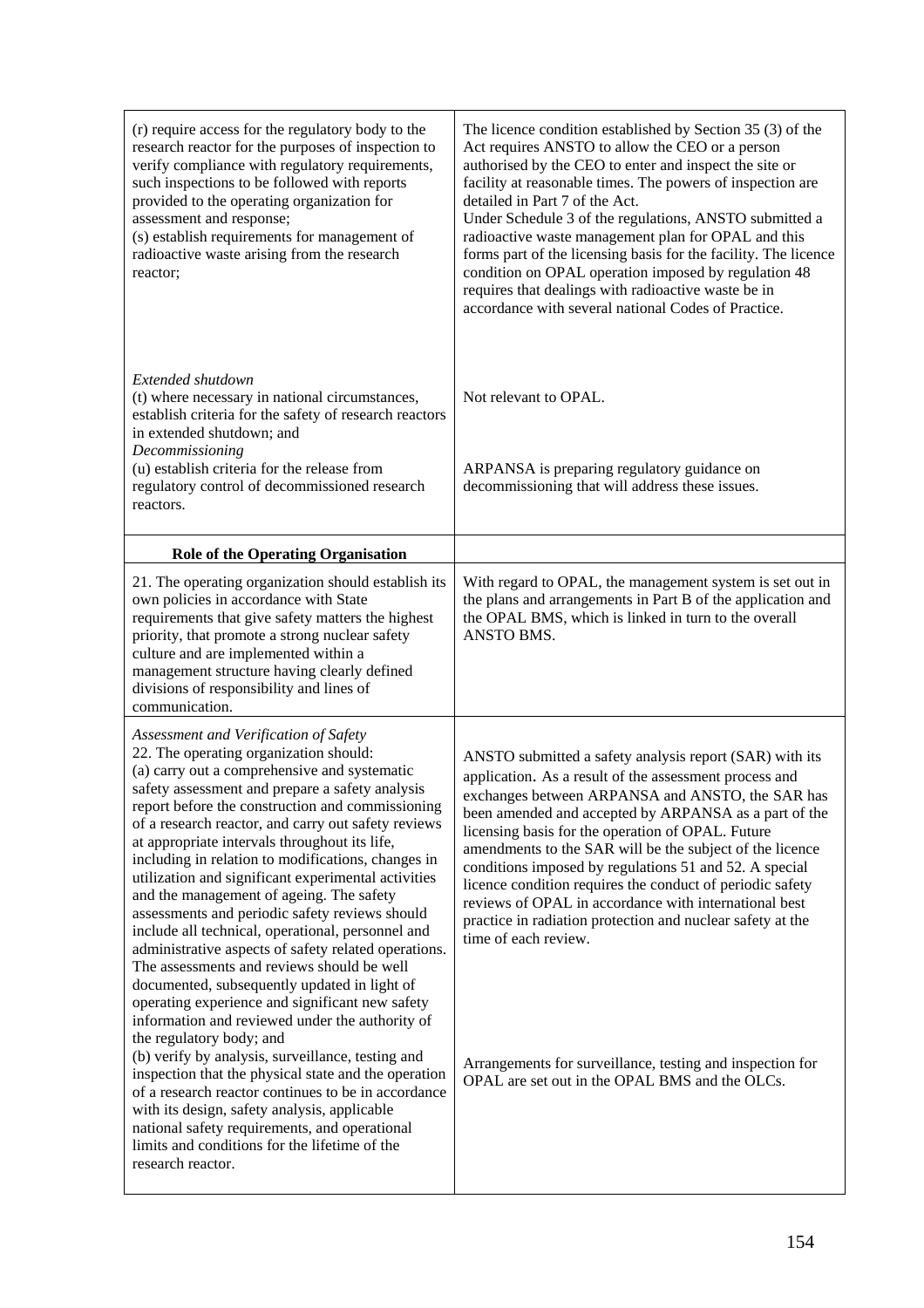| | |
|---|---|
| (r) require access for the regulatory body to the research reactor for the purposes of inspection to verify compliance with regulatory requirements, such inspections to be followed with reports provided to the operating organization for assessment and response;<br>(s) establish requirements for management of radioactive waste arising from the research reactor; | The licence condition established by Section 35 (3) of the Act requires ANSTO to allow the CEO or a person authorised by the CEO to enter and inspect the site or facility at reasonable times. The powers of inspection are detailed in Part 7 of the Act.<br>Under Schedule 3 of the regulations, ANSTO submitted a radioactive waste management plan for OPAL and this forms part of the licensing basis for the facility. The licence condition on OPAL operation imposed by regulation 48 requires that dealings with radioactive waste be in accordance with several national Codes of Practice. |
| *Extended shutdown*<br>(t) where necessary in national circumstances, establish criteria for the safety of research reactors in extended shutdown; and<br>*Decommissioning*<br>(u) establish criteria for the release from regulatory control of decommissioned research reactors. | Not relevant to OPAL.<br><br>ARPANSA is preparing regulatory guidance on decommissioning that will address these issues. |
| **Role of the Operating Organisation** | |
| 21. The operating organization should establish its own policies in accordance with State requirements that give safety matters the highest priority, that promote a strong nuclear safety culture and are implemented within a management structure having clearly defined divisions of responsibility and lines of communication. | With regard to OPAL, the management system is set out in the plans and arrangements in Part B of the application and the OPAL BMS, which is linked in turn to the overall ANSTO BMS. |
| *Assessment and Verification of Safety*<br>22. The operating organization should:<br>(a) carry out a comprehensive and systematic safety assessment and prepare a safety analysis report before the construction and commissioning of a research reactor, and carry out safety reviews at appropriate intervals throughout its life, including in relation to modifications, changes in utilization and significant experimental activities and the management of ageing. The safety assessments and periodic safety reviews should include all technical, operational, personnel and administrative aspects of safety related operations. The assessments and reviews should be well documented, subsequently updated in light of operating experience and significant new safety information and reviewed under the authority of the regulatory body; and<br>(b) verify by analysis, surveillance, testing and inspection that the physical state and the operation of a research reactor continues to be in accordance with its design, safety analysis, applicable national safety requirements, and operational limits and conditions for the lifetime of the research reactor. | ANSTO submitted a safety analysis report (SAR) with its application. As a result of the assessment process and exchanges between ARPANSA and ANSTO, the SAR has been amended and accepted by ARPANSA as a part of the licensing basis for the operation of OPAL. Future amendments to the SAR will be the subject of the licence conditions imposed by regulations 51 and 52. A special licence condition requires the conduct of periodic safety reviews of OPAL in accordance with international best practice in radiation protection and nuclear safety at the time of each review.<br><br>Arrangements for surveillance, testing and inspection for OPAL are set out in the OPAL BMS and the OLCs. |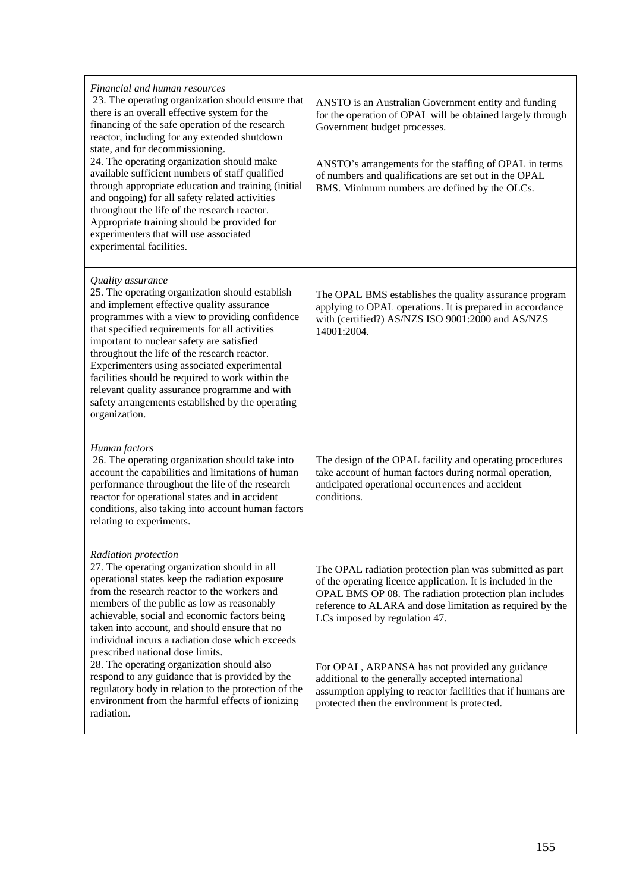| | |
|---|---|
| *Financial and human resources*<br>23. The operating organization should ensure that there is an overall effective system for the financing of the safe operation of the research reactor, including for any extended shutdown state, and for decommissioning.<br>24. The operating organization should make available sufficient numbers of staff qualified through appropriate education and training (initial and ongoing) for all safety related activities throughout the life of the research reactor. Appropriate training should be provided for experimenters that will use associated experimental facilities. | ANSTO is an Australian Government entity and funding for the operation of OPAL will be obtained largely through Government budget processes.<br><br>ANSTO's arrangements for the staffing of OPAL in terms of numbers and qualifications are set out in the OPAL BMS. Minimum numbers are defined by the OLCs. |
| *Quality assurance*<br>25. The operating organization should establish and implement effective quality assurance programmes with a view to providing confidence that specified requirements for all activities important to nuclear safety are satisfied throughout the life of the research reactor. Experimenters using associated experimental facilities should be required to work within the relevant quality assurance programme and with safety arrangements established by the operating organization. | The OPAL BMS establishes the quality assurance program applying to OPAL operations. It is prepared in accordance with (certified?) AS/NZS ISO 9001:2000 and AS/NZS 14001:2004. |
| *Human factors*<br>26. The operating organization should take into account the capabilities and limitations of human performance throughout the life of the research reactor for operational states and in accident conditions, also taking into account human factors relating to experiments. | The design of the OPAL facility and operating procedures take account of human factors during normal operation, anticipated operational occurrences and accident conditions. |
| *Radiation protection*<br>27. The operating organization should in all operational states keep the radiation exposure from the research reactor to the workers and members of the public as low as reasonably achievable, social and economic factors being taken into account, and should ensure that no individual incurs a radiation dose which exceeds prescribed national dose limits.<br>28. The operating organization should also respond to any guidance that is provided by the regulatory body in relation to the protection of the environment from the harmful effects of ionizing radiation. | The OPAL radiation protection plan was submitted as part of the operating licence application. It is included in the OPAL BMS OP 08. The radiation protection plan includes reference to ALARA and dose limitation as required by the LCs imposed by regulation 47.<br><br>For OPAL, ARPANSA has not provided any guidance additional to the generally accepted international assumption applying to reactor facilities that if humans are protected then the environment is protected. |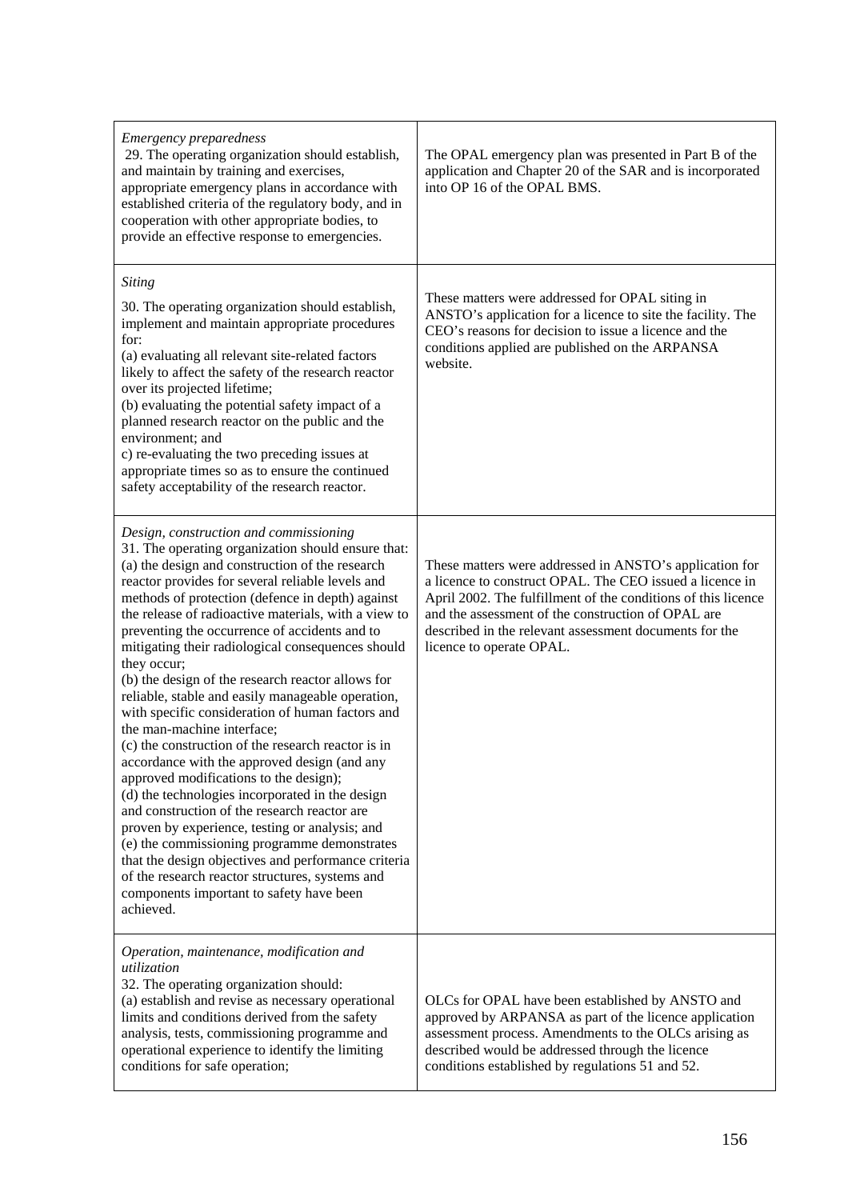| | |
|---|---|
| *Emergency preparedness*<br>29. The operating organization should establish, and maintain by training and exercises, appropriate emergency plans in accordance with established criteria of the regulatory body, and in cooperation with other appropriate bodies, to provide an effective response to emergencies. | The OPAL emergency plan was presented in Part B of the application and Chapter 20 of the SAR and is incorporated into OP 16 of the OPAL BMS. |
| *Siting*<br>30. The operating organization should establish, implement and maintain appropriate procedures for:<br>(a) evaluating all relevant site-related factors likely to affect the safety of the research reactor over its projected lifetime;<br>(b) evaluating the potential safety impact of a planned research reactor on the public and the environment; and<br>c) re-evaluating the two preceding issues at appropriate times so as to ensure the continued safety acceptability of the research reactor. | These matters were addressed for OPAL siting in ANSTO's application for a licence to site the facility. The CEO's reasons for decision to issue a licence and the conditions applied are published on the ARPANSA website. |
| *Design, construction and commissioning*<br>31. The operating organization should ensure that:<br>(a) the design and construction of the research reactor provides for several reliable levels and methods of protection (defence in depth) against the release of radioactive materials, with a view to preventing the occurrence of accidents and to mitigating their radiological consequences should they occur;<br>(b) the design of the research reactor allows for reliable, stable and easily manageable operation, with specific consideration of human factors and the man-machine interface;<br>(c) the construction of the research reactor is in accordance with the approved design (and any approved modifications to the design);<br>(d) the technologies incorporated in the design and construction of the research reactor are proven by experience, testing or analysis; and<br>(e) the commissioning programme demonstrates that the design objectives and performance criteria of the research reactor structures, systems and components important to safety have been achieved. | These matters were addressed in ANSTO's application for a licence to construct OPAL. The CEO issued a licence in April 2002. The fulfillment of the conditions of this licence and the assessment of the construction of OPAL are described in the relevant assessment documents for the licence to operate OPAL. |
| *Operation, maintenance, modification and utilization*<br>32. The operating organization should:<br>(a) establish and revise as necessary operational limits and conditions derived from the safety analysis, tests, commissioning programme and operational experience to identify the limiting conditions for safe operation; | OLCs for OPAL have been established by ANSTO and approved by ARPANSA as part of the licence application assessment process. Amendments to the OLCs arising as described would be addressed through the licence conditions established by regulations 51 and 52. |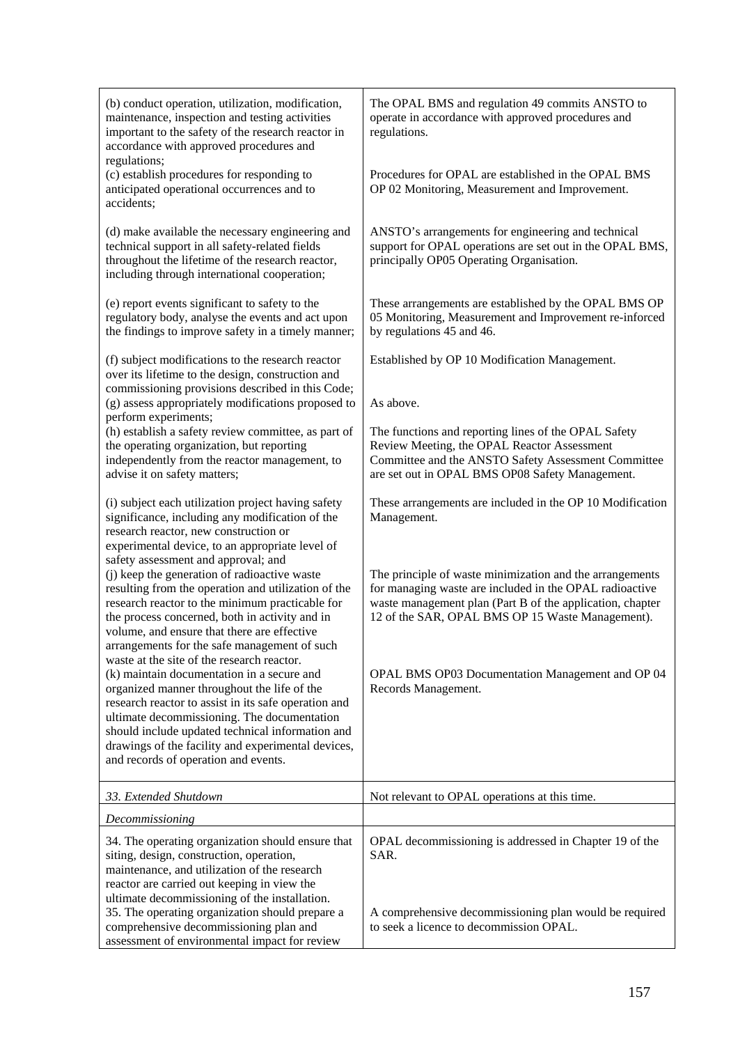| | |
|---|---|
| (b) conduct operation, utilization, modification, maintenance, inspection and testing activities important to the safety of the research reactor in accordance with approved procedures and regulations; | The OPAL BMS and regulation 49 commits ANSTO to operate in accordance with approved procedures and regulations. |
| (c) establish procedures for responding to anticipated operational occurrences and to accidents; | Procedures for OPAL are established in the OPAL BMS OP 02 Monitoring, Measurement and Improvement. |
| (d) make available the necessary engineering and technical support in all safety-related fields throughout the lifetime of the research reactor, including through international cooperation; | ANSTO's arrangements for engineering and technical support for OPAL operations are set out in the OPAL BMS, principally OP05 Operating Organisation. |
| (e) report events significant to safety to the regulatory body, analyse the events and act upon the findings to improve safety in a timely manner; | These arrangements are established by the OPAL BMS OP 05 Monitoring, Measurement and Improvement re-inforced by regulations 45 and 46. |
| (f) subject modifications to the research reactor over its lifetime to the design, construction and commissioning provisions described in this Code; | Established by OP 10 Modification Management. |
| (g) assess appropriately modifications proposed to perform experiments; | As above. |
| (h) establish a safety review committee, as part of the operating organization, but reporting independently from the reactor management, to advise it on safety matters; | The functions and reporting lines of the OPAL Safety Review Meeting, the OPAL Reactor Assessment Committee and the ANSTO Safety Assessment Committee are set out in OPAL BMS OP08 Safety Management. |
| (i) subject each utilization project having safety significance, including any modification of the research reactor, new construction or experimental device, to an appropriate level of safety assessment and approval; and | These arrangements are included in the OP 10 Modification Management. |
| (j) keep the generation of radioactive waste resulting from the operation and utilization of the research reactor to the minimum practicable for the process concerned, both in activity and in volume, and ensure that there are effective arrangements for the safe management of such waste at the site of the research reactor. | The principle of waste minimization and the arrangements for managing waste are included in the OPAL radioactive waste management plan (Part B of the application, chapter 12 of the SAR, OPAL BMS OP 15 Waste Management). |
| (k) maintain documentation in a secure and organized manner throughout the life of the research reactor to assist in its safe operation and ultimate decommissioning. The documentation should include updated technical information and drawings of the facility and experimental devices, and records of operation and events. | OPAL BMS OP03 Documentation Management and OP 04 Records Management. |
| *33. Extended Shutdown* | Not relevant to OPAL operations at this time. |
| *Decommissioning* | |
| 34. The operating organization should ensure that siting, design, construction, operation, maintenance, and utilization of the research reactor are carried out keeping in view the ultimate decommissioning of the installation. | OPAL decommissioning is addressed in Chapter 19 of the SAR. |
| 35. The operating organization should prepare a comprehensive decommissioning plan and assessment of environmental impact for review | A comprehensive decommissioning plan would be required to seek a licence to decommission OPAL. |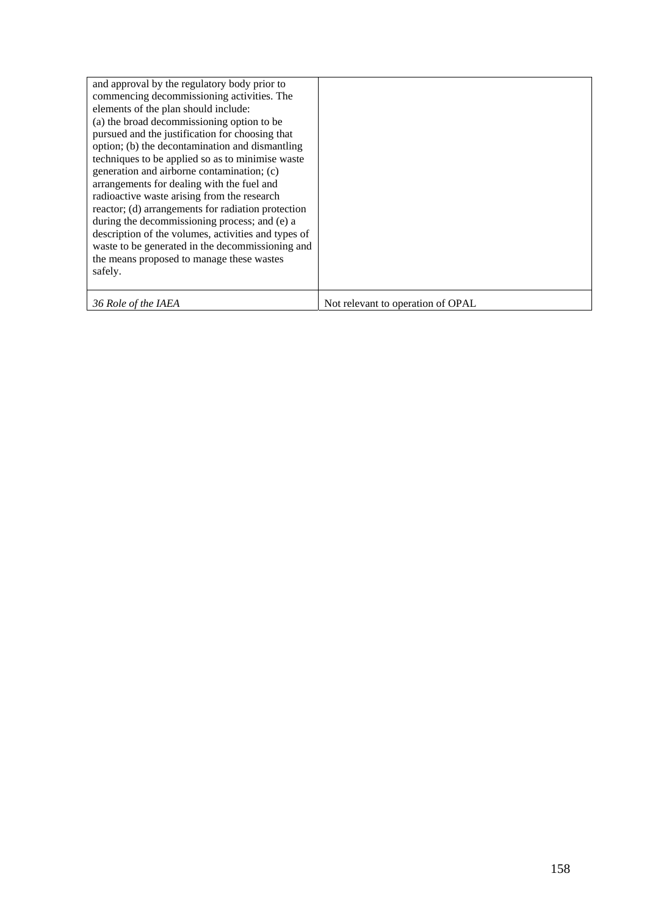| | |
|---|---|
| and approval by the regulatory body prior to commencing decommissioning activities. The elements of the plan should include: (a) the broad decommissioning option to be pursued and the justification for choosing that option; (b) the decontamination and dismantling techniques to be applied so as to minimise waste generation and airborne contamination; (c) arrangements for dealing with the fuel and radioactive waste arising from the research reactor; (d) arrangements for radiation protection during the decommissioning process; and (e) a description of the volumes, activities and types of waste to be generated in the decommissioning and the means proposed to manage these wastes safely. | |
| *36 Role of the IAEA* | Not relevant to operation of OPAL |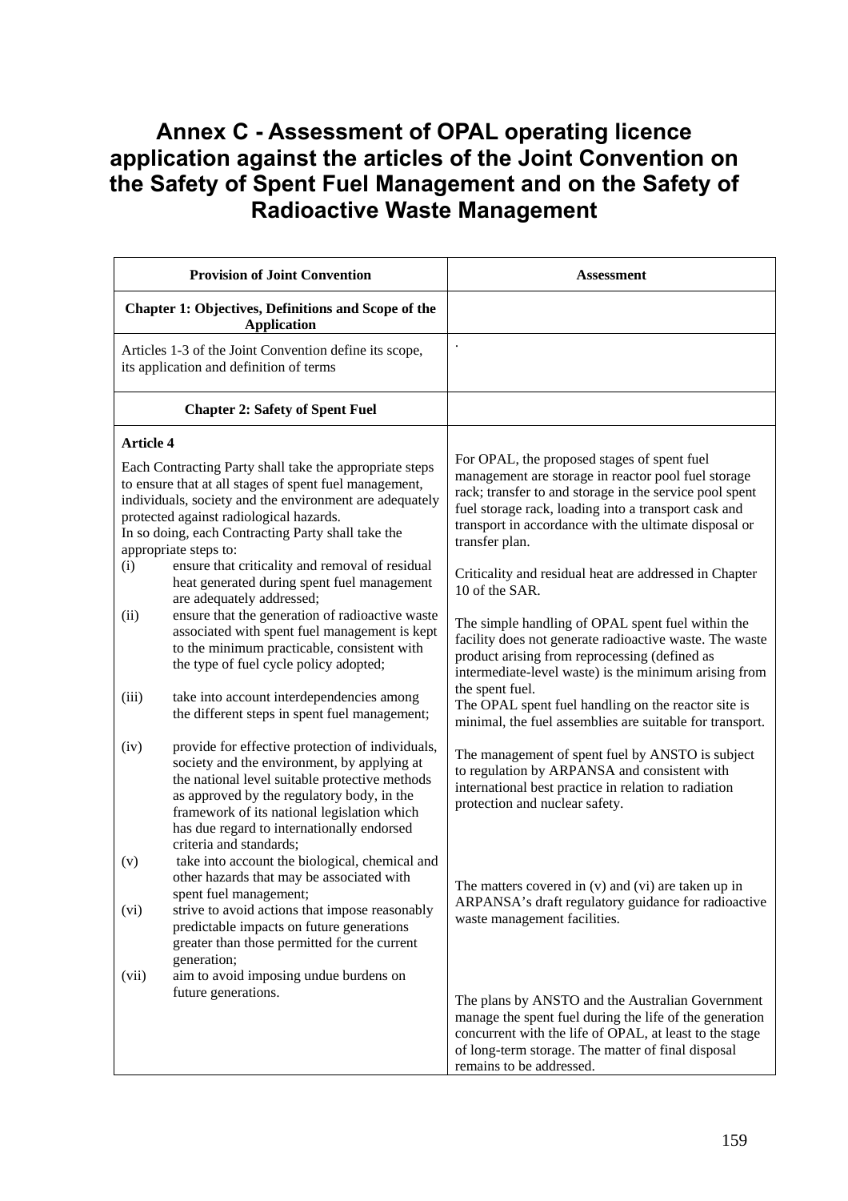# Annex C - Assessment of OPAL operating licence application against the articles of the Joint Convention on the Safety of Spent Fuel Management and on the Safety of Radioactive Waste Management

| Provision of Joint Convention | Assessment |
|---|---|
| **Chapter 1: Objectives, Definitions and Scope of the Application** | |
| Articles 1-3 of the Joint Convention define its scope, its application and definition of terms | . |
| **Chapter 2: Safety of Spent Fuel** | |
| **Article 4**<br><br>Each Contracting Party shall take the appropriate steps to ensure that at all stages of spent fuel management, individuals, society and the environment are adequately protected against radiological hazards.<br>In so doing, each Contracting Party shall take the appropriate steps to: | For OPAL, the proposed stages of spent fuel management are storage in reactor pool fuel storage rack; transfer to and storage in the service pool spent fuel storage rack, loading into a transport cask and transport in accordance with the ultimate disposal or transfer plan. |
| (i) ensure that criticality and removal of residual heat generated during spent fuel management are adequately addressed; | Criticality and residual heat are addressed in Chapter 10 of the SAR. |
| (ii) ensure that the generation of radioactive waste associated with spent fuel management is kept to the minimum practicable, consistent with the type of fuel cycle policy adopted; | The simple handling of OPAL spent fuel within the facility does not generate radioactive waste. The waste product arising from reprocessing (defined as intermediate-level waste) is the minimum arising from the spent fuel. |
| (iii) take into account interdependencies among the different steps in spent fuel management; | The OPAL spent fuel handling on the reactor site is minimal, the fuel assemblies are suitable for transport. |
| (iv) provide for effective protection of individuals, society and the environment, by applying at the national level suitable protective methods as approved by the regulatory body, in the framework of its national legislation which has due regard to internationally endorsed criteria and standards; | The management of spent fuel by ANSTO is subject to regulation by ARPANSA and consistent with international best practice in relation to radiation protection and nuclear safety. |
| (v) take into account the biological, chemical and other hazards that may be associated with spent fuel management;<br>(vi) strive to avoid actions that impose reasonably predictable impacts on future generations greater than those permitted for the current generation; | The matters covered in (v) and (vi) are taken up in ARPANSA's draft regulatory guidance for radioactive waste management facilities. |
| (vii) aim to avoid imposing undue burdens on future generations. | The plans by ANSTO and the Australian Government manage the spent fuel during the life of the generation concurrent with the life of OPAL, at least to the stage of long-term storage. The matter of final disposal remains to be addressed. |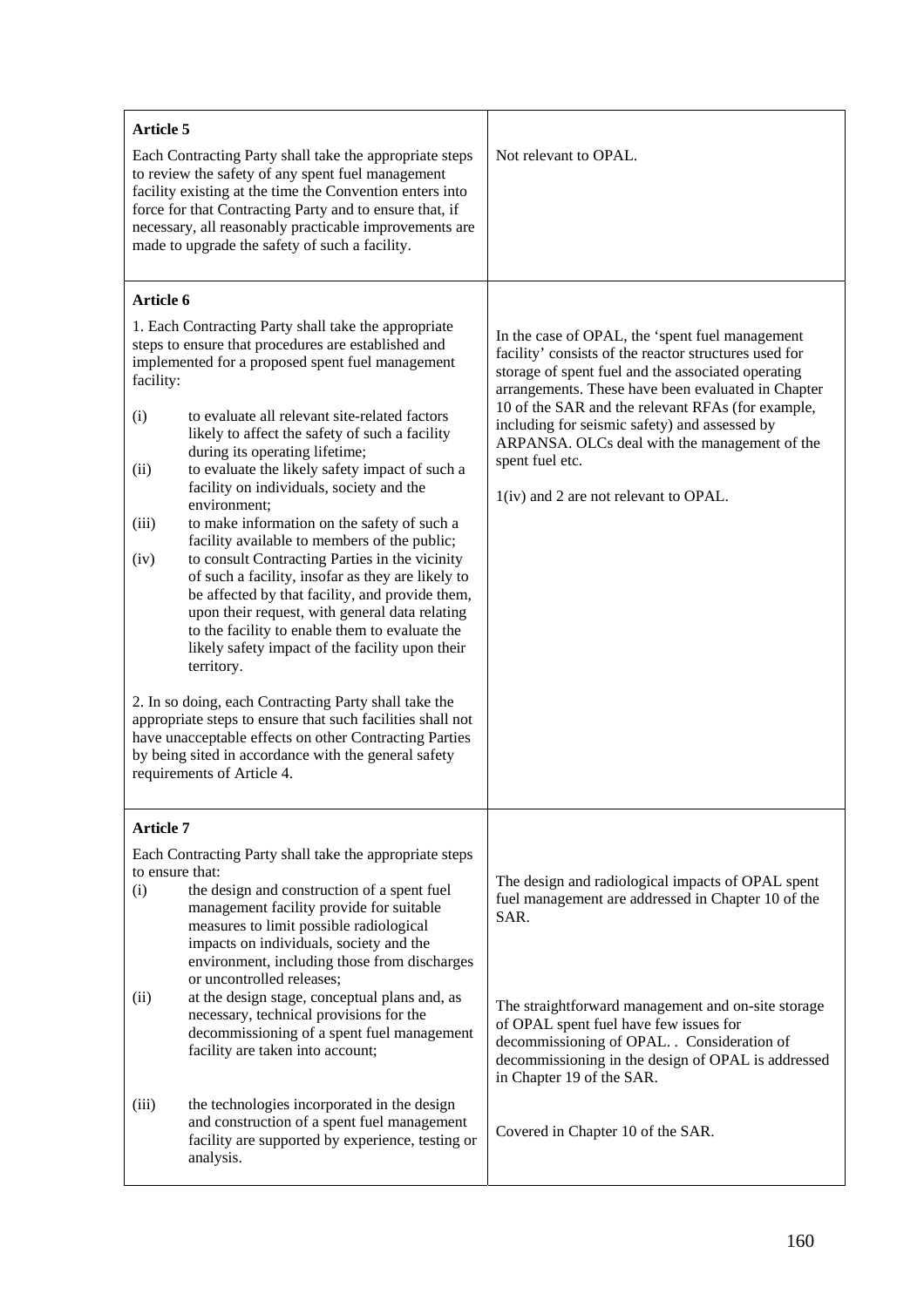| Article | Comment |
|---|---|
| **Article 5**<br><br>Each Contracting Party shall take the appropriate steps to review the safety of any spent fuel management facility existing at the time the Convention enters into force for that Contracting Party and to ensure that, if necessary, all reasonably practicable improvements are made to upgrade the safety of such a facility. | Not relevant to OPAL. |
| **Article 6**<br><br>1. Each Contracting Party shall take the appropriate steps to ensure that procedures are established and implemented for a proposed spent fuel management facility:<br><br>(i) to evaluate all relevant site-related factors likely to affect the safety of such a facility during its operating lifetime;<br>(ii) to evaluate the likely safety impact of such a facility on individuals, society and the environment;<br>(iii) to make information on the safety of such a facility available to members of the public;<br>(iv) to consult Contracting Parties in the vicinity of such a facility, insofar as they are likely to be affected by that facility, and provide them, upon their request, with general data relating to the facility to enable them to evaluate the likely safety impact of the facility upon their territory.<br><br>2. In so doing, each Contracting Party shall take the appropriate steps to ensure that such facilities shall not have unacceptable effects on other Contracting Parties by being sited in accordance with the general safety requirements of Article 4. | In the case of OPAL, the 'spent fuel management facility' consists of the reactor structures used for storage of spent fuel and the associated operating arrangements. These have been evaluated in Chapter 10 of the SAR and the relevant RFAs (for example, including for seismic safety) and assessed by ARPANSA. OLCs deal with the management of the spent fuel etc.<br><br>1(iv) and 2 are not relevant to OPAL. |
| **Article 7**<br><br>Each Contracting Party shall take the appropriate steps to ensure that:<br>(i) the design and construction of a spent fuel management facility provide for suitable measures to limit possible radiological impacts on individuals, society and the environment, including those from discharges or uncontrolled releases;<br>(ii) at the design stage, conceptual plans and, as necessary, technical provisions for the decommissioning of a spent fuel management facility are taken into account;<br>(iii) the technologies incorporated in the design and construction of a spent fuel management facility are supported by experience, testing or analysis. | The design and radiological impacts of OPAL spent fuel management are addressed in Chapter 10 of the SAR.<br><br>The straightforward management and on-site storage of OPAL spent fuel have few issues for decommissioning of OPAL. . Consideration of decommissioning in the design of OPAL is addressed in Chapter 19 of the SAR.<br><br>Covered in Chapter 10 of the SAR. |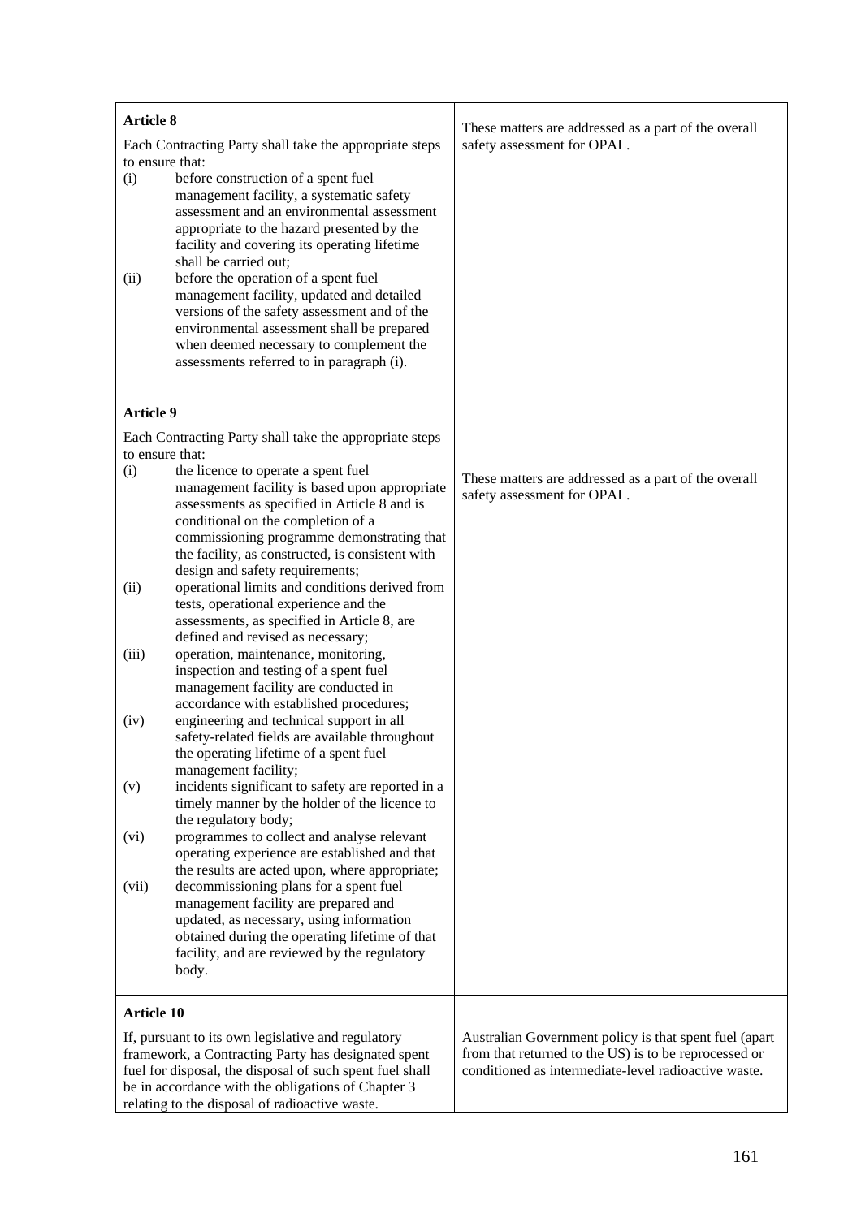| | |
|---|---|
| **Article 8**<br><br>Each Contracting Party shall take the appropriate steps to ensure that:<br>(i) before construction of a spent fuel management facility, a systematic safety assessment and an environmental assessment appropriate to the hazard presented by the facility and covering its operating lifetime shall be carried out;<br>(ii) before the operation of a spent fuel management facility, updated and detailed versions of the safety assessment and of the environmental assessment shall be prepared when deemed necessary to complement the assessments referred to in paragraph (i). | These matters are addressed as a part of the overall safety assessment for OPAL. |
| **Article 9**<br><br>Each Contracting Party shall take the appropriate steps to ensure that:<br>(i) the licence to operate a spent fuel management facility is based upon appropriate assessments as specified in Article 8 and is conditional on the completion of a commissioning programme demonstrating that the facility, as constructed, is consistent with design and safety requirements;<br>(ii) operational limits and conditions derived from tests, operational experience and the assessments, as specified in Article 8, are defined and revised as necessary;<br>(iii) operation, maintenance, monitoring, inspection and testing of a spent fuel management facility are conducted in accordance with established procedures;<br>(iv) engineering and technical support in all safety-related fields are available throughout the operating lifetime of a spent fuel management facility;<br>(v) incidents significant to safety are reported in a timely manner by the holder of the licence to the regulatory body;<br>(vi) programmes to collect and analyse relevant operating experience are established and that the results are acted upon, where appropriate;<br>(vii) decommissioning plans for a spent fuel management facility are prepared and updated, as necessary, using information obtained during the operating lifetime of that facility, and are reviewed by the regulatory body. | These matters are addressed as a part of the overall safety assessment for OPAL. |
| **Article 10**<br><br>If, pursuant to its own legislative and regulatory framework, a Contracting Party has designated spent fuel for disposal, the disposal of such spent fuel shall be in accordance with the obligations of Chapter 3 relating to the disposal of radioactive waste. | Australian Government policy is that spent fuel (apart from that returned to the US) is to be reprocessed or conditioned as intermediate-level radioactive waste. |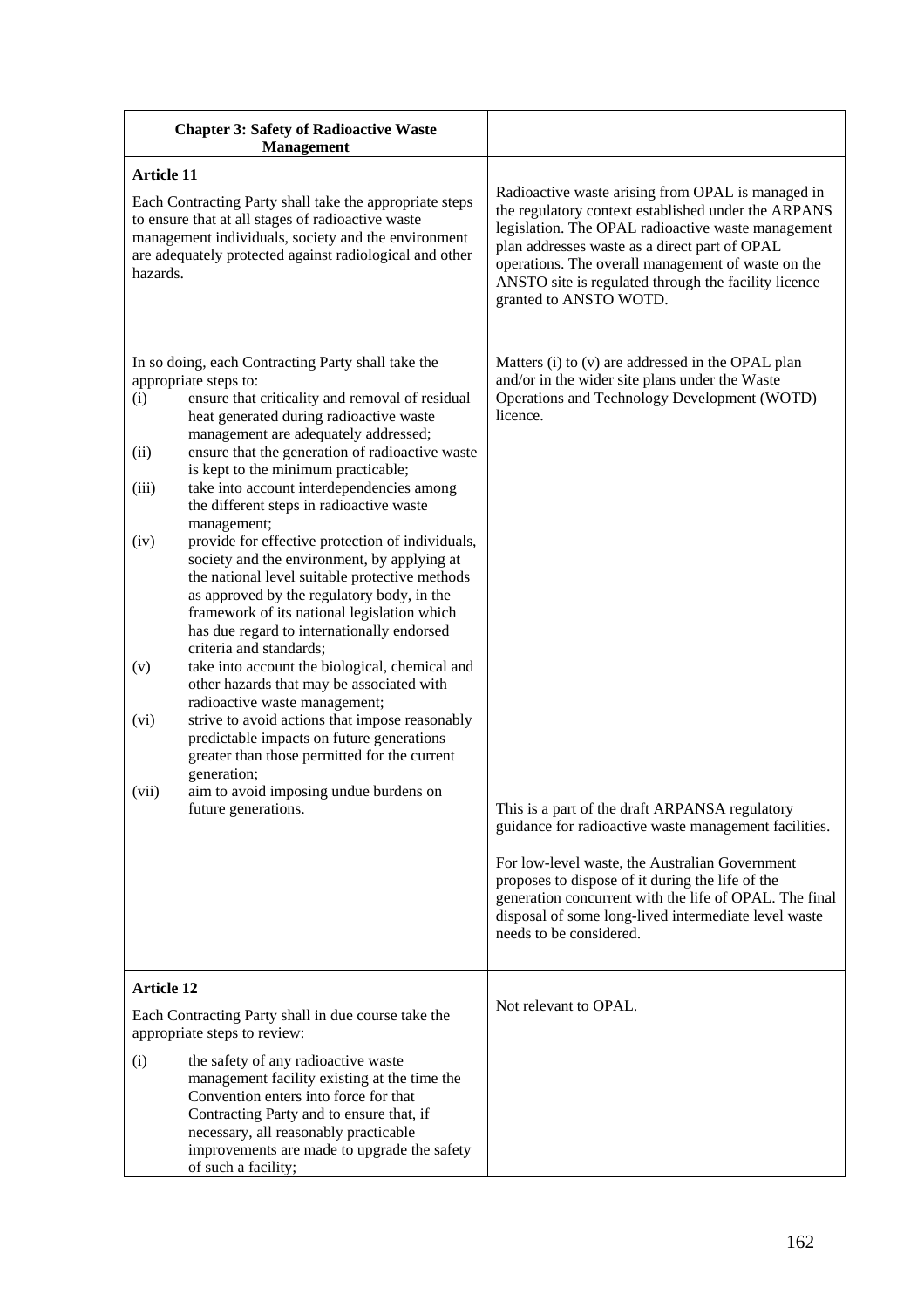| Chapter 3: Safety of Radioactive Waste Management | |
|---|---|
| **Article 11**<br><br>Each Contracting Party shall take the appropriate steps to ensure that at all stages of radioactive waste management individuals, society and the environment are adequately protected against radiological and other hazards. | Radioactive waste arising from OPAL is managed in the regulatory context established under the ARPANS legislation. The OPAL radioactive waste management plan addresses waste as a direct part of OPAL operations. The overall management of waste on the ANSTO site is regulated through the facility licence granted to ANSTO WOTD. |
| In so doing, each Contracting Party shall take the appropriate steps to:<br>(i) ensure that criticality and removal of residual heat generated during radioactive waste management are adequately addressed;<br>(ii) ensure that the generation of radioactive waste is kept to the minimum practicable;<br>(iii) take into account interdependencies among the different steps in radioactive waste management;<br>(iv) provide for effective protection of individuals, society and the environment, by applying at the national level suitable protective methods as approved by the regulatory body, in the framework of its national legislation which has due regard to internationally endorsed criteria and standards;<br>(v) take into account the biological, chemical and other hazards that may be associated with radioactive waste management;<br>(vi) strive to avoid actions that impose reasonably predictable impacts on future generations greater than those permitted for the current generation;<br>(vii) aim to avoid imposing undue burdens on future generations. | Matters (i) to (v) are addressed in the OPAL plan and/or in the wider site plans under the Waste Operations and Technology Development (WOTD) licence.<br><br>This is a part of the draft ARPANSA regulatory guidance for radioactive waste management facilities.<br><br>For low-level waste, the Australian Government proposes to dispose of it during the life of the generation concurrent with the life of OPAL. The final disposal of some long-lived intermediate level waste needs to be considered. |
| **Article 12**<br><br>Each Contracting Party shall in due course take the appropriate steps to review:<br><br>(i) the safety of any radioactive waste management facility existing at the time the Convention enters into force for that Contracting Party and to ensure that, if necessary, all reasonably practicable improvements are made to upgrade the safety of such a facility; | Not relevant to OPAL. |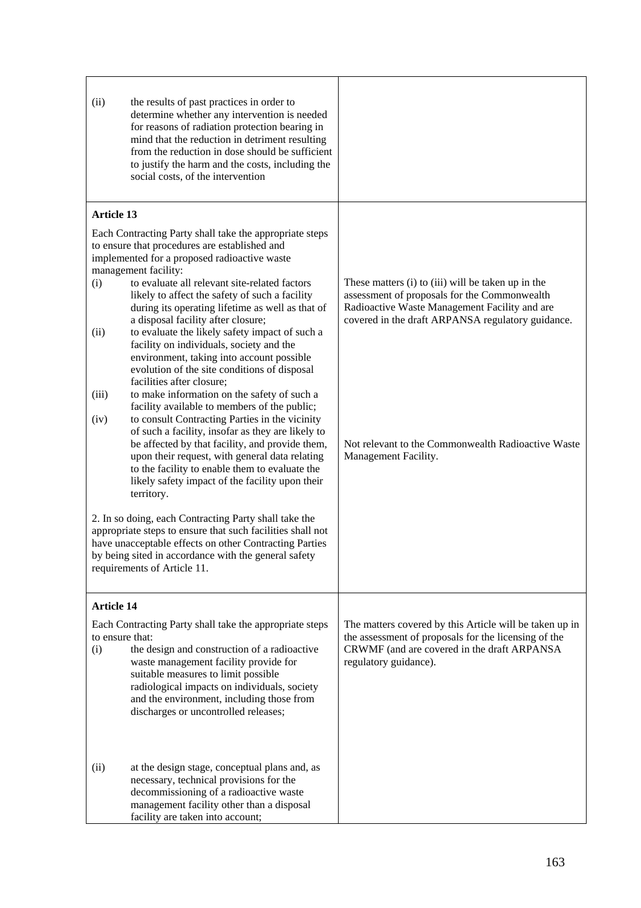| | |
|---|---|
| (ii) the results of past practices in order to determine whether any intervention is needed for reasons of radiation protection bearing in mind that the reduction in detriment resulting from the reduction in dose should be sufficient to justify the harm and the costs, including the social costs, of the intervention | |
| **Article 13**<br><br>Each Contracting Party shall take the appropriate steps to ensure that procedures are established and implemented for a proposed radioactive waste management facility:<br>(i) to evaluate all relevant site-related factors likely to affect the safety of such a facility during its operating lifetime as well as that of a disposal facility after closure;<br>(ii) to evaluate the likely safety impact of such a facility on individuals, society and the environment, taking into account possible evolution of the site conditions of disposal facilities after closure;<br>(iii) to make information on the safety of such a facility available to members of the public; | These matters (i) to (iii) will be taken up in the assessment of proposals for the Commonwealth Radioactive Waste Management Facility and are covered in the draft ARPANSA regulatory guidance. |
| (iv) to consult Contracting Parties in the vicinity of such a facility, insofar as they are likely to be affected by that facility, and provide them, upon their request, with general data relating to the facility to enable them to evaluate the likely safety impact of the facility upon their territory.<br><br>2. In so doing, each Contracting Party shall take the appropriate steps to ensure that such facilities shall not have unacceptable effects on other Contracting Parties by being sited in accordance with the general safety requirements of Article 11. | Not relevant to the Commonwealth Radioactive Waste Management Facility. |
| **Article 14**<br><br>Each Contracting Party shall take the appropriate steps to ensure that:<br>(i) the design and construction of a radioactive waste management facility provide for suitable measures to limit possible radiological impacts on individuals, society and the environment, including those from discharges or uncontrolled releases; | The matters covered by this Article will be taken up in the assessment of proposals for the licensing of the CRWMF (and are covered in the draft ARPANSA regulatory guidance). |
| (ii) at the design stage, conceptual plans and, as necessary, technical provisions for the decommissioning of a radioactive waste management facility other than a disposal facility are taken into account; | |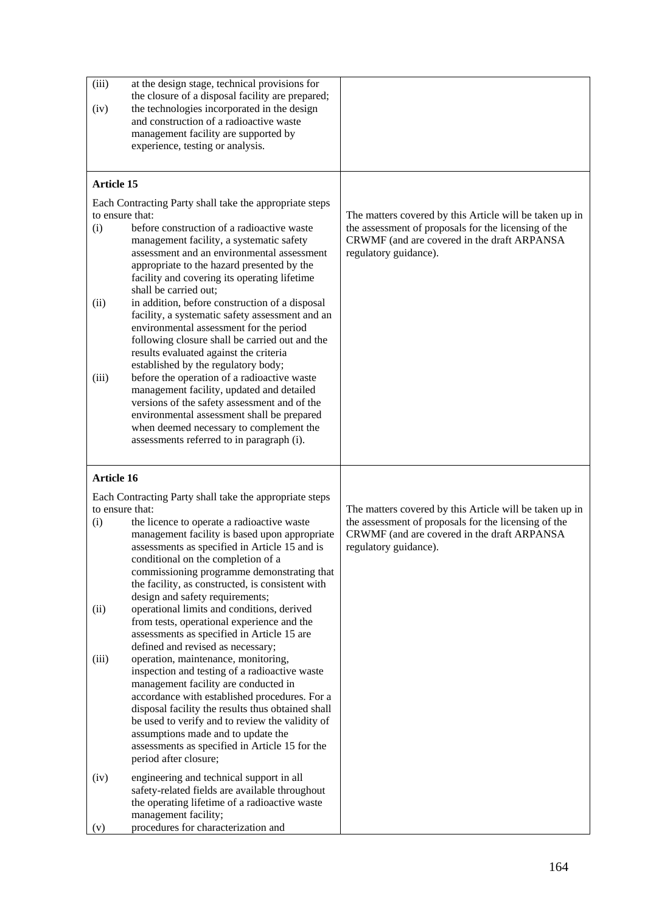| | |
|---|---|
| (iii) at the design stage, technical provisions for the closure of a disposal facility are prepared;<br>(iv) the technologies incorporated in the design and construction of a radioactive waste management facility are supported by experience, testing or analysis. | |
| **Article 15**<br><br>Each Contracting Party shall take the appropriate steps to ensure that:<br>(i) before construction of a radioactive waste management facility, a systematic safety assessment and an environmental assessment appropriate to the hazard presented by the facility and covering its operating lifetime shall be carried out;<br>(ii) in addition, before construction of a disposal facility, a systematic safety assessment and an environmental assessment for the period following closure shall be carried out and the results evaluated against the criteria established by the regulatory body;<br>(iii) before the operation of a radioactive waste management facility, updated and detailed versions of the safety assessment and of the environmental assessment shall be prepared when deemed necessary to complement the assessments referred to in paragraph (i). | The matters covered by this Article will be taken up in the assessment of proposals for the licensing of the CRWMF (and are covered in the draft ARPANSA regulatory guidance). |
| **Article 16**<br><br>Each Contracting Party shall take the appropriate steps to ensure that:<br>(i) the licence to operate a radioactive waste management facility is based upon appropriate assessments as specified in Article 15 and is conditional on the completion of a commissioning programme demonstrating that the facility, as constructed, is consistent with design and safety requirements;<br>(ii) operational limits and conditions, derived from tests, operational experience and the assessments as specified in Article 15 are defined and revised as necessary;<br>(iii) operation, maintenance, monitoring, inspection and testing of a radioactive waste management facility are conducted in accordance with established procedures. For a disposal facility the results thus obtained shall be used to verify and to review the validity of assumptions made and to update the assessments as specified in Article 15 for the period after closure;<br>(iv) engineering and technical support in all safety-related fields are available throughout the operating lifetime of a radioactive waste management facility;<br>(v) procedures for characterization and | The matters covered by this Article will be taken up in the assessment of proposals for the licensing of the CRWMF (and are covered in the draft ARPANSA regulatory guidance). |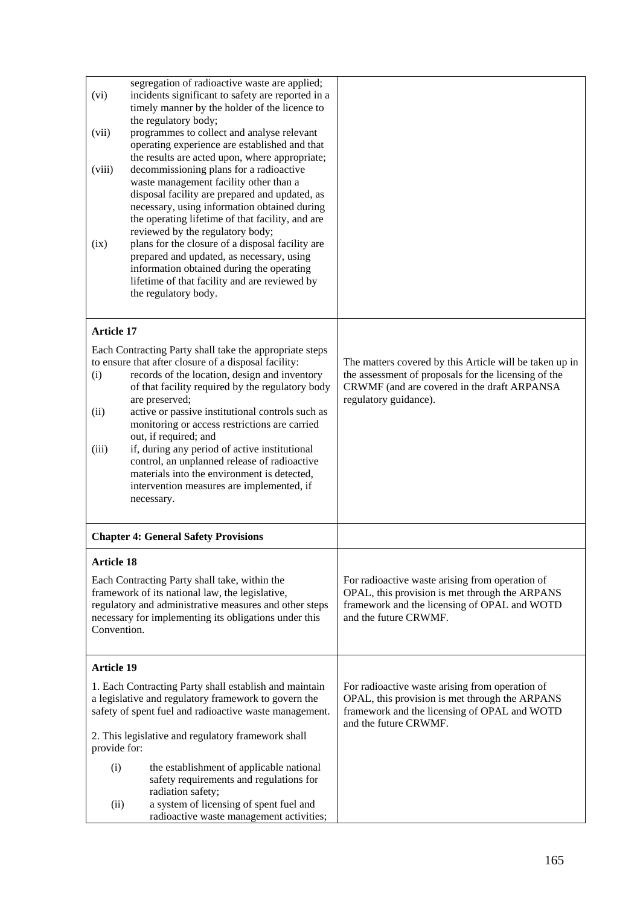| | |
|---|---|
| segregation of radioactive waste are applied;<br>(vi) incidents significant to safety are reported in a timely manner by the holder of the licence to the regulatory body;<br>(vii) programmes to collect and analyse relevant operating experience are established and that the results are acted upon, where appropriate;<br>(viii) decommissioning plans for a radioactive waste management facility other than a disposal facility are prepared and updated, as necessary, using information obtained during the operating lifetime of that facility, and are reviewed by the regulatory body;<br>(ix) plans for the closure of a disposal facility are prepared and updated, as necessary, using information obtained during the operating lifetime of that facility and are reviewed by the regulatory body. | |
| **Article 17**<br><br>Each Contracting Party shall take the appropriate steps to ensure that after closure of a disposal facility:<br>(i) records of the location, design and inventory of that facility required by the regulatory body are preserved;<br>(ii) active or passive institutional controls such as monitoring or access restrictions are carried out, if required; and<br>(iii) if, during any period of active institutional control, an unplanned release of radioactive materials into the environment is detected, intervention measures are implemented, if necessary. | The matters covered by this Article will be taken up in the assessment of proposals for the licensing of the CRWMF (and are covered in the draft ARPANSA regulatory guidance). |
| **Chapter 4: General Safety Provisions** | |
| **Article 18**<br><br>Each Contracting Party shall take, within the framework of its national law, the legislative, regulatory and administrative measures and other steps necessary for implementing its obligations under this Convention. | For radioactive waste arising from operation of OPAL, this provision is met through the ARPANS framework and the licensing of OPAL and WOTD and the future CRWMF. |
| **Article 19**<br><br>1. Each Contracting Party shall establish and maintain a legislative and regulatory framework to govern the safety of spent fuel and radioactive waste management.<br><br>2. This legislative and regulatory framework shall provide for:<br>(i) the establishment of applicable national safety requirements and regulations for radiation safety;<br>(ii) a system of licensing of spent fuel and radioactive waste management activities; | For radioactive waste arising from operation of OPAL, this provision is met through the ARPANS framework and the licensing of OPAL and WOTD and the future CRWMF. |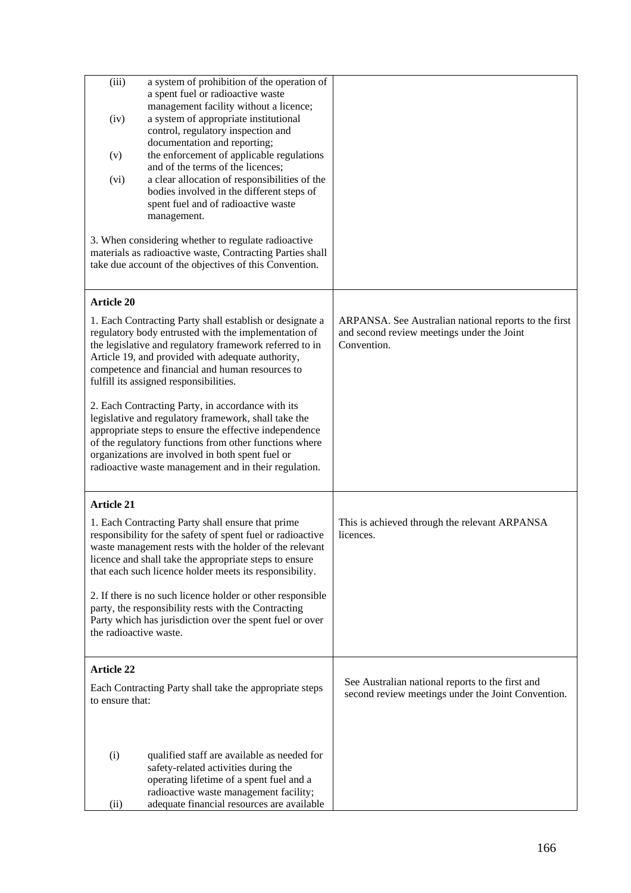| | |
|---|---|
| (iii) a system of prohibition of the operation of a spent fuel or radioactive waste management facility without a licence;<br>(iv) a system of appropriate institutional control, regulatory inspection and documentation and reporting;<br>(v) the enforcement of applicable regulations and of the terms of the licences;<br>(vi) a clear allocation of responsibilities of the bodies involved in the different steps of spent fuel and of radioactive waste management.<br><br>3. When considering whether to regulate radioactive materials as radioactive waste, Contracting Parties shall take due account of the objectives of this Convention. | |
| **Article 20**<br><br>1. Each Contracting Party shall establish or designate a regulatory body entrusted with the implementation of the legislative and regulatory framework referred to in Article 19, and provided with adequate authority, competence and financial and human resources to fulfill its assigned responsibilities.<br><br>2. Each Contracting Party, in accordance with its legislative and regulatory framework, shall take the appropriate steps to ensure the effective independence of the regulatory functions from other functions where organizations are involved in both spent fuel or radioactive waste management and in their regulation. | ARPANSA. See Australian national reports to the first and second review meetings under the Joint Convention. |
| **Article 21**<br><br>1. Each Contracting Party shall ensure that prime responsibility for the safety of spent fuel or radioactive waste management rests with the holder of the relevant licence and shall take the appropriate steps to ensure that each such licence holder meets its responsibility.<br><br>2. If there is no such licence holder or other responsible party, the responsibility rests with the Contracting Party which has jurisdiction over the spent fuel or over the radioactive waste. | This is achieved through the relevant ARPANSA licences. |
| **Article 22**<br><br>Each Contracting Party shall take the appropriate steps to ensure that:<br><br>(i) qualified staff are available as needed for safety-related activities during the operating lifetime of a spent fuel and a radioactive waste management facility;<br>(ii) adequate financial resources are available | See Australian national reports to the first and second review meetings under the Joint Convention. |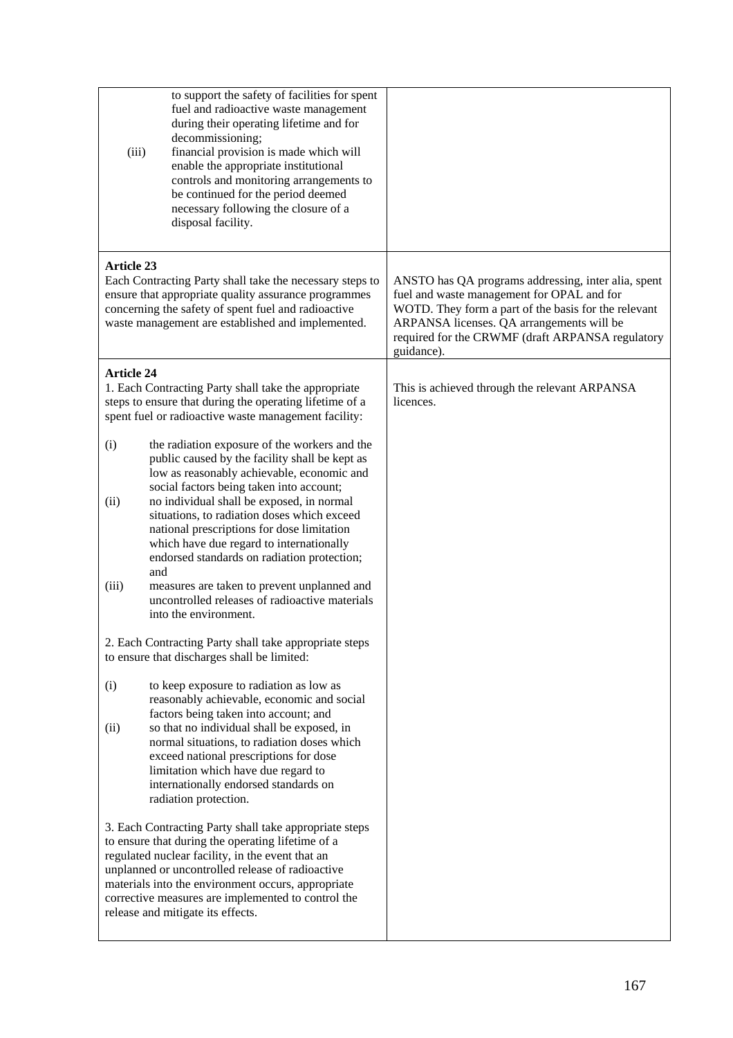| | |
|---|---|
| to support the safety of facilities for spent fuel and radioactive waste management during their operating lifetime and for decommissioning;<br>(iii) financial provision is made which will enable the appropriate institutional controls and monitoring arrangements to be continued for the period deemed necessary following the closure of a disposal facility. | |
| **Article 23**<br>Each Contracting Party shall take the necessary steps to ensure that appropriate quality assurance programmes concerning the safety of spent fuel and radioactive waste management are established and implemented. | ANSTO has QA programs addressing, inter alia, spent fuel and waste management for OPAL and for WOTD. They form a part of the basis for the relevant ARPANSA licenses. QA arrangements will be required for the CRWMF (draft ARPANSA regulatory guidance). |
| **Article 24**<br>1. Each Contracting Party shall take the appropriate steps to ensure that during the operating lifetime of a spent fuel or radioactive waste management facility:<br><br>(i) the radiation exposure of the workers and the public caused by the facility shall be kept as low as reasonably achievable, economic and social factors being taken into account;<br>(ii) no individual shall be exposed, in normal situations, to radiation doses which exceed national prescriptions for dose limitation which have due regard to internationally endorsed standards on radiation protection; and<br>(iii) measures are taken to prevent unplanned and uncontrolled releases of radioactive materials into the environment.<br><br>2. Each Contracting Party shall take appropriate steps to ensure that discharges shall be limited:<br><br>(i) to keep exposure to radiation as low as reasonably achievable, economic and social factors being taken into account; and<br>(ii) so that no individual shall be exposed, in normal situations, to radiation doses which exceed national prescriptions for dose limitation which have due regard to internationally endorsed standards on radiation protection.<br><br>3. Each Contracting Party shall take appropriate steps to ensure that during the operating lifetime of a regulated nuclear facility, in the event that an unplanned or uncontrolled release of radioactive materials into the environment occurs, appropriate corrective measures are implemented to control the release and mitigate its effects. | This is achieved through the relevant ARPANSA licences. |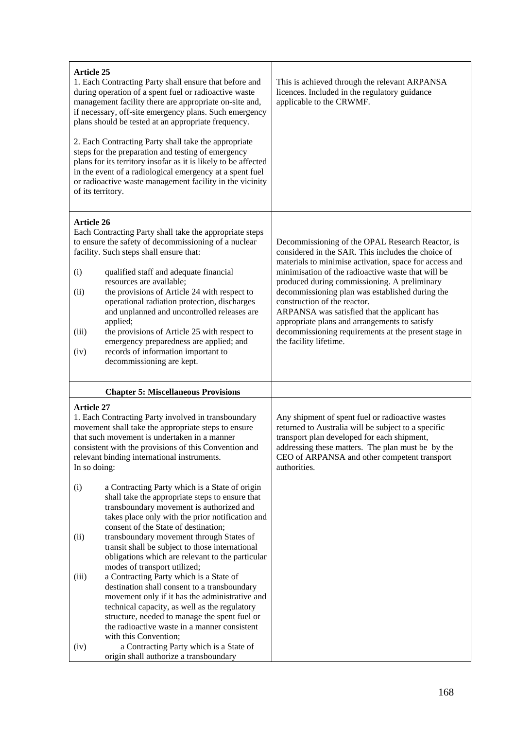| | |
|---|---|
| **Article 25**<br>1. Each Contracting Party shall ensure that before and during operation of a spent fuel or radioactive waste management facility there are appropriate on-site and, if necessary, off-site emergency plans. Such emergency plans should be tested at an appropriate frequency.<br><br>2. Each Contracting Party shall take the appropriate steps for the preparation and testing of emergency plans for its territory insofar as it is likely to be affected in the event of a radiological emergency at a spent fuel or radioactive waste management facility in the vicinity of its territory. | This is achieved through the relevant ARPANSA licences. Included in the regulatory guidance applicable to the CRWMF. |
| **Article 26**<br>Each Contracting Party shall take the appropriate steps to ensure the safety of decommissioning of a nuclear facility. Such steps shall ensure that:<br><br>(i) qualified staff and adequate financial resources are available;<br>(ii) the provisions of Article 24 with respect to operational radiation protection, discharges and unplanned and uncontrolled releases are applied;<br>(iii) the provisions of Article 25 with respect to emergency preparedness are applied; and<br>(iv) records of information important to decommissioning are kept. | Decommissioning of the OPAL Research Reactor, is considered in the SAR. This includes the choice of materials to minimise activation, space for access and minimisation of the radioactive waste that will be produced during commissioning. A preliminary decommissioning plan was established during the construction of the reactor.<br>ARPANSA was satisfied that the applicant has appropriate plans and arrangements to satisfy decommissioning requirements at the present stage in the facility lifetime. |
| **Chapter 5: Miscellaneous Provisions** | |
| **Article 27**<br>1. Each Contracting Party involved in transboundary movement shall take the appropriate steps to ensure that such movement is undertaken in a manner consistent with the provisions of this Convention and relevant binding international instruments.<br>In so doing:<br><br>(i) a Contracting Party which is a State of origin shall take the appropriate steps to ensure that transboundary movement is authorized and takes place only with the prior notification and consent of the State of destination;<br>(ii) transboundary movement through States of transit shall be subject to those international obligations which are relevant to the particular modes of transport utilized;<br>(iii) a Contracting Party which is a State of destination shall consent to a transboundary movement only if it has the administrative and technical capacity, as well as the regulatory structure, needed to manage the spent fuel or the radioactive waste in a manner consistent with this Convention;<br>(iv) a Contracting Party which is a State of origin shall authorize a transboundary | Any shipment of spent fuel or radioactive wastes returned to Australia will be subject to a specific transport plan developed for each shipment, addressing these matters. The plan must be by the CEO of ARPANSA and other competent transport authorities. |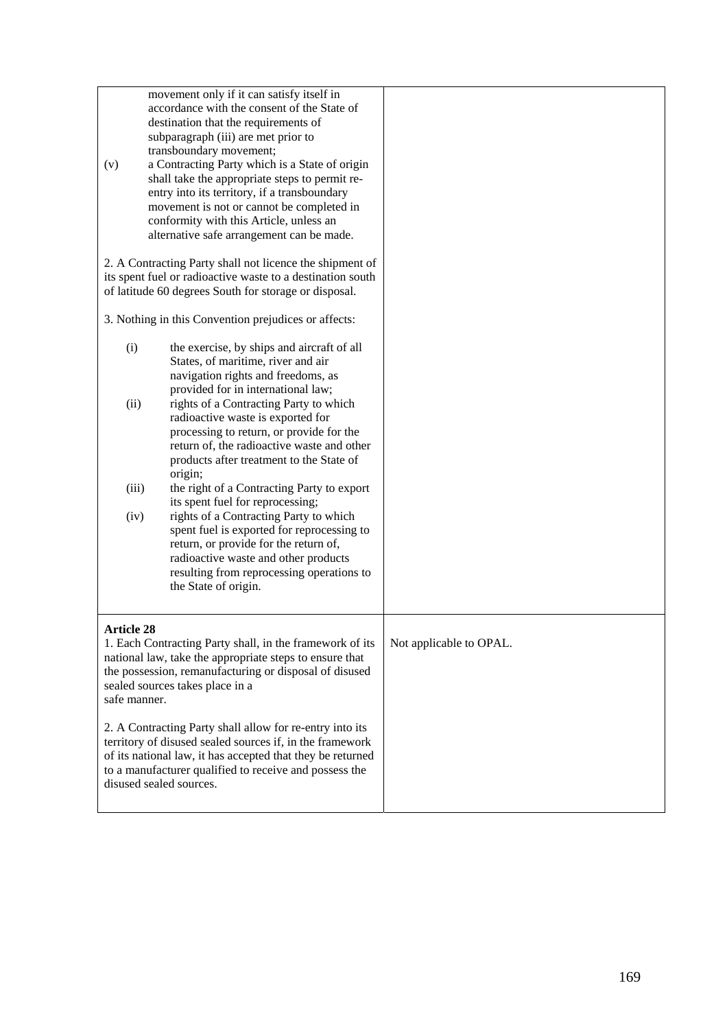| | |
|---|---|
| movement only if it can satisfy itself in accordance with the consent of the State of destination that the requirements of subparagraph (iii) are met prior to transboundary movement;<br>(v) a Contracting Party which is a State of origin shall take the appropriate steps to permit re-entry into its territory, if a transboundary movement is not or cannot be completed in conformity with this Article, unless an alternative safe arrangement can be made.<br><br>2. A Contracting Party shall not licence the shipment of its spent fuel or radioactive waste to a destination south of latitude 60 degrees South for storage or disposal.<br><br>3. Nothing in this Convention prejudices or affects:<br><br>(i) the exercise, by ships and aircraft of all States, of maritime, river and air navigation rights and freedoms, as provided for in international law;<br>(ii) rights of a Contracting Party to which radioactive waste is exported for processing to return, or provide for the return of, the radioactive waste and other products after treatment to the State of origin;<br>(iii) the right of a Contracting Party to export its spent fuel for reprocessing;<br>(iv) rights of a Contracting Party to which spent fuel is exported for reprocessing to return, or provide for the return of, radioactive waste and other products resulting from reprocessing operations to the State of origin. | |
| **Article 28**<br>1. Each Contracting Party shall, in the framework of its national law, take the appropriate steps to ensure that the possession, remanufacturing or disposal of disused sealed sources takes place in a safe manner.<br><br>2. A Contracting Party shall allow for re-entry into its territory of disused sealed sources if, in the framework of its national law, it has accepted that they be returned to a manufacturer qualified to receive and possess the disused sealed sources. | Not applicable to OPAL. |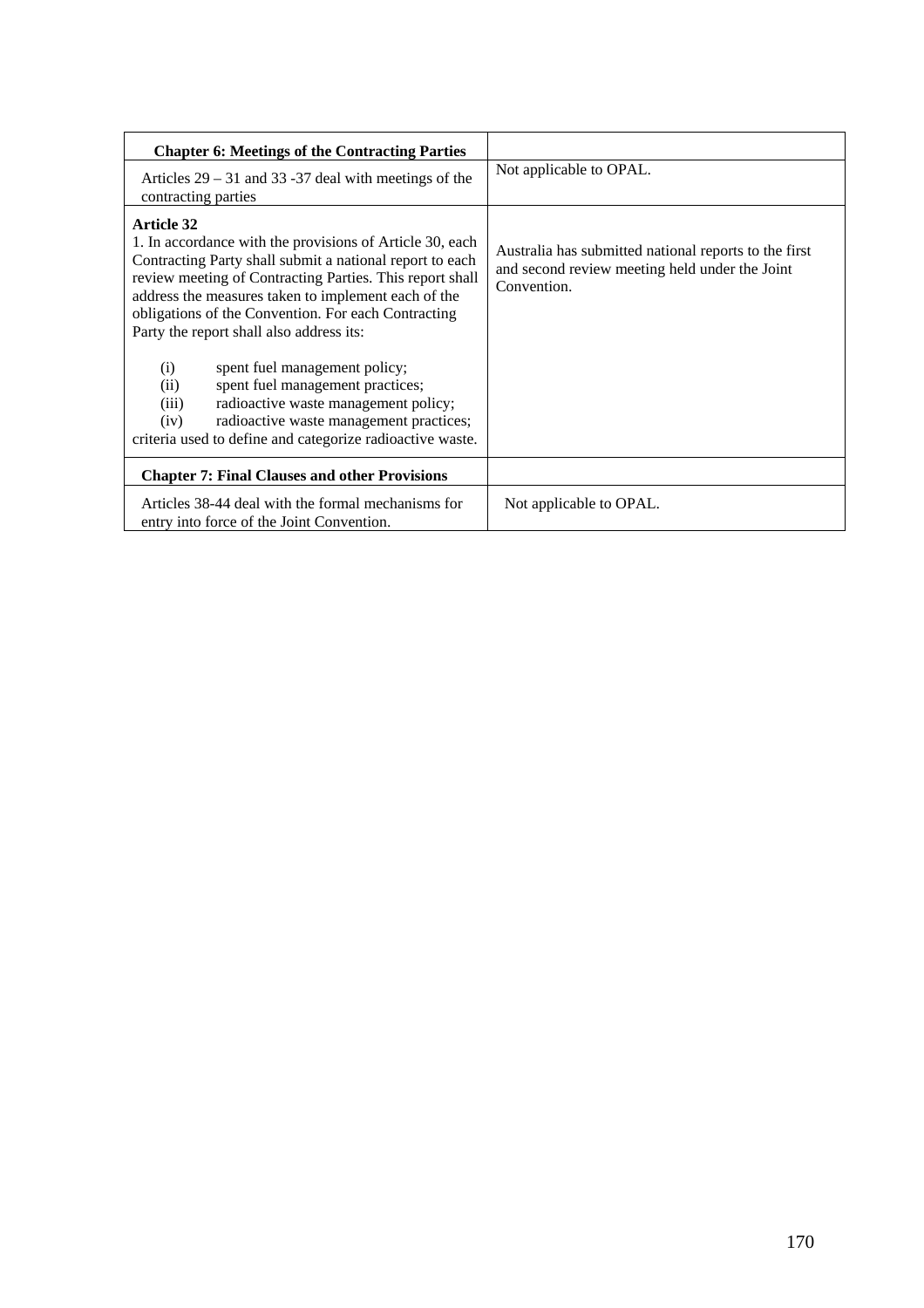| | |
|---|---|
| **Chapter 6: Meetings of the Contracting Parties** | |
| Articles 29 – 31 and 33 -37 deal with meetings of the contracting parties | Not applicable to OPAL. |
| **Article 32**<br>1. In accordance with the provisions of Article 30, each Contracting Party shall submit a national report to each review meeting of Contracting Parties. This report shall address the measures taken to implement each of the obligations of the Convention. For each Contracting Party the report shall also address its:<br><br>(i) spent fuel management policy;<br>(ii) spent fuel management practices;<br>(iii) radioactive waste management policy;<br>(iv) radioactive waste management practices;<br>criteria used to define and categorize radioactive waste. | Australia has submitted national reports to the first and second review meeting held under the Joint Convention. |
| **Chapter 7: Final Clauses and other Provisions** | |
| Articles 38-44 deal with the formal mechanisms for entry into force of the Joint Convention. | Not applicable to OPAL. |